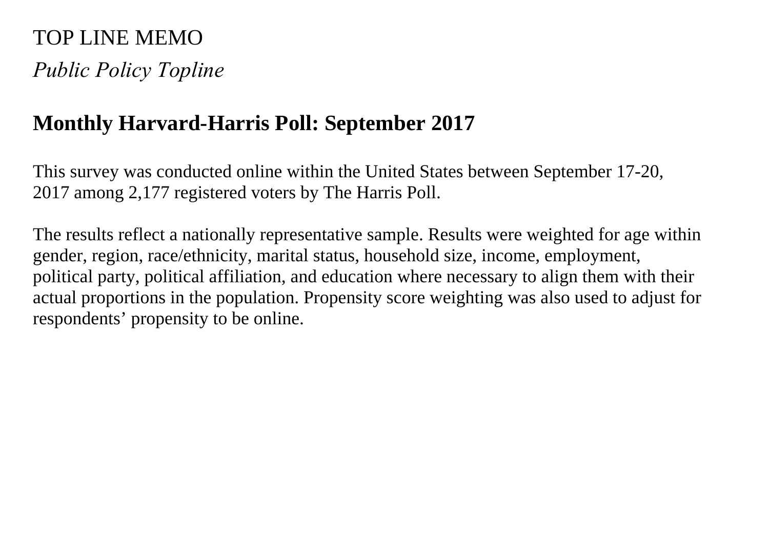TOP LINE MEMO

*Public Policy Topline*

## Monthly Harvard-Harris Poll: September 2017

This survey was conducted online within the United States between September 17-20, 2017 among 2,177 registered voters by The Harris Poll.

The results reflect a nationally representative sample. Results were weighted for age within gender, region, race/ethnicity, marital status, household size, income, employment, political party, political affiliation, and education where necessary to align them with their actual proportions in the population. Propensity score weighting was also used to adjust for respondents' propensity to be online.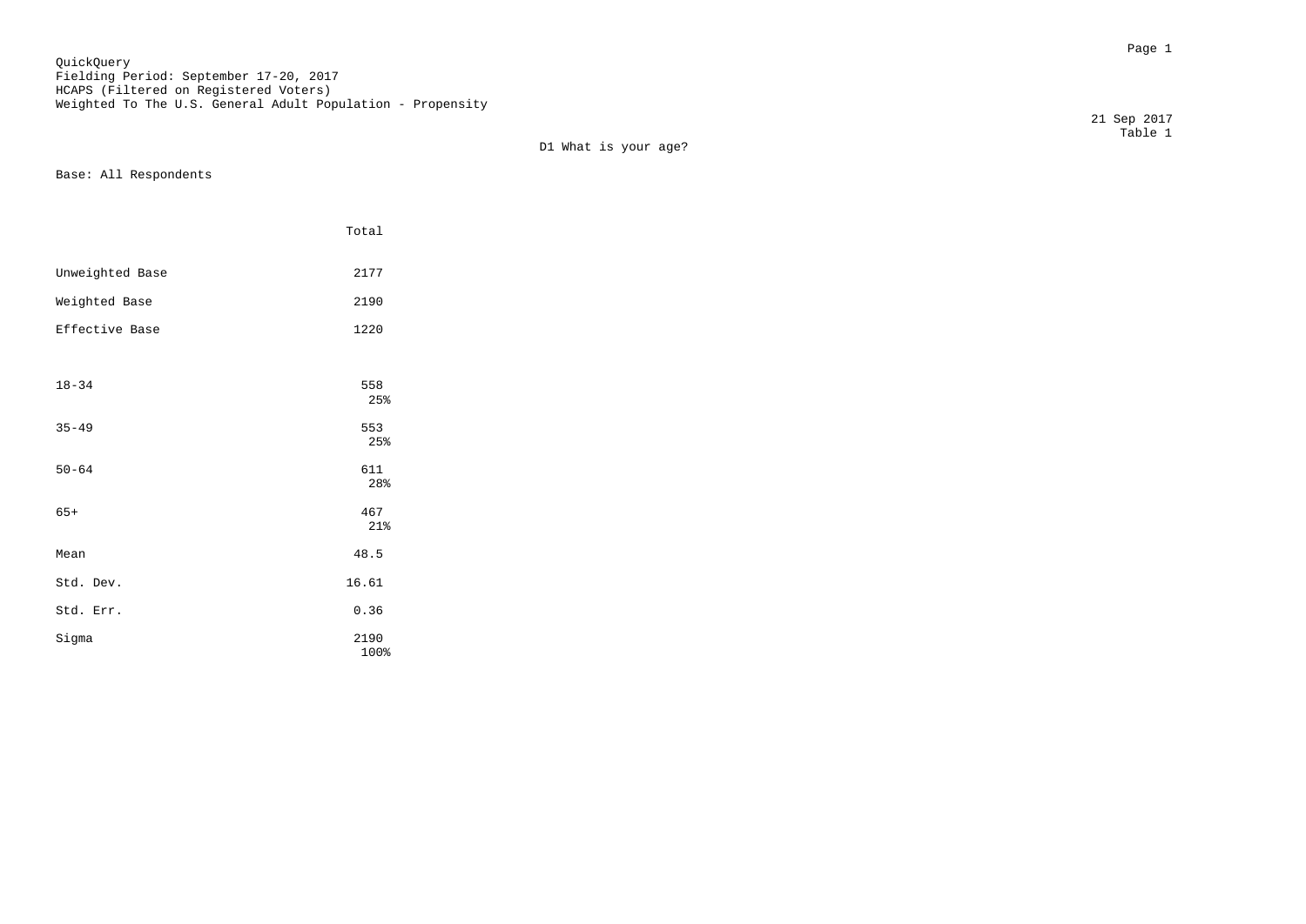QuickQuery
Fielding Period: September 17-20, 2017
HCAPS (Filtered on Registered Voters)
Weighted To The U.S. General Adult Population - Propensity

21 Sep 2017
Table 1

D1 What is your age?

Base: All Respondents

| | Total |
|---|---|
| Unweighted Base | 2177 |
| Weighted Base | 2190 |
| Effective Base | 1220 |
| 18-34 | 558<br>25% |
| 35-49 | 553<br>25% |
| 50-64 | 611<br>28% |
| 65+ | 467<br>21% |
| Mean | 48.5 |
| Std. Dev. | 16.61 |
| Std. Err. | 0.36 |
| Sigma | 2190<br>100% |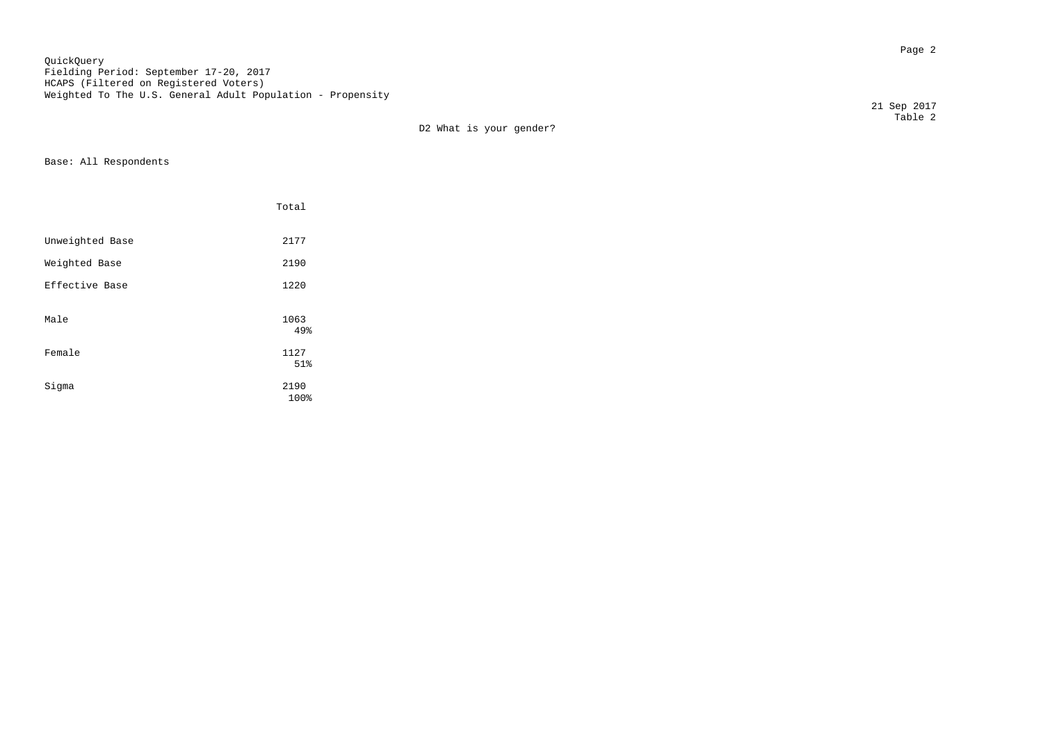QuickQuery
Fielding Period: September 17-20, 2017
HCAPS (Filtered on Registered Voters)
Weighted To The U.S. General Adult Population - Propensity

21 Sep 2017
Table 2

D2 What is your gender?

Base: All Respondents

| | Total |
|---|---|
| Unweighted Base | 2177 |
| Weighted Base | 2190 |
| Effective Base | 1220 |
| Male | 1063<br>49% |
| Female | 1127<br>51% |
| Sigma | 2190<br>100% |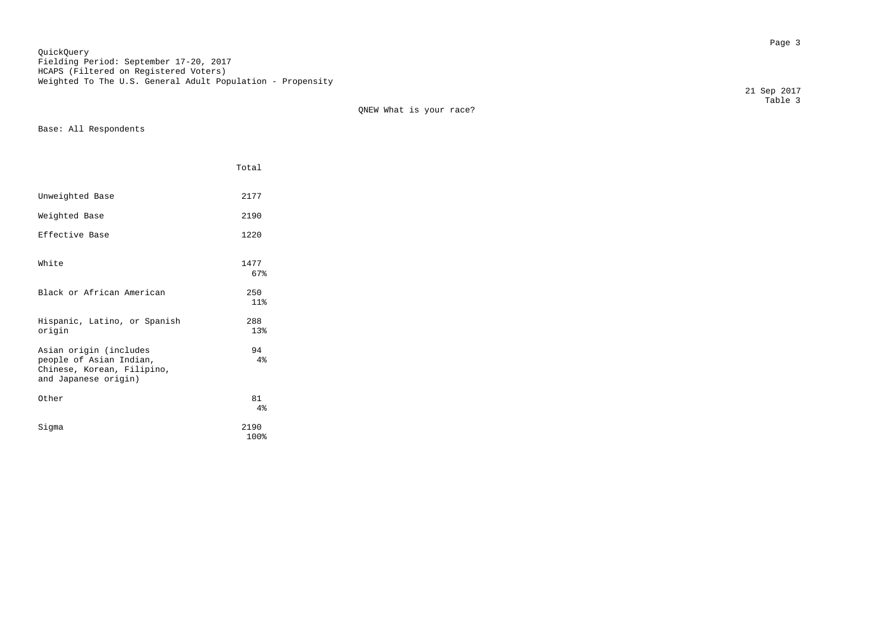QuickQuery
Fielding Period: September 17-20, 2017
HCAPS (Filtered on Registered Voters)
Weighted To The U.S. General Adult Population - Propensity

21 Sep 2017
Table 3

QNEW What is your race?

Base: All Respondents

| | Total |
|---|---|
| Unweighted Base | 2177 |
| Weighted Base | 2190 |
| Effective Base | 1220 |
| White | 1477<br>67% |
| Black or African American | 250<br>11% |
| Hispanic, Latino, or Spanish origin | 288<br>13% |
| Asian origin (includes people of Asian Indian, Chinese, Korean, Filipino, and Japanese origin) | 94<br>4% |
| Other | 81<br>4% |
| Sigma | 2190<br>100% |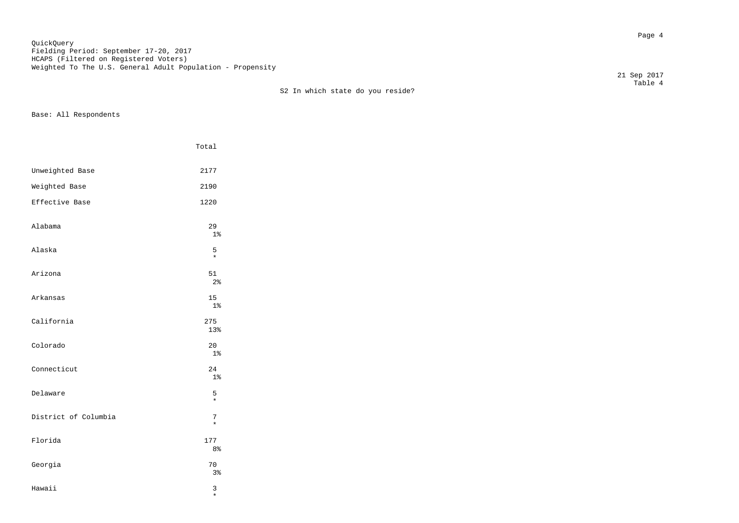QuickQuery
Fielding Period: September 17-20, 2017
HCAPS (Filtered on Registered Voters)
Weighted To The U.S. General Adult Population - Propensity

21 Sep 2017
Table 4

S2 In which state do you reside?

Base: All Respondents

| | Total |
|---|---|
| Unweighted Base | 2177 |
| Weighted Base | 2190 |
| Effective Base | 1220 |
| Alabama | 29<br>1% |
| Alaska | 5<br>* |
| Arizona | 51<br>2% |
| Arkansas | 15<br>1% |
| California | 275<br>13% |
| Colorado | 20<br>1% |
| Connecticut | 24<br>1% |
| Delaware | 5<br>* |
| District of Columbia | 7<br>* |
| Florida | 177<br>8% |
| Georgia | 70<br>3% |
| Hawaii | 3<br>* |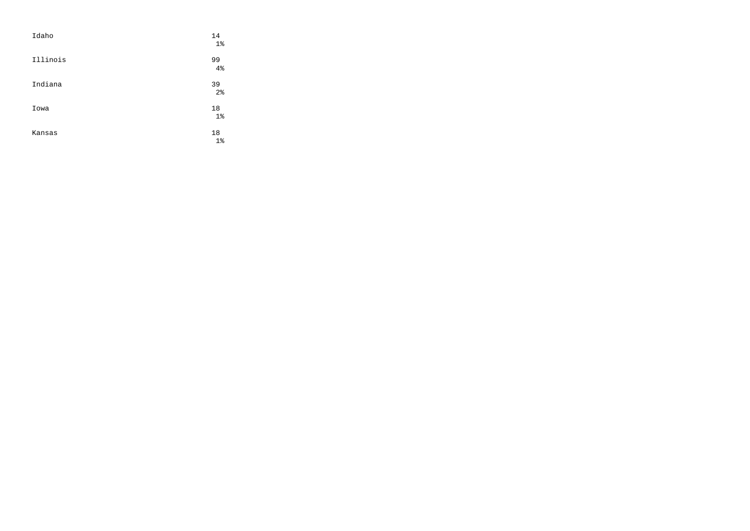| | |
|---|---|
| Idaho | 14<br>1% |
| Illinois | 99<br>4% |
| Indiana | 39<br>2% |
| Iowa | 18<br>1% |
| Kansas | 18<br>1% |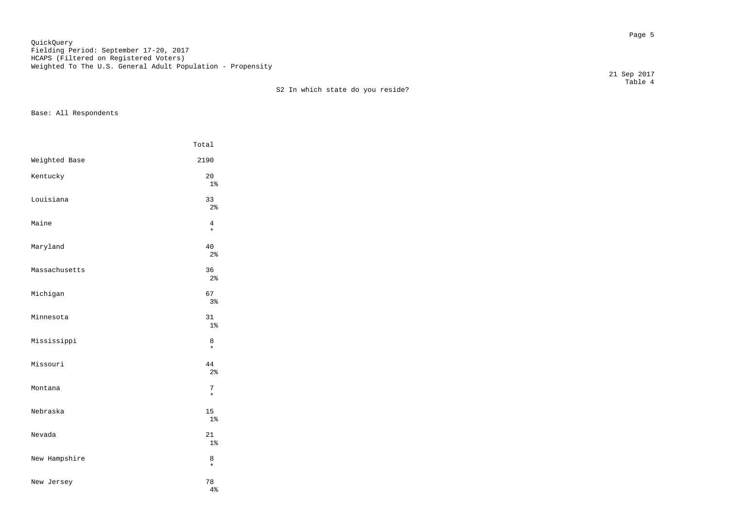QuickQuery
Fielding Period: September 17-20, 2017
HCAPS (Filtered on Registered Voters)
Weighted To The U.S. General Adult Population - Propensity

21 Sep 2017
Table 4

S2 In which state do you reside?

Base: All Respondents

| | Total |
|---|---|
| Weighted Base | 2190 |
| Kentucky | 20 |
| | 1% |
| Louisiana | 33 |
| | 2% |
| Maine | 4 |
| | * |
| Maryland | 40 |
| | 2% |
| Massachusetts | 36 |
| | 2% |
| Michigan | 67 |
| | 3% |
| Minnesota | 31 |
| | 1% |
| Mississippi | 8 |
| | * |
| Missouri | 44 |
| | 2% |
| Montana | 7 |
| | * |
| Nebraska | 15 |
| | 1% |
| Nevada | 21 |
| | 1% |
| New Hampshire | 8 |
| | * |
| New Jersey | 78 |
| | 4% |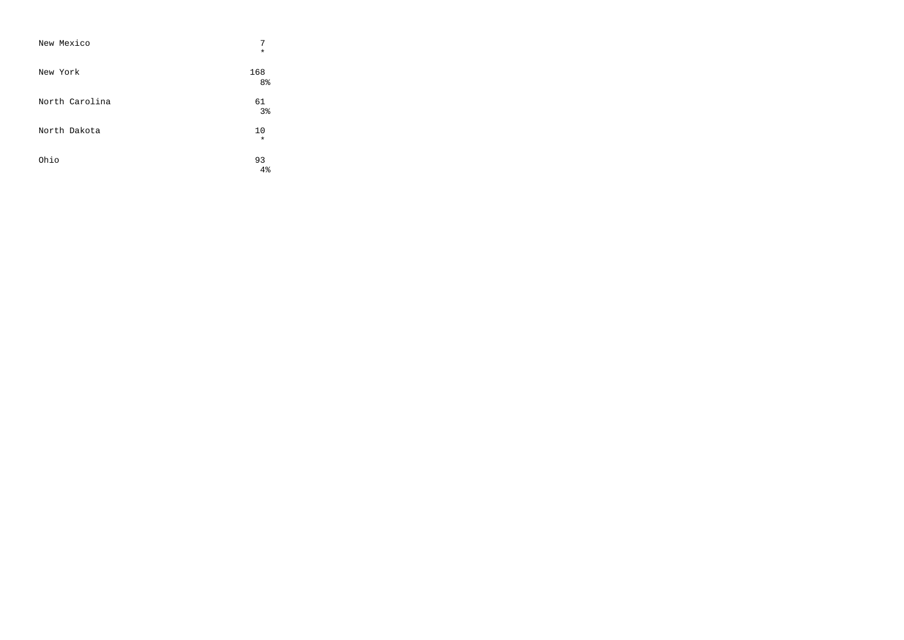| | |
|---|---|
| New Mexico | 7<br>* |
| New York | 168<br>8% |
| North Carolina | 61<br>3% |
| North Dakota | 10<br>* |
| Ohio | 93<br>4% |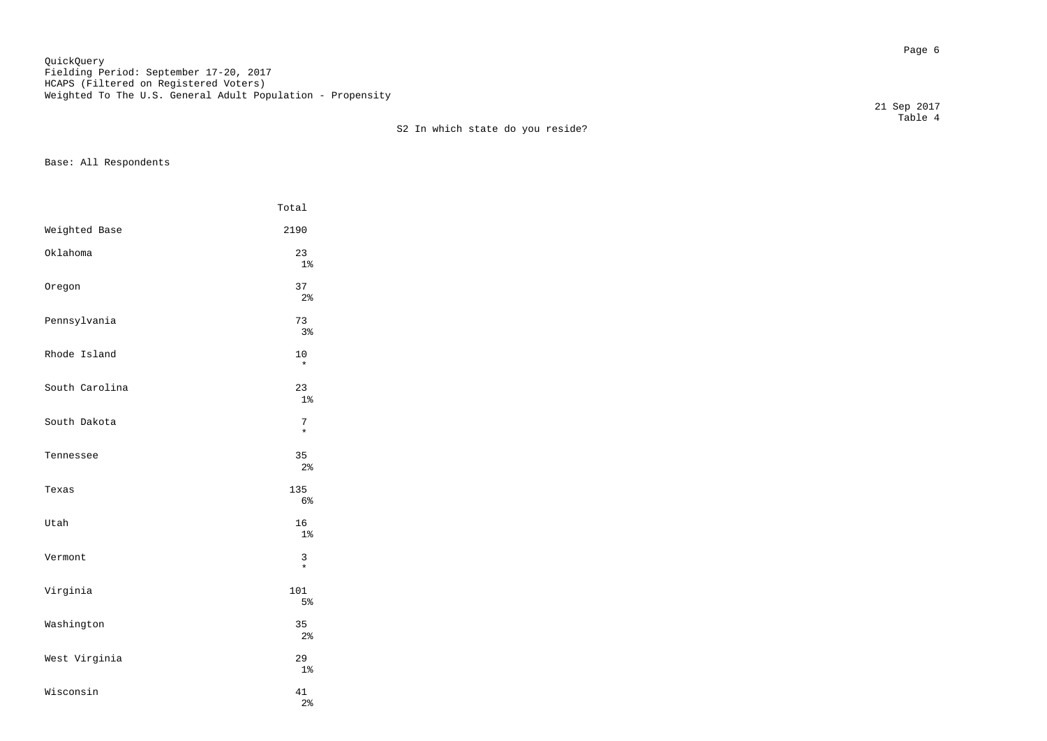QuickQuery
Fielding Period: September 17-20, 2017
HCAPS (Filtered on Registered Voters)
Weighted To The U.S. General Adult Population - Propensity

21 Sep 2017
Table 4

S2 In which state do you reside?

Base: All Respondents

| | Total |
|---|---|
| Weighted Base | 2190 |
| Oklahoma | 23<br>1% |
| Oregon | 37<br>2% |
| Pennsylvania | 73<br>3% |
| Rhode Island | 10<br>* |
| South Carolina | 23<br>1% |
| South Dakota | 7<br>* |
| Tennessee | 35<br>2% |
| Texas | 135<br>6% |
| Utah | 16<br>1% |
| Vermont | 3<br>* |
| Virginia | 101<br>5% |
| Washington | 35<br>2% |
| West Virginia | 29<br>1% |
| Wisconsin | 41<br>2% |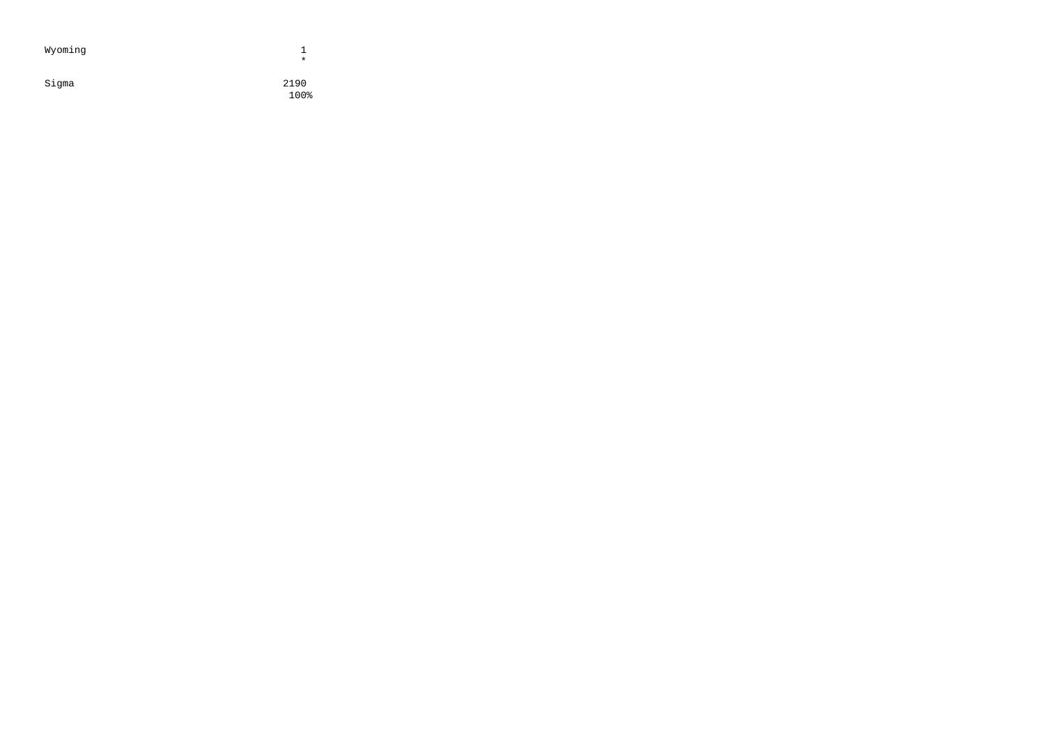| | |
|---|---|
| Wyoming | 1 |
| | * |
| Sigma | 2190 |
| | 100% |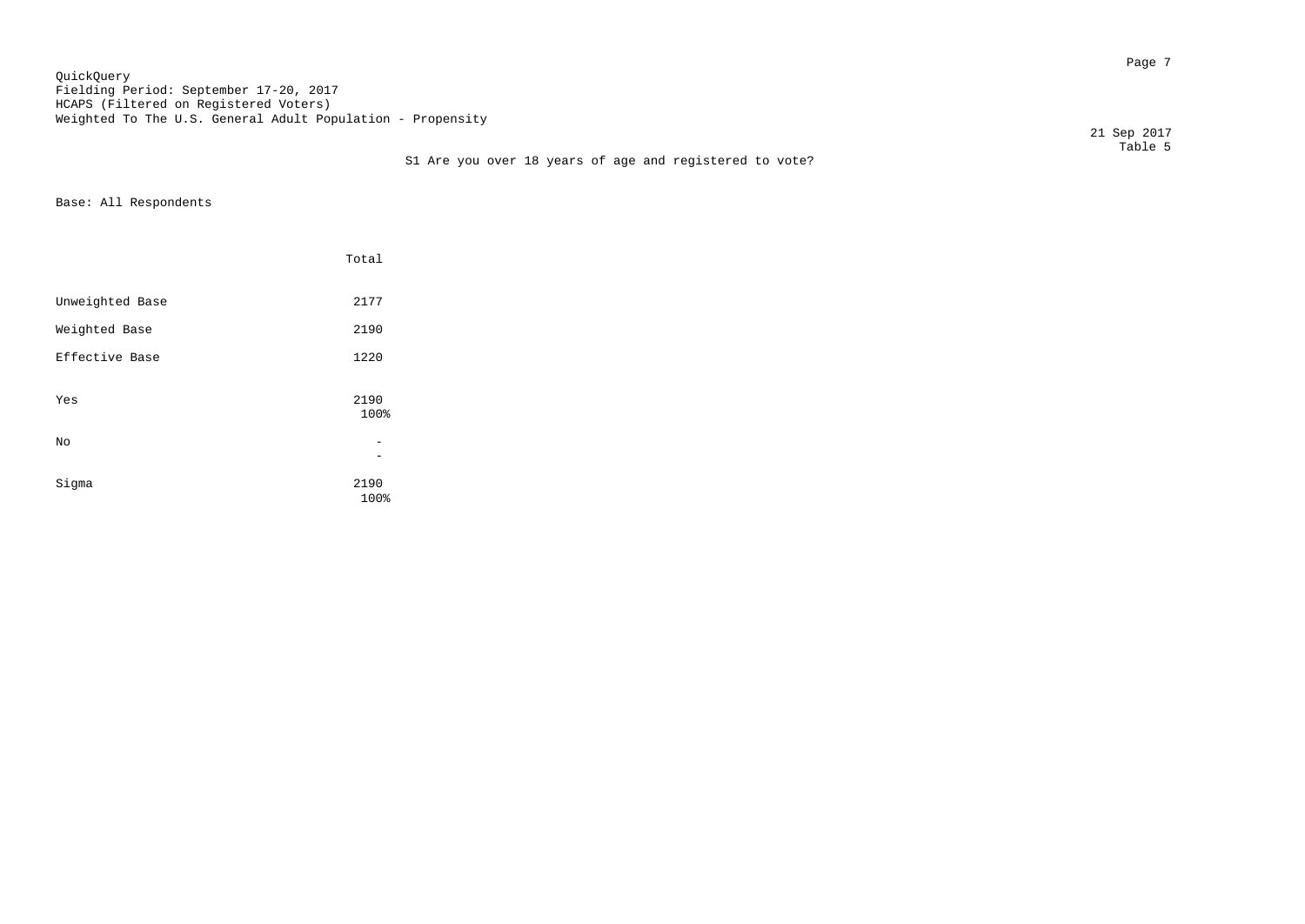QuickQuery
Fielding Period: September 17-20, 2017
HCAPS (Filtered on Registered Voters)
Weighted To The U.S. General Adult Population - Propensity

21 Sep 2017
Table 5

S1 Are you over 18 years of age and registered to vote?

Base: All Respondents

| | Total |
|---|---|
| Unweighted Base | 2177 |
| Weighted Base | 2190 |
| Effective Base | 1220 |
| Yes | 2190 |
| | 100% |
| No | - |
| | - |
| Sigma | 2190 |
| | 100% |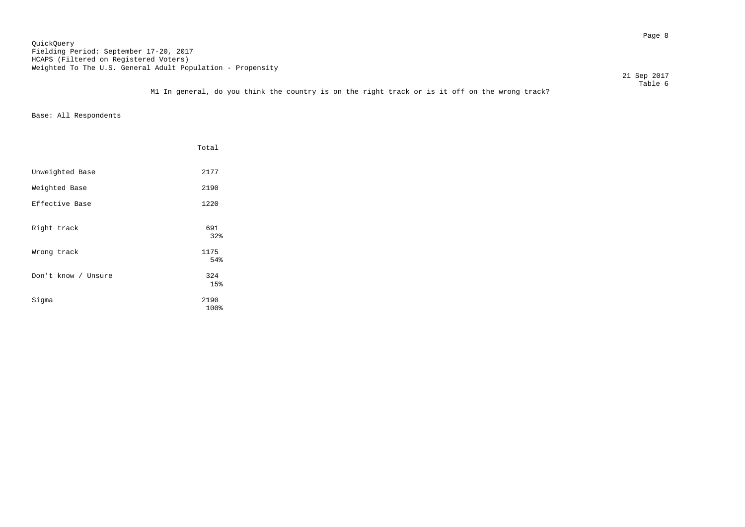QuickQuery
Fielding Period: September 17-20, 2017
HCAPS (Filtered on Registered Voters)
Weighted To The U.S. General Adult Population - Propensity

21 Sep 2017
Table 6

M1 In general, do you think the country is on the right track or is it off on the wrong track?

Base: All Respondents

| | Total |
|---|---|
| Unweighted Base | 2177 |
| Weighted Base | 2190 |
| Effective Base | 1220 |
| Right track | 691<br>32% |
| Wrong track | 1175<br>54% |
| Don't know / Unsure | 324<br>15% |
| Sigma | 2190<br>100% |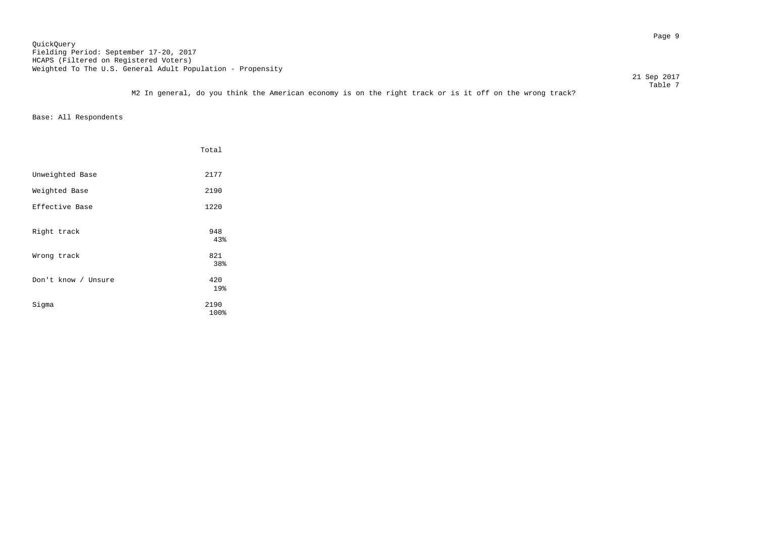QuickQuery
Fielding Period: September 17-20, 2017
HCAPS (Filtered on Registered Voters)
Weighted To The U.S. General Adult Population - Propensity

21 Sep 2017
Table 7

M2 In general, do you think the American economy is on the right track or is it off on the wrong track?

Base: All Respondents

| | Total |
|---|---|
| Unweighted Base | 2177 |
| Weighted Base | 2190 |
| Effective Base | 1220 |
| Right track | 948<br>43% |
| Wrong track | 821<br>38% |
| Don't know / Unsure | 420<br>19% |
| Sigma | 2190<br>100% |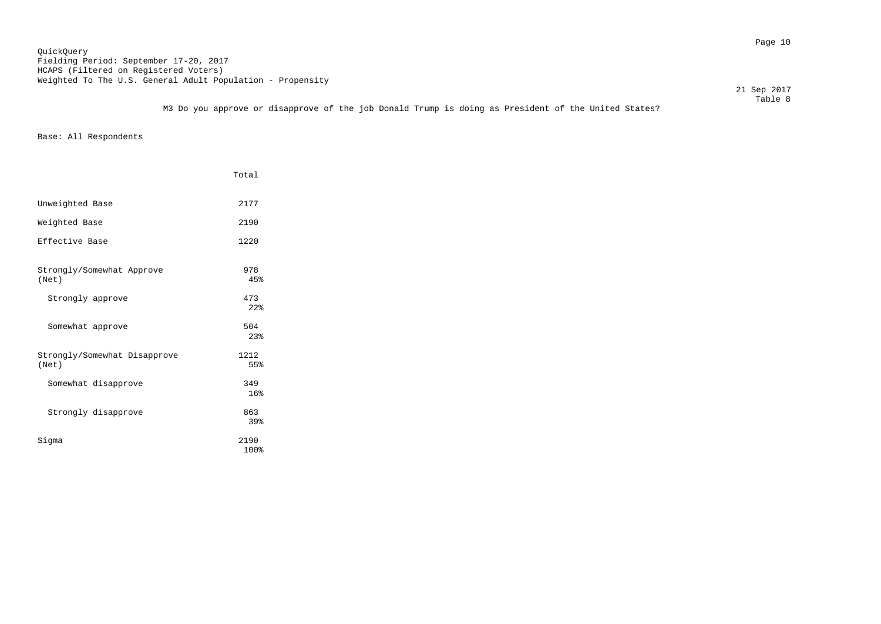QuickQuery
Fielding Period: September 17-20, 2017
HCAPS (Filtered on Registered Voters)
Weighted To The U.S. General Adult Population - Propensity

21 Sep 2017
Table 8

M3 Do you approve or disapprove of the job Donald Trump is doing as President of the United States?

Base: All Respondents

| | Total |
|---|---|
| Unweighted Base | 2177 |
| Weighted Base | 2190 |
| Effective Base | 1220 |
| Strongly/Somewhat Approve (Net) | 978<br>45% |
| Strongly approve | 473<br>22% |
| Somewhat approve | 504<br>23% |
| Strongly/Somewhat Disapprove (Net) | 1212<br>55% |
| Somewhat disapprove | 349<br>16% |
| Strongly disapprove | 863<br>39% |
| Sigma | 2190<br>100% |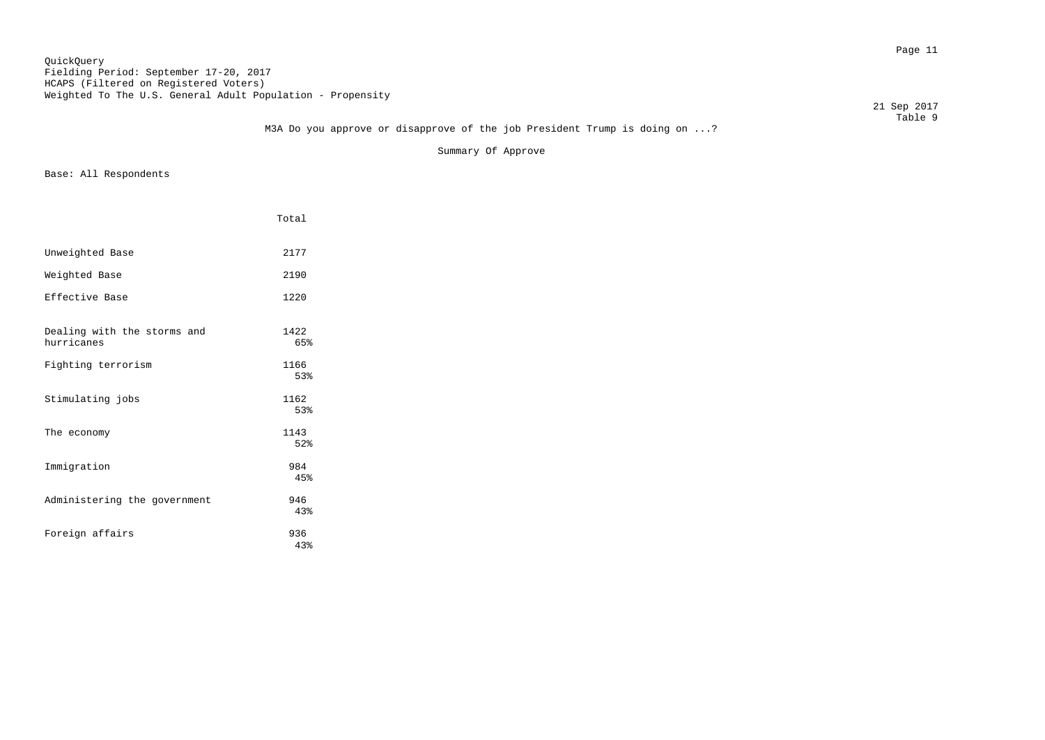QuickQuery
Fielding Period: September 17-20, 2017
HCAPS (Filtered on Registered Voters)
Weighted To The U.S. General Adult Population - Propensity

21 Sep 2017
Table 9

M3A Do you approve or disapprove of the job President Trump is doing on ...?

Summary Of Approve

Base: All Respondents

| | Total |
|---|---|
| Unweighted Base | 2177 |
| Weighted Base | 2190 |
| Effective Base | 1220 |
| Dealing with the storms and hurricanes | 1422<br>65% |
| Fighting terrorism | 1166<br>53% |
| Stimulating jobs | 1162<br>53% |
| The economy | 1143<br>52% |
| Immigration | 984<br>45% |
| Administering the government | 946<br>43% |
| Foreign affairs | 936<br>43% |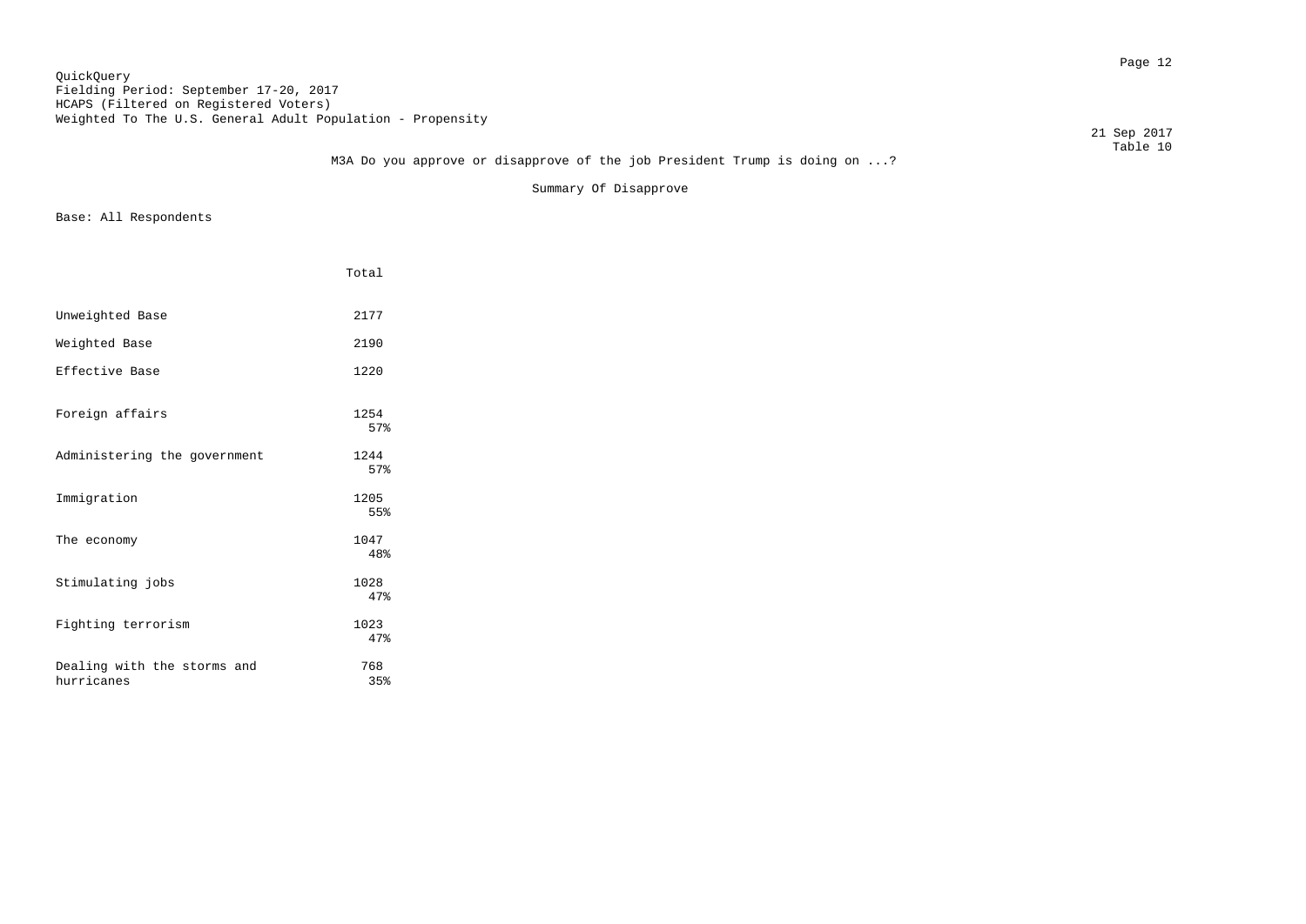QuickQuery
Fielding Period: September 17-20, 2017
HCAPS (Filtered on Registered Voters)
Weighted To The U.S. General Adult Population - Propensity

21 Sep 2017
Table 10

M3A Do you approve or disapprove of the job President Trump is doing on ...?

Summary Of Disapprove

Base: All Respondents

| | Total |
|---|---|
| Unweighted Base | 2177 |
| Weighted Base | 2190 |
| Effective Base | 1220 |
| Foreign affairs | 1254<br>57% |
| Administering the government | 1244<br>57% |
| Immigration | 1205<br>55% |
| The economy | 1047<br>48% |
| Stimulating jobs | 1028<br>47% |
| Fighting terrorism | 1023<br>47% |
| Dealing with the storms and hurricanes | 768<br>35% |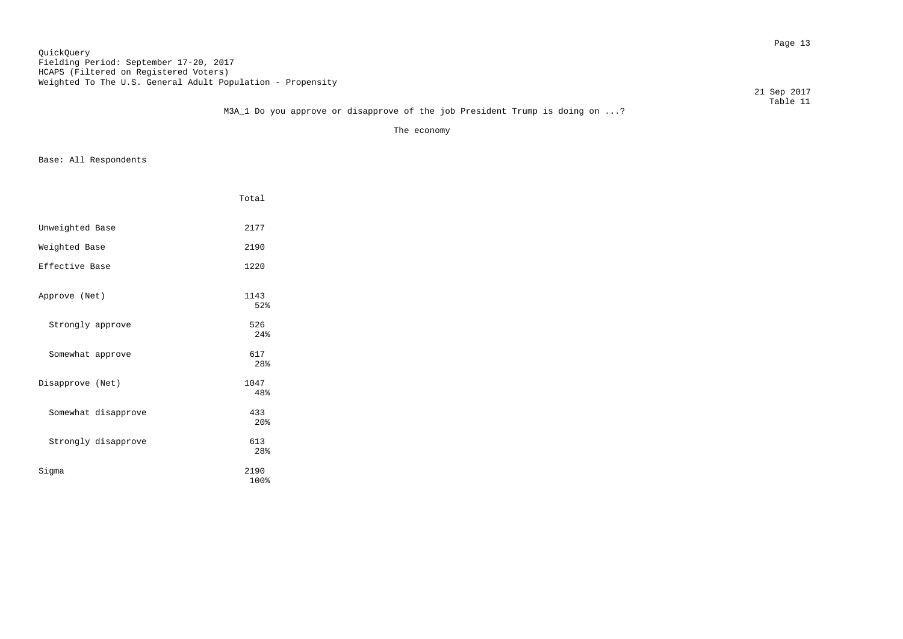QuickQuery
Fielding Period: September 17-20, 2017
HCAPS (Filtered on Registered Voters)
Weighted To The U.S. General Adult Population - Propensity

21 Sep 2017
Table 11

M3A_1 Do you approve or disapprove of the job President Trump is doing on ...?

The economy

Base: All Respondents

| | Total |
|---|---|
| Unweighted Base | 2177 |
| Weighted Base | 2190 |
| Effective Base | 1220 |
| Approve (Net) | 1143<br>52% |
| Strongly approve | 526<br>24% |
| Somewhat approve | 617<br>28% |
| Disapprove (Net) | 1047<br>48% |
| Somewhat disapprove | 433<br>20% |
| Strongly disapprove | 613<br>28% |
| Sigma | 2190<br>100% |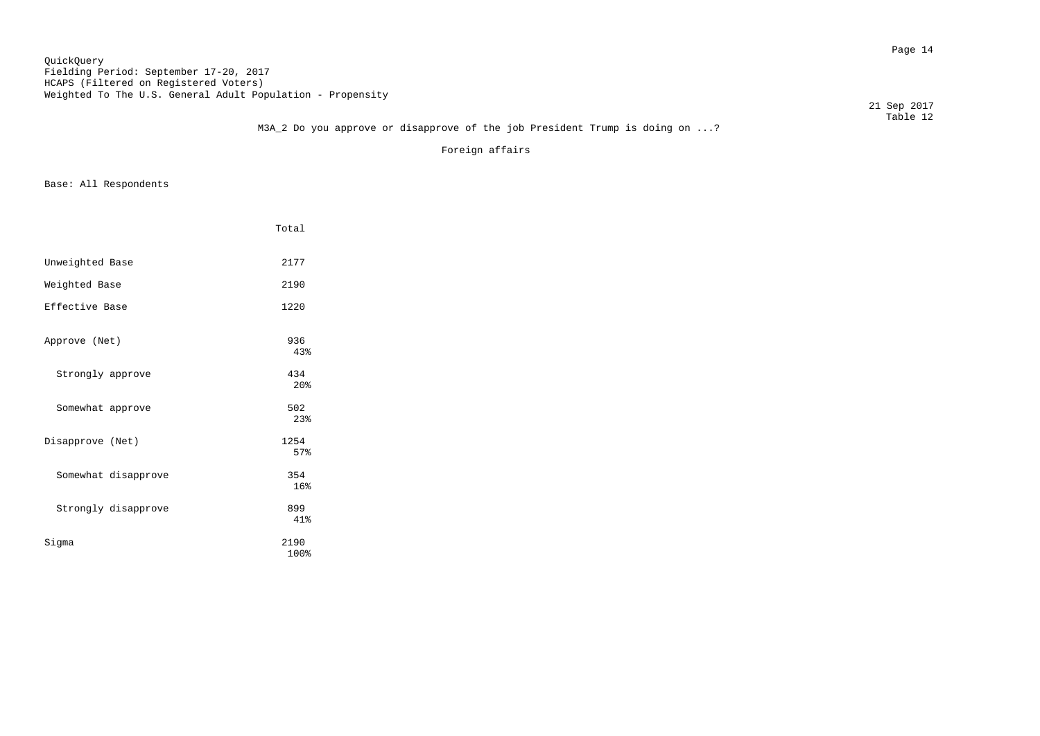QuickQuery
Fielding Period: September 17-20, 2017
HCAPS (Filtered on Registered Voters)
Weighted To The U.S. General Adult Population - Propensity

21 Sep 2017
Table 12

M3A_2 Do you approve or disapprove of the job President Trump is doing on ...?

Foreign affairs

Base: All Respondents

| | Total |
|---|---|
| Unweighted Base | 2177 |
| Weighted Base | 2190 |
| Effective Base | 1220 |
| Approve (Net) | 936<br>43% |
| Strongly approve | 434<br>20% |
| Somewhat approve | 502<br>23% |
| Disapprove (Net) | 1254<br>57% |
| Somewhat disapprove | 354<br>16% |
| Strongly disapprove | 899<br>41% |
| Sigma | 2190<br>100% |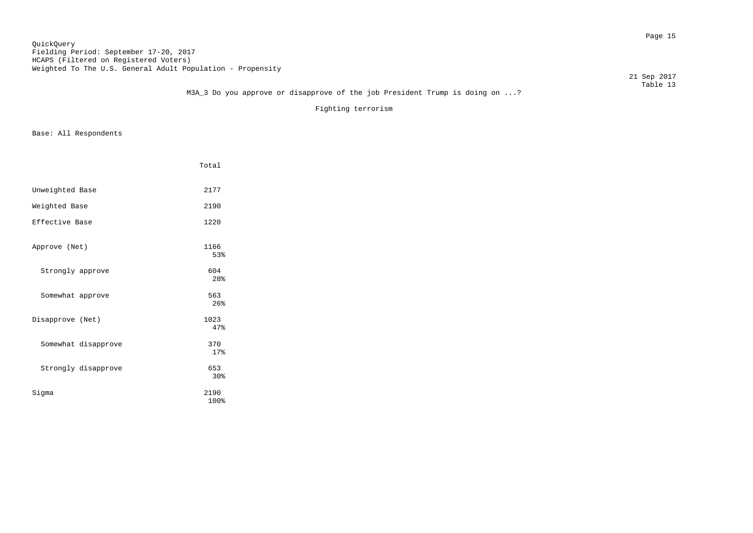QuickQuery
Fielding Period: September 17-20, 2017
HCAPS (Filtered on Registered Voters)
Weighted To The U.S. General Adult Population - Propensity

21 Sep 2017
Table 13

M3A_3 Do you approve or disapprove of the job President Trump is doing on ...?

Fighting terrorism

Base: All Respondents

| | Total |
|---|---|
| Unweighted Base | 2177 |
| Weighted Base | 2190 |
| Effective Base | 1220 |
| Approve (Net) | 1166<br>53% |
| Strongly approve | 604<br>28% |
| Somewhat approve | 563<br>26% |
| Disapprove (Net) | 1023<br>47% |
| Somewhat disapprove | 370<br>17% |
| Strongly disapprove | 653<br>30% |
| Sigma | 2190<br>100% |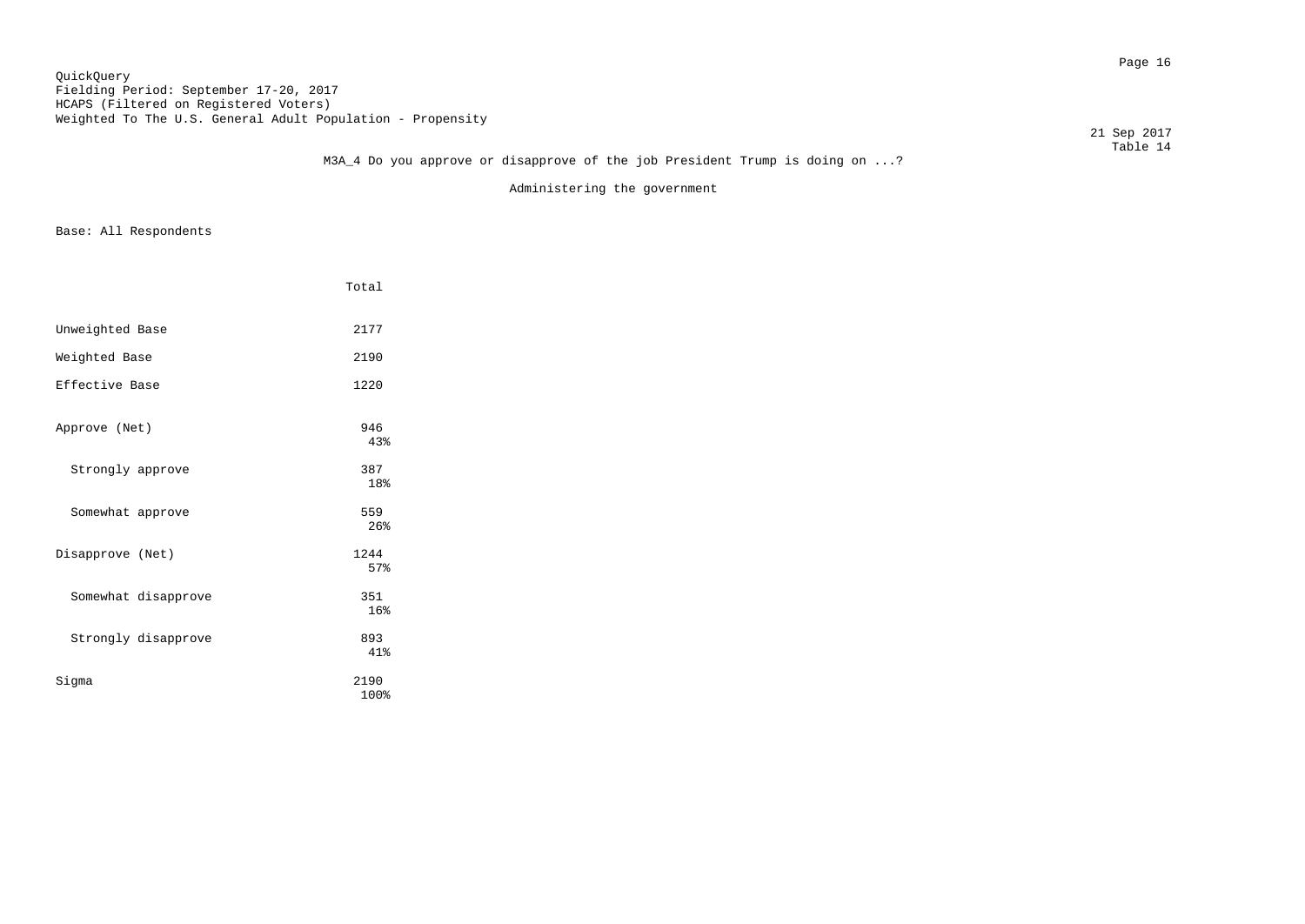QuickQuery
Fielding Period: September 17-20, 2017
HCAPS (Filtered on Registered Voters)
Weighted To The U.S. General Adult Population - Propensity

21 Sep 2017
Table 14

M3A_4 Do you approve or disapprove of the job President Trump is doing on ...?

Administering the government

Base: All Respondents

| | Total |
|---|---|
| Unweighted Base | 2177 |
| Weighted Base | 2190 |
| Effective Base | 1220 |
| Approve (Net) | 946<br>43% |
| Strongly approve | 387<br>18% |
| Somewhat approve | 559<br>26% |
| Disapprove (Net) | 1244<br>57% |
| Somewhat disapprove | 351<br>16% |
| Strongly disapprove | 893<br>41% |
| Sigma | 2190<br>100% |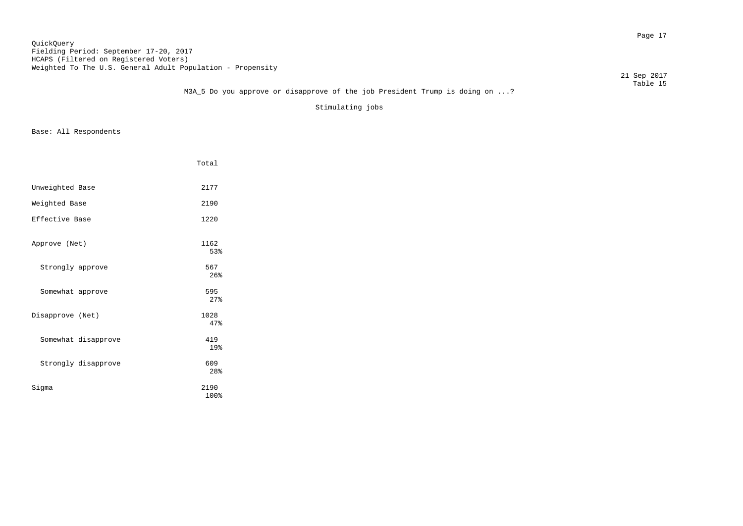QuickQuery
Fielding Period: September 17-20, 2017
HCAPS (Filtered on Registered Voters)
Weighted To The U.S. General Adult Population - Propensity

21 Sep 2017
Table 15

M3A_5 Do you approve or disapprove of the job President Trump is doing on ...?

Stimulating jobs

Base: All Respondents

| | Total |
|---|---|
| Unweighted Base | 2177 |
| Weighted Base | 2190 |
| Effective Base | 1220 |
| Approve (Net) | 1162<br>53% |
| Strongly approve | 567<br>26% |
| Somewhat approve | 595<br>27% |
| Disapprove (Net) | 1028<br>47% |
| Somewhat disapprove | 419<br>19% |
| Strongly disapprove | 609<br>28% |
| Sigma | 2190<br>100% |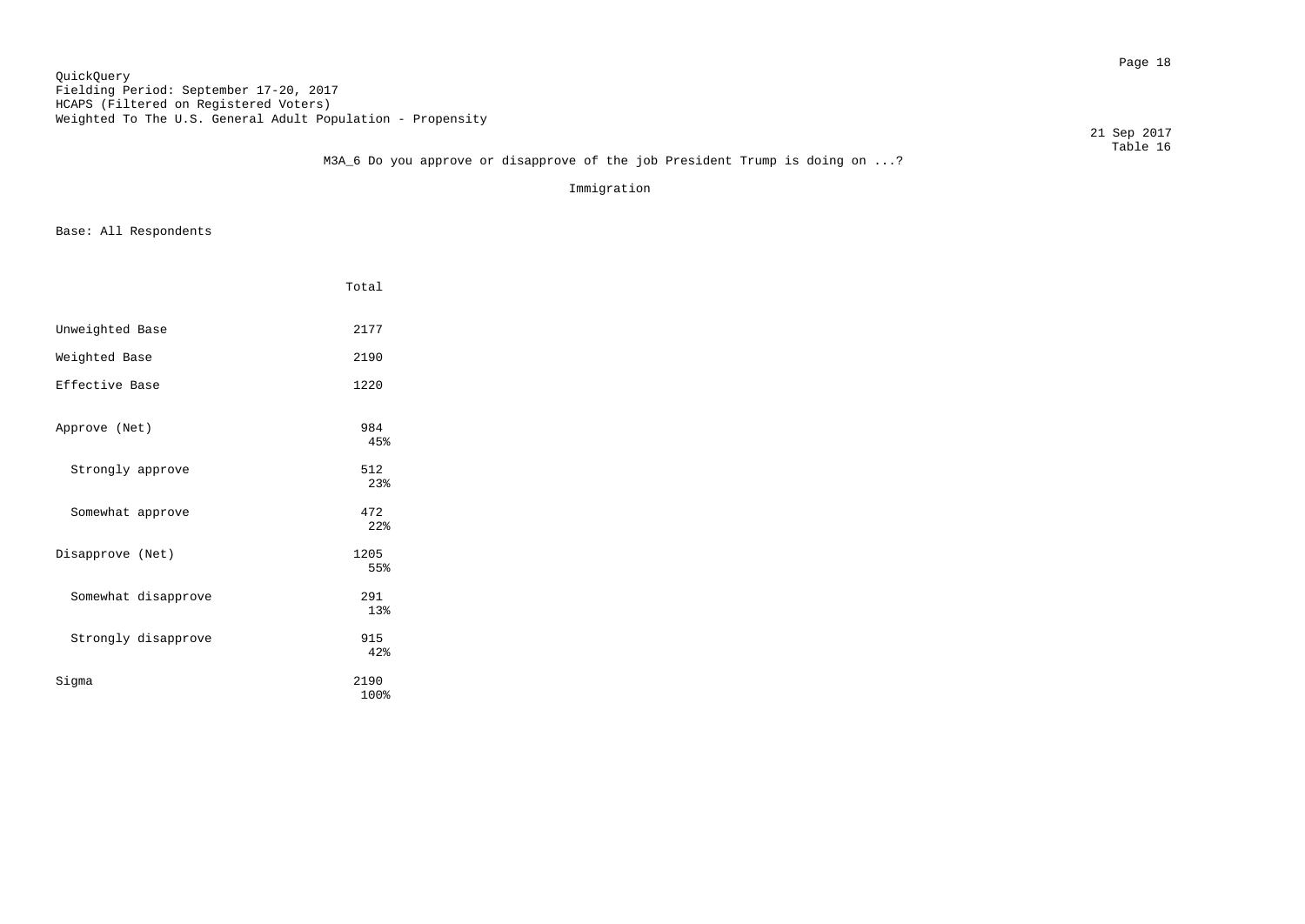QuickQuery
Fielding Period: September 17-20, 2017
HCAPS (Filtered on Registered Voters)
Weighted To The U.S. General Adult Population - Propensity

21 Sep 2017
Table 16

M3A_6 Do you approve or disapprove of the job President Trump is doing on ...?

Immigration

Base: All Respondents

| | Total |
|---|---|
| Unweighted Base | 2177 |
| Weighted Base | 2190 |
| Effective Base | 1220 |
| Approve (Net) | 984<br>45% |
| Strongly approve | 512<br>23% |
| Somewhat approve | 472<br>22% |
| Disapprove (Net) | 1205<br>55% |
| Somewhat disapprove | 291<br>13% |
| Strongly disapprove | 915<br>42% |
| Sigma | 2190<br>100% |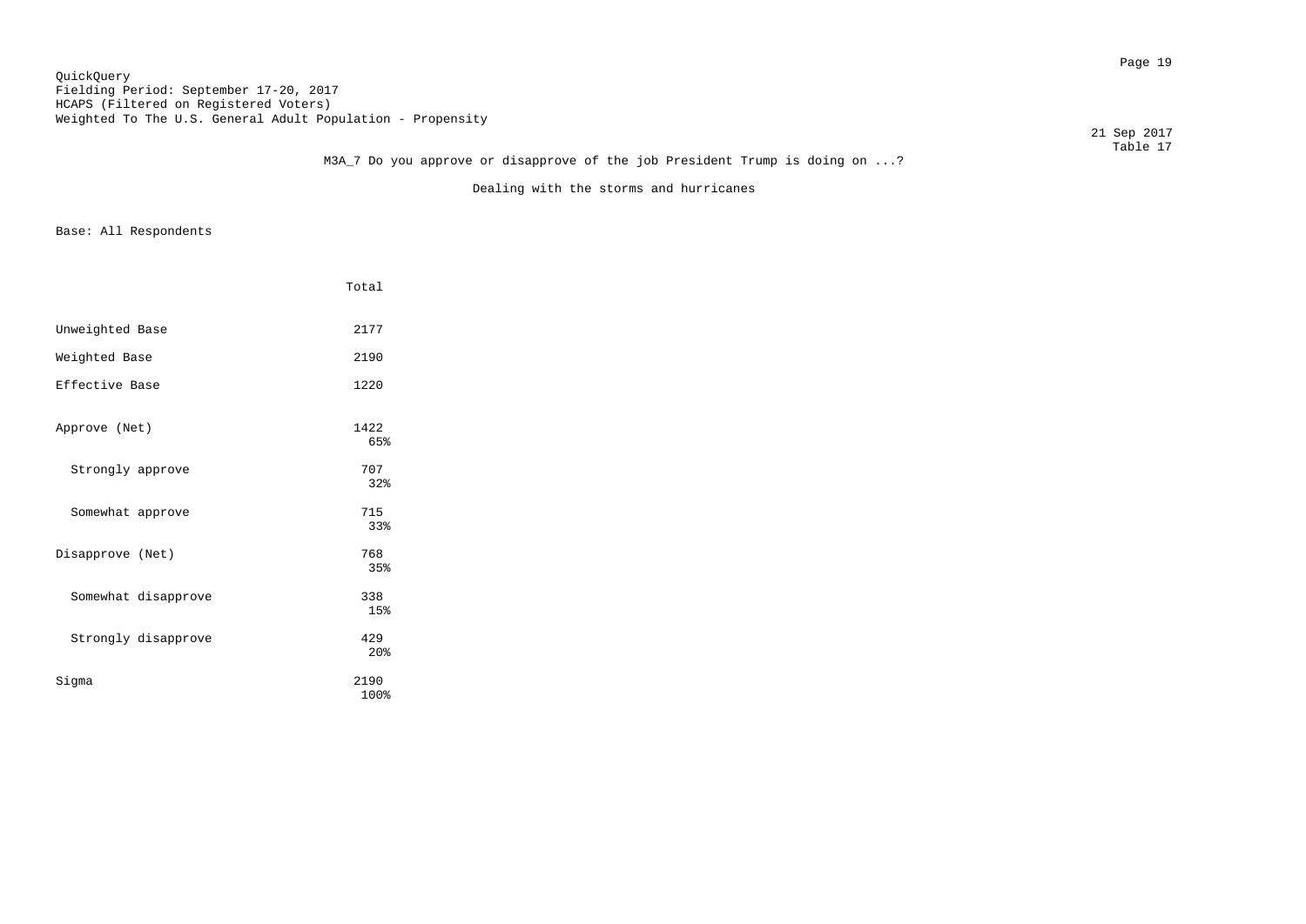QuickQuery
Fielding Period: September 17-20, 2017
HCAPS (Filtered on Registered Voters)
Weighted To The U.S. General Adult Population - Propensity

21 Sep 2017
Table 17

M3A_7 Do you approve or disapprove of the job President Trump is doing on ...?

Dealing with the storms and hurricanes

Base: All Respondents

| | Total |
|---|---|
| Unweighted Base | 2177 |
| Weighted Base | 2190 |
| Effective Base | 1220 |
| Approve (Net) | 1422<br>65% |
| Strongly approve | 707<br>32% |
| Somewhat approve | 715<br>33% |
| Disapprove (Net) | 768<br>35% |
| Somewhat disapprove | 338<br>15% |
| Strongly disapprove | 429<br>20% |
| Sigma | 2190<br>100% |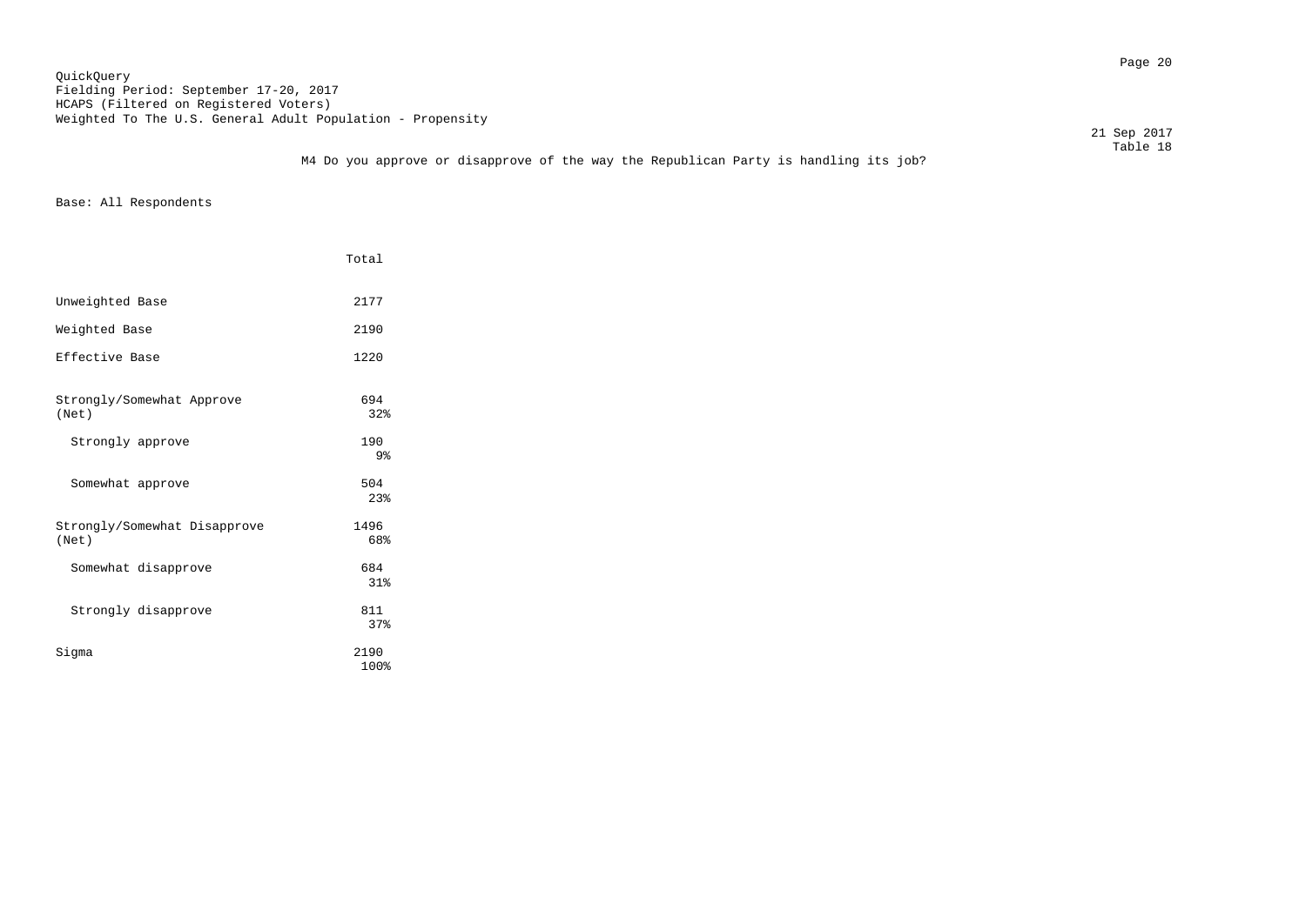QuickQuery
Fielding Period: September 17-20, 2017
HCAPS (Filtered on Registered Voters)
Weighted To The U.S. General Adult Population - Propensity

21 Sep 2017
Table 18

M4 Do you approve or disapprove of the way the Republican Party is handling its job?

Base: All Respondents

| | Total |
|---|---|
| Unweighted Base | 2177 |
| Weighted Base | 2190 |
| Effective Base | 1220 |
| Strongly/Somewhat Approve (Net) | 694<br>32% |
| Strongly approve | 190<br>9% |
| Somewhat approve | 504<br>23% |
| Strongly/Somewhat Disapprove (Net) | 1496<br>68% |
| Somewhat disapprove | 684<br>31% |
| Strongly disapprove | 811<br>37% |
| Sigma | 2190<br>100% |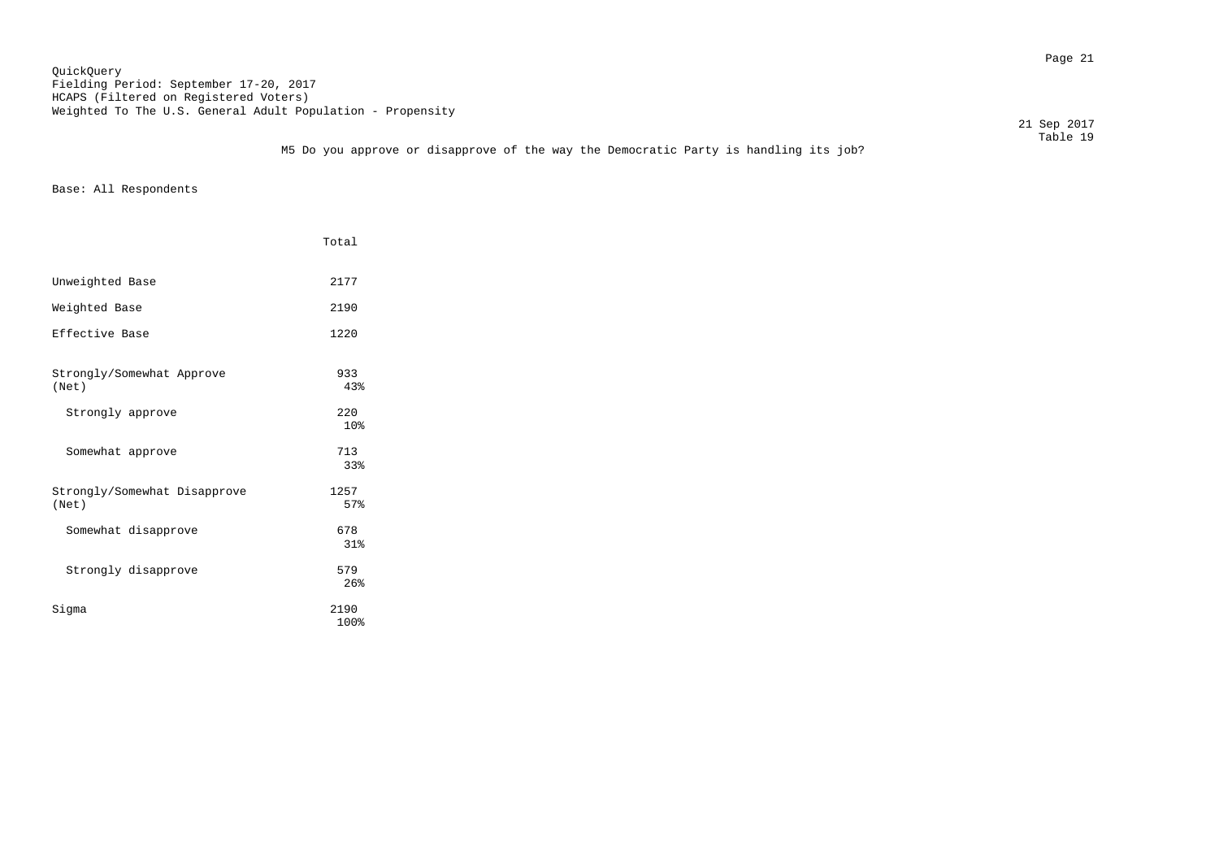QuickQuery
Fielding Period: September 17-20, 2017
HCAPS (Filtered on Registered Voters)
Weighted To The U.S. General Adult Population - Propensity

21 Sep 2017
Table 19

M5 Do you approve or disapprove of the way the Democratic Party is handling its job?

Base: All Respondents

| | Total |
|---|---|
| Unweighted Base | 2177 |
| Weighted Base | 2190 |
| Effective Base | 1220 |
| Strongly/Somewhat Approve (Net) | 933<br>43% |
| Strongly approve | 220<br>10% |
| Somewhat approve | 713<br>33% |
| Strongly/Somewhat Disapprove (Net) | 1257<br>57% |
| Somewhat disapprove | 678<br>31% |
| Strongly disapprove | 579<br>26% |
| Sigma | 2190<br>100% |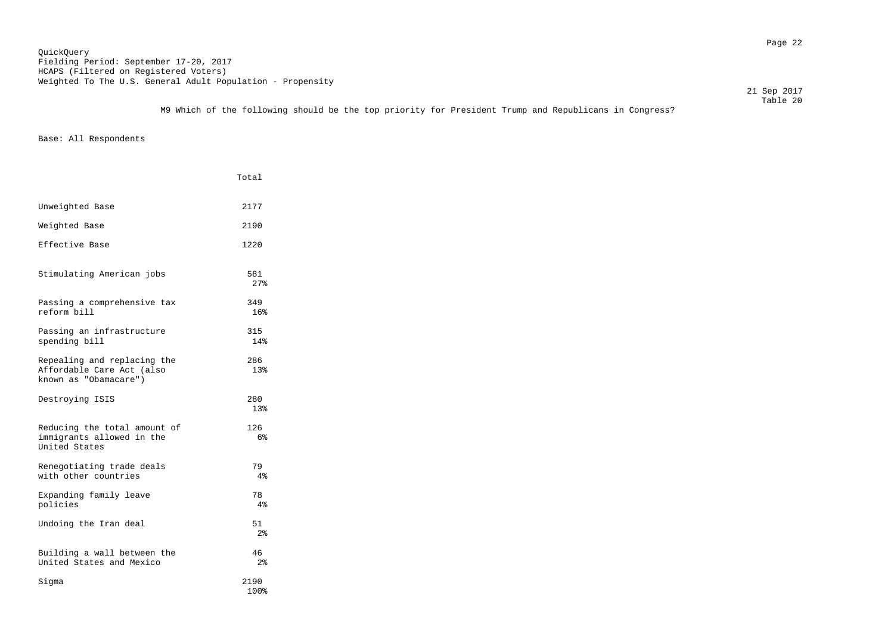QuickQuery
Fielding Period: September 17-20, 2017
HCAPS (Filtered on Registered Voters)
Weighted To The U.S. General Adult Population - Propensity

21 Sep 2017
Table 20

M9 Which of the following should be the top priority for President Trump and Republicans in Congress?

Base: All Respondents

| | Total |
|---|---|
| Unweighted Base | 2177 |
| Weighted Base | 2190 |
| Effective Base | 1220 |
| Stimulating American jobs | 581<br>27% |
| Passing a comprehensive tax reform bill | 349<br>16% |
| Passing an infrastructure spending bill | 315<br>14% |
| Repealing and replacing the Affordable Care Act (also known as "Obamacare") | 286<br>13% |
| Destroying ISIS | 280<br>13% |
| Reducing the total amount of immigrants allowed in the United States | 126<br>6% |
| Renegotiating trade deals with other countries | 79<br>4% |
| Expanding family leave policies | 78<br>4% |
| Undoing the Iran deal | 51<br>2% |
| Building a wall between the United States and Mexico | 46<br>2% |
| Sigma | 2190<br>100% |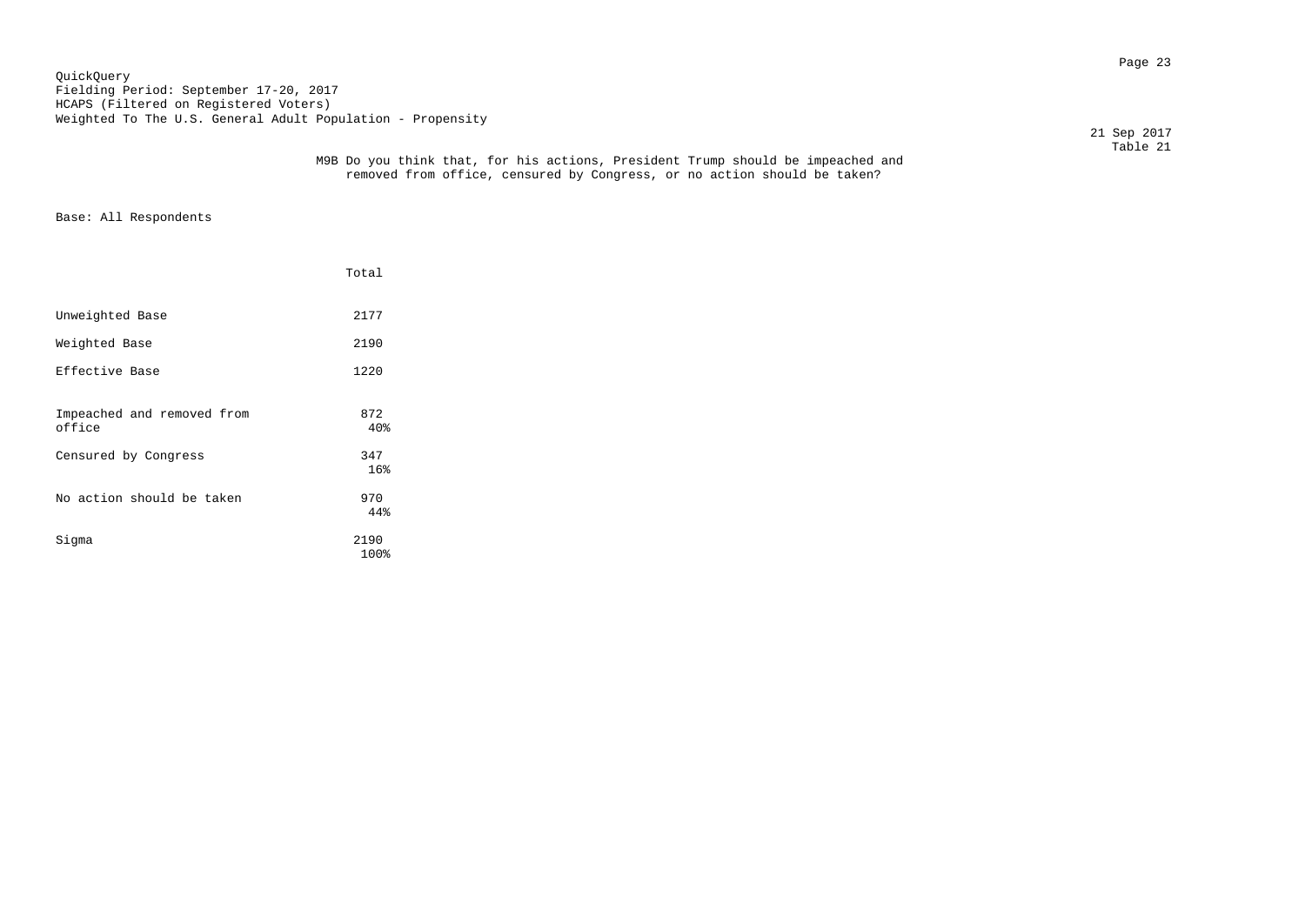QuickQuery
Fielding Period: September 17-20, 2017
HCAPS (Filtered on Registered Voters)
Weighted To The U.S. General Adult Population - Propensity

21 Sep 2017
Table 21

M9B Do you think that, for his actions, President Trump should be impeached and removed from office, censured by Congress, or no action should be taken?

Base: All Respondents

| | Total |
|---|---|
| Unweighted Base | 2177 |
| Weighted Base | 2190 |
| Effective Base | 1220 |
| Impeached and removed from office | 872<br>40% |
| Censured by Congress | 347<br>16% |
| No action should be taken | 970<br>44% |
| Sigma | 2190<br>100% |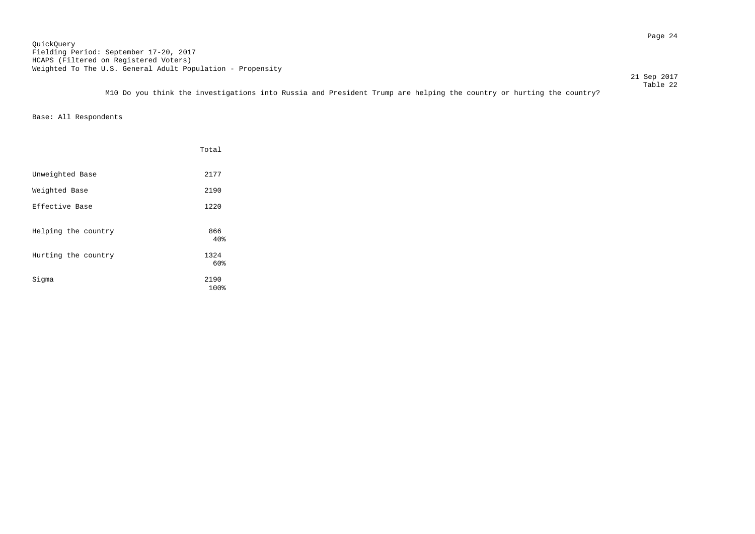QuickQuery
Fielding Period: September 17-20, 2017
HCAPS (Filtered on Registered Voters)
Weighted To The U.S. General Adult Population - Propensity

21 Sep 2017
Table 22

M10 Do you think the investigations into Russia and President Trump are helping the country or hurting the country?

Base: All Respondents

| | Total |
|---|---|
| Unweighted Base | 2177 |
| Weighted Base | 2190 |
| Effective Base | 1220 |
| Helping the country | 866<br>40% |
| Hurting the country | 1324<br>60% |
| Sigma | 2190<br>100% |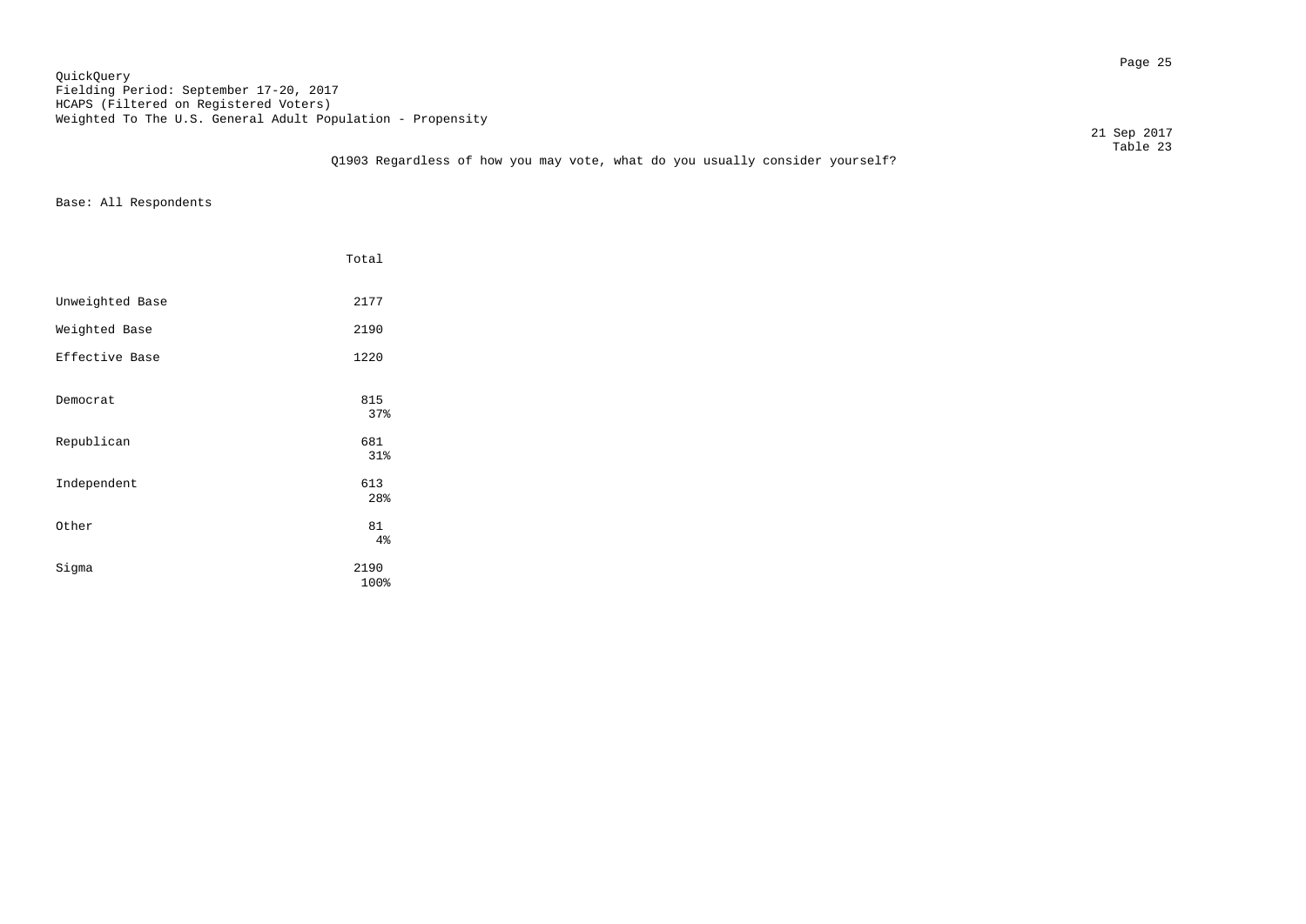QuickQuery
Fielding Period: September 17-20, 2017
HCAPS (Filtered on Registered Voters)
Weighted To The U.S. General Adult Population - Propensity

21 Sep 2017
Table 23

Q1903 Regardless of how you may vote, what do you usually consider yourself?

Base: All Respondents

| | Total |
|---|---|
| Unweighted Base | 2177 |
| Weighted Base | 2190 |
| Effective Base | 1220 |
| Democrat | 815<br>37% |
| Republican | 681<br>31% |
| Independent | 613<br>28% |
| Other | 81<br>4% |
| Sigma | 2190<br>100% |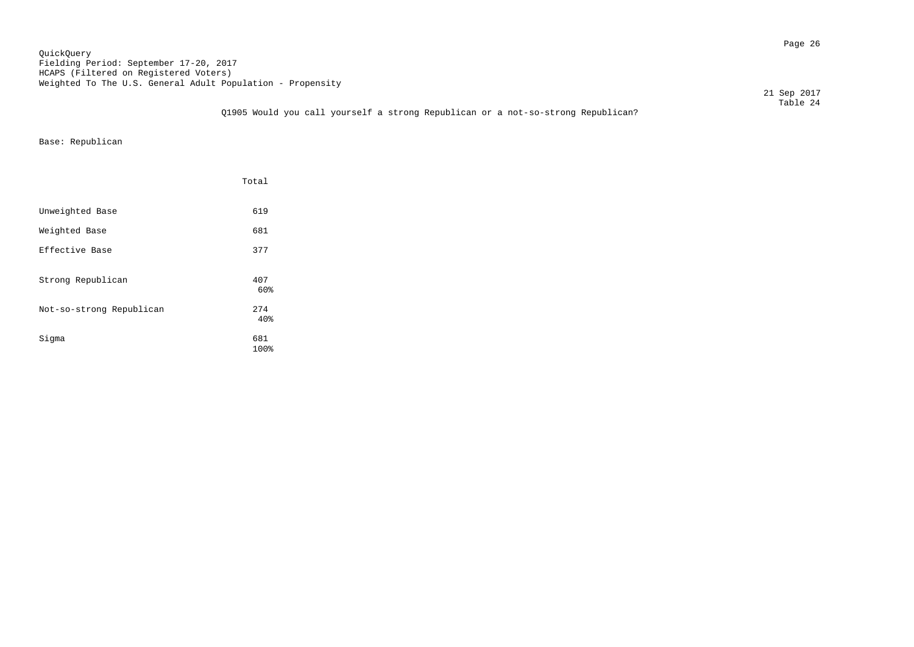QuickQuery
Fielding Period: September 17-20, 2017
HCAPS (Filtered on Registered Voters)
Weighted To The U.S. General Adult Population - Propensity

21 Sep 2017
Table 24

Q1905 Would you call yourself a strong Republican or a not-so-strong Republican?

Base: Republican

| | Total |
|---|---|
| Unweighted Base | 619 |
| Weighted Base | 681 |
| Effective Base | 377 |
| Strong Republican | 407<br>60% |
| Not-so-strong Republican | 274<br>40% |
| Sigma | 681<br>100% |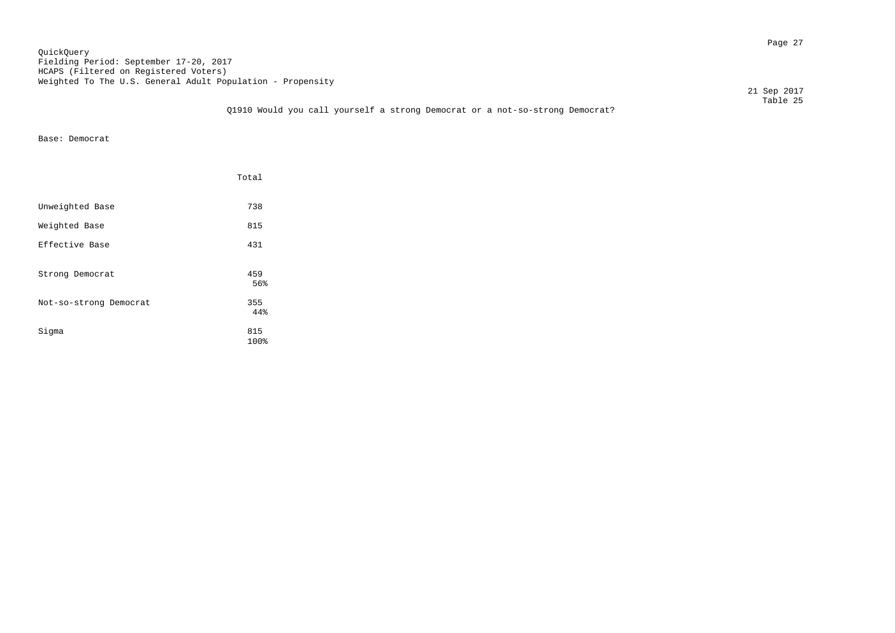QuickQuery
Fielding Period: September 17-20, 2017
HCAPS (Filtered on Registered Voters)
Weighted To The U.S. General Adult Population - Propensity

21 Sep 2017
Table 25

Q1910 Would you call yourself a strong Democrat or a not-so-strong Democrat?

Base: Democrat

| | Total |
|---|---|
| Unweighted Base | 738 |
| Weighted Base | 815 |
| Effective Base | 431 |
| Strong Democrat | 459<br>56% |
| Not-so-strong Democrat | 355<br>44% |
| Sigma | 815<br>100% |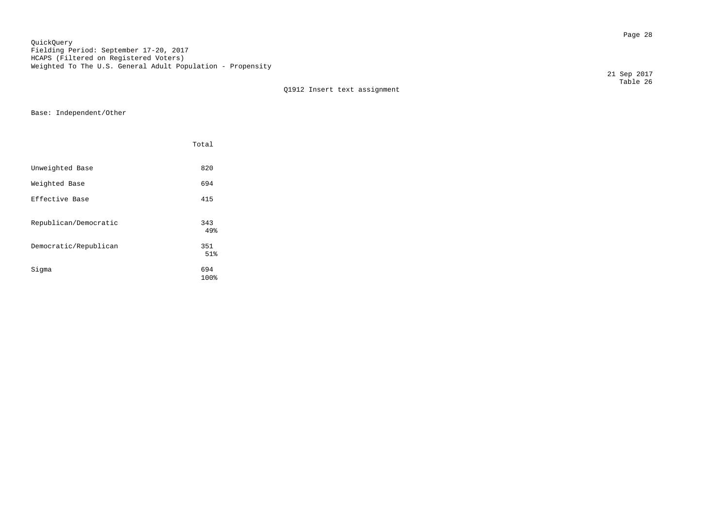QuickQuery
Fielding Period: September 17-20, 2017
HCAPS (Filtered on Registered Voters)
Weighted To The U.S. General Adult Population - Propensity

21 Sep 2017
Table 26

Q1912 Insert text assignment

Base: Independent/Other

| | Total |
|---|---|
| Unweighted Base | 820 |
| Weighted Base | 694 |
| Effective Base | 415 |
| Republican/Democratic | 343<br>49% |
| Democratic/Republican | 351<br>51% |
| Sigma | 694<br>100% |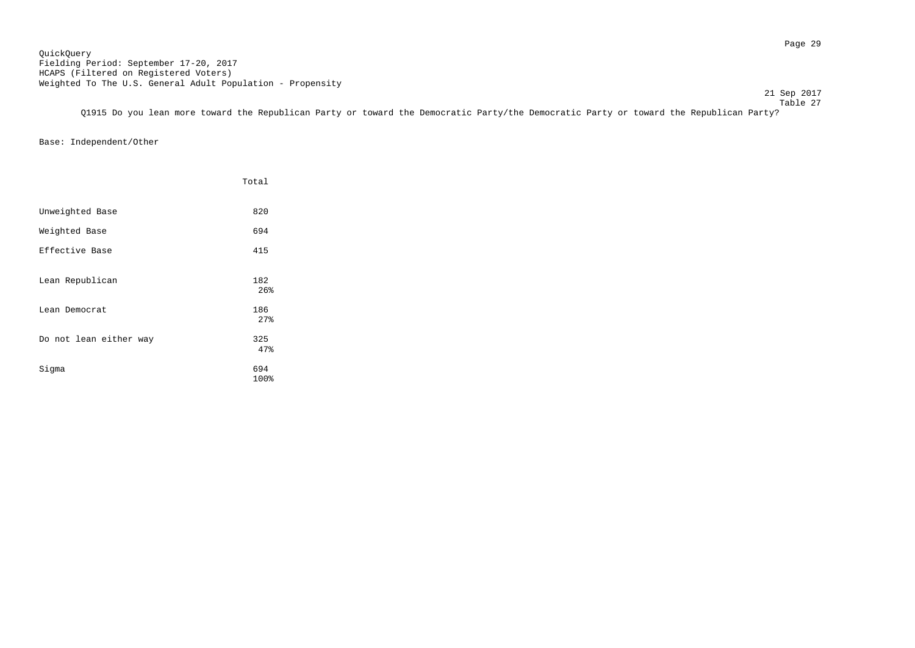QuickQuery
Fielding Period: September 17-20, 2017
HCAPS (Filtered on Registered Voters)
Weighted To The U.S. General Adult Population - Propensity

21 Sep 2017
Table 27

Q1915 Do you lean more toward the Republican Party or toward the Democratic Party/the Democratic Party or toward the Republican Party?

Base: Independent/Other

| | Total |
|---|---|
| Unweighted Base | 820 |
| Weighted Base | 694 |
| Effective Base | 415 |
| Lean Republican | 182<br>26% |
| Lean Democrat | 186<br>27% |
| Do not lean either way | 325<br>47% |
| Sigma | 694<br>100% |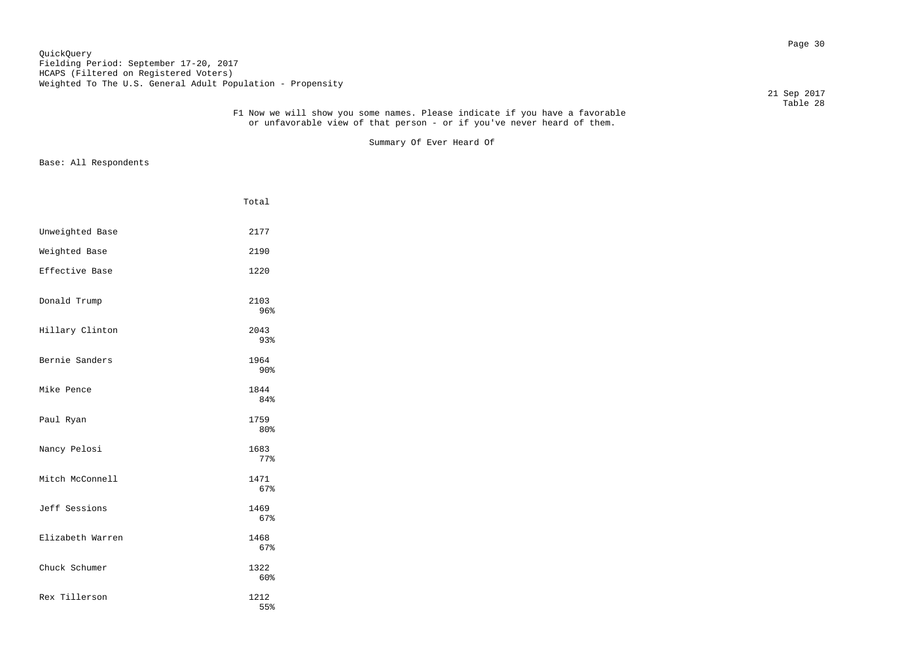QuickQuery
Fielding Period: September 17-20, 2017
HCAPS (Filtered on Registered Voters)
Weighted To The U.S. General Adult Population - Propensity

21 Sep 2017
Table 28

F1 Now we will show you some names. Please indicate if you have a favorable or unfavorable view of that person - or if you've never heard of them.

Summary Of Ever Heard Of

Base: All Respondents

| | Total |
|---|---|
| Unweighted Base | 2177 |
| Weighted Base | 2190 |
| Effective Base | 1220 |
| Donald Trump | 2103<br>96% |
| Hillary Clinton | 2043<br>93% |
| Bernie Sanders | 1964<br>90% |
| Mike Pence | 1844<br>84% |
| Paul Ryan | 1759<br>80% |
| Nancy Pelosi | 1683<br>77% |
| Mitch McConnell | 1471<br>67% |
| Jeff Sessions | 1469<br>67% |
| Elizabeth Warren | 1468<br>67% |
| Chuck Schumer | 1322<br>60% |
| Rex Tillerson | 1212<br>55% |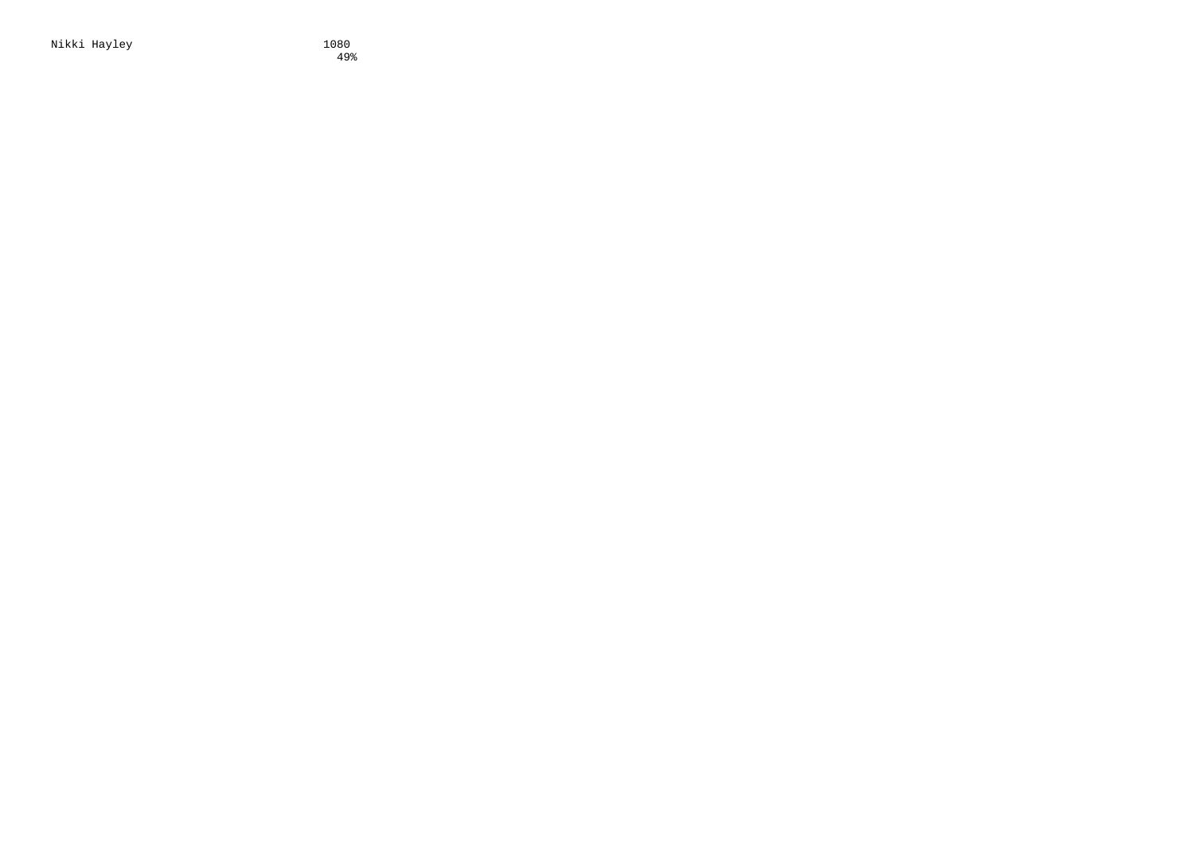| Nikki Hayley | 1080 |
|---|---|
| | 49% |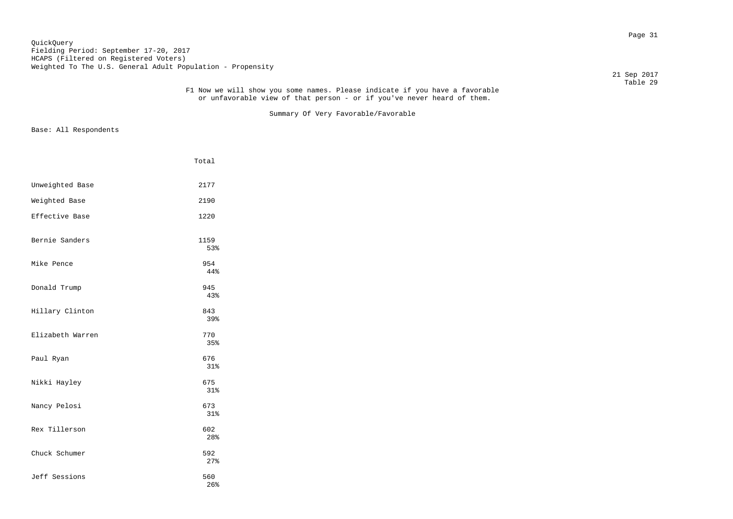QuickQuery
Fielding Period: September 17-20, 2017
HCAPS (Filtered on Registered Voters)
Weighted To The U.S. General Adult Population - Propensity

21 Sep 2017
Table 29

F1 Now we will show you some names. Please indicate if you have a favorable or unfavorable view of that person - or if you've never heard of them.

Summary Of Very Favorable/Favorable

Base: All Respondents

| | Total |
|---|---|
| Unweighted Base | 2177 |
| Weighted Base | 2190 |
| Effective Base | 1220 |
| Bernie Sanders | 1159<br>53% |
| Mike Pence | 954<br>44% |
| Donald Trump | 945<br>43% |
| Hillary Clinton | 843<br>39% |
| Elizabeth Warren | 770<br>35% |
| Paul Ryan | 676<br>31% |
| Nikki Hayley | 675<br>31% |
| Nancy Pelosi | 673<br>31% |
| Rex Tillerson | 602<br>28% |
| Chuck Schumer | 592<br>27% |
| Jeff Sessions | 560<br>26% |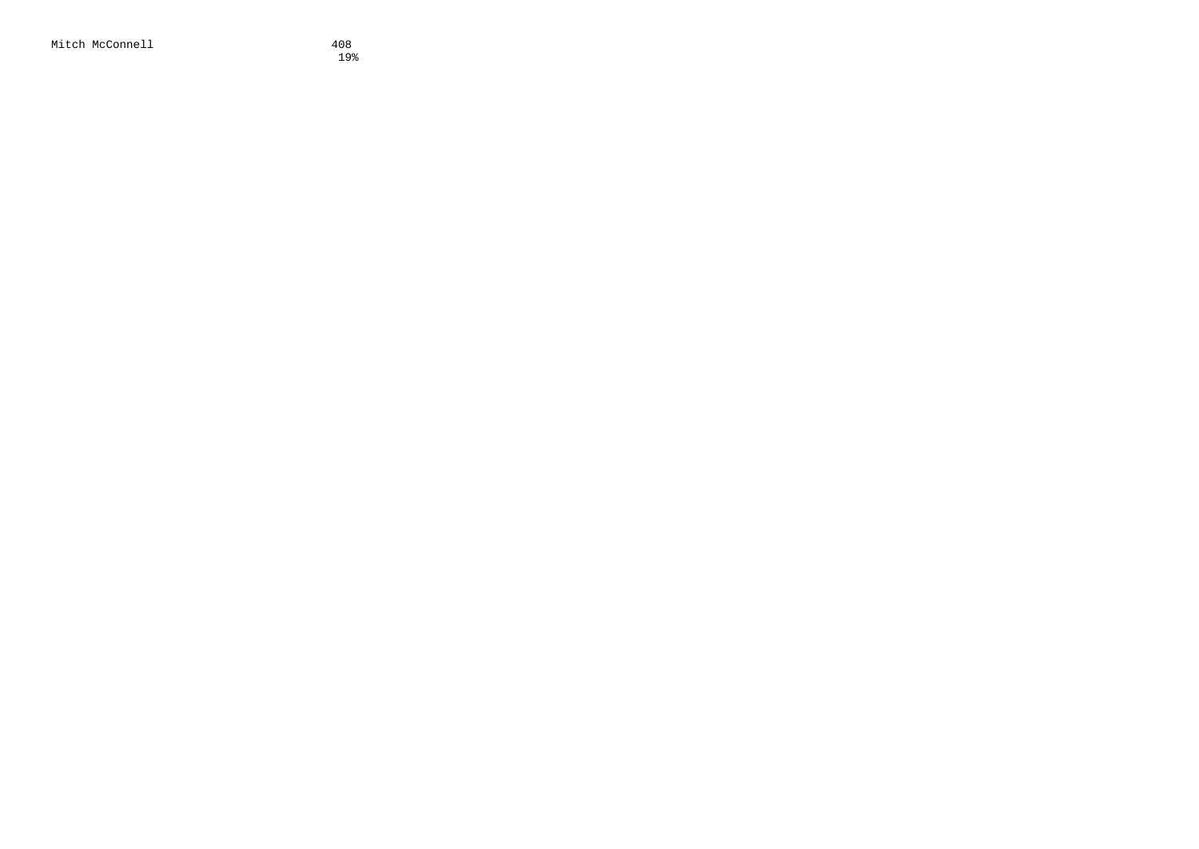| | |
|---|---|
| Mitch McConnell | 408 |
| | 19% |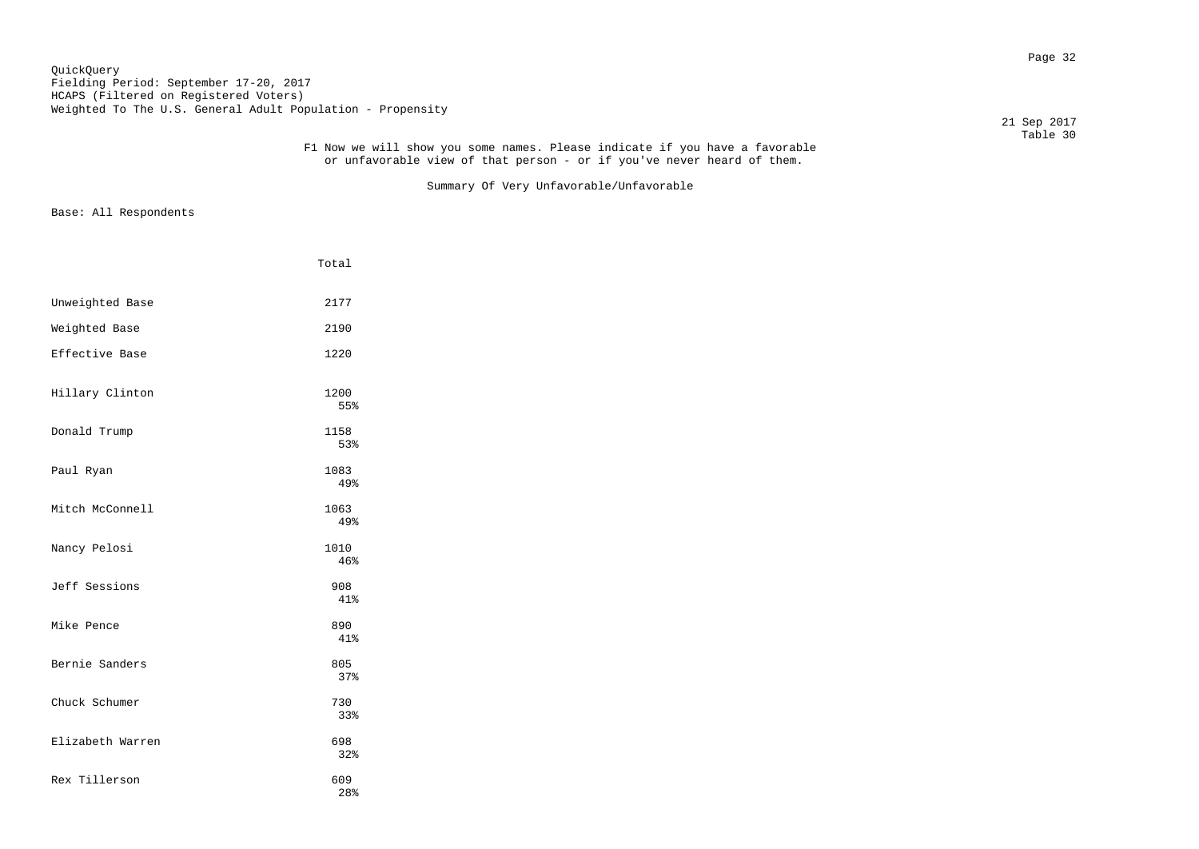QuickQuery
Fielding Period: September 17-20, 2017
HCAPS (Filtered on Registered Voters)
Weighted To The U.S. General Adult Population - Propensity

21 Sep 2017
Table 30

F1 Now we will show you some names. Please indicate if you have a favorable or unfavorable view of that person - or if you've never heard of them.

Summary Of Very Unfavorable/Unfavorable

Base: All Respondents

| | Total |
|---|---|
| Unweighted Base | 2177 |
| Weighted Base | 2190 |
| Effective Base | 1220 |
| Hillary Clinton | 1200<br>55% |
| Donald Trump | 1158<br>53% |
| Paul Ryan | 1083<br>49% |
| Mitch McConnell | 1063<br>49% |
| Nancy Pelosi | 1010<br>46% |
| Jeff Sessions | 908<br>41% |
| Mike Pence | 890<br>41% |
| Bernie Sanders | 805<br>37% |
| Chuck Schumer | 730<br>33% |
| Elizabeth Warren | 698<br>32% |
| Rex Tillerson | 609<br>28% |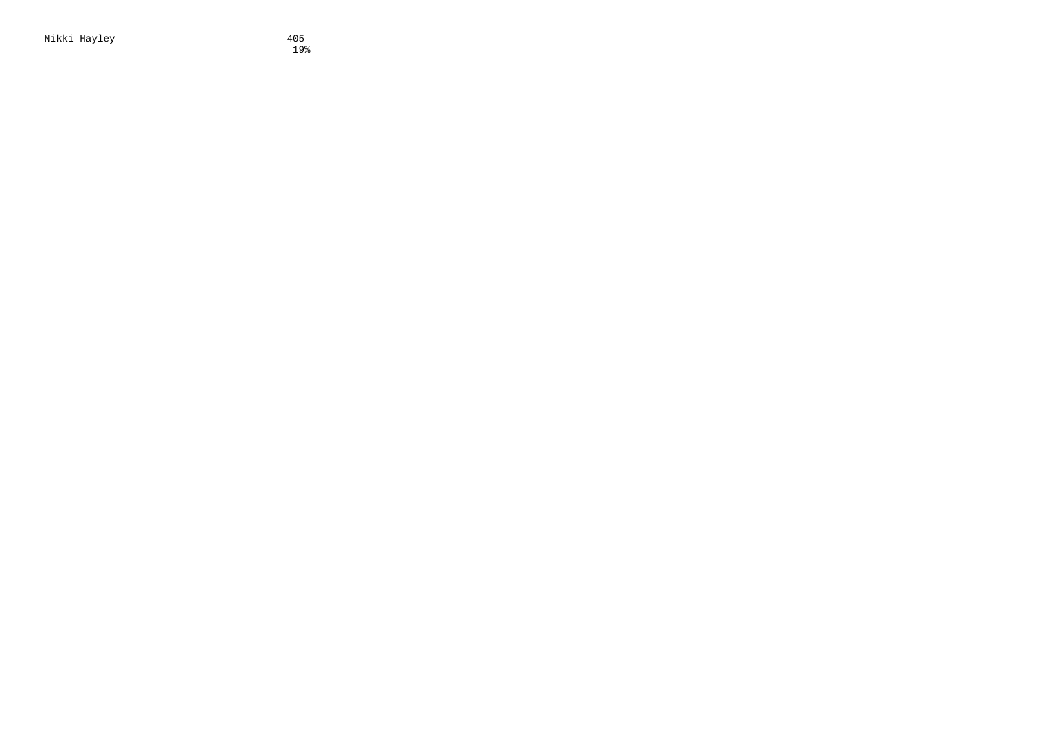| | |
|---|---|
| Nikki Hayley | 405 |
| | 19% |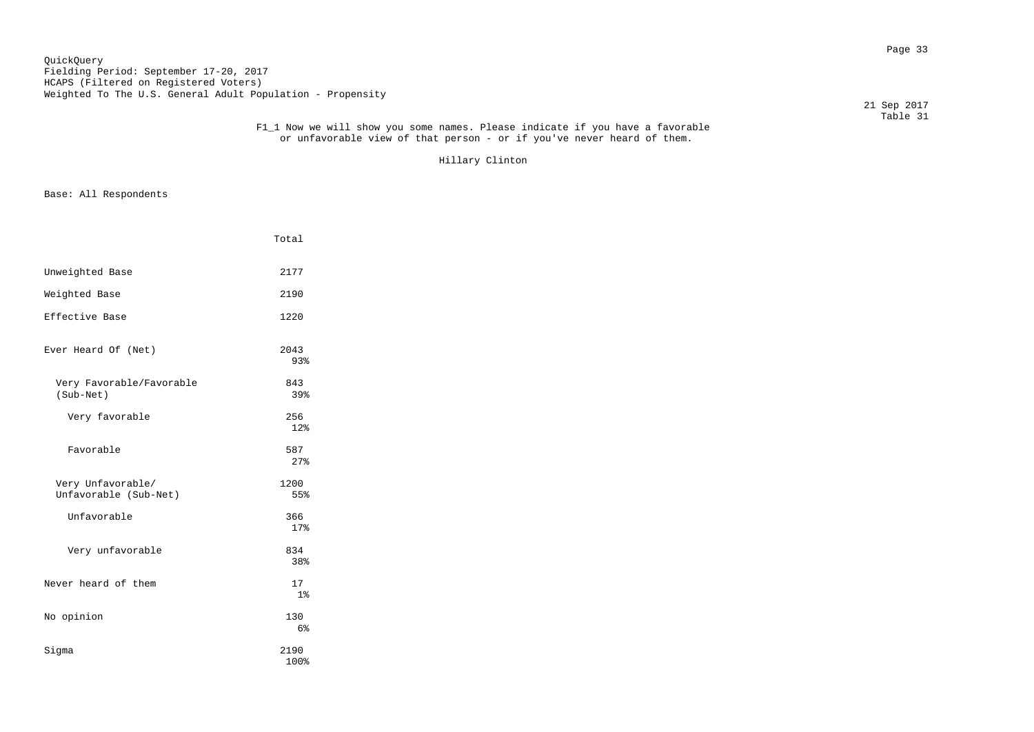QuickQuery
Fielding Period: September 17-20, 2017
HCAPS (Filtered on Registered Voters)
Weighted To The U.S. General Adult Population - Propensity

21 Sep 2017
Table 31

F1_1 Now we will show you some names. Please indicate if you have a favorable or unfavorable view of that person - or if you've never heard of them.

Hillary Clinton

Base: All Respondents

| | Total |
|---|---|
| Unweighted Base | 2177 |
| Weighted Base | 2190 |
| Effective Base | 1220 |
| Ever Heard Of (Net) | 2043<br>93% |
| Very Favorable/Favorable (Sub-Net) | 843<br>39% |
| Very favorable | 256<br>12% |
| Favorable | 587<br>27% |
| Very Unfavorable/ Unfavorable (Sub-Net) | 1200<br>55% |
| Unfavorable | 366<br>17% |
| Very unfavorable | 834<br>38% |
| Never heard of them | 17<br>1% |
| No opinion | 130<br>6% |
| Sigma | 2190<br>100% |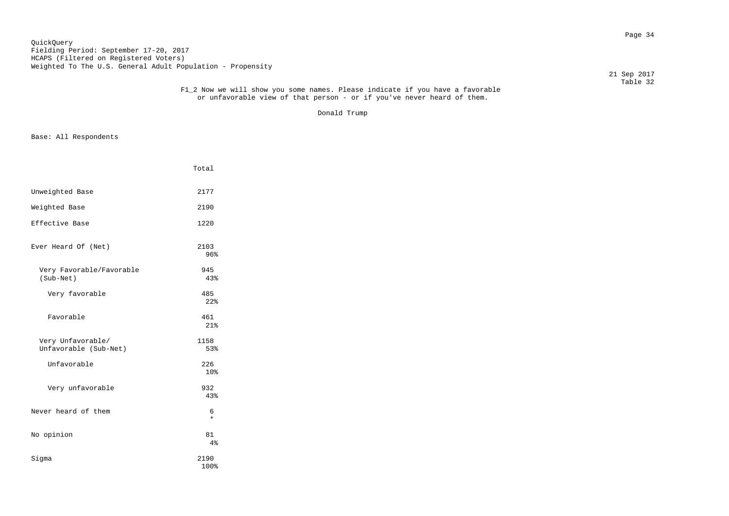QuickQuery
Fielding Period: September 17-20, 2017
HCAPS (Filtered on Registered Voters)
Weighted To The U.S. General Adult Population - Propensity

21 Sep 2017
Table 32

F1_2 Now we will show you some names. Please indicate if you have a favorable or unfavorable view of that person - or if you've never heard of them.

Donald Trump

Base: All Respondents

| | Total |
|---|---|
| Unweighted Base | 2177 |
| Weighted Base | 2190 |
| Effective Base | 1220 |
| Ever Heard Of (Net) | 2103<br>96% |
| Very Favorable/Favorable (Sub-Net) | 945<br>43% |
| Very favorable | 485<br>22% |
| Favorable | 461<br>21% |
| Very Unfavorable/ Unfavorable (Sub-Net) | 1158<br>53% |
| Unfavorable | 226<br>10% |
| Very unfavorable | 932<br>43% |
| Never heard of them | 6<br>* |
| No opinion | 81<br>4% |
| Sigma | 2190<br>100% |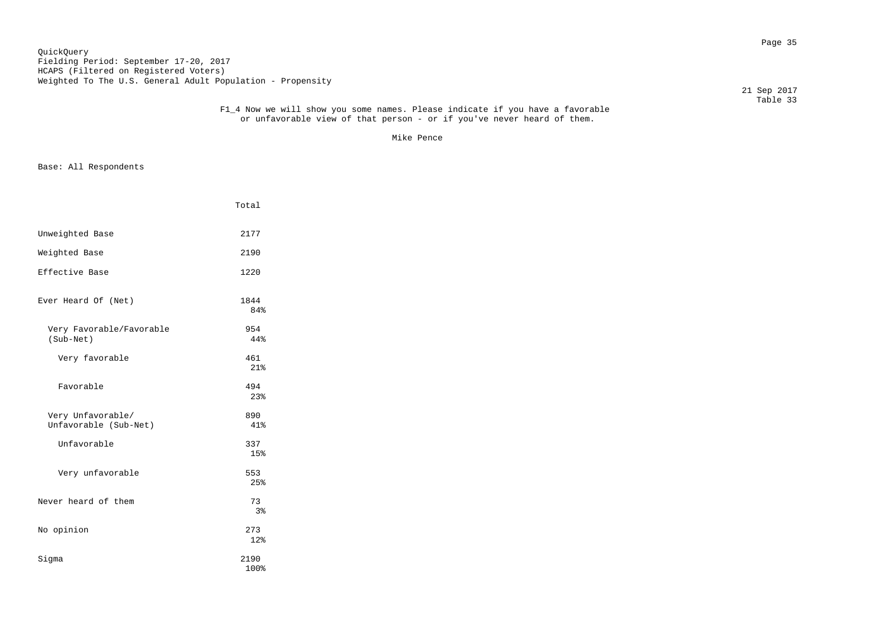QuickQuery
Fielding Period: September 17-20, 2017
HCAPS (Filtered on Registered Voters)
Weighted To The U.S. General Adult Population - Propensity

21 Sep 2017
Table 33

F1_4 Now we will show you some names. Please indicate if you have a favorable or unfavorable view of that person - or if you've never heard of them.

Mike Pence

Base: All Respondents

| | Total |
|---|---|
| Unweighted Base | 2177 |
| Weighted Base | 2190 |
| Effective Base | 1220 |
| Ever Heard Of (Net) | 1844<br>84% |
| Very Favorable/Favorable (Sub-Net) | 954<br>44% |
| Very favorable | 461<br>21% |
| Favorable | 494<br>23% |
| Very Unfavorable/ Unfavorable (Sub-Net) | 890<br>41% |
| Unfavorable | 337<br>15% |
| Very unfavorable | 553<br>25% |
| Never heard of them | 73<br>3% |
| No opinion | 273<br>12% |
| Sigma | 2190<br>100% |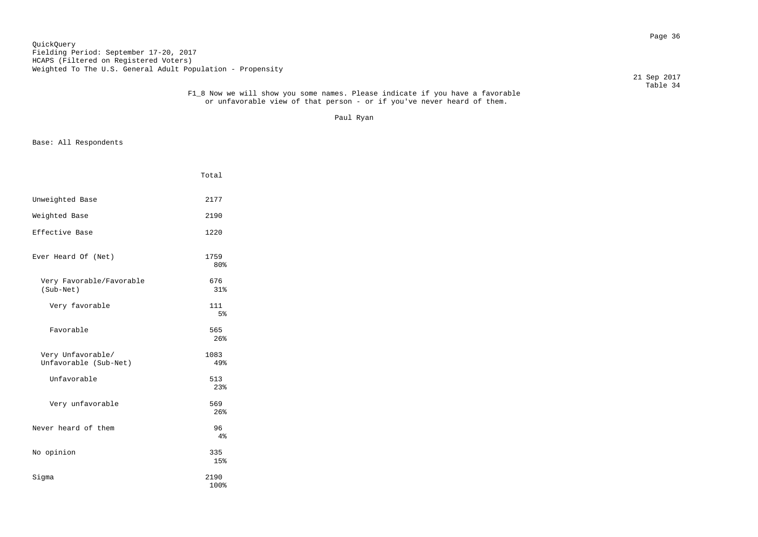QuickQuery
Fielding Period: September 17-20, 2017
HCAPS (Filtered on Registered Voters)
Weighted To The U.S. General Adult Population - Propensity

21 Sep 2017
Table 34

F1_8 Now we will show you some names. Please indicate if you have a favorable or unfavorable view of that person - or if you've never heard of them.

Paul Ryan

Base: All Respondents

| | Total |
|---|---|
| Unweighted Base | 2177 |
| Weighted Base | 2190 |
| Effective Base | 1220 |
| Ever Heard Of (Net) | 1759<br>80% |
| Very Favorable/Favorable (Sub-Net) | 676<br>31% |
| Very favorable | 111<br>5% |
| Favorable | 565<br>26% |
| Very Unfavorable/ Unfavorable (Sub-Net) | 1083<br>49% |
| Unfavorable | 513<br>23% |
| Very unfavorable | 569<br>26% |
| Never heard of them | 96<br>4% |
| No opinion | 335<br>15% |
| Sigma | 2190<br>100% |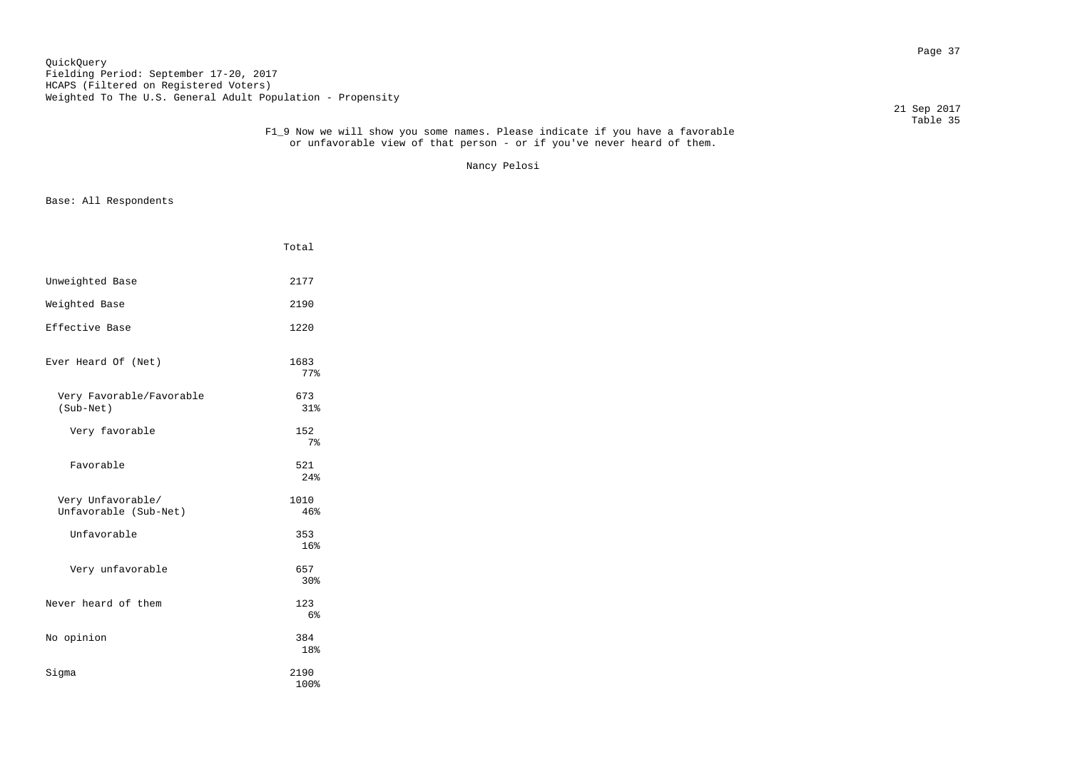QuickQuery
Fielding Period: September 17-20, 2017
HCAPS (Filtered on Registered Voters)
Weighted To The U.S. General Adult Population - Propensity

21 Sep 2017
Table 35

F1_9 Now we will show you some names. Please indicate if you have a favorable or unfavorable view of that person - or if you've never heard of them.

Nancy Pelosi

Base: All Respondents

| | Total |
|---|---|
| Unweighted Base | 2177 |
| Weighted Base | 2190 |
| Effective Base | 1220 |
| Ever Heard Of (Net) | 1683<br>77% |
| Very Favorable/Favorable (Sub-Net) | 673<br>31% |
| Very favorable | 152<br>7% |
| Favorable | 521<br>24% |
| Very Unfavorable/ Unfavorable (Sub-Net) | 1010<br>46% |
| Unfavorable | 353<br>16% |
| Very unfavorable | 657<br>30% |
| Never heard of them | 123<br>6% |
| No opinion | 384<br>18% |
| Sigma | 2190<br>100% |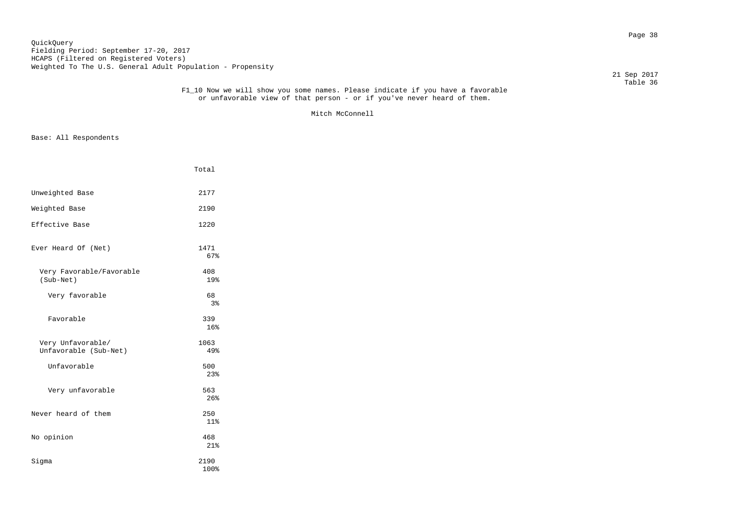QuickQuery
Fielding Period: September 17-20, 2017
HCAPS (Filtered on Registered Voters)
Weighted To The U.S. General Adult Population - Propensity

21 Sep 2017
Table 36

F1_10 Now we will show you some names. Please indicate if you have a favorable or unfavorable view of that person - or if you've never heard of them.

Mitch McConnell

Base: All Respondents

| | Total |
|---|---|
| Unweighted Base | 2177 |
| Weighted Base | 2190 |
| Effective Base | 1220 |
| Ever Heard Of (Net) | 1471<br>67% |
| Very Favorable/Favorable (Sub-Net) | 408<br>19% |
| Very favorable | 68<br>3% |
| Favorable | 339<br>16% |
| Very Unfavorable/ Unfavorable (Sub-Net) | 1063<br>49% |
| Unfavorable | 500<br>23% |
| Very unfavorable | 563<br>26% |
| Never heard of them | 250<br>11% |
| No opinion | 468<br>21% |
| Sigma | 2190<br>100% |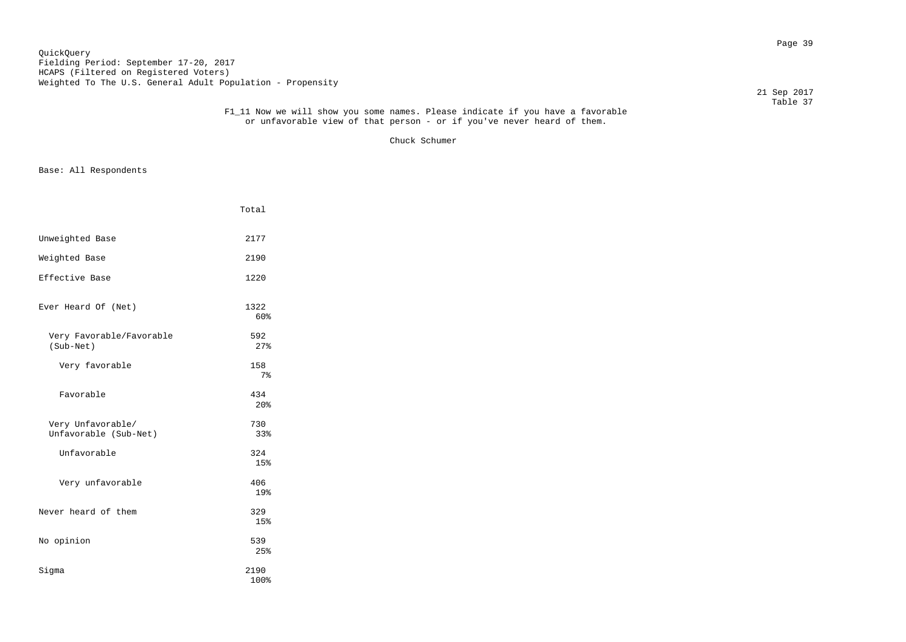QuickQuery
Fielding Period: September 17-20, 2017
HCAPS (Filtered on Registered Voters)
Weighted To The U.S. General Adult Population - Propensity

21 Sep 2017
Table 37

F1_11 Now we will show you some names. Please indicate if you have a favorable or unfavorable view of that person - or if you've never heard of them.

Chuck Schumer

Base: All Respondents

| | Total |
|---|---|
| Unweighted Base | 2177 |
| Weighted Base | 2190 |
| Effective Base | 1220 |
| Ever Heard Of (Net) | 1322<br>60% |
| Very Favorable/Favorable (Sub-Net) | 592<br>27% |
| Very favorable | 158<br>7% |
| Favorable | 434<br>20% |
| Very Unfavorable/ Unfavorable (Sub-Net) | 730<br>33% |
| Unfavorable | 324<br>15% |
| Very unfavorable | 406<br>19% |
| Never heard of them | 329<br>15% |
| No opinion | 539<br>25% |
| Sigma | 2190<br>100% |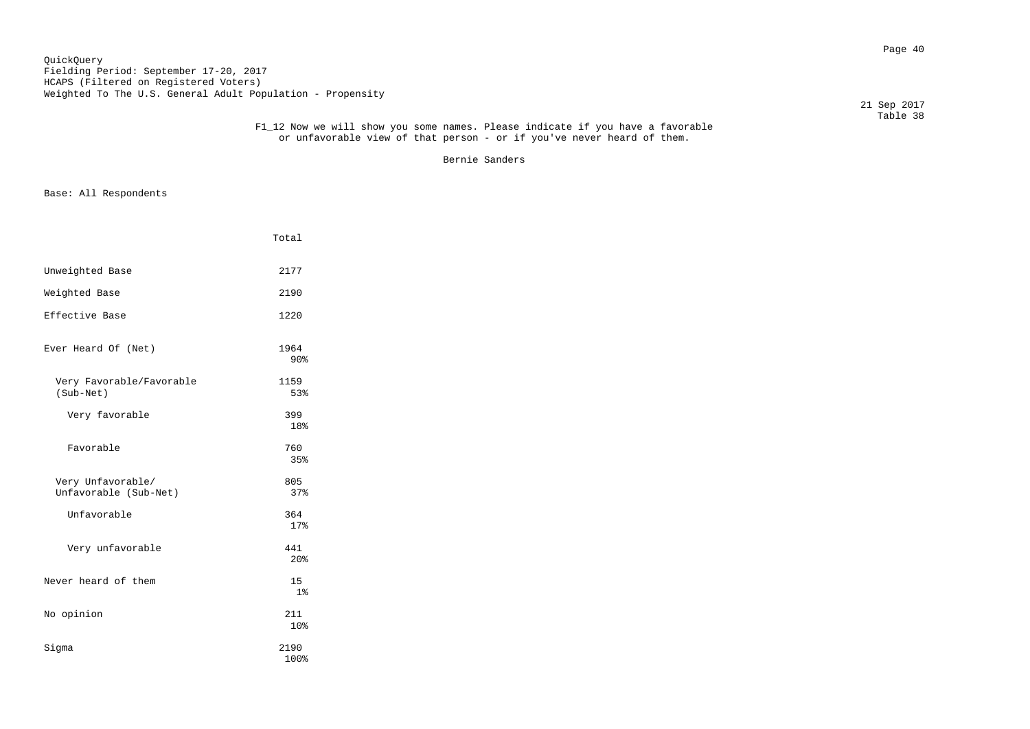QuickQuery
Fielding Period: September 17-20, 2017
HCAPS (Filtered on Registered Voters)
Weighted To The U.S. General Adult Population - Propensity

21 Sep 2017
Table 38

F1_12 Now we will show you some names. Please indicate if you have a favorable or unfavorable view of that person - or if you've never heard of them.

Bernie Sanders

Base: All Respondents

| | Total |
|---|---|
| Unweighted Base | 2177 |
| Weighted Base | 2190 |
| Effective Base | 1220 |
| Ever Heard Of (Net) | 1964<br>90% |
| Very Favorable/Favorable (Sub-Net) | 1159<br>53% |
| Very favorable | 399<br>18% |
| Favorable | 760<br>35% |
| Very Unfavorable/ Unfavorable (Sub-Net) | 805<br>37% |
| Unfavorable | 364<br>17% |
| Very unfavorable | 441<br>20% |
| Never heard of them | 15<br>1% |
| No opinion | 211<br>10% |
| Sigma | 2190<br>100% |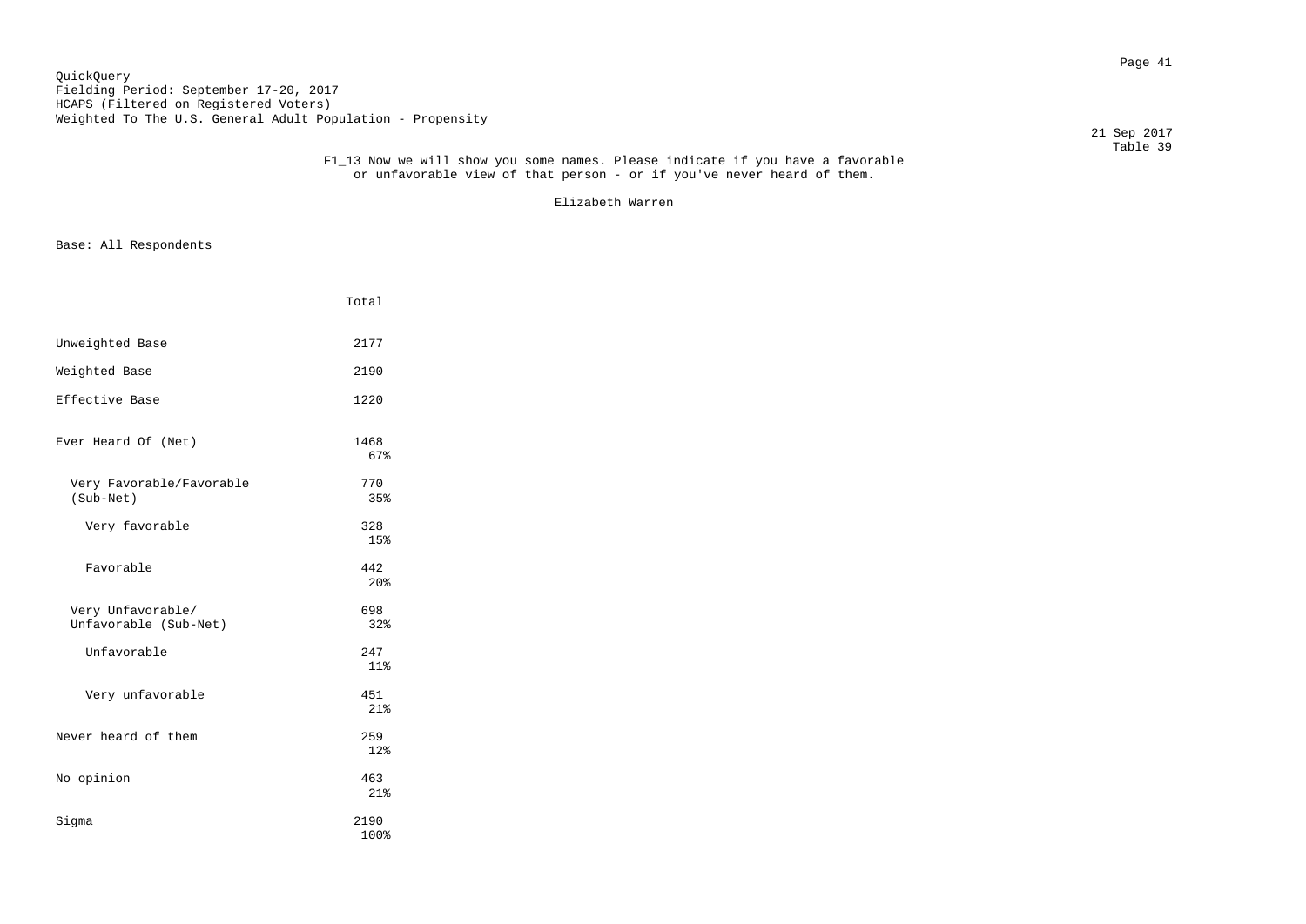QuickQuery
Fielding Period: September 17-20, 2017
HCAPS (Filtered on Registered Voters)
Weighted To The U.S. General Adult Population - Propensity

21 Sep 2017
Table 39

F1_13 Now we will show you some names. Please indicate if you have a favorable or unfavorable view of that person - or if you've never heard of them.

Elizabeth Warren

Base: All Respondents

| | Total |
|---|---|
| Unweighted Base | 2177 |
| Weighted Base | 2190 |
| Effective Base | 1220 |
| Ever Heard Of (Net) | 1468<br>67% |
| Very Favorable/Favorable (Sub-Net) | 770<br>35% |
| Very favorable | 328<br>15% |
| Favorable | 442<br>20% |
| Very Unfavorable/ Unfavorable (Sub-Net) | 698<br>32% |
| Unfavorable | 247<br>11% |
| Very unfavorable | 451<br>21% |
| Never heard of them | 259<br>12% |
| No opinion | 463<br>21% |
| Sigma | 2190<br>100% |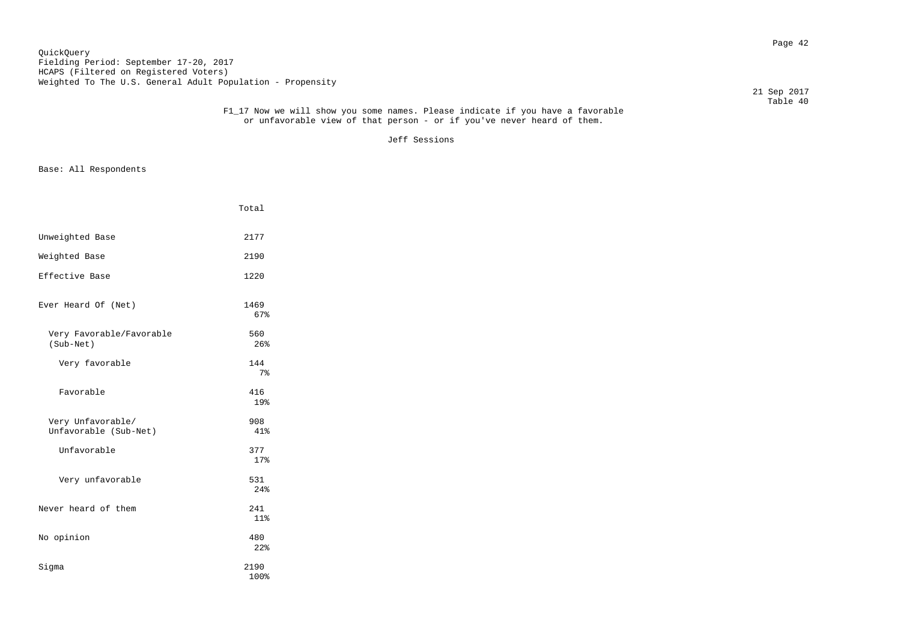QuickQuery
Fielding Period: September 17-20, 2017
HCAPS (Filtered on Registered Voters)
Weighted To The U.S. General Adult Population - Propensity

21 Sep 2017
Table 40

F1_17 Now we will show you some names. Please indicate if you have a favorable or unfavorable view of that person - or if you've never heard of them.

Jeff Sessions

Base: All Respondents

| | Total |
|---|---|
| Unweighted Base | 2177 |
| Weighted Base | 2190 |
| Effective Base | 1220 |
| Ever Heard Of (Net) | 1469<br>67% |
| Very Favorable/Favorable (Sub-Net) | 560<br>26% |
| Very favorable | 144<br>7% |
| Favorable | 416<br>19% |
| Very Unfavorable/ Unfavorable (Sub-Net) | 908<br>41% |
| Unfavorable | 377<br>17% |
| Very unfavorable | 531<br>24% |
| Never heard of them | 241<br>11% |
| No opinion | 480<br>22% |
| Sigma | 2190<br>100% |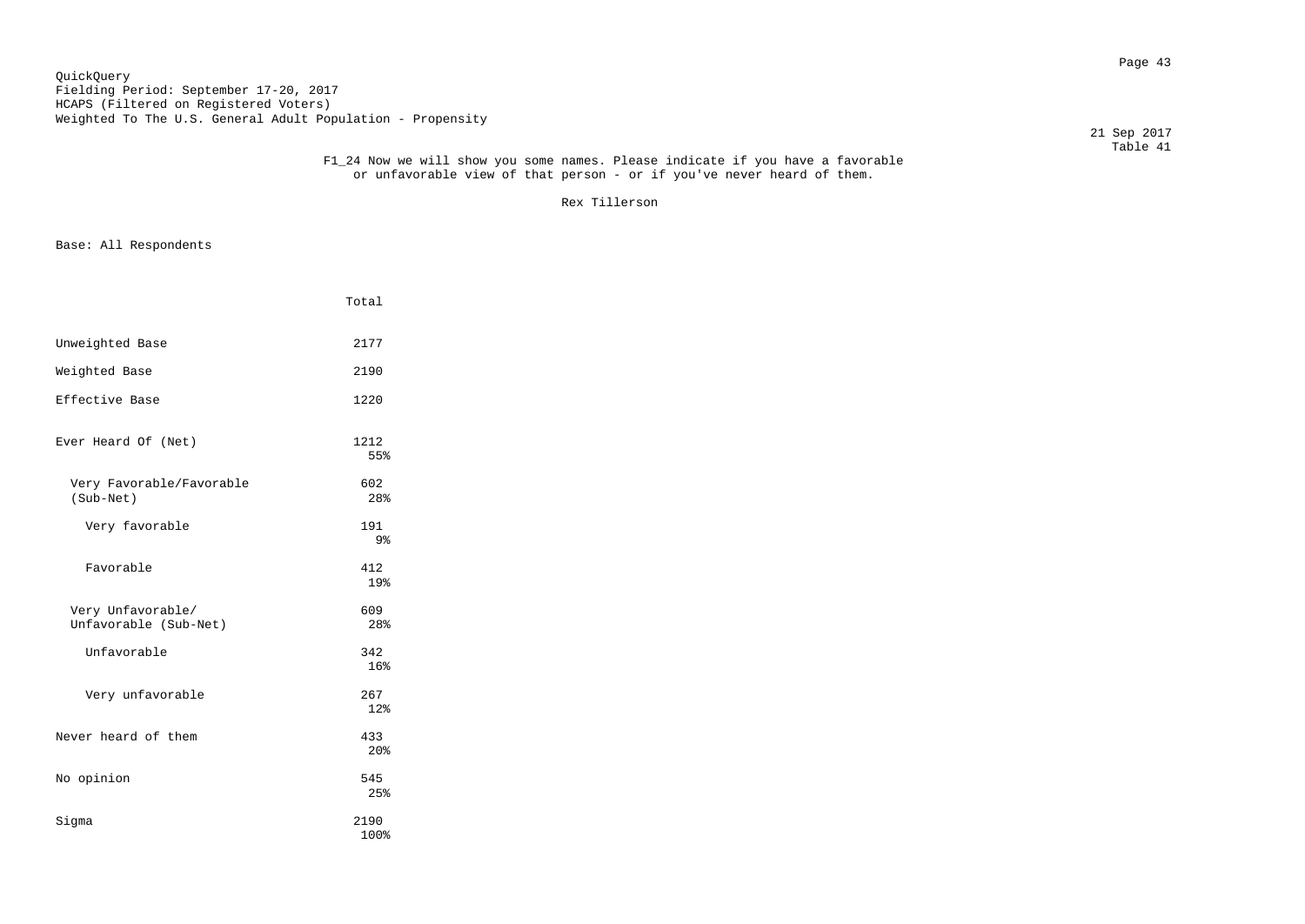QuickQuery
Fielding Period: September 17-20, 2017
HCAPS (Filtered on Registered Voters)
Weighted To The U.S. General Adult Population - Propensity

21 Sep 2017
Table 41

F1_24 Now we will show you some names. Please indicate if you have a favorable or unfavorable view of that person - or if you've never heard of them.

Rex Tillerson

Base: All Respondents

| | Total |
|---|---|
| Unweighted Base | 2177 |
| Weighted Base | 2190 |
| Effective Base | 1220 |
| Ever Heard Of (Net) | 1212<br>55% |
| Very Favorable/Favorable (Sub-Net) | 602<br>28% |
| Very favorable | 191<br>9% |
| Favorable | 412<br>19% |
| Very Unfavorable/ Unfavorable (Sub-Net) | 609<br>28% |
| Unfavorable | 342<br>16% |
| Very unfavorable | 267<br>12% |
| Never heard of them | 433<br>20% |
| No opinion | 545<br>25% |
| Sigma | 2190<br>100% |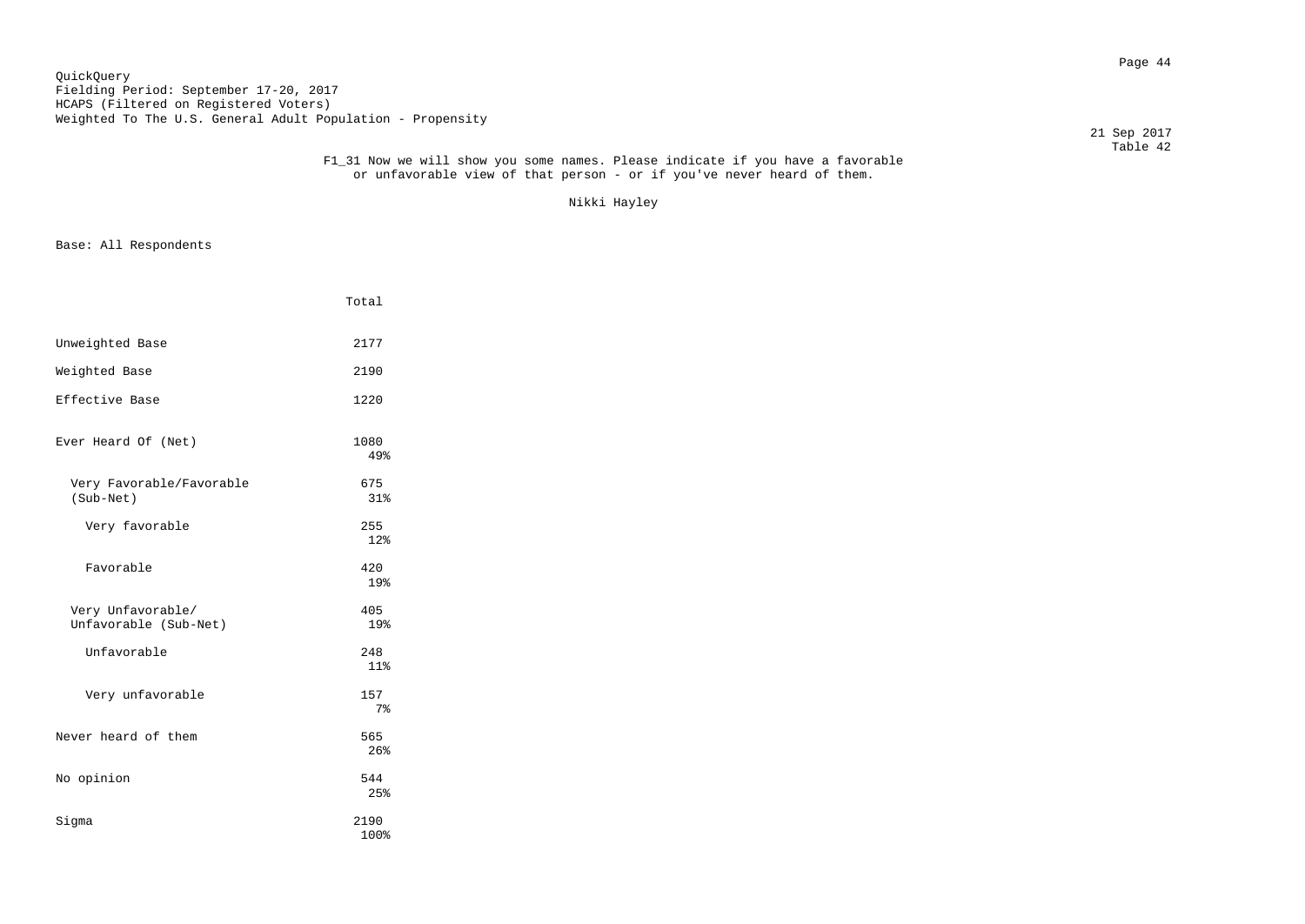QuickQuery
Fielding Period: September 17-20, 2017
HCAPS (Filtered on Registered Voters)
Weighted To The U.S. General Adult Population - Propensity

21 Sep 2017
Table 42

F1_31 Now we will show you some names. Please indicate if you have a favorable or unfavorable view of that person - or if you've never heard of them.

Nikki Hayley

Base: All Respondents

| | Total |
|---|---|
| Unweighted Base | 2177 |
| Weighted Base | 2190 |
| Effective Base | 1220 |
| Ever Heard Of (Net) | 1080<br>49% |
| Very Favorable/Favorable (Sub-Net) | 675<br>31% |
| Very favorable | 255<br>12% |
| Favorable | 420<br>19% |
| Very Unfavorable/ Unfavorable (Sub-Net) | 405<br>19% |
| Unfavorable | 248<br>11% |
| Very unfavorable | 157<br>7% |
| Never heard of them | 565<br>26% |
| No opinion | 544<br>25% |
| Sigma | 2190<br>100% |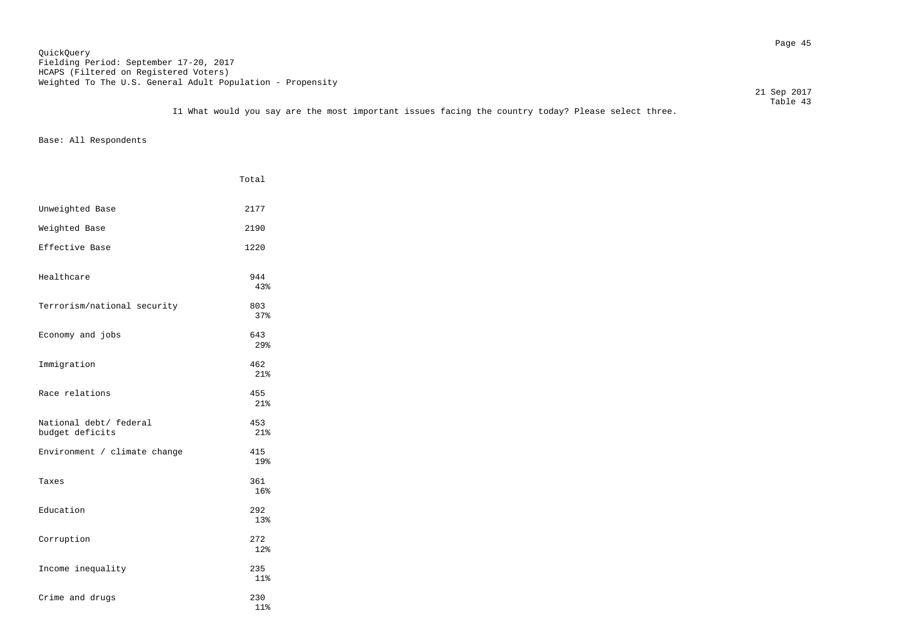QuickQuery
Fielding Period: September 17-20, 2017
HCAPS (Filtered on Registered Voters)
Weighted To The U.S. General Adult Population - Propensity

21 Sep 2017
Table 43

I1 What would you say are the most important issues facing the country today? Please select three.

Base: All Respondents

| | Total |
|---|---|
| Unweighted Base | 2177 |
| Weighted Base | 2190 |
| Effective Base | 1220 |
| Healthcare | 944<br>43% |
| Terrorism/national security | 803<br>37% |
| Economy and jobs | 643<br>29% |
| Immigration | 462<br>21% |
| Race relations | 455<br>21% |
| National debt/ federal budget deficits | 453<br>21% |
| Environment / climate change | 415<br>19% |
| Taxes | 361<br>16% |
| Education | 292<br>13% |
| Corruption | 272<br>12% |
| Income inequality | 235<br>11% |
| Crime and drugs | 230<br>11% |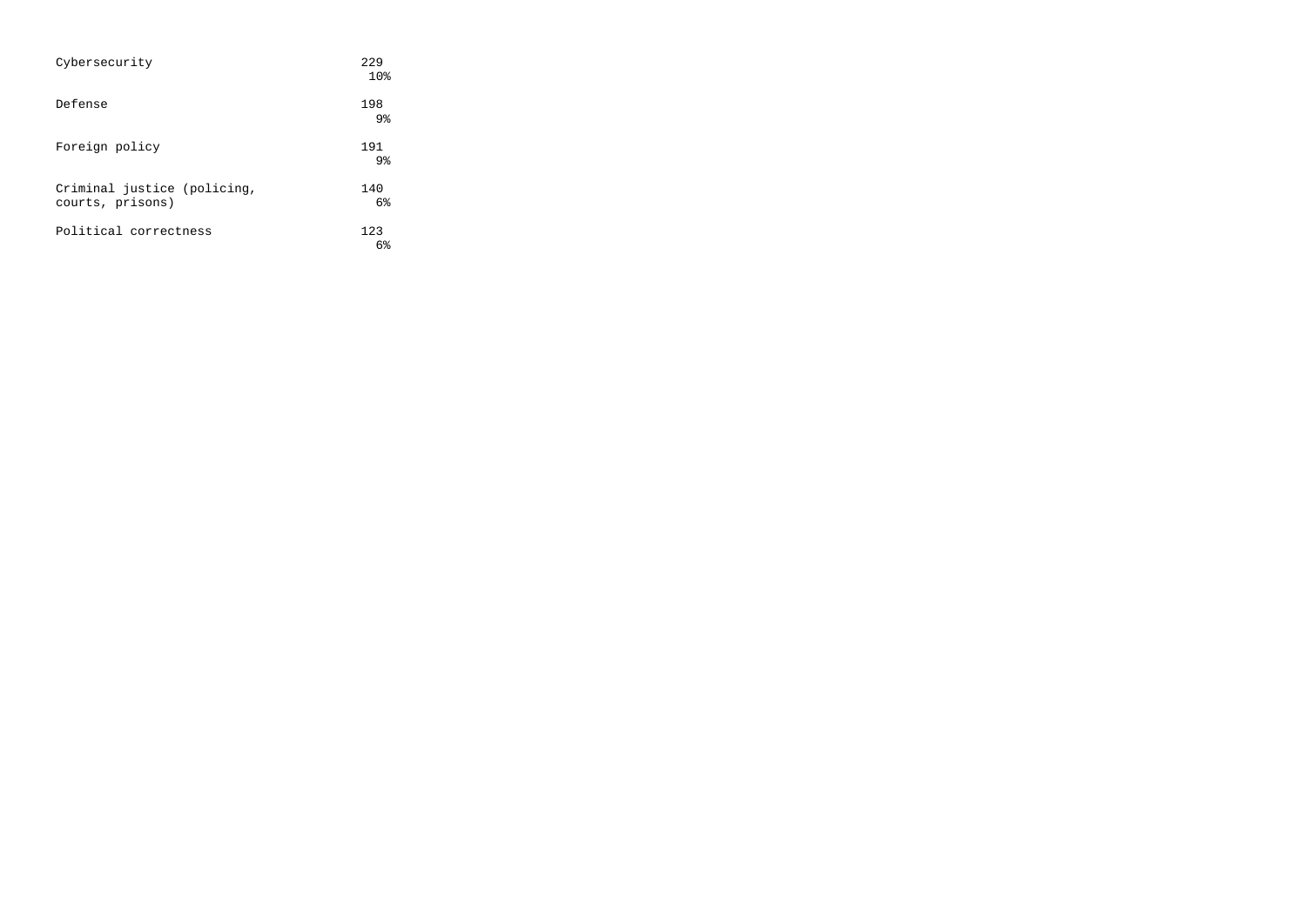| | |
|---|---|
| Cybersecurity | 229<br>10% |
| Defense | 198<br>9% |
| Foreign policy | 191<br>9% |
| Criminal justice (policing, courts, prisons) | 140<br>6% |
| Political correctness | 123<br>6% |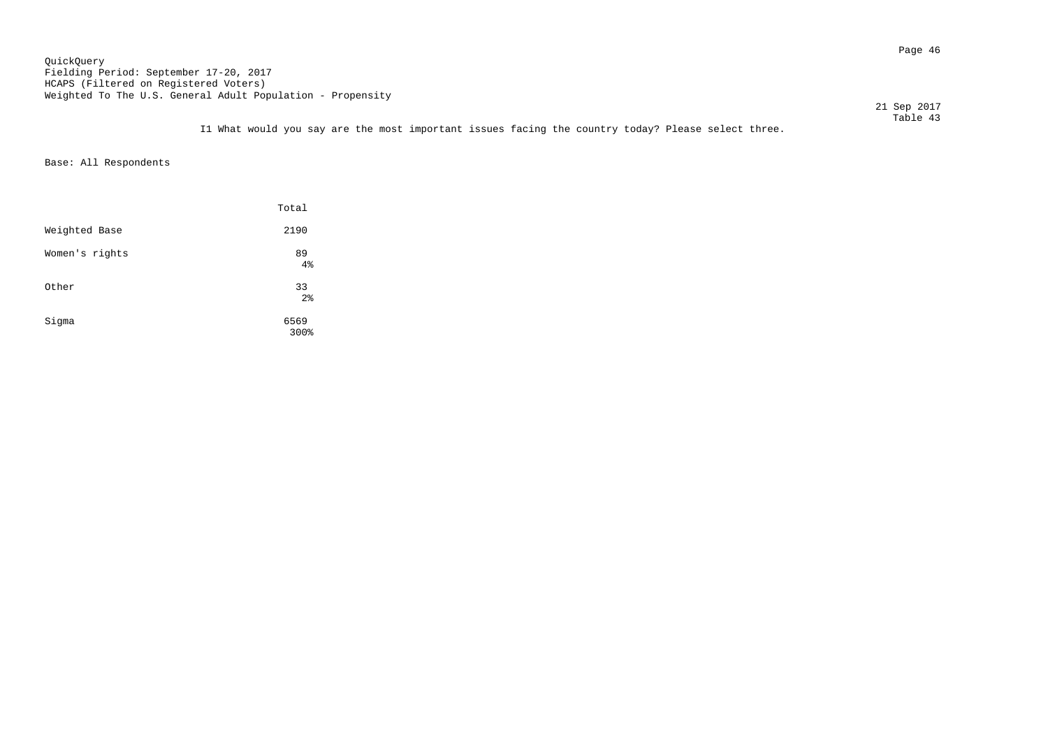QuickQuery
Fielding Period: September 17-20, 2017
HCAPS (Filtered on Registered Voters)
Weighted To The U.S. General Adult Population - Propensity

21 Sep 2017
Table 43

I1 What would you say are the most important issues facing the country today? Please select three.

Base: All Respondents

| | Total |
|---|---|
| Weighted Base | 2190 |
| Women's rights | 89<br>4% |
| Other | 33<br>2% |
| Sigma | 6569<br>300% |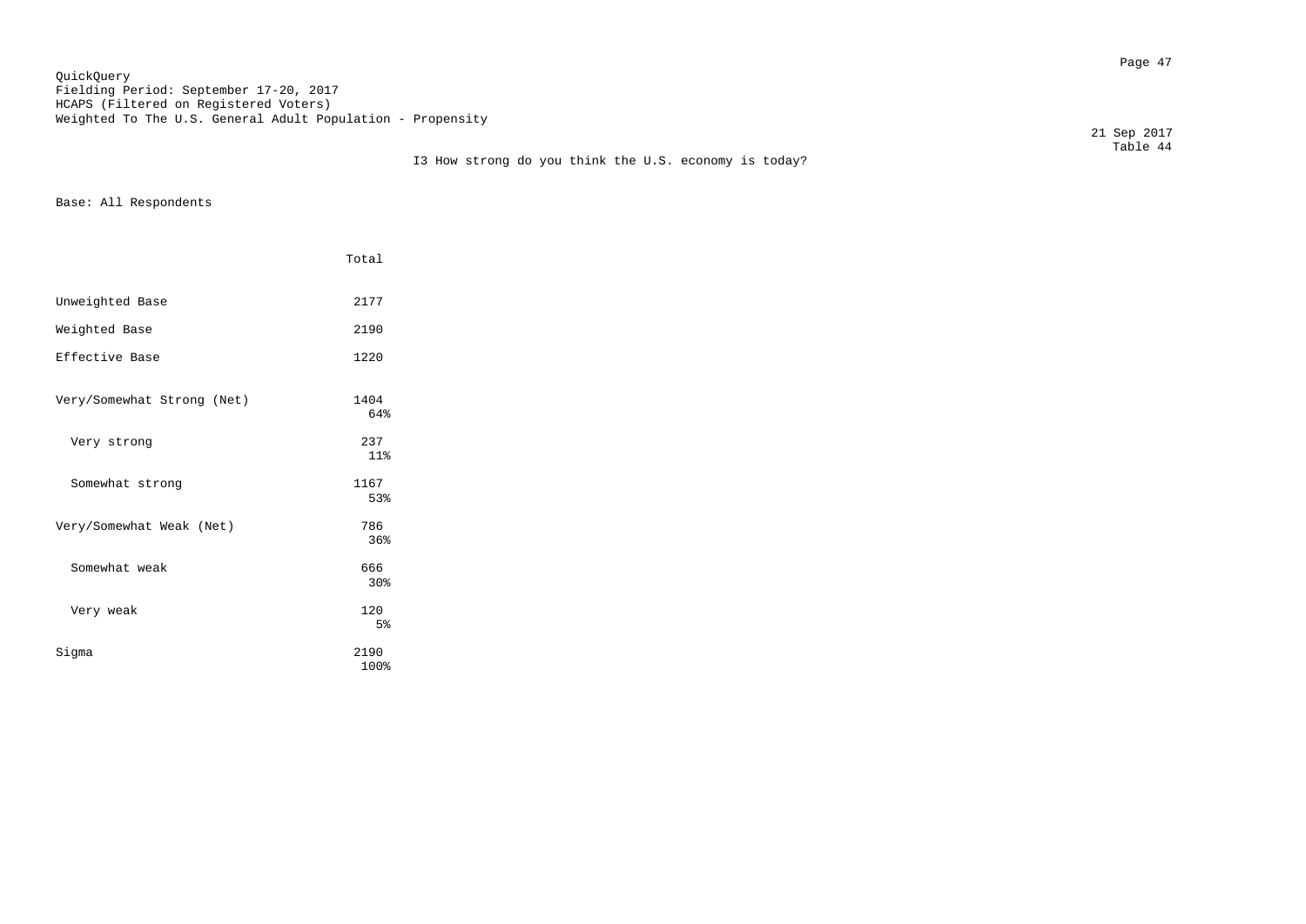QuickQuery
Fielding Period: September 17-20, 2017
HCAPS (Filtered on Registered Voters)
Weighted To The U.S. General Adult Population - Propensity

21 Sep 2017
Table 44

I3 How strong do you think the U.S. economy is today?

Base: All Respondents

| | Total |
|---|---|
| Unweighted Base | 2177 |
| Weighted Base | 2190 |
| Effective Base | 1220 |
| Very/Somewhat Strong (Net) | 1404<br>64% |
| Very strong | 237<br>11% |
| Somewhat strong | 1167<br>53% |
| Very/Somewhat Weak (Net) | 786<br>36% |
| Somewhat weak | 666<br>30% |
| Very weak | 120<br>5% |
| Sigma | 2190<br>100% |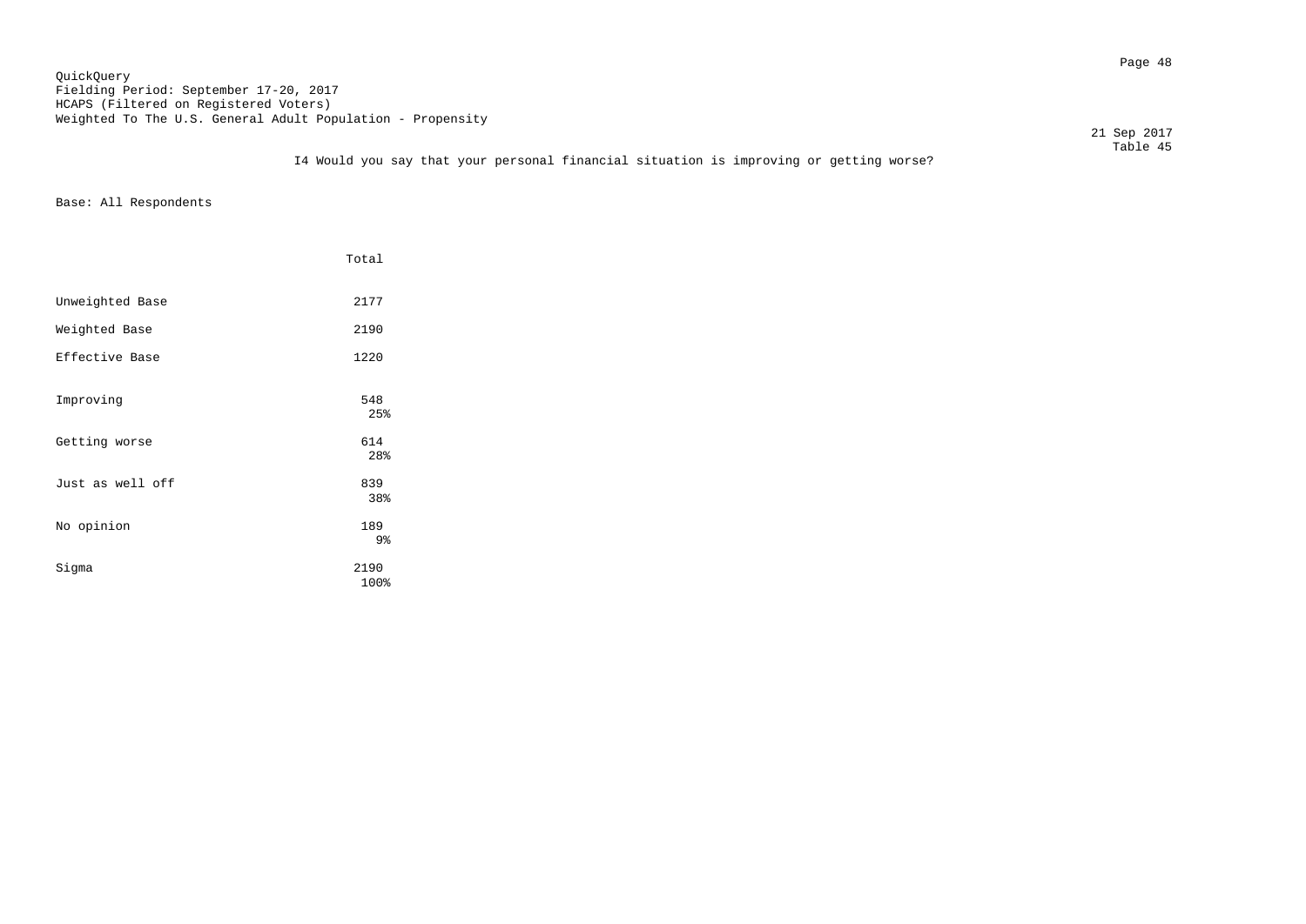QuickQuery
Fielding Period: September 17-20, 2017
HCAPS (Filtered on Registered Voters)
Weighted To The U.S. General Adult Population - Propensity

21 Sep 2017
Table 45

I4 Would you say that your personal financial situation is improving or getting worse?

Base: All Respondents

| | Total |
|---|---|
| Unweighted Base | 2177 |
| Weighted Base | 2190 |
| Effective Base | 1220 |
| Improving | 548<br>25% |
| Getting worse | 614<br>28% |
| Just as well off | 839<br>38% |
| No opinion | 189<br>9% |
| Sigma | 2190<br>100% |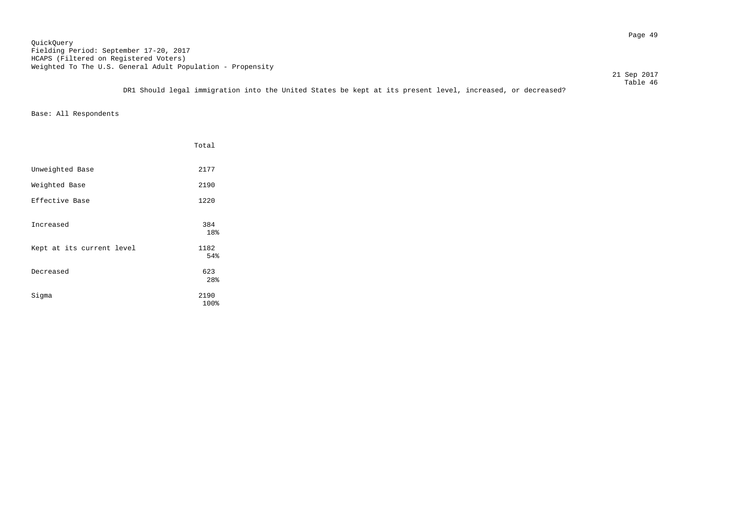QuickQuery
Fielding Period: September 17-20, 2017
HCAPS (Filtered on Registered Voters)
Weighted To The U.S. General Adult Population - Propensity

21 Sep 2017

Table 46

DR1 Should legal immigration into the United States be kept at its present level, increased, or decreased?

Base: All Respondents

| | Total |
|---|---|
| Unweighted Base | 2177 |
| Weighted Base | 2190 |
| Effective Base | 1220 |
| Increased | 384<br>18% |
| Kept at its current level | 1182<br>54% |
| Decreased | 623<br>28% |
| Sigma | 2190<br>100% |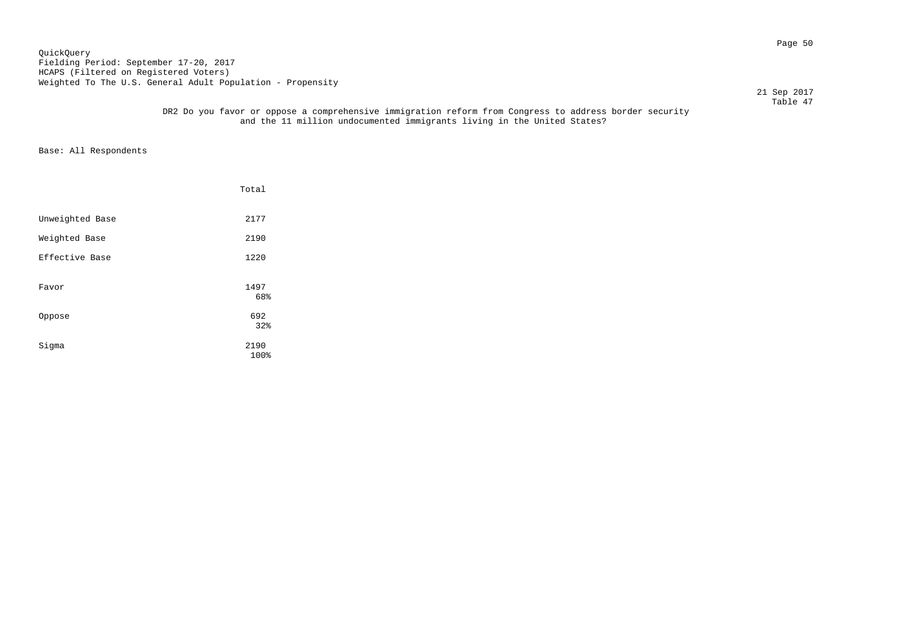QuickQuery
Fielding Period: September 17-20, 2017
HCAPS (Filtered on Registered Voters)
Weighted To The U.S. General Adult Population - Propensity

21 Sep 2017
Table 47

DR2 Do you favor or oppose a comprehensive immigration reform from Congress to address border security and the 11 million undocumented immigrants living in the United States?

Base: All Respondents

| | Total |
|---|---|
| Unweighted Base | 2177 |
| Weighted Base | 2190 |
| Effective Base | 1220 |
| Favor | 1497<br>68% |
| Oppose | 692<br>32% |
| Sigma | 2190<br>100% |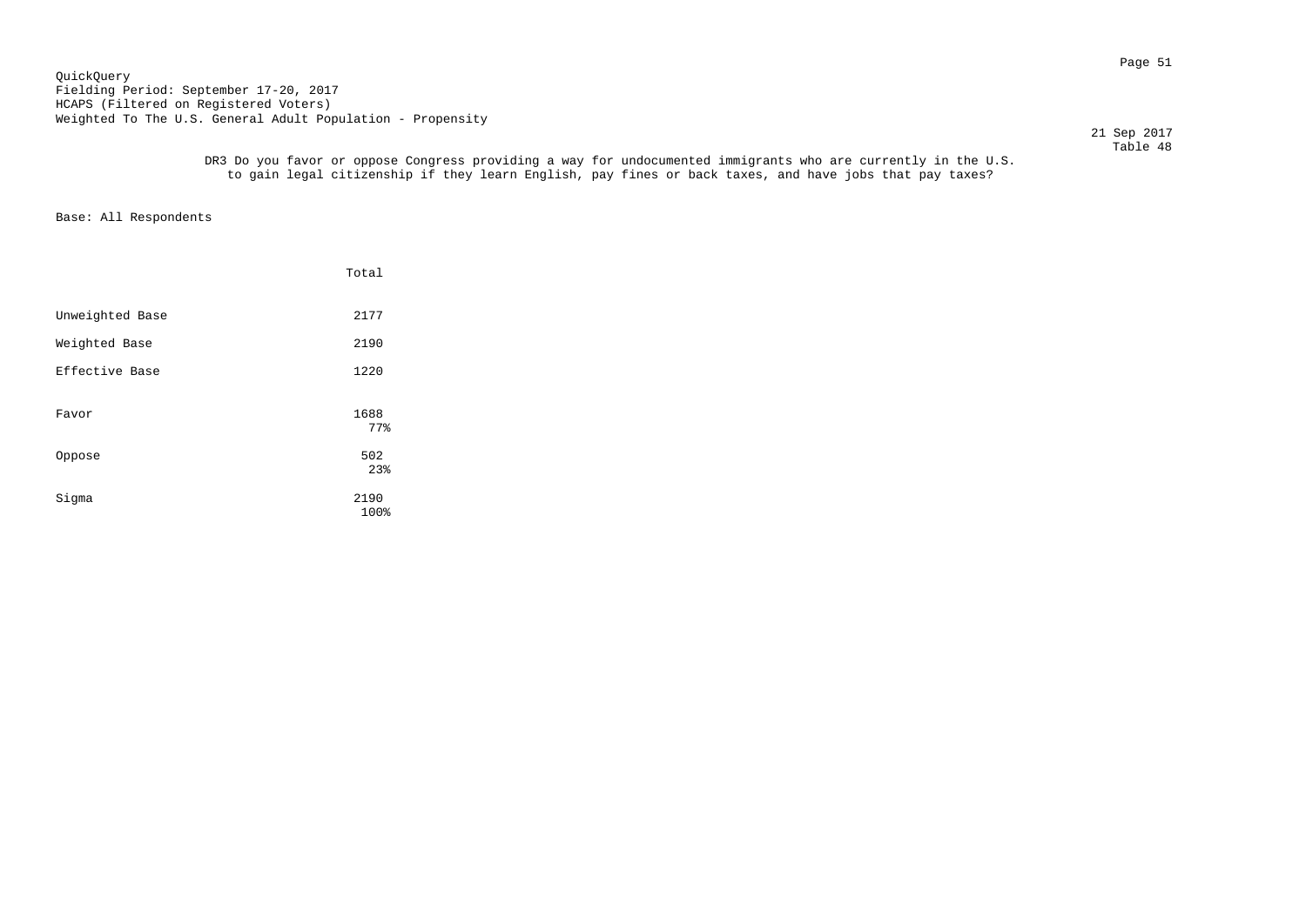QuickQuery
Fielding Period: September 17-20, 2017
HCAPS (Filtered on Registered Voters)
Weighted To The U.S. General Adult Population - Propensity

21 Sep 2017
Table 48

DR3 Do you favor or oppose Congress providing a way for undocumented immigrants who are currently in the U.S. to gain legal citizenship if they learn English, pay fines or back taxes, and have jobs that pay taxes?

Base: All Respondents

| | Total |
|---|---|
| Unweighted Base | 2177 |
| Weighted Base | 2190 |
| Effective Base | 1220 |
| Favor | 1688<br>77% |
| Oppose | 502<br>23% |
| Sigma | 2190<br>100% |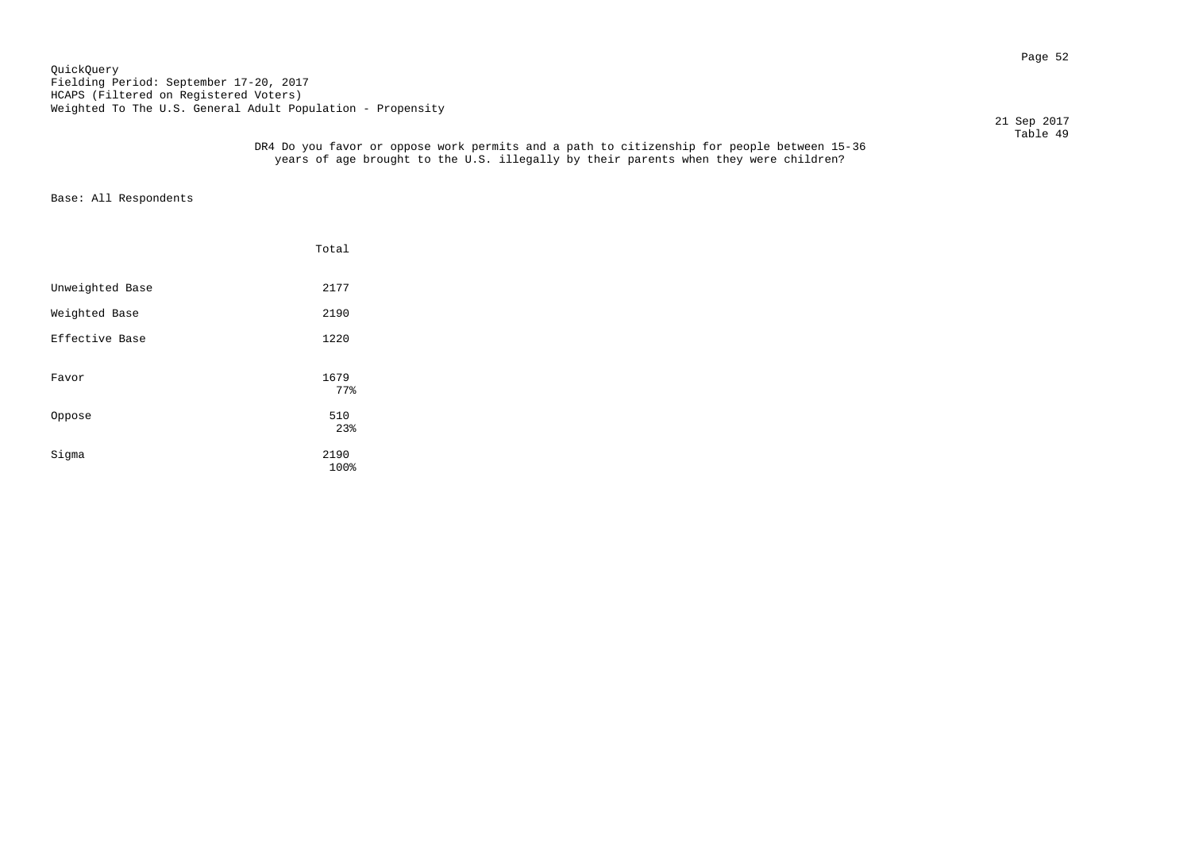QuickQuery
Fielding Period: September 17-20, 2017
HCAPS (Filtered on Registered Voters)
Weighted To The U.S. General Adult Population - Propensity

21 Sep 2017
Table 49

DR4 Do you favor or oppose work permits and a path to citizenship for people between 15-36 years of age brought to the U.S. illegally by their parents when they were children?

Base: All Respondents

| | Total |
|---|---|
| Unweighted Base | 2177 |
| Weighted Base | 2190 |
| Effective Base | 1220 |
| Favor | 1679<br>77% |
| Oppose | 510<br>23% |
| Sigma | 2190<br>100% |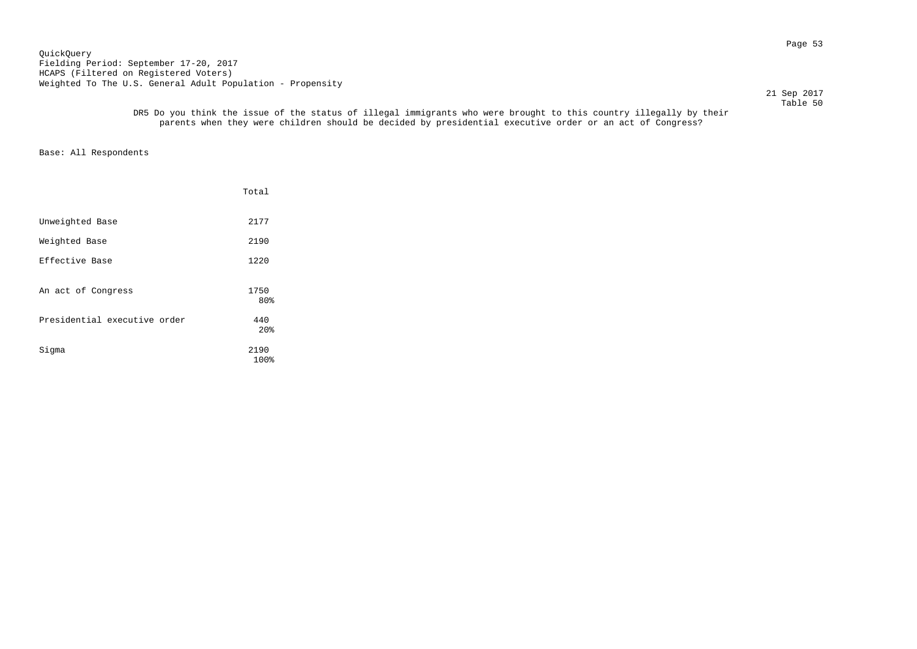QuickQuery
Fielding Period: September 17-20, 2017
HCAPS (Filtered on Registered Voters)
Weighted To The U.S. General Adult Population - Propensity

21 Sep 2017
Table 50

DR5 Do you think the issue of the status of illegal immigrants who were brought to this country illegally by their parents when they were children should be decided by presidential executive order or an act of Congress?

Base: All Respondents

| | Total |
|---|---|
| Unweighted Base | 2177 |
| Weighted Base | 2190 |
| Effective Base | 1220 |
| An act of Congress | 1750<br>80% |
| Presidential executive order | 440<br>20% |
| Sigma | 2190<br>100% |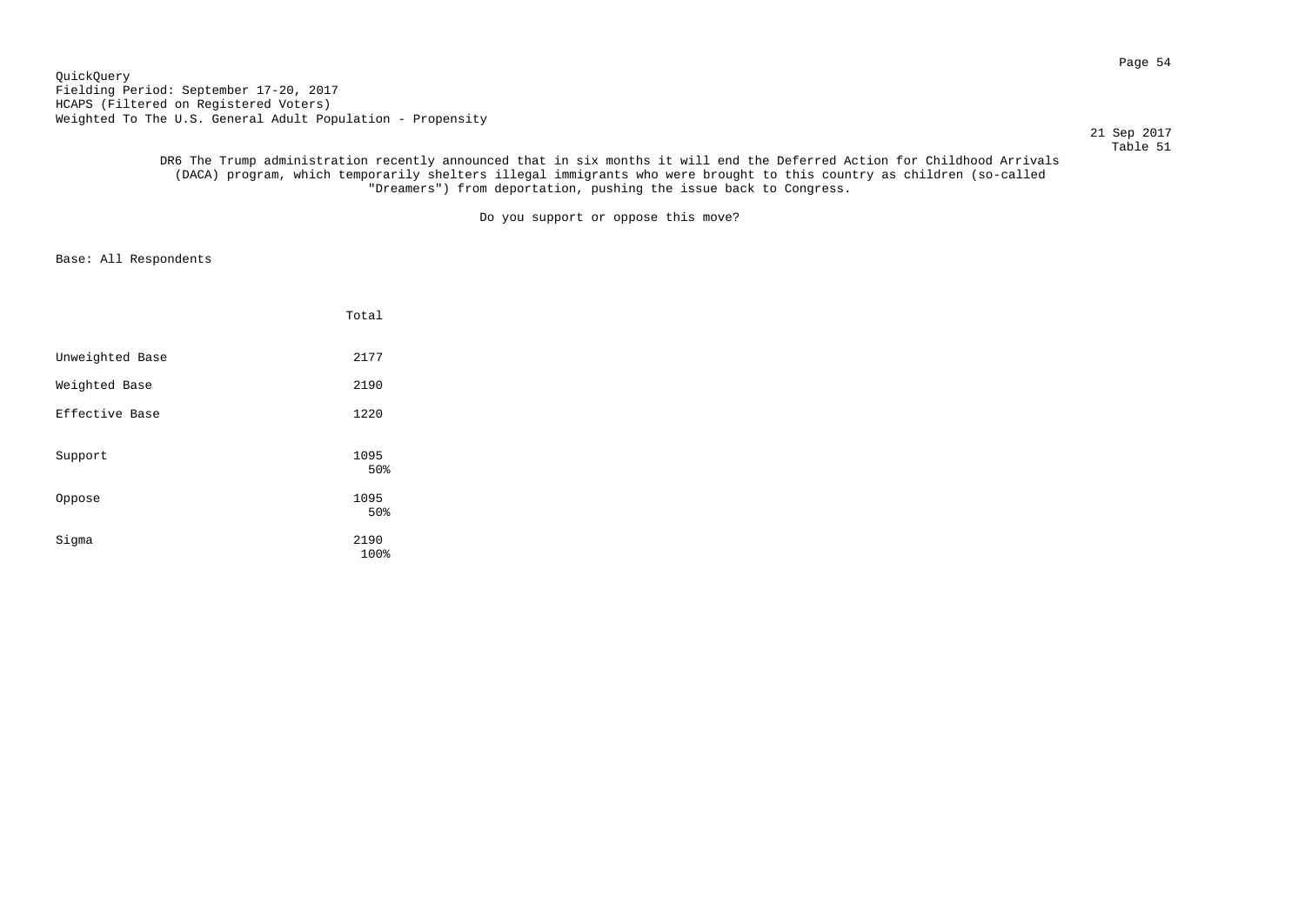QuickQuery
Fielding Period: September 17-20, 2017
HCAPS (Filtered on Registered Voters)
Weighted To The U.S. General Adult Population - Propensity

21 Sep 2017
Table 51

DR6 The Trump administration recently announced that in six months it will end the Deferred Action for Childhood Arrivals (DACA) program, which temporarily shelters illegal immigrants who were brought to this country as children (so-called "Dreamers") from deportation, pushing the issue back to Congress.

Do you support or oppose this move?

Base: All Respondents

| | Total |
|---|---|
| Unweighted Base | 2177 |
| Weighted Base | 2190 |
| Effective Base | 1220 |
| Support | 1095<br>50% |
| Oppose | 1095<br>50% |
| Sigma | 2190<br>100% |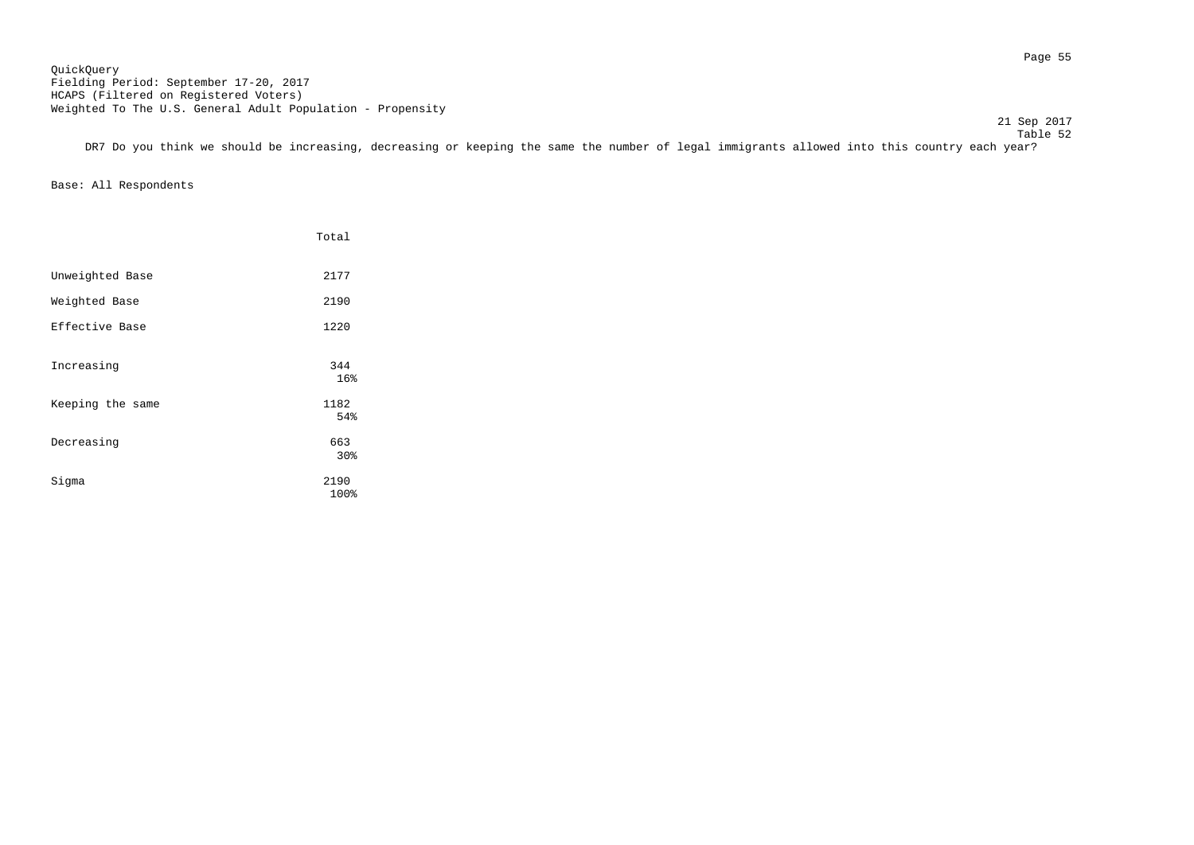QuickQuery
Fielding Period: September 17-20, 2017
HCAPS (Filtered on Registered Voters)
Weighted To The U.S. General Adult Population - Propensity

21 Sep 2017
Table 52

DR7 Do you think we should be increasing, decreasing or keeping the same the number of legal immigrants allowed into this country each year?

Base: All Respondents

| | Total |
|---|---|
| Unweighted Base | 2177 |
| Weighted Base | 2190 |
| Effective Base | 1220 |
| Increasing | 344<br>16% |
| Keeping the same | 1182<br>54% |
| Decreasing | 663<br>30% |
| Sigma | 2190<br>100% |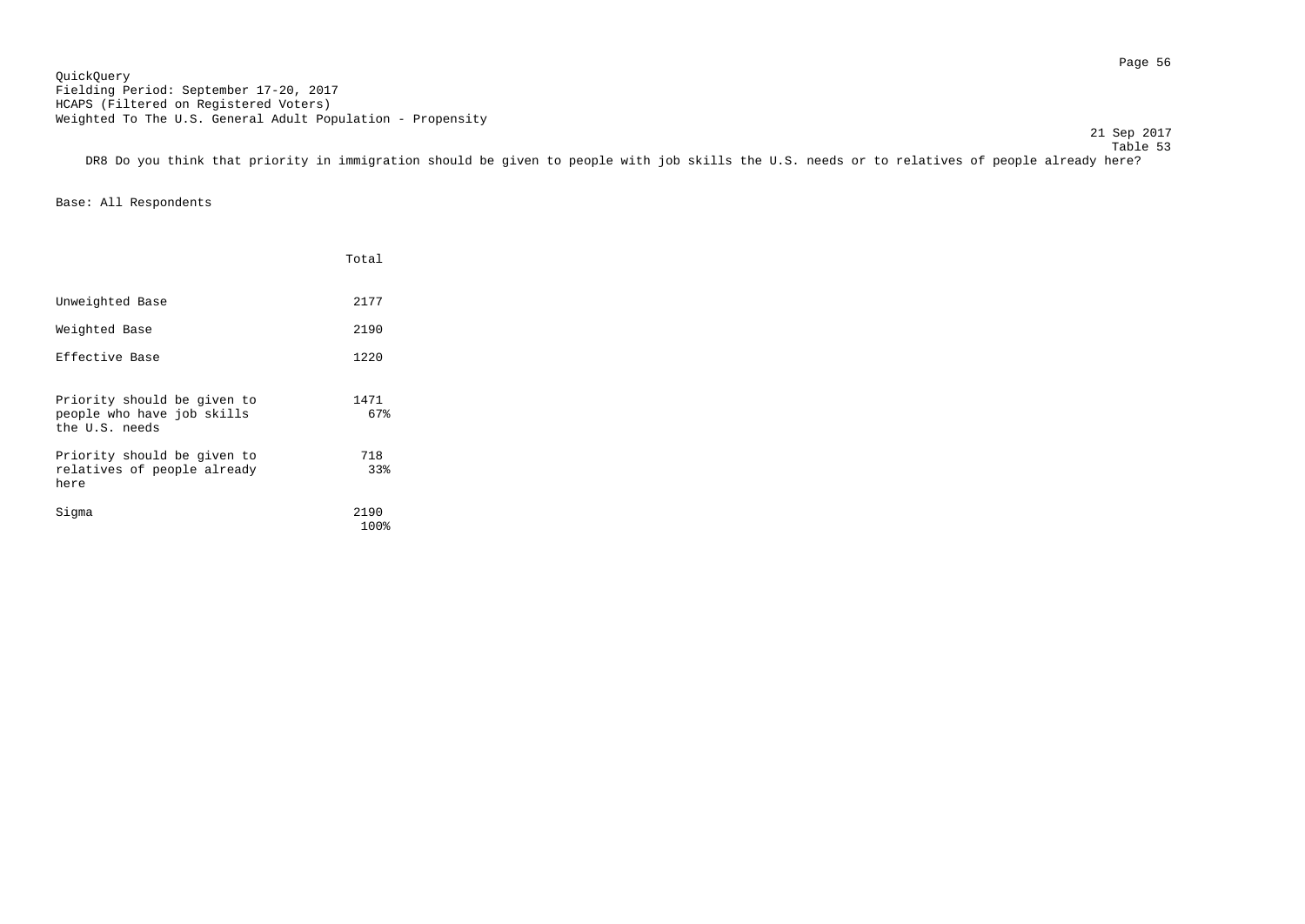QuickQuery
Fielding Period: September 17-20, 2017
HCAPS (Filtered on Registered Voters)
Weighted To The U.S. General Adult Population - Propensity

21 Sep 2017
Table 53

DR8 Do you think that priority in immigration should be given to people with job skills the U.S. needs or to relatives of people already here?

Base: All Respondents

| | Total |
|---|---|
| Unweighted Base | 2177 |
| Weighted Base | 2190 |
| Effective Base | 1220 |
| Priority should be given to people who have job skills the U.S. needs | 1471<br>67% |
| Priority should be given to relatives of people already here | 718<br>33% |
| Sigma | 2190<br>100% |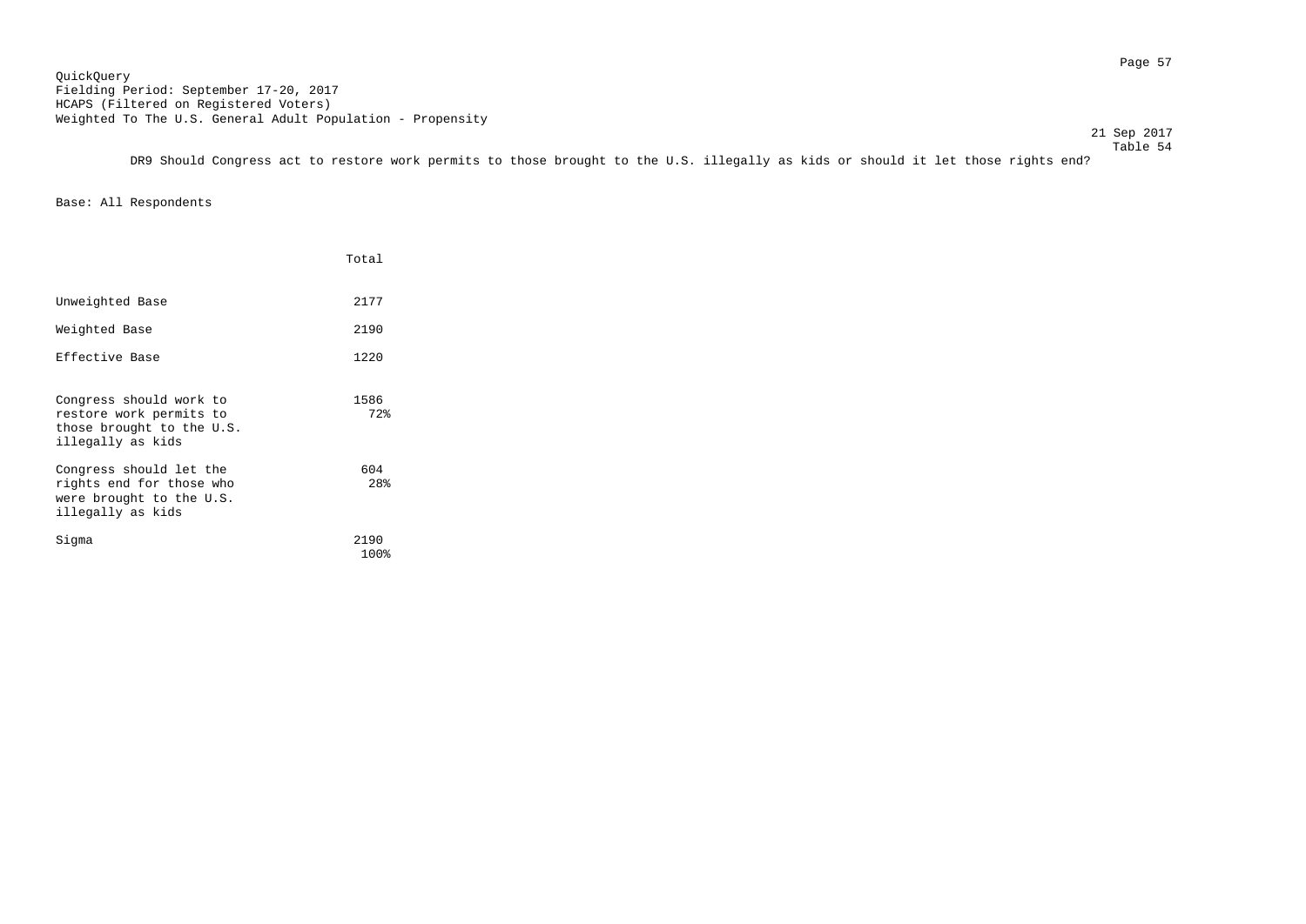QuickQuery
Fielding Period: September 17-20, 2017
HCAPS (Filtered on Registered Voters)
Weighted To The U.S. General Adult Population - Propensity

21 Sep 2017
Table 54

DR9 Should Congress act to restore work permits to those brought to the U.S. illegally as kids or should it let those rights end?

Base: All Respondents

| | Total |
|---|---|
| Unweighted Base | 2177 |
| Weighted Base | 2190 |
| Effective Base | 1220 |
| Congress should work to restore work permits to those brought to the U.S. illegally as kids | 1586<br>72% |
| Congress should let the rights end for those who were brought to the U.S. illegally as kids | 604<br>28% |
| Sigma | 2190<br>100% |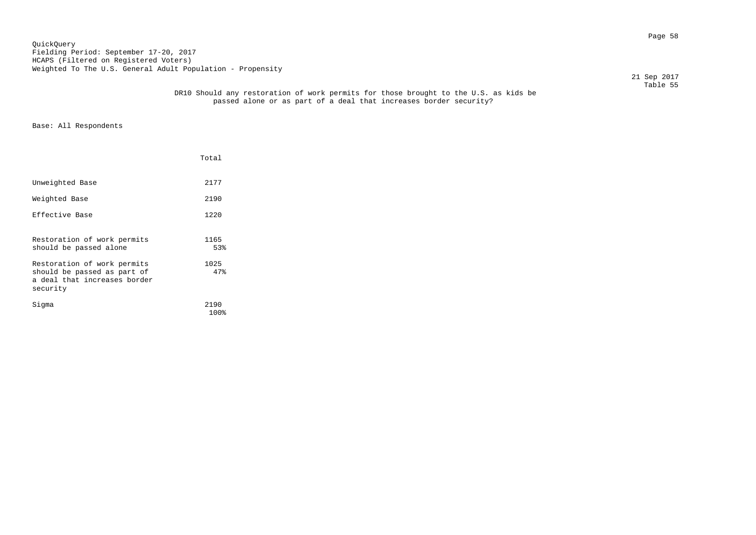QuickQuery
Fielding Period: September 17-20, 2017
HCAPS (Filtered on Registered Voters)
Weighted To The U.S. General Adult Population - Propensity

21 Sep 2017
Table 55

DR10 Should any restoration of work permits for those brought to the U.S. as kids be passed alone or as part of a deal that increases border security?

Base: All Respondents

| | Total |
|---|---|
| Unweighted Base | 2177 |
| Weighted Base | 2190 |
| Effective Base | 1220 |
| Restoration of work permits should be passed alone | 1165<br>53% |
| Restoration of work permits should be passed as part of a deal that increases border security | 1025<br>47% |
| Sigma | 2190<br>100% |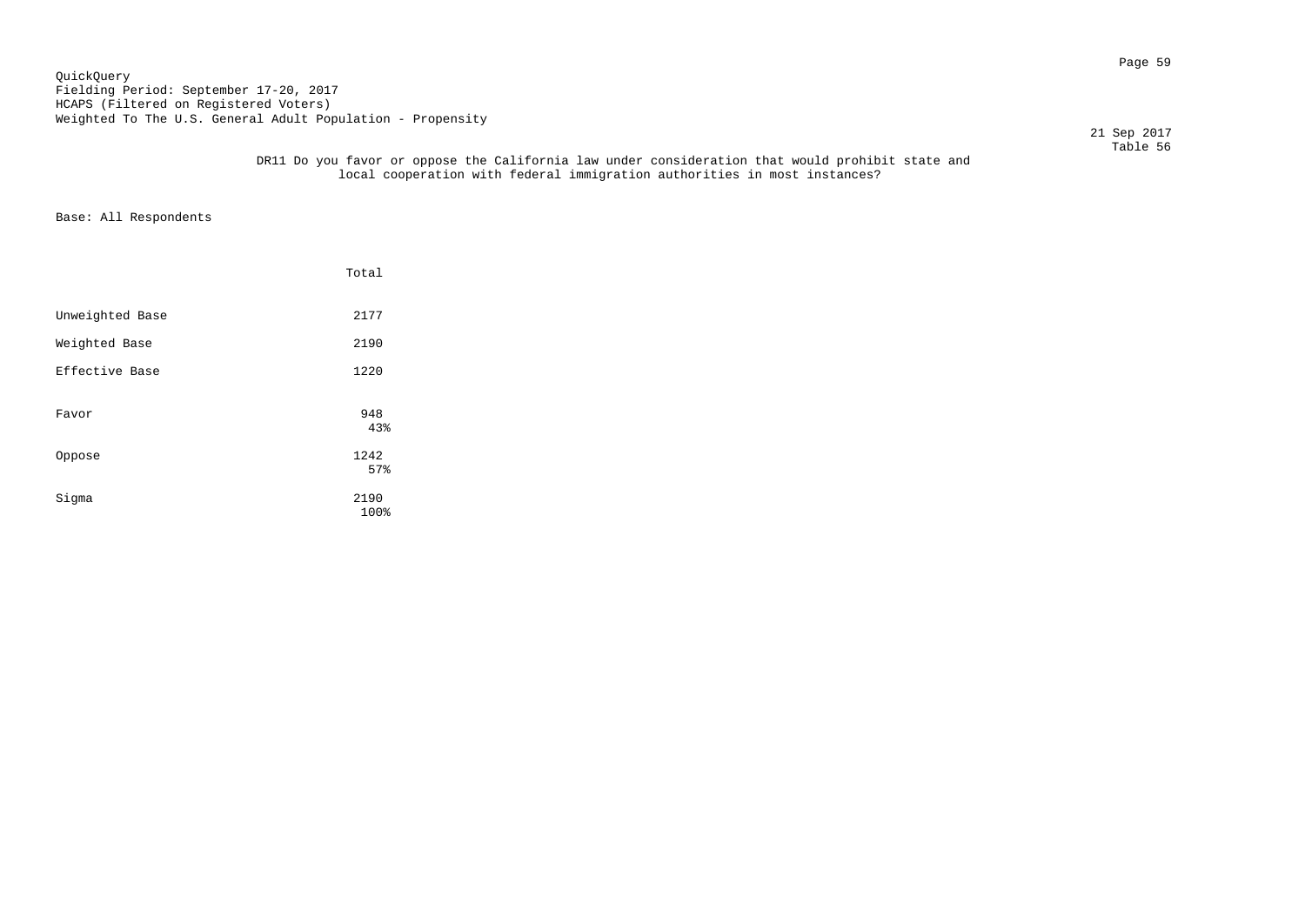QuickQuery
Fielding Period: September 17-20, 2017
HCAPS (Filtered on Registered Voters)
Weighted To The U.S. General Adult Population - Propensity

21 Sep 2017
Table 56

DR11 Do you favor or oppose the California law under consideration that would prohibit state and local cooperation with federal immigration authorities in most instances?

Base: All Respondents

| | Total |
|---|---|
| Unweighted Base | 2177 |
| Weighted Base | 2190 |
| Effective Base | 1220 |
| Favor | 948<br>43% |
| Oppose | 1242<br>57% |
| Sigma | 2190<br>100% |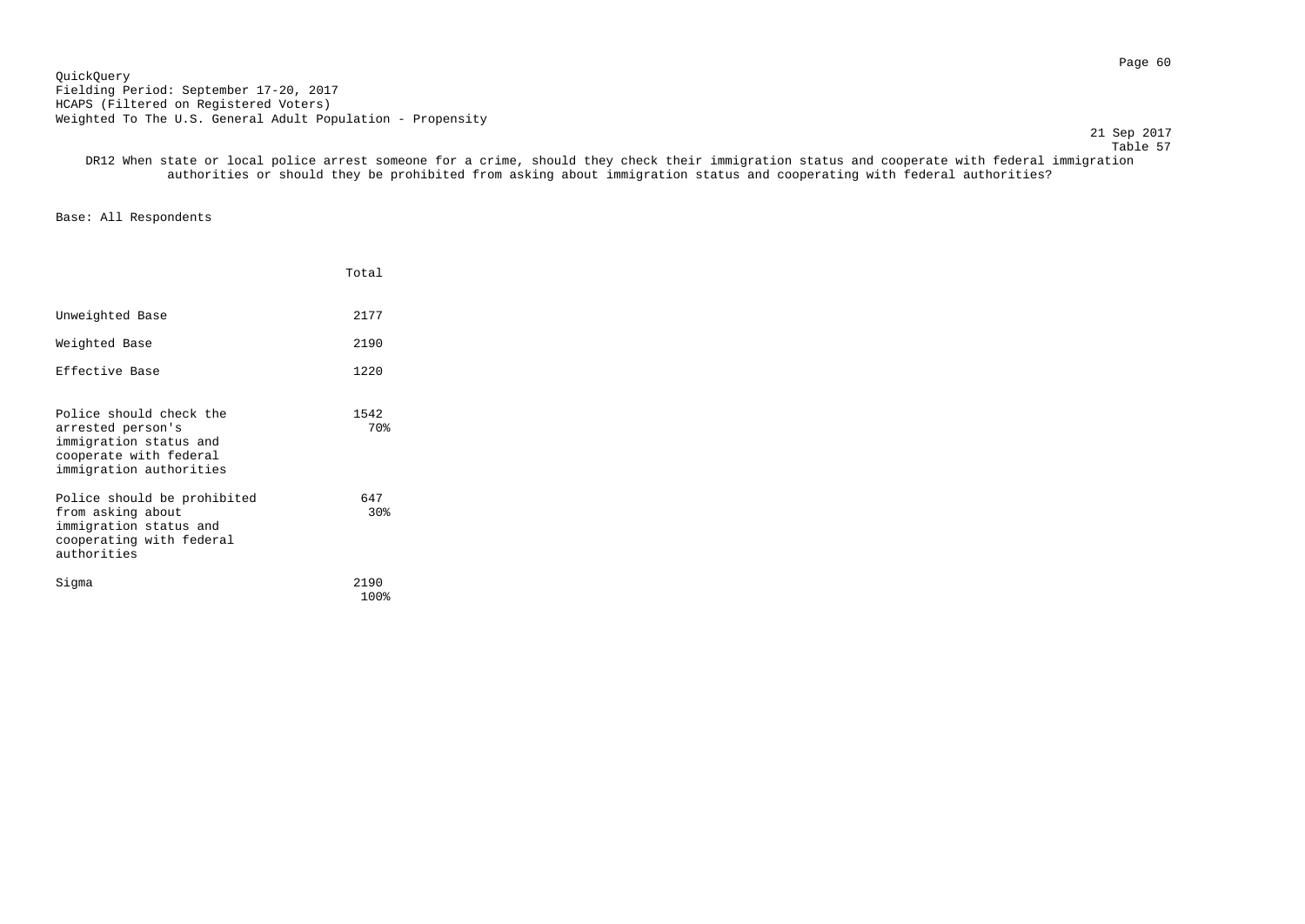QuickQuery
Fielding Period: September 17-20, 2017
HCAPS (Filtered on Registered Voters)
Weighted To The U.S. General Adult Population - Propensity

21 Sep 2017
Table 57

DR12 When state or local police arrest someone for a crime, should they check their immigration status and cooperate with federal immigration authorities or should they be prohibited from asking about immigration status and cooperating with federal authorities?

Base: All Respondents

| | Total |
|---|---|
| Unweighted Base | 2177 |
| Weighted Base | 2190 |
| Effective Base | 1220 |
| Police should check the arrested person's immigration status and cooperate with federal immigration authorities | 1542<br>70% |
| Police should be prohibited from asking about immigration status and cooperating with federal authorities | 647<br>30% |
| Sigma | 2190<br>100% |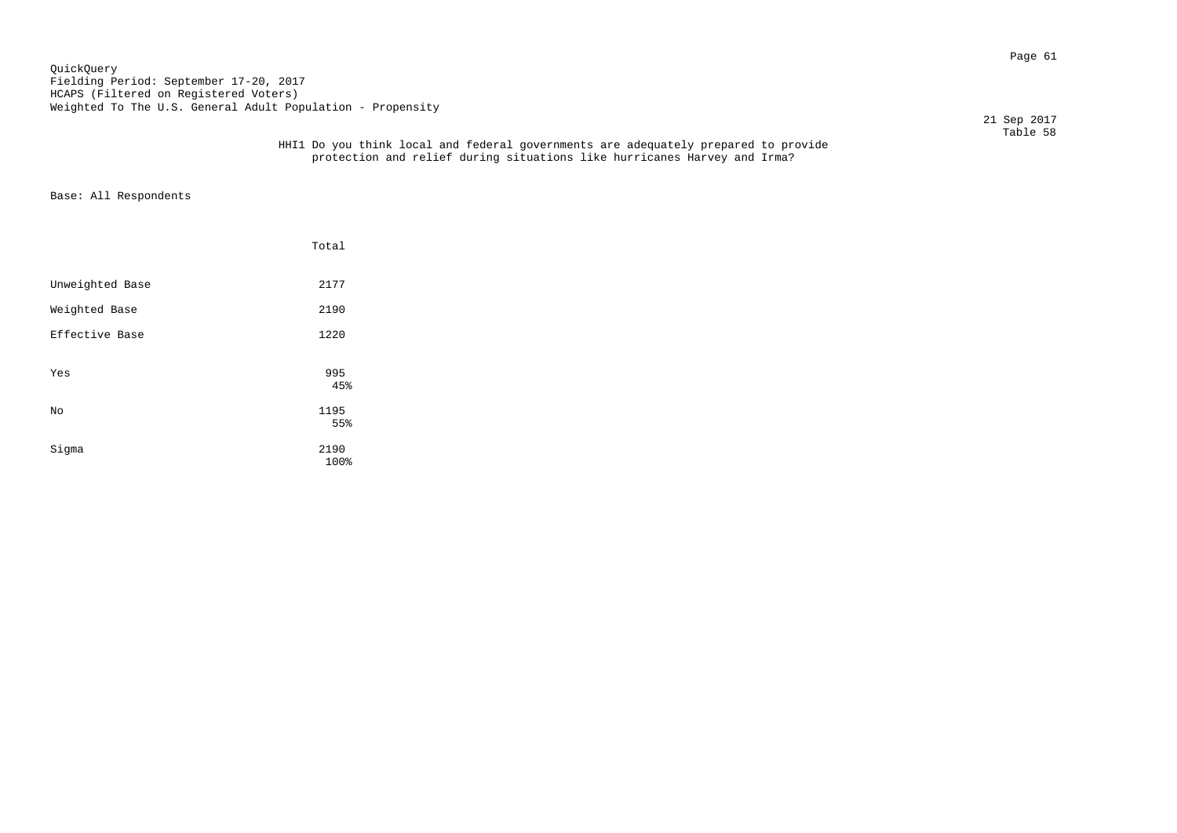QuickQuery
Fielding Period: September 17-20, 2017
HCAPS (Filtered on Registered Voters)
Weighted To The U.S. General Adult Population - Propensity

21 Sep 2017
Table 58

HHI1 Do you think local and federal governments are adequately prepared to provide protection and relief during situations like hurricanes Harvey and Irma?

Base: All Respondents

| | Total |
|---|---|
| Unweighted Base | 2177 |
| Weighted Base | 2190 |
| Effective Base | 1220 |
| Yes | 995<br>45% |
| No | 1195<br>55% |
| Sigma | 2190<br>100% |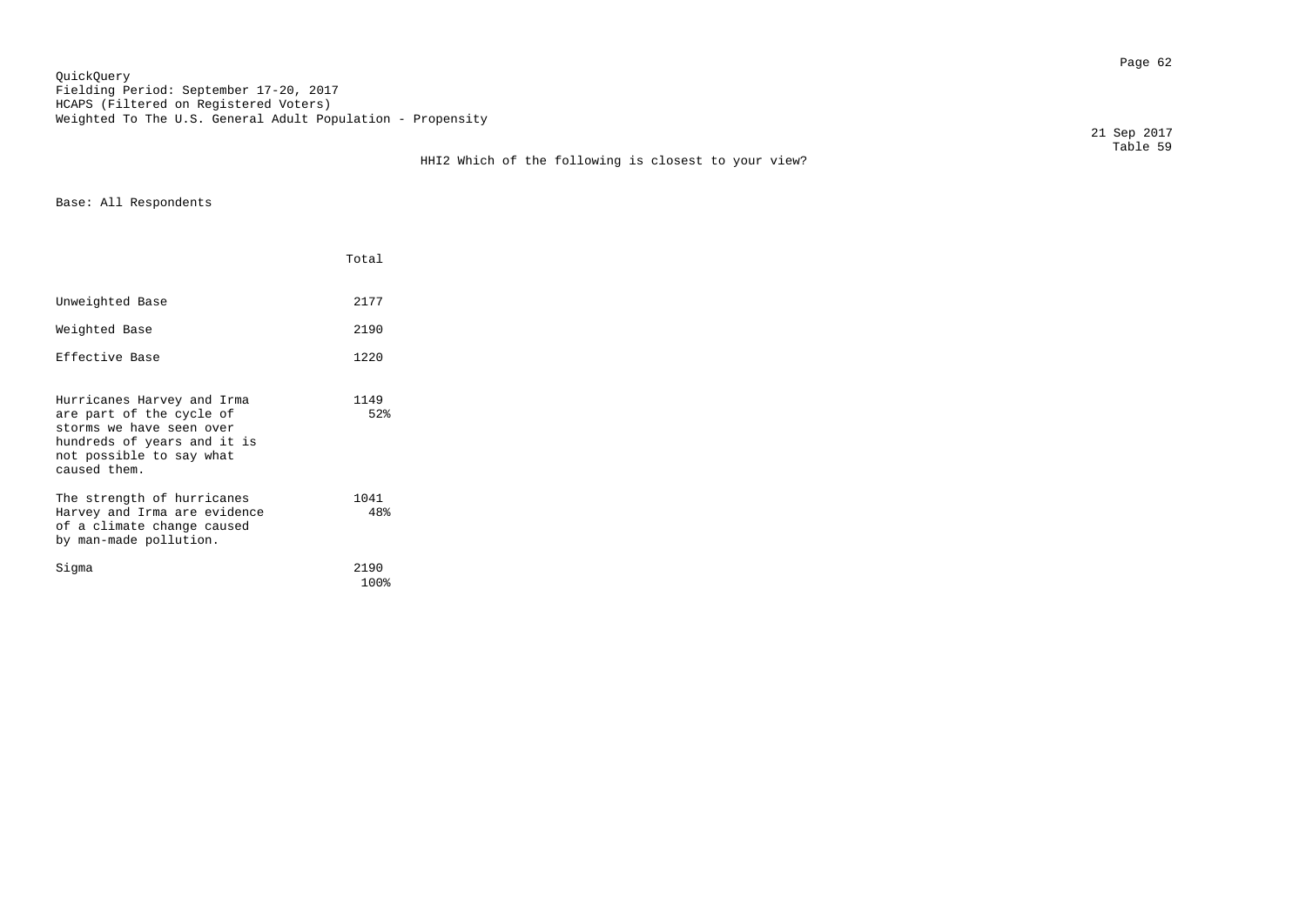QuickQuery
Fielding Period: September 17-20, 2017
HCAPS (Filtered on Registered Voters)
Weighted To The U.S. General Adult Population - Propensity

21 Sep 2017
Table 59

## HHI2 Which of the following is closest to your view?

Base: All Respondents

| | Total |
|---|---|
| Unweighted Base | 2177 |
| Weighted Base | 2190 |
| Effective Base | 1220 |
| Hurricanes Harvey and Irma are part of the cycle of storms we have seen over hundreds of years and it is not possible to say what caused them. | 1149<br>52% |
| The strength of hurricanes Harvey and Irma are evidence of a climate change caused by man-made pollution. | 1041<br>48% |
| Sigma | 2190<br>100% |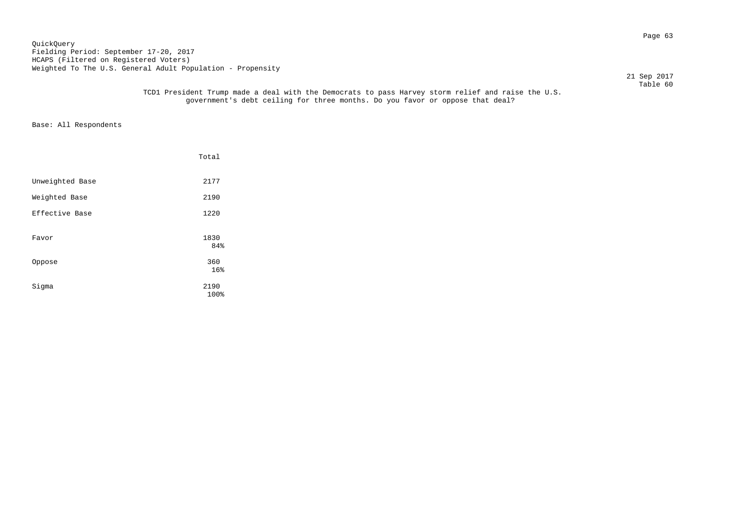QuickQuery
Fielding Period: September 17-20, 2017
HCAPS (Filtered on Registered Voters)
Weighted To The U.S. General Adult Population - Propensity

21 Sep 2017
Table 60

TCD1 President Trump made a deal with the Democrats to pass Harvey storm relief and raise the U.S. government's debt ceiling for three months. Do you favor or oppose that deal?

Base: All Respondents

| | Total |
|---|---|
| Unweighted Base | 2177 |
| Weighted Base | 2190 |
| Effective Base | 1220 |
| Favor | 1830<br>84% |
| Oppose | 360<br>16% |
| Sigma | 2190<br>100% |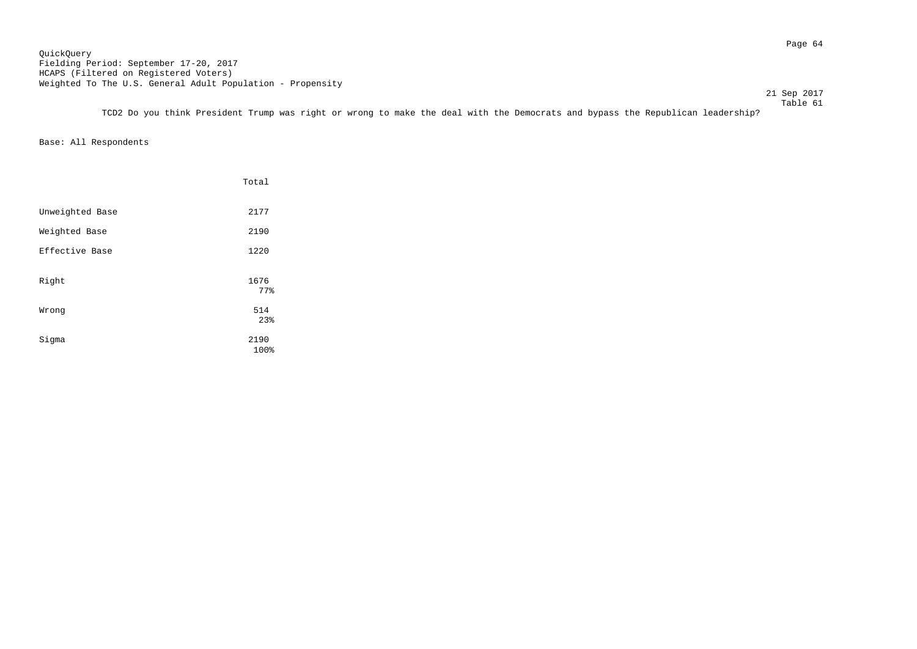QuickQuery
Fielding Period: September 17-20, 2017
HCAPS (Filtered on Registered Voters)
Weighted To The U.S. General Adult Population - Propensity

21 Sep 2017
Table 61

TCD2 Do you think President Trump was right or wrong to make the deal with the Democrats and bypass the Republican leadership?

Base: All Respondents

| | Total |
|---|---|
| Unweighted Base | 2177 |
| Weighted Base | 2190 |
| Effective Base | 1220 |
| Right | 1676<br>77% |
| Wrong | 514<br>23% |
| Sigma | 2190<br>100% |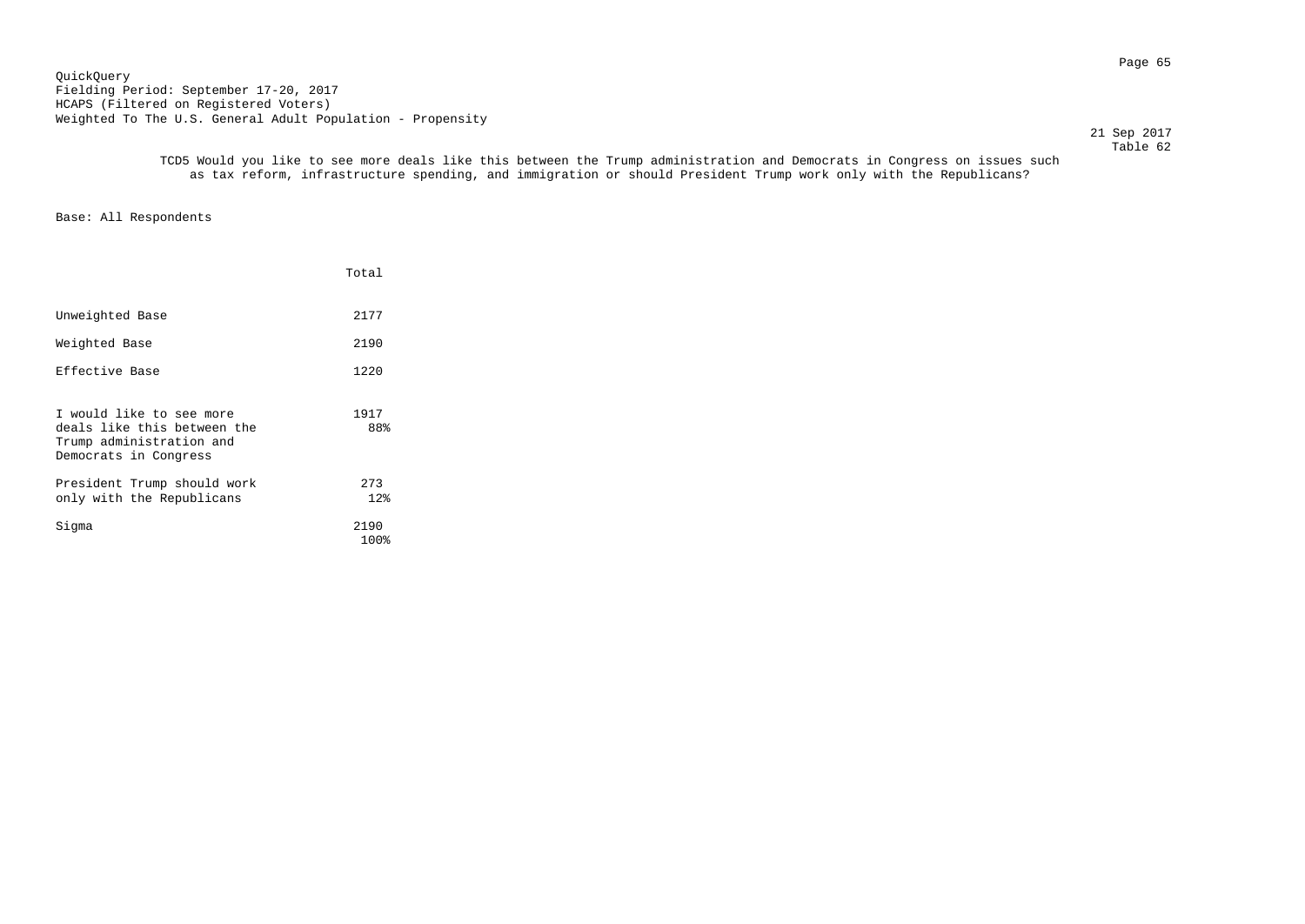QuickQuery
Fielding Period: September 17-20, 2017
HCAPS (Filtered on Registered Voters)
Weighted To The U.S. General Adult Population - Propensity

21 Sep 2017
Table 62

TCD5 Would you like to see more deals like this between the Trump administration and Democrats in Congress on issues such as tax reform, infrastructure spending, and immigration or should President Trump work only with the Republicans?

Base: All Respondents

| | Total |
|---|---|
| Unweighted Base | 2177 |
| Weighted Base | 2190 |
| Effective Base | 1220 |
| I would like to see more deals like this between the Trump administration and Democrats in Congress | 1917<br>88% |
| President Trump should work only with the Republicans | 273<br>12% |
| Sigma | 2190<br>100% |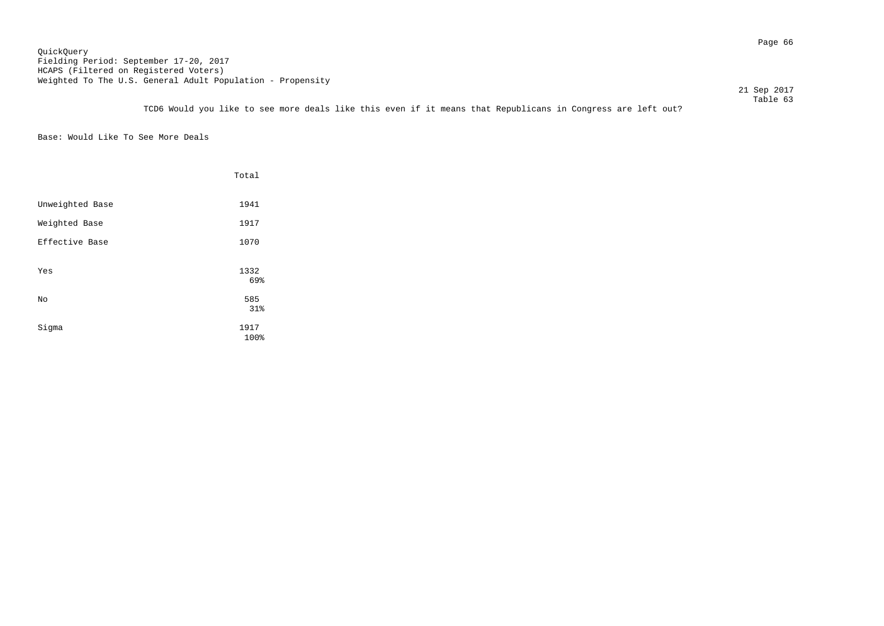QuickQuery
Fielding Period: September 17-20, 2017
HCAPS (Filtered on Registered Voters)
Weighted To The U.S. General Adult Population - Propensity

21 Sep 2017
Table 63

TCD6 Would you like to see more deals like this even if it means that Republicans in Congress are left out?

Base: Would Like To See More Deals

| | Total |
|---|---|
| Unweighted Base | 1941 |
| Weighted Base | 1917 |
| Effective Base | 1070 |
| Yes | 1332<br>69% |
| No | 585<br>31% |
| Sigma | 1917<br>100% |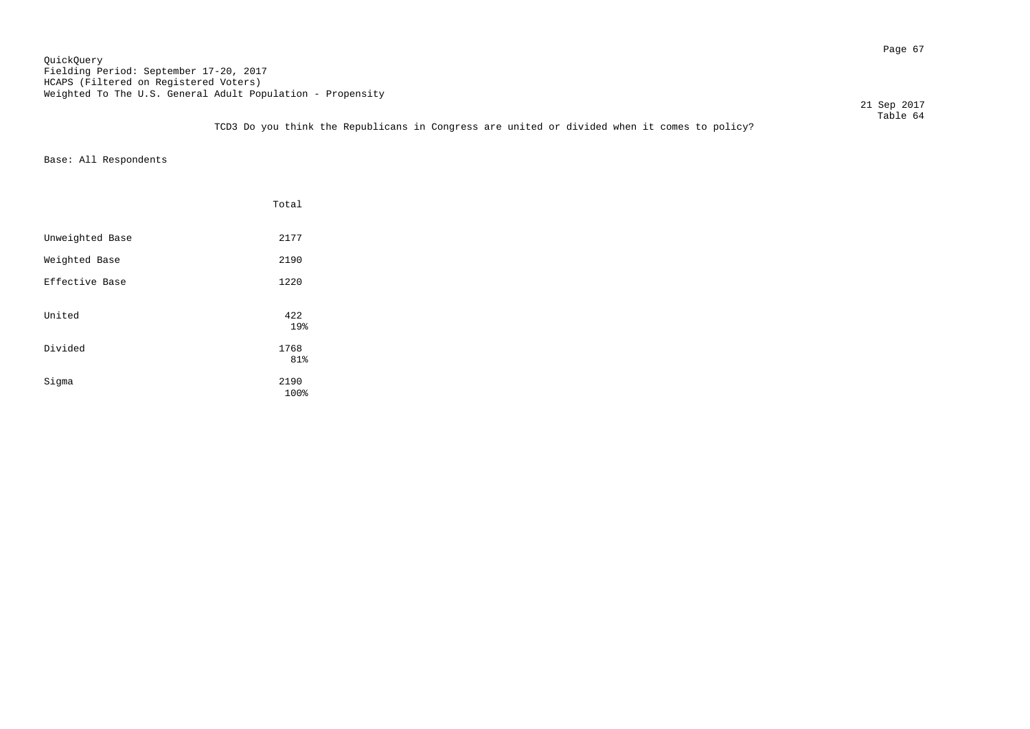QuickQuery
Fielding Period: September 17-20, 2017
HCAPS (Filtered on Registered Voters)
Weighted To The U.S. General Adult Population - Propensity

21 Sep 2017
Table 64

TCD3 Do you think the Republicans in Congress are united or divided when it comes to policy?

Base: All Respondents

| | Total |
|---|---|
| Unweighted Base | 2177 |
| Weighted Base | 2190 |
| Effective Base | 1220 |
| United | 422<br>19% |
| Divided | 1768<br>81% |
| Sigma | 2190<br>100% |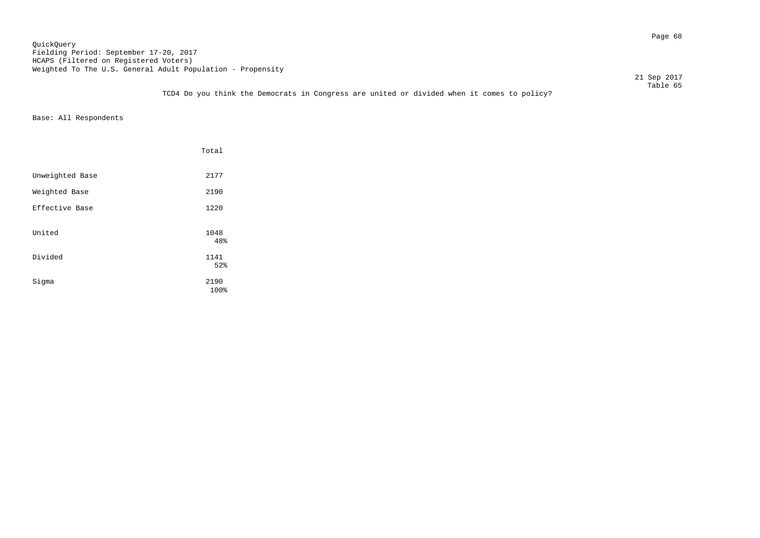QuickQuery
Fielding Period: September 17-20, 2017
HCAPS (Filtered on Registered Voters)
Weighted To The U.S. General Adult Population - Propensity

21 Sep 2017
Table 65

TCD4 Do you think the Democrats in Congress are united or divided when it comes to policy?

Base: All Respondents

| | Total |
|---|---|
| Unweighted Base | 2177 |
| Weighted Base | 2190 |
| Effective Base | 1220 |
| United | 1048<br>48% |
| Divided | 1141<br>52% |
| Sigma | 2190<br>100% |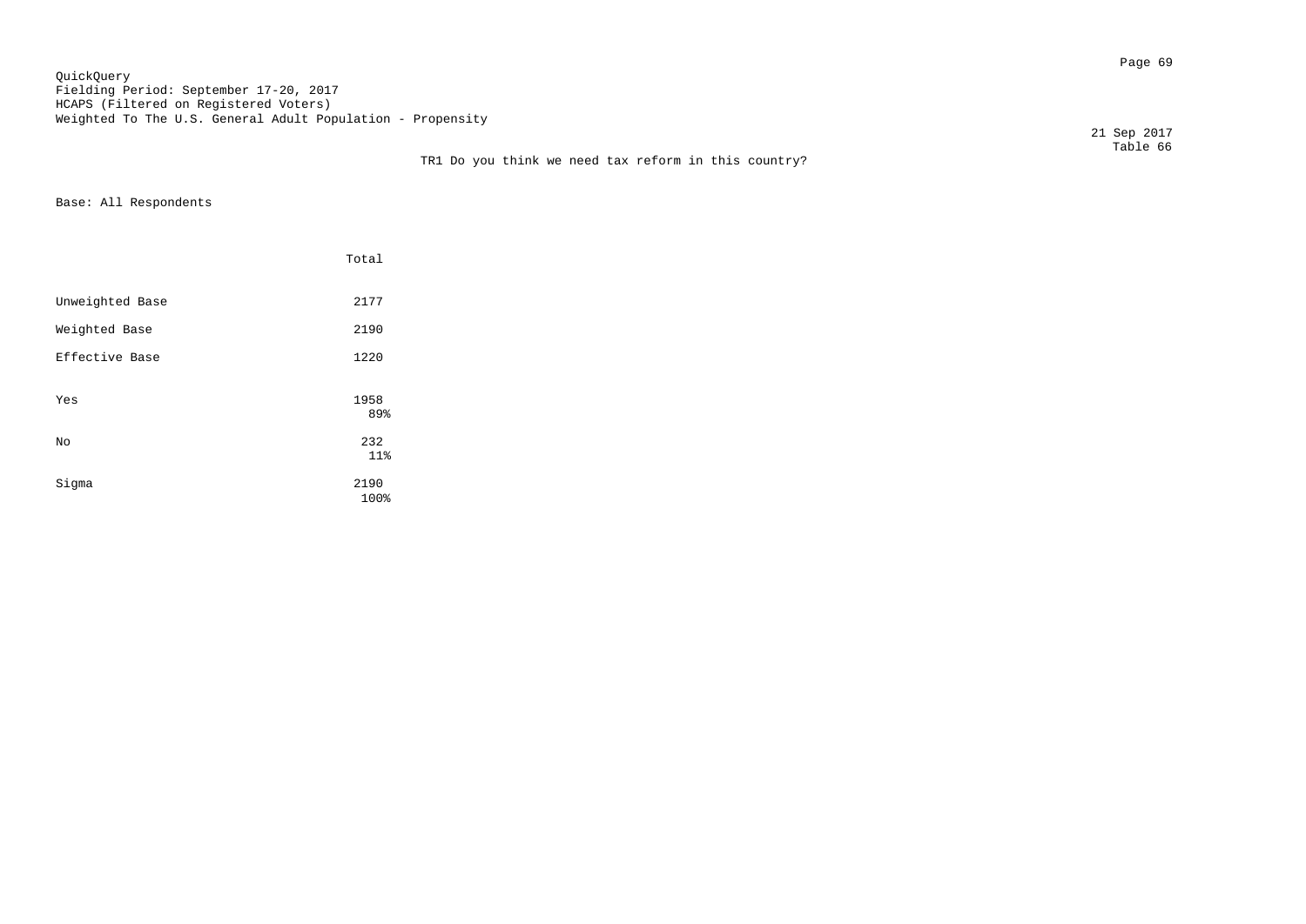QuickQuery
Fielding Period: September 17-20, 2017
HCAPS (Filtered on Registered Voters)
Weighted To The U.S. General Adult Population - Propensity

21 Sep 2017
Table 66

TR1 Do you think we need tax reform in this country?

Base: All Respondents

| | Total |
|---|---|
| Unweighted Base | 2177 |
| Weighted Base | 2190 |
| Effective Base | 1220 |
| Yes | 1958<br>89% |
| No | 232<br>11% |
| Sigma | 2190<br>100% |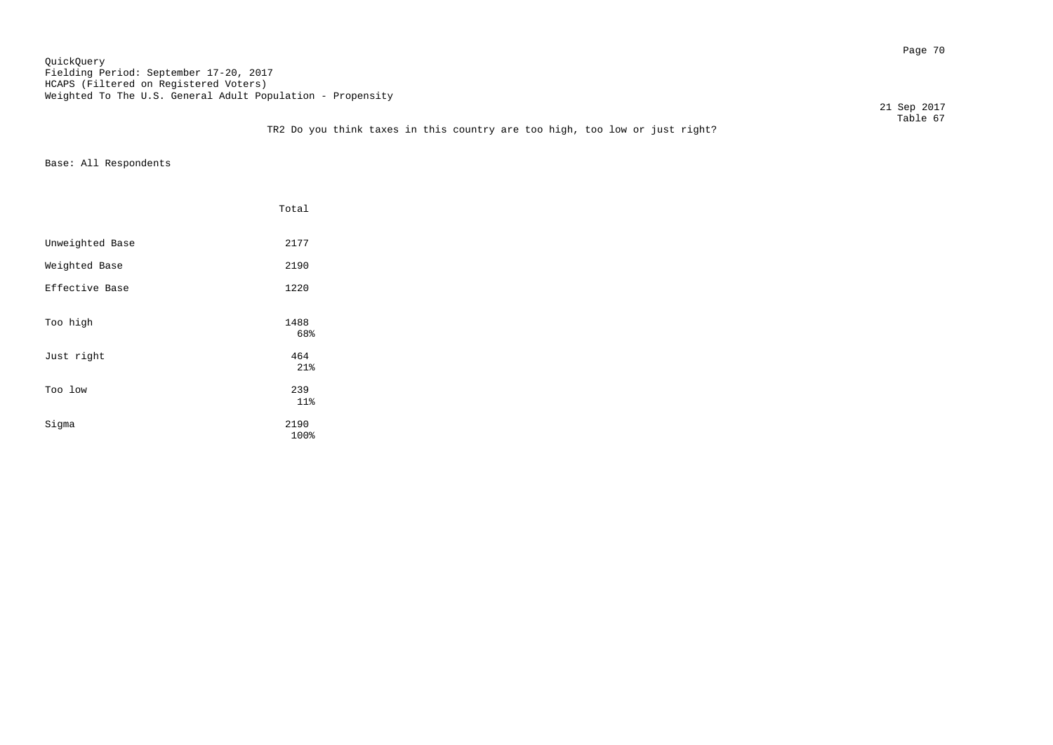QuickQuery
Fielding Period: September 17-20, 2017
HCAPS (Filtered on Registered Voters)
Weighted To The U.S. General Adult Population - Propensity

21 Sep 2017
Table 67

TR2 Do you think taxes in this country are too high, too low or just right?

Base: All Respondents

| | Total |
|---|---|
| Unweighted Base | 2177 |
| Weighted Base | 2190 |
| Effective Base | 1220 |
| Too high | 1488<br>68% |
| Just right | 464<br>21% |
| Too low | 239<br>11% |
| Sigma | 2190<br>100% |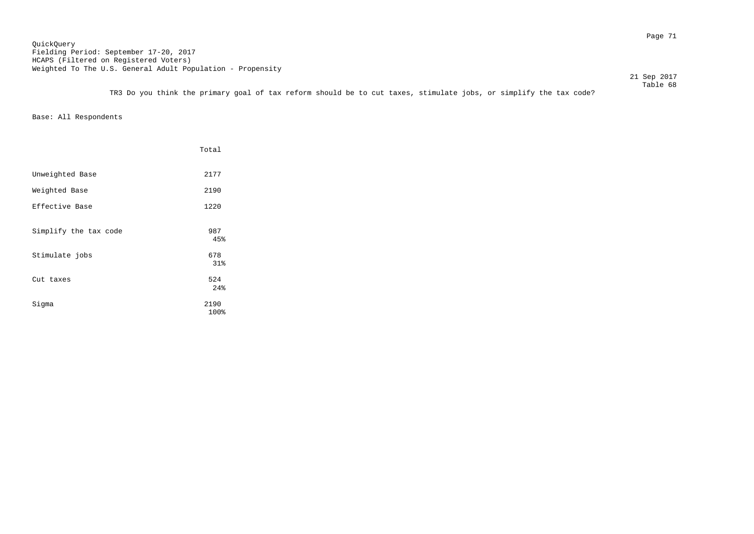QuickQuery
Fielding Period: September 17-20, 2017
HCAPS (Filtered on Registered Voters)
Weighted To The U.S. General Adult Population - Propensity

21 Sep 2017
Table 68

TR3 Do you think the primary goal of tax reform should be to cut taxes, stimulate jobs, or simplify the tax code?

Base: All Respondents

| | Total |
|---|---|
| Unweighted Base | 2177 |
| Weighted Base | 2190 |
| Effective Base | 1220 |
| Simplify the tax code | 987<br>45% |
| Stimulate jobs | 678<br>31% |
| Cut taxes | 524<br>24% |
| Sigma | 2190<br>100% |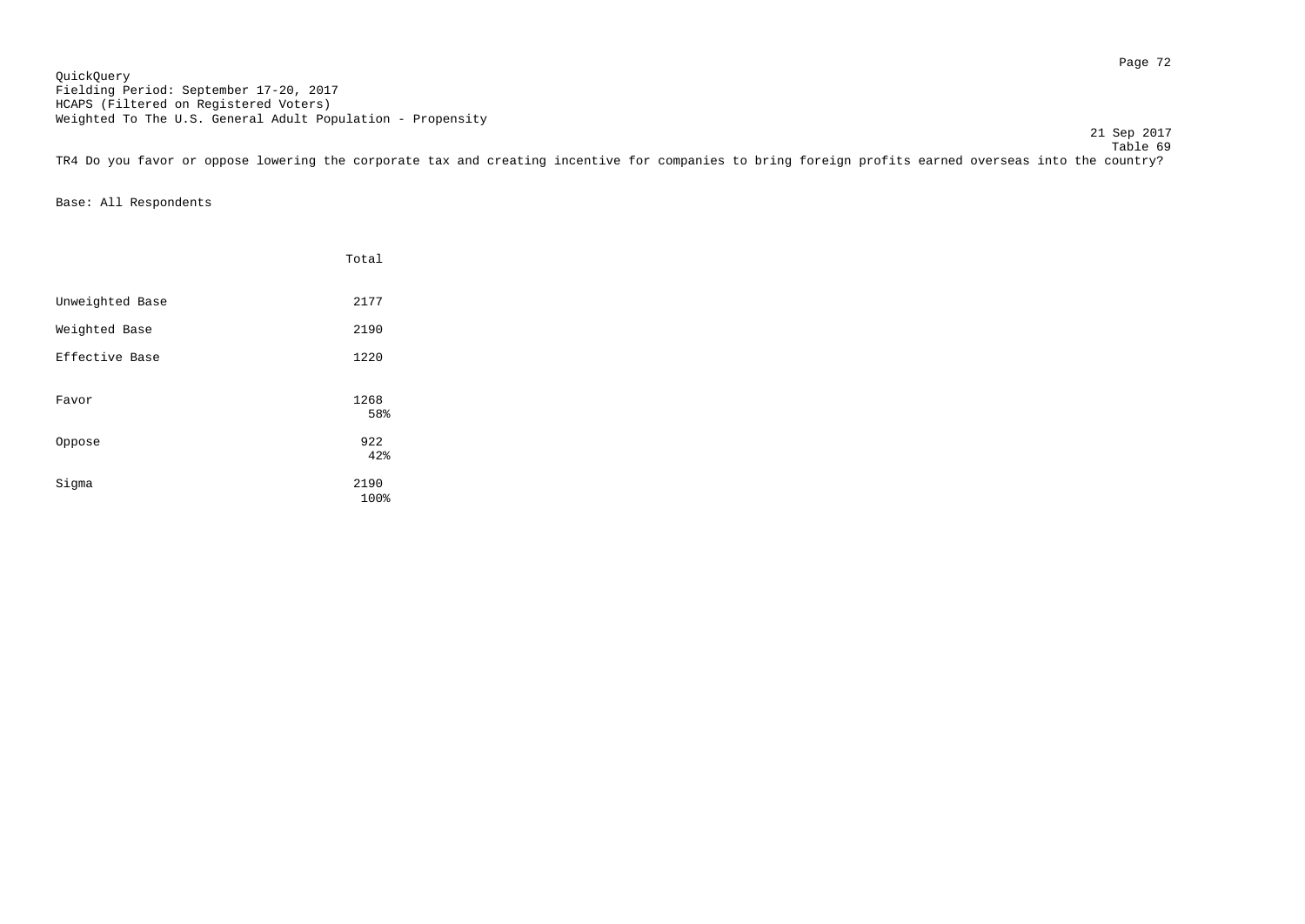QuickQuery
Fielding Period: September 17-20, 2017
HCAPS (Filtered on Registered Voters)
Weighted To The U.S. General Adult Population - Propensity

21 Sep 2017
Table 69

TR4 Do you favor or oppose lowering the corporate tax and creating incentive for companies to bring foreign profits earned overseas into the country?

Base: All Respondents

| | Total |
|---|---|
| Unweighted Base | 2177 |
| Weighted Base | 2190 |
| Effective Base | 1220 |
| Favor | 1268<br>58% |
| Oppose | 922<br>42% |
| Sigma | 2190<br>100% |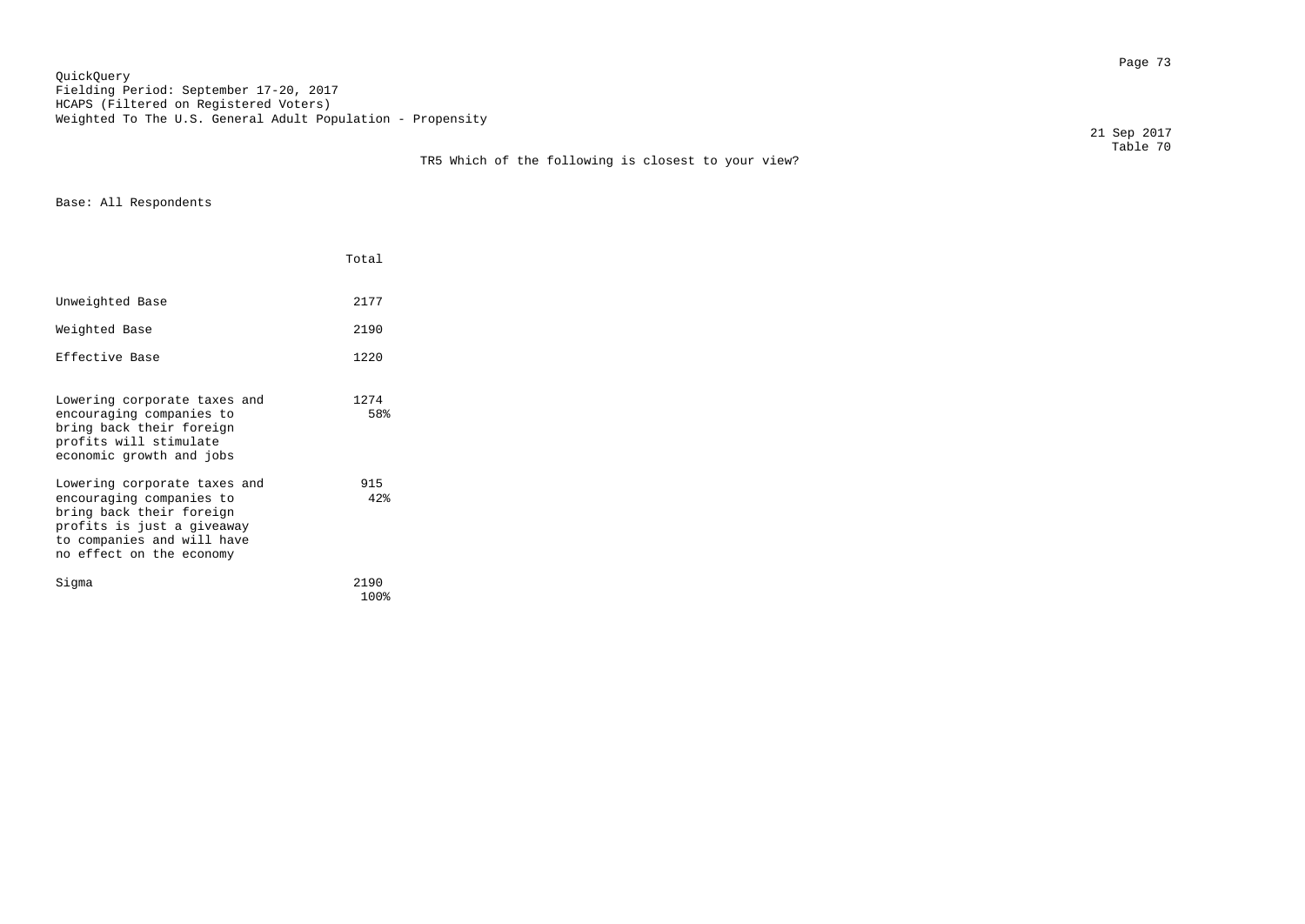QuickQuery
Fielding Period: September 17-20, 2017
HCAPS (Filtered on Registered Voters)
Weighted To The U.S. General Adult Population - Propensity

21 Sep 2017
Table 70

TR5 Which of the following is closest to your view?

Base: All Respondents

| | Total |
|---|---|
| Unweighted Base | 2177 |
| Weighted Base | 2190 |
| Effective Base | 1220 |
| Lowering corporate taxes and encouraging companies to bring back their foreign profits will stimulate economic growth and jobs | 1274<br>58% |
| Lowering corporate taxes and encouraging companies to bring back their foreign profits is just a giveaway to companies and will have no effect on the economy | 915<br>42% |
| Sigma | 2190<br>100% |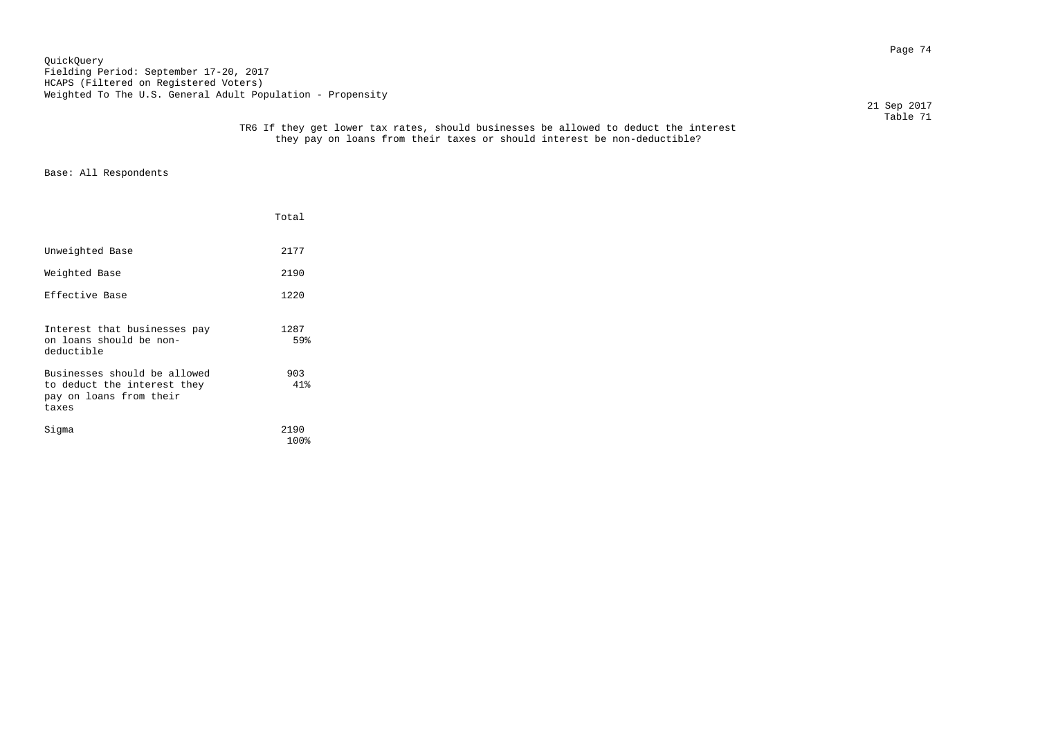QuickQuery
Fielding Period: September 17-20, 2017
HCAPS (Filtered on Registered Voters)
Weighted To The U.S. General Adult Population - Propensity

21 Sep 2017
Table 71

TR6 If they get lower tax rates, should businesses be allowed to deduct the interest they pay on loans from their taxes or should interest be non-deductible?

Base: All Respondents

| | Total |
|---|---|
| Unweighted Base | 2177 |
| Weighted Base | 2190 |
| Effective Base | 1220 |
| Interest that businesses pay on loans should be non-deductible | 1287<br>59% |
| Businesses should be allowed to deduct the interest they pay on loans from their taxes | 903<br>41% |
| Sigma | 2190<br>100% |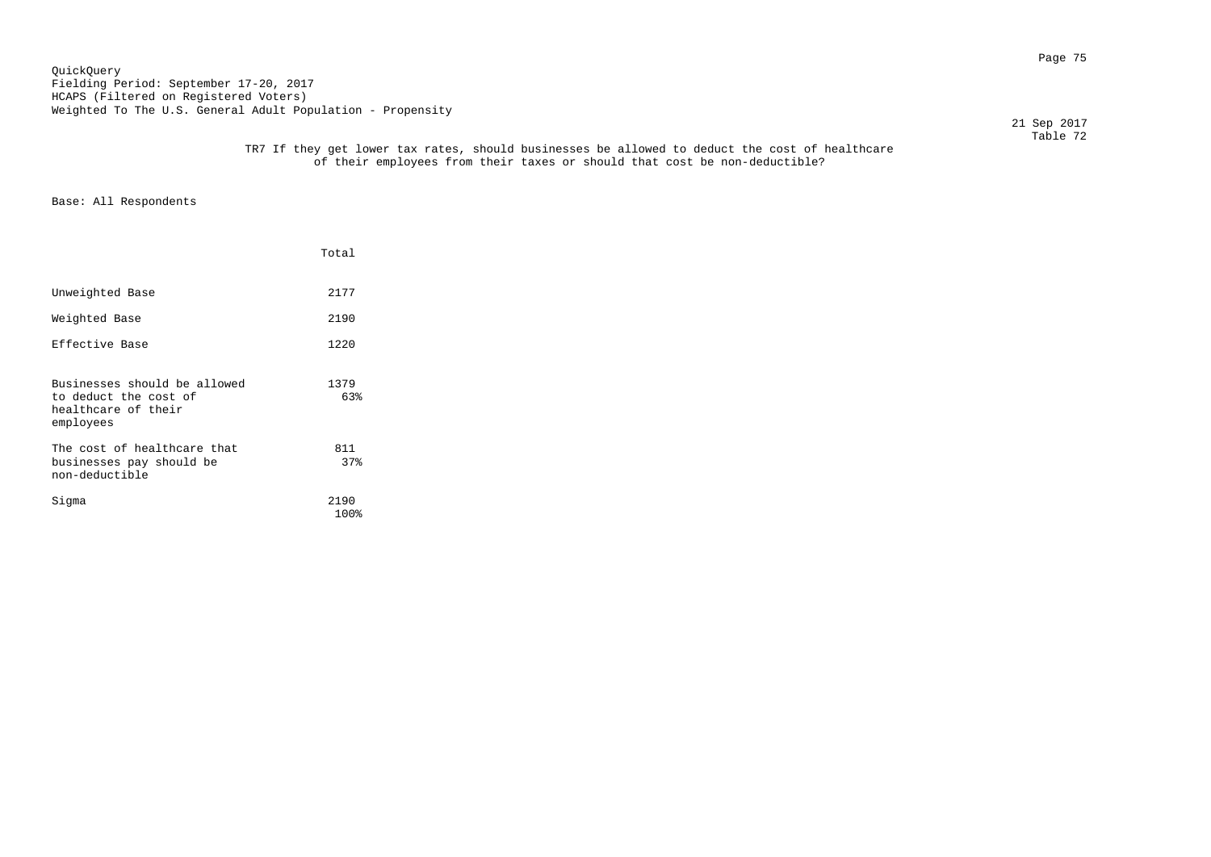QuickQuery
Fielding Period: September 17-20, 2017
HCAPS (Filtered on Registered Voters)
Weighted To The U.S. General Adult Population - Propensity

21 Sep 2017
Table 72

TR7 If they get lower tax rates, should businesses be allowed to deduct the cost of healthcare of their employees from their taxes or should that cost be non-deductible?

Base: All Respondents

| | Total |
|---|---|
| Unweighted Base | 2177 |
| Weighted Base | 2190 |
| Effective Base | 1220 |
| Businesses should be allowed to deduct the cost of healthcare of their employees | 1379<br>63% |
| The cost of healthcare that businesses pay should be non-deductible | 811<br>37% |
| Sigma | 2190<br>100% |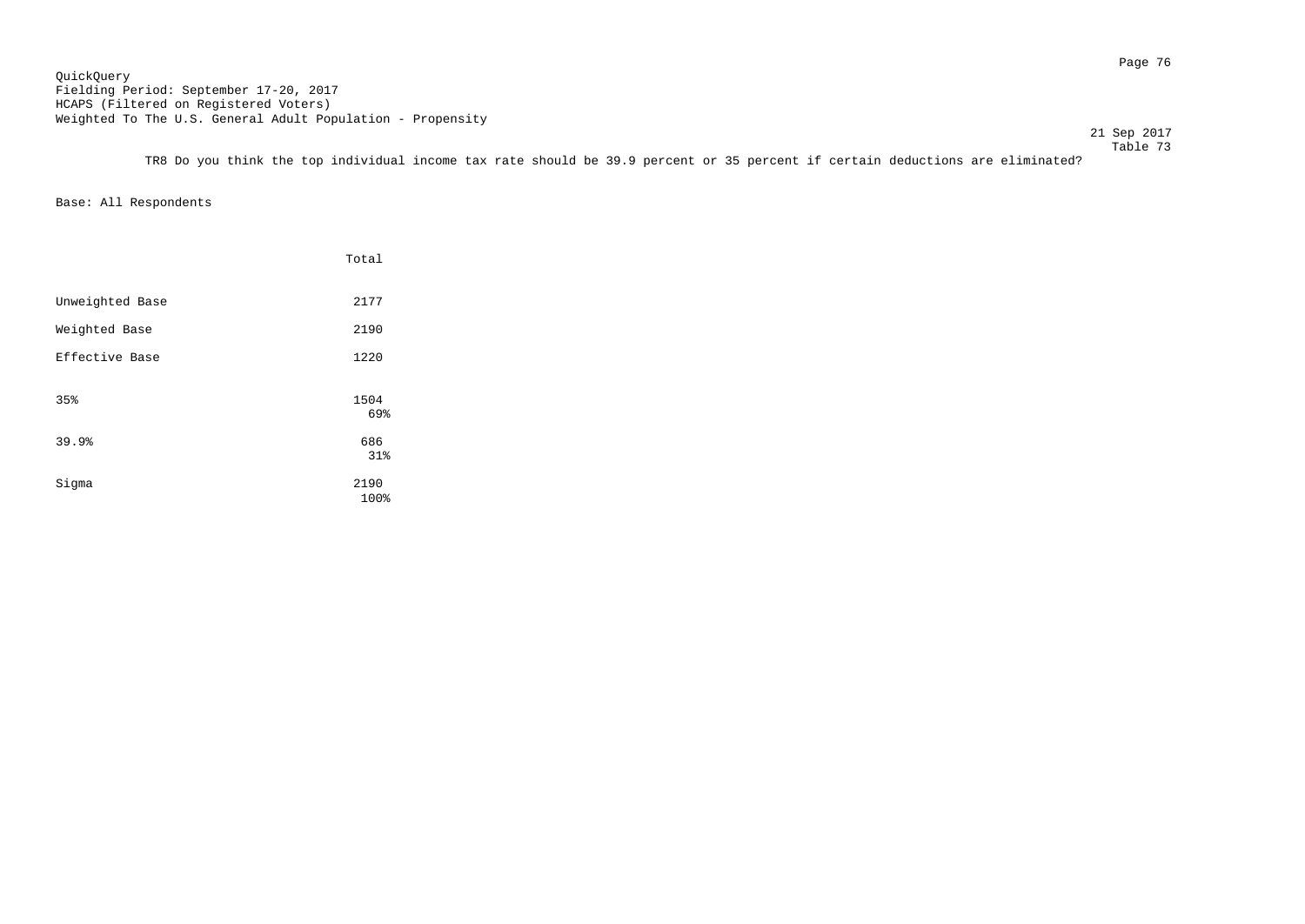QuickQuery
Fielding Period: September 17-20, 2017
HCAPS (Filtered on Registered Voters)
Weighted To The U.S. General Adult Population - Propensity

21 Sep 2017
Table 73

TR8 Do you think the top individual income tax rate should be 39.9 percent or 35 percent if certain deductions are eliminated?

Base: All Respondents

| | Total |
|---|---|
| Unweighted Base | 2177 |
| Weighted Base | 2190 |
| Effective Base | 1220 |
| 35% | 1504<br>69% |
| 39.9% | 686<br>31% |
| Sigma | 2190<br>100% |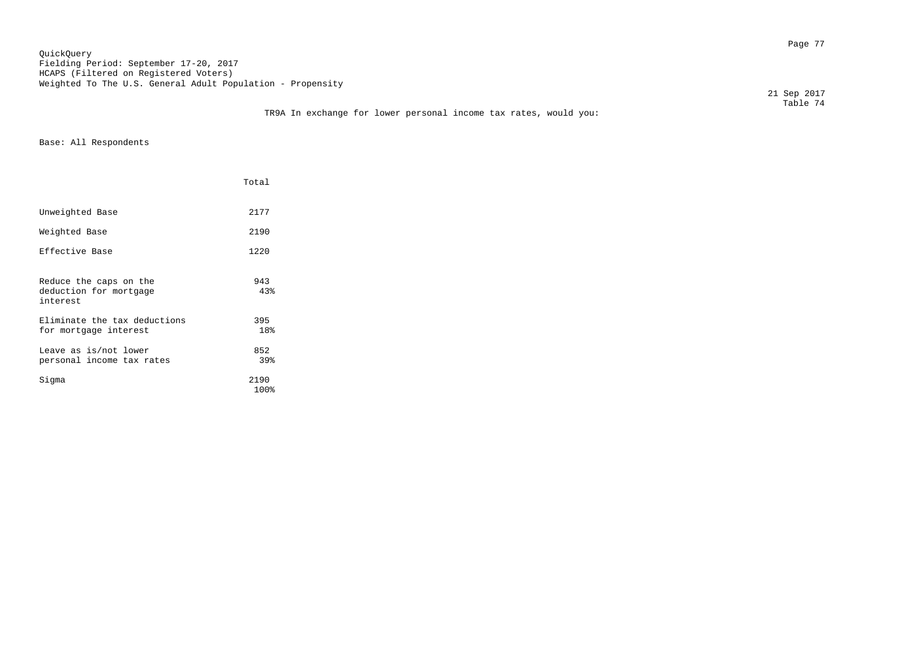QuickQuery
Fielding Period: September 17-20, 2017
HCAPS (Filtered on Registered Voters)
Weighted To The U.S. General Adult Population - Propensity

21 Sep 2017
Table 74

TR9A In exchange for lower personal income tax rates, would you:

Base: All Respondents

| | Total |
|---|---|
| Unweighted Base | 2177 |
| Weighted Base | 2190 |
| Effective Base | 1220 |
| Reduce the caps on the deduction for mortgage interest | 943<br>43% |
| Eliminate the tax deductions for mortgage interest | 395<br>18% |
| Leave as is/not lower personal income tax rates | 852<br>39% |
| Sigma | 2190<br>100% |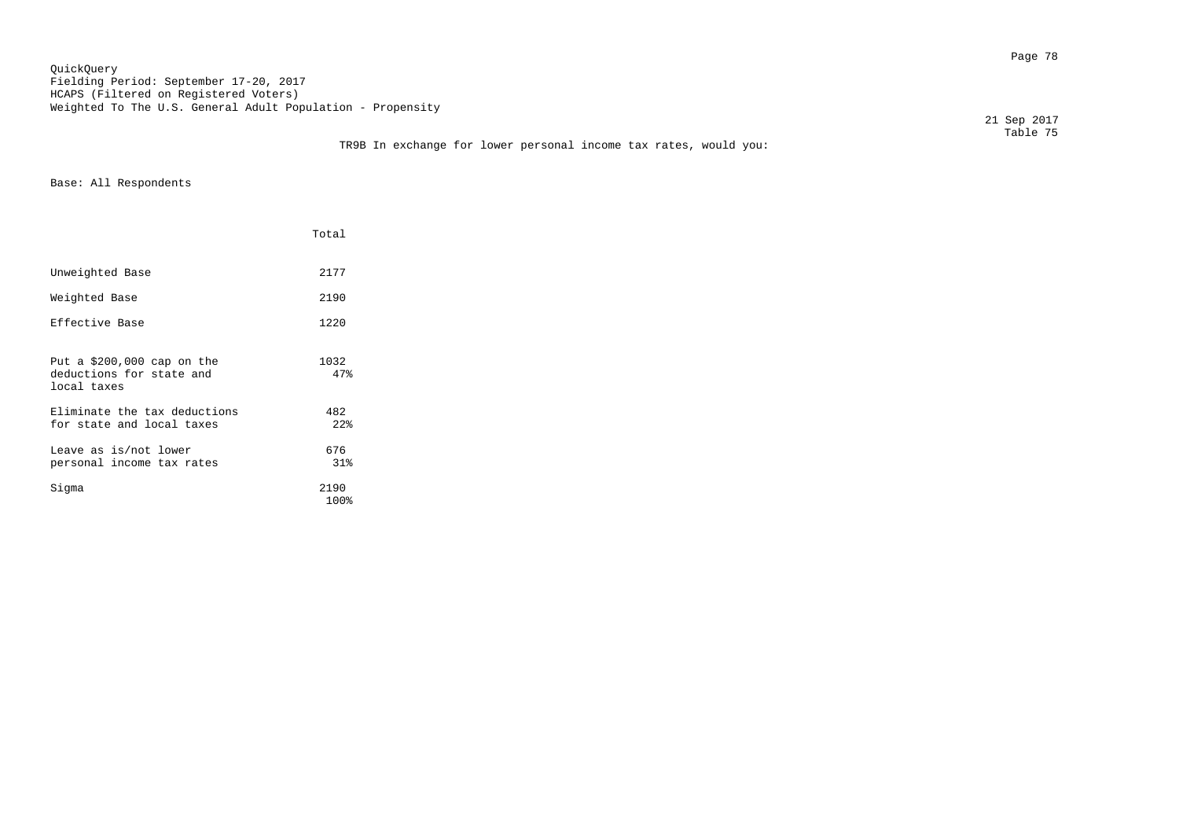QuickQuery
Fielding Period: September 17-20, 2017
HCAPS (Filtered on Registered Voters)
Weighted To The U.S. General Adult Population - Propensity

21 Sep 2017
Table 75

TR9B In exchange for lower personal income tax rates, would you:

Base: All Respondents

| | Total |
|---|---|
| Unweighted Base | 2177 |
| Weighted Base | 2190 |
| Effective Base | 1220 |
| Put a $200,000 cap on the deductions for state and local taxes | 1032<br>47% |
| Eliminate the tax deductions for state and local taxes | 482<br>22% |
| Leave as is/not lower personal income tax rates | 676<br>31% |
| Sigma | 2190<br>100% |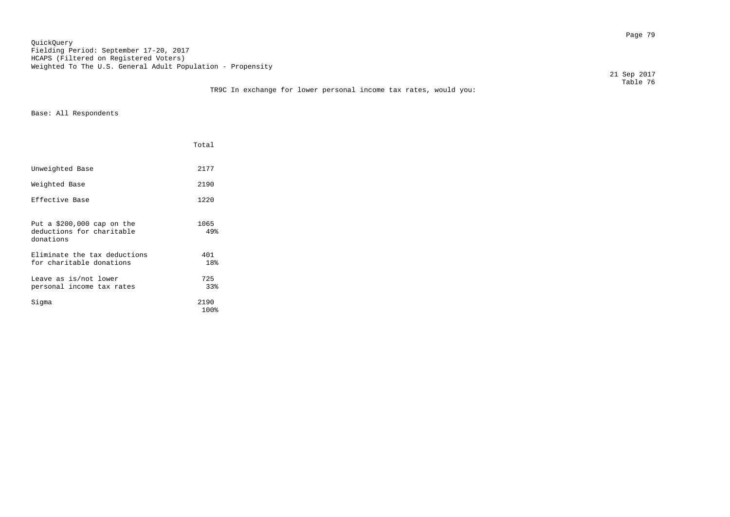QuickQuery
Fielding Period: September 17-20, 2017
HCAPS (Filtered on Registered Voters)
Weighted To The U.S. General Adult Population - Propensity

21 Sep 2017
Table 76

TR9C In exchange for lower personal income tax rates, would you:

Base: All Respondents

| | Total |
|---|---|
| Unweighted Base | 2177 |
| Weighted Base | 2190 |
| Effective Base | 1220 |
| Put a $200,000 cap on the deductions for charitable donations | 1065<br>49% |
| Eliminate the tax deductions for charitable donations | 401<br>18% |
| Leave as is/not lower personal income tax rates | 725<br>33% |
| Sigma | 2190<br>100% |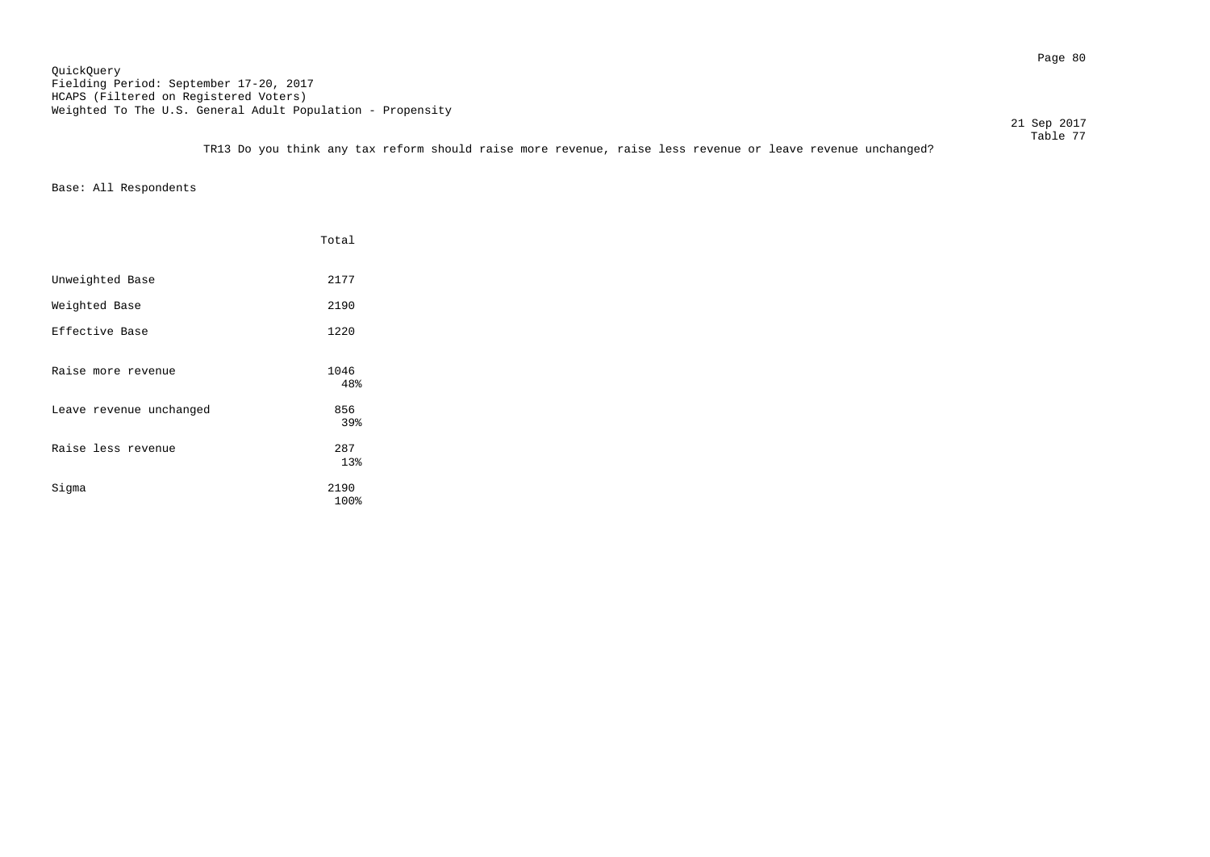QuickQuery
Fielding Period: September 17-20, 2017
HCAPS (Filtered on Registered Voters)
Weighted To The U.S. General Adult Population - Propensity

21 Sep 2017
Table 77

TR13 Do you think any tax reform should raise more revenue, raise less revenue or leave revenue unchanged?

Base: All Respondents

| | Total |
|---|---|
| Unweighted Base | 2177 |
| Weighted Base | 2190 |
| Effective Base | 1220 |
| Raise more revenue | 1046<br>48% |
| Leave revenue unchanged | 856<br>39% |
| Raise less revenue | 287<br>13% |
| Sigma | 2190<br>100% |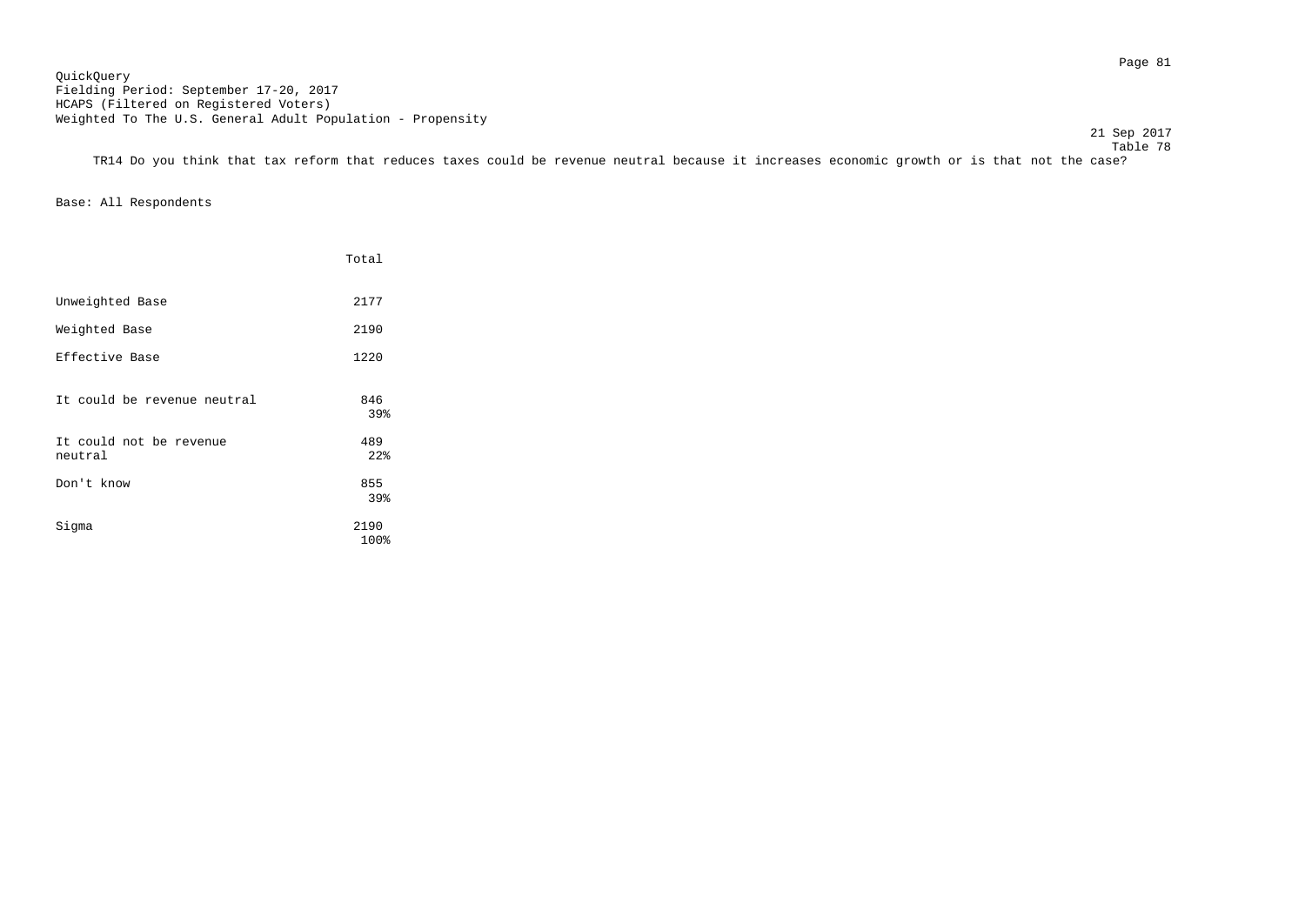QuickQuery
Fielding Period: September 17-20, 2017
HCAPS (Filtered on Registered Voters)
Weighted To The U.S. General Adult Population - Propensity

21 Sep 2017
Table 78

TR14 Do you think that tax reform that reduces taxes could be revenue neutral because it increases economic growth or is that not the case?

Base: All Respondents

| | Total |
|---|---|
| Unweighted Base | 2177 |
| Weighted Base | 2190 |
| Effective Base | 1220 |
| It could be revenue neutral | 846<br>39% |
| It could not be revenue neutral | 489<br>22% |
| Don't know | 855<br>39% |
| Sigma | 2190<br>100% |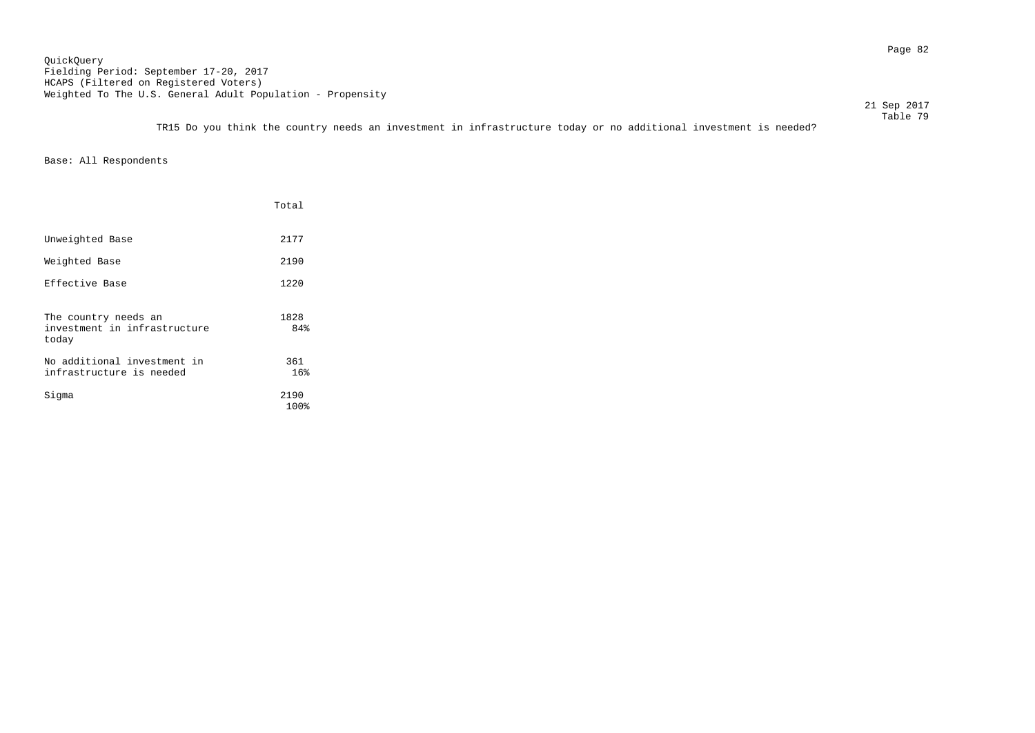QuickQuery
Fielding Period: September 17-20, 2017
HCAPS (Filtered on Registered Voters)
Weighted To The U.S. General Adult Population - Propensity

21 Sep 2017
Table 79

TR15 Do you think the country needs an investment in infrastructure today or no additional investment is needed?

Base: All Respondents

| | Total |
|---|---|
| Unweighted Base | 2177 |
| Weighted Base | 2190 |
| Effective Base | 1220 |
| The country needs an investment in infrastructure today | 1828<br>84% |
| No additional investment in infrastructure is needed | 361<br>16% |
| Sigma | 2190<br>100% |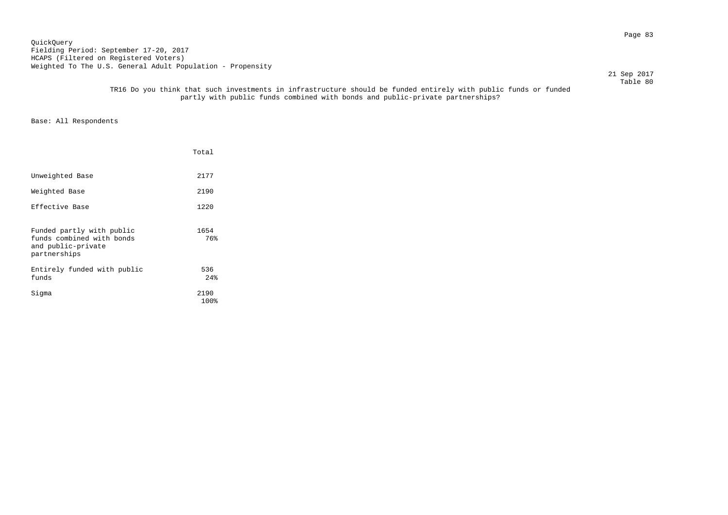QuickQuery
Fielding Period: September 17-20, 2017
HCAPS (Filtered on Registered Voters)
Weighted To The U.S. General Adult Population - Propensity

21 Sep 2017
Table 80

TR16 Do you think that such investments in infrastructure should be funded entirely with public funds or funded partly with public funds combined with bonds and public-private partnerships?

Base: All Respondents

| | Total |
|---|---|
| Unweighted Base | 2177 |
| Weighted Base | 2190 |
| Effective Base | 1220 |
| Funded partly with public funds combined with bonds and public-private partnerships | 1654<br>76% |
| Entirely funded with public funds | 536<br>24% |
| Sigma | 2190<br>100% |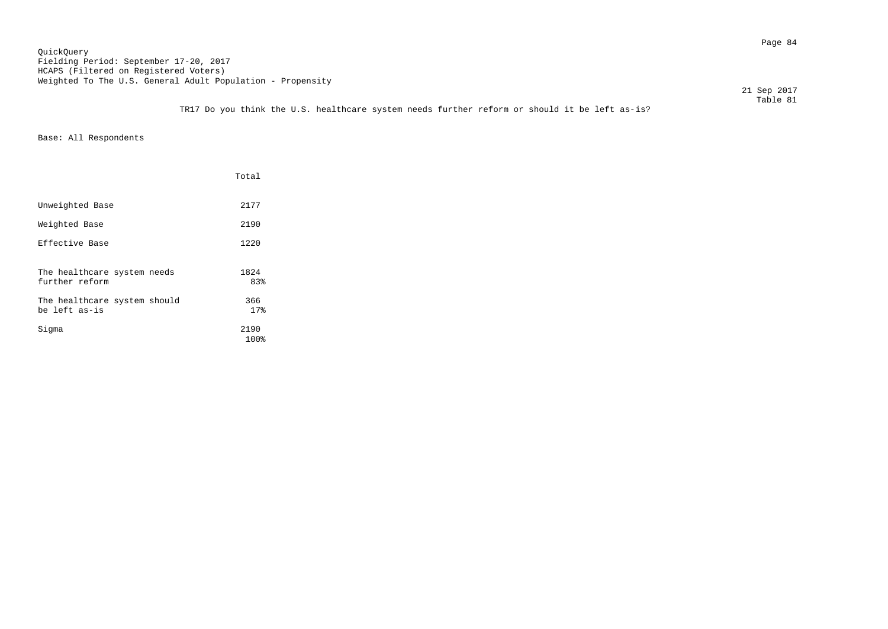QuickQuery
Fielding Period: September 17-20, 2017
HCAPS (Filtered on Registered Voters)
Weighted To The U.S. General Adult Population - Propensity

21 Sep 2017

Table 81

TR17 Do you think the U.S. healthcare system needs further reform or should it be left as-is?

Base: All Respondents

| | Total |
|---|---|
| Unweighted Base | 2177 |
| Weighted Base | 2190 |
| Effective Base | 1220 |
| The healthcare system needs further reform | 1824<br>83% |
| The healthcare system should be left as-is | 366<br>17% |
| Sigma | 2190<br>100% |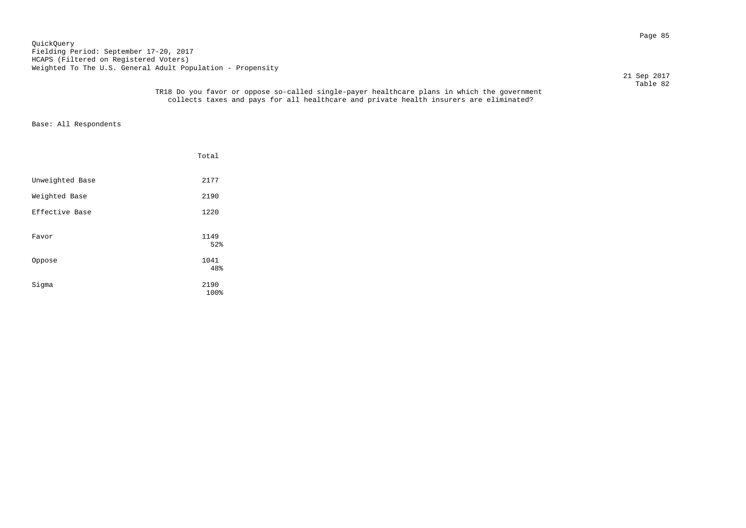QuickQuery
Fielding Period: September 17-20, 2017
HCAPS (Filtered on Registered Voters)
Weighted To The U.S. General Adult Population - Propensity

21 Sep 2017
Table 82

TR18 Do you favor or oppose so-called single-payer healthcare plans in which the government collects taxes and pays for all healthcare and private health insurers are eliminated?

Base: All Respondents

| | Total |
|---|---|
| Unweighted Base | 2177 |
| Weighted Base | 2190 |
| Effective Base | 1220 |
| Favor | 1149<br>52% |
| Oppose | 1041<br>48% |
| Sigma | 2190<br>100% |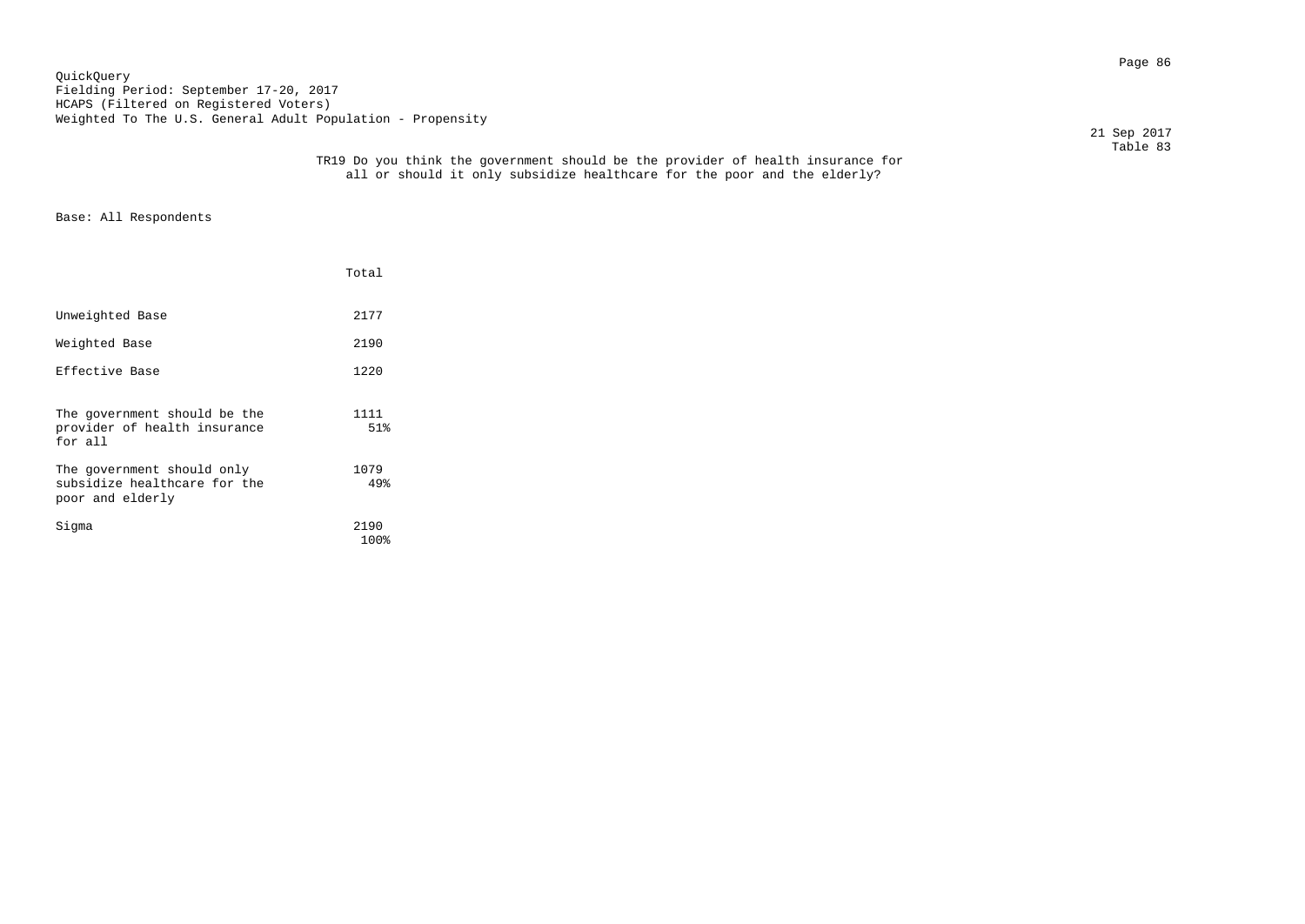QuickQuery
Fielding Period: September 17-20, 2017
HCAPS (Filtered on Registered Voters)
Weighted To The U.S. General Adult Population - Propensity

21 Sep 2017
Table 83

TR19 Do you think the government should be the provider of health insurance for all or should it only subsidize healthcare for the poor and the elderly?

Base: All Respondents

| | Total |
|---|---|
| Unweighted Base | 2177 |
| Weighted Base | 2190 |
| Effective Base | 1220 |
| The government should be the provider of health insurance for all | 1111<br>51% |
| The government should only subsidize healthcare for the poor and elderly | 1079<br>49% |
| Sigma | 2190<br>100% |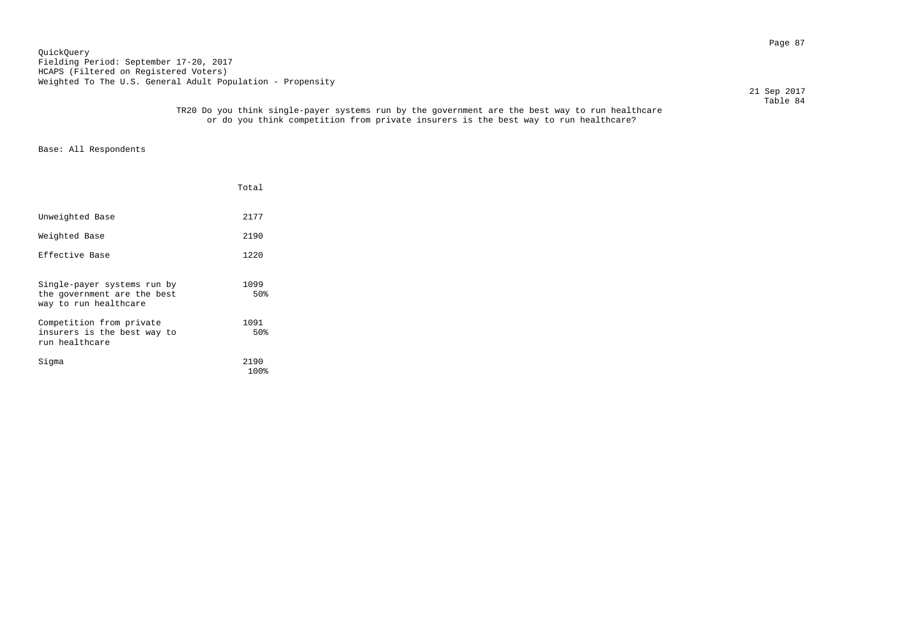QuickQuery
Fielding Period: September 17-20, 2017
HCAPS (Filtered on Registered Voters)
Weighted To The U.S. General Adult Population - Propensity

21 Sep 2017

Table 84

TR20 Do you think single-payer systems run by the government are the best way to run healthcare or do you think competition from private insurers is the best way to run healthcare?

Base: All Respondents

| | Total |
|---|---|
| Unweighted Base | 2177 |
| Weighted Base | 2190 |
| Effective Base | 1220 |
| Single-payer systems run by the government are the best way to run healthcare | 1099<br>50% |
| Competition from private insurers is the best way to run healthcare | 1091<br>50% |
| Sigma | 2190<br>100% |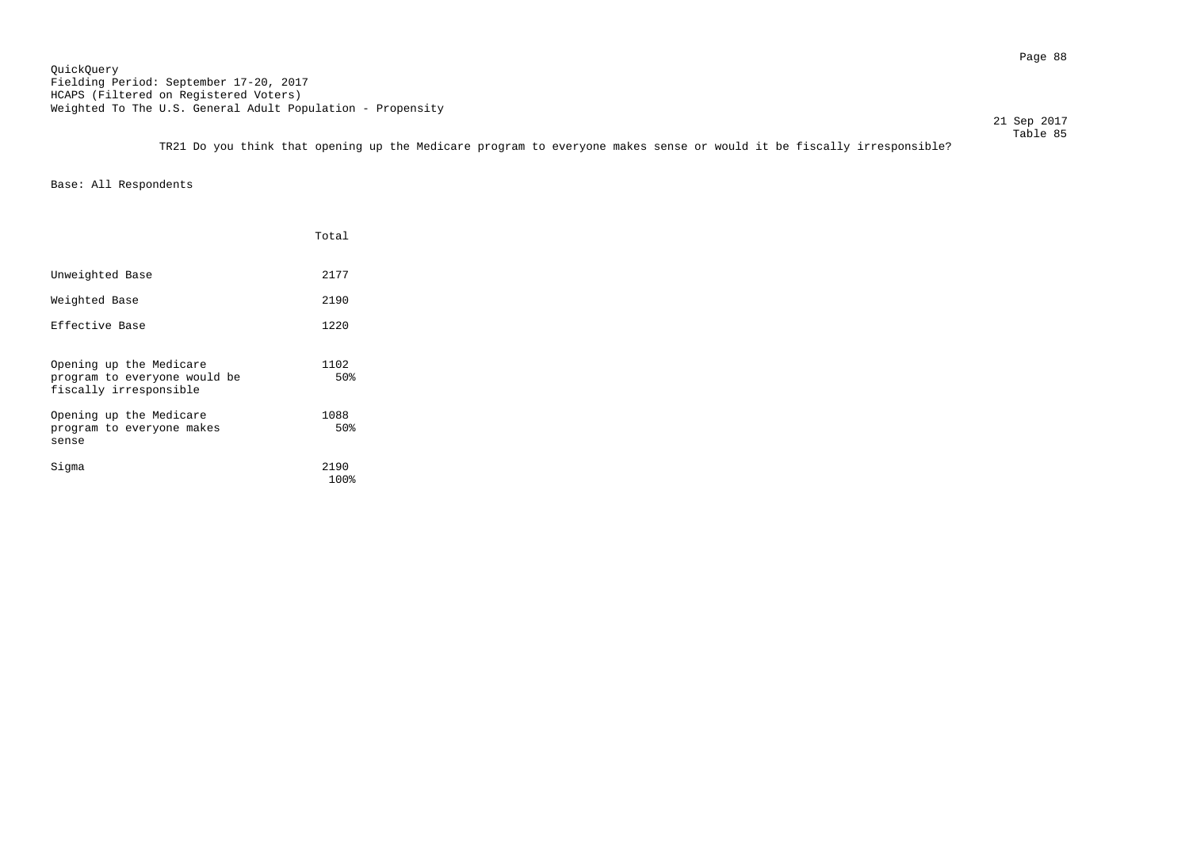QuickQuery
Fielding Period: September 17-20, 2017
HCAPS (Filtered on Registered Voters)
Weighted To The U.S. General Adult Population - Propensity

21 Sep 2017
Table 85

TR21 Do you think that opening up the Medicare program to everyone makes sense or would it be fiscally irresponsible?

Base: All Respondents

| | Total |
|---|---|
| Unweighted Base | 2177 |
| Weighted Base | 2190 |
| Effective Base | 1220 |
| Opening up the Medicare program to everyone would be fiscally irresponsible | 1102<br>50% |
| Opening up the Medicare program to everyone makes sense | 1088<br>50% |
| Sigma | 2190<br>100% |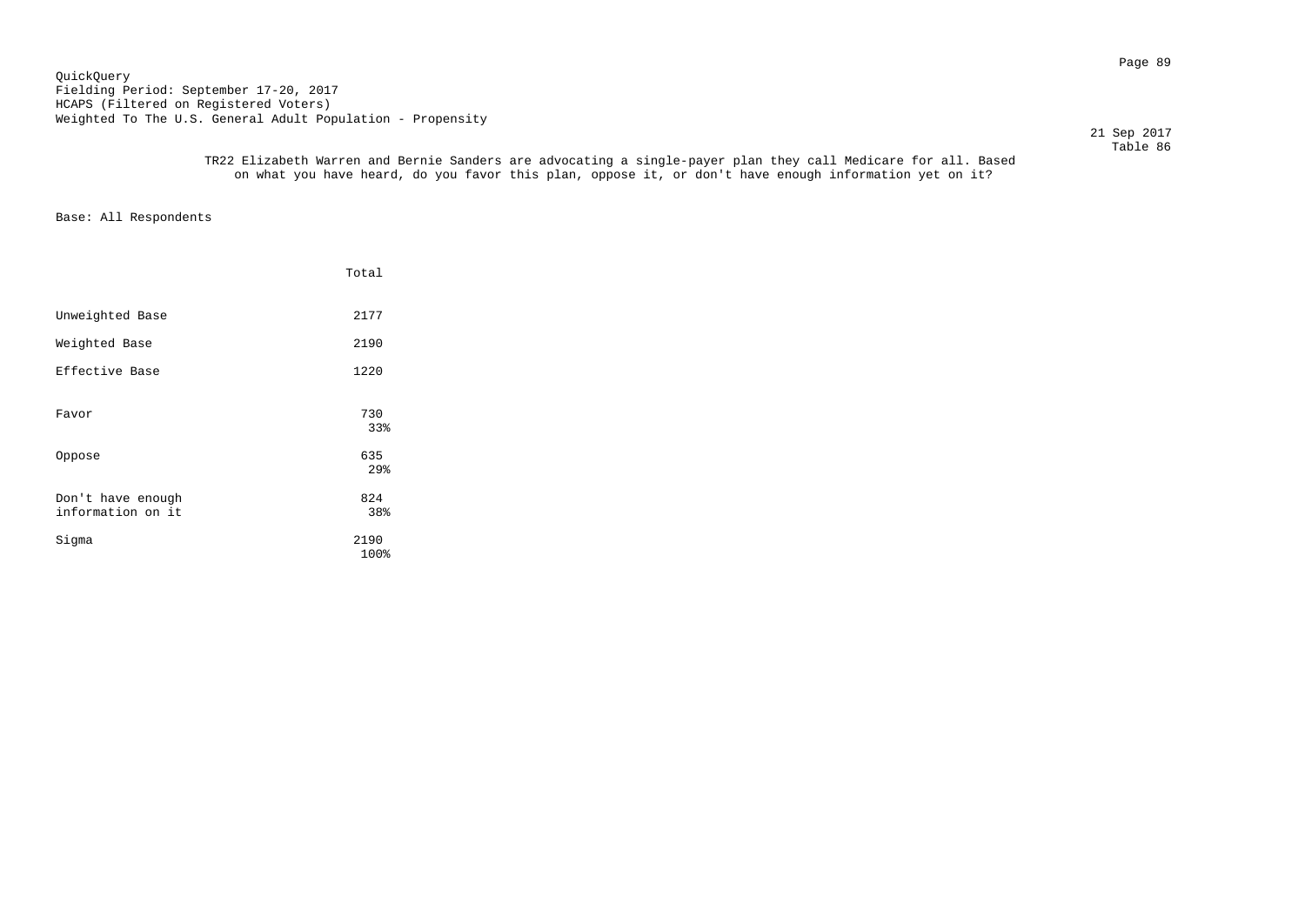QuickQuery
Fielding Period: September 17-20, 2017
HCAPS (Filtered on Registered Voters)
Weighted To The U.S. General Adult Population - Propensity

21 Sep 2017

Table 86

TR22 Elizabeth Warren and Bernie Sanders are advocating a single-payer plan they call Medicare for all. Based on what you have heard, do you favor this plan, oppose it, or don't have enough information yet on it?

Base: All Respondents

| | Total |
|---|---|
| Unweighted Base | 2177 |
| Weighted Base | 2190 |
| Effective Base | 1220 |
| Favor | 730<br>33% |
| Oppose | 635<br>29% |
| Don't have enough information on it | 824<br>38% |
| Sigma | 2190<br>100% |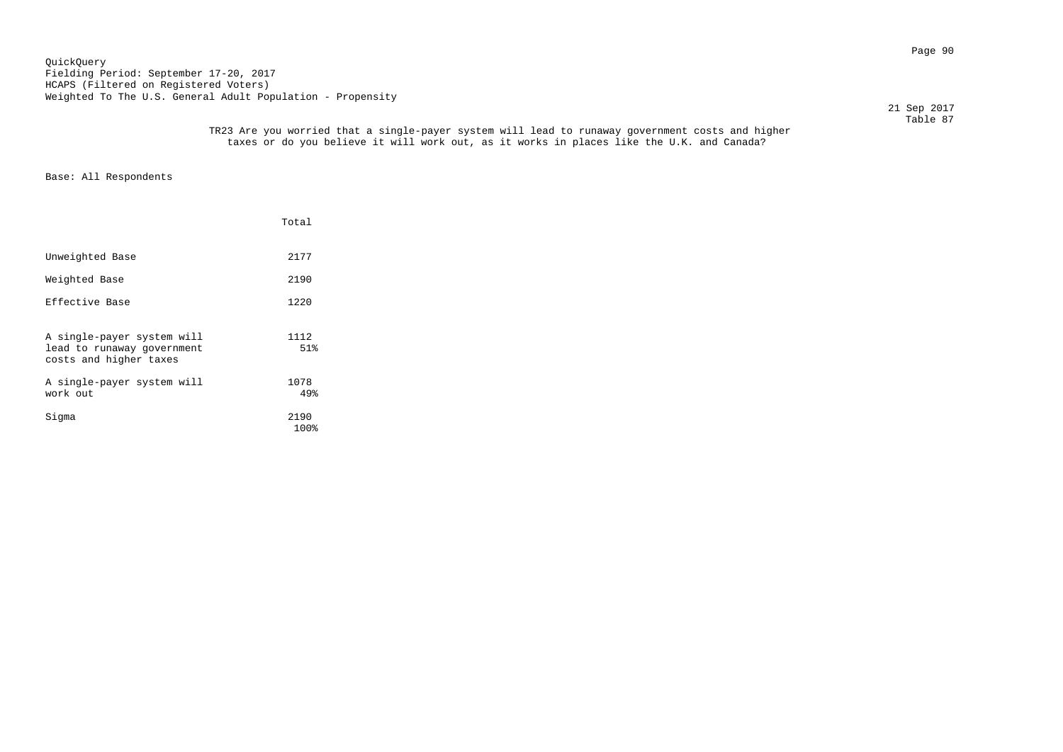QuickQuery
Fielding Period: September 17-20, 2017
HCAPS (Filtered on Registered Voters)
Weighted To The U.S. General Adult Population - Propensity

21 Sep 2017
Table 87

TR23 Are you worried that a single-payer system will lead to runaway government costs and higher taxes or do you believe it will work out, as it works in places like the U.K. and Canada?

Base: All Respondents

| | Total |
|---|---|
| Unweighted Base | 2177 |
| Weighted Base | 2190 |
| Effective Base | 1220 |
| A single-payer system will lead to runaway government costs and higher taxes | 1112<br>51% |
| A single-payer system will work out | 1078<br>49% |
| Sigma | 2190<br>100% |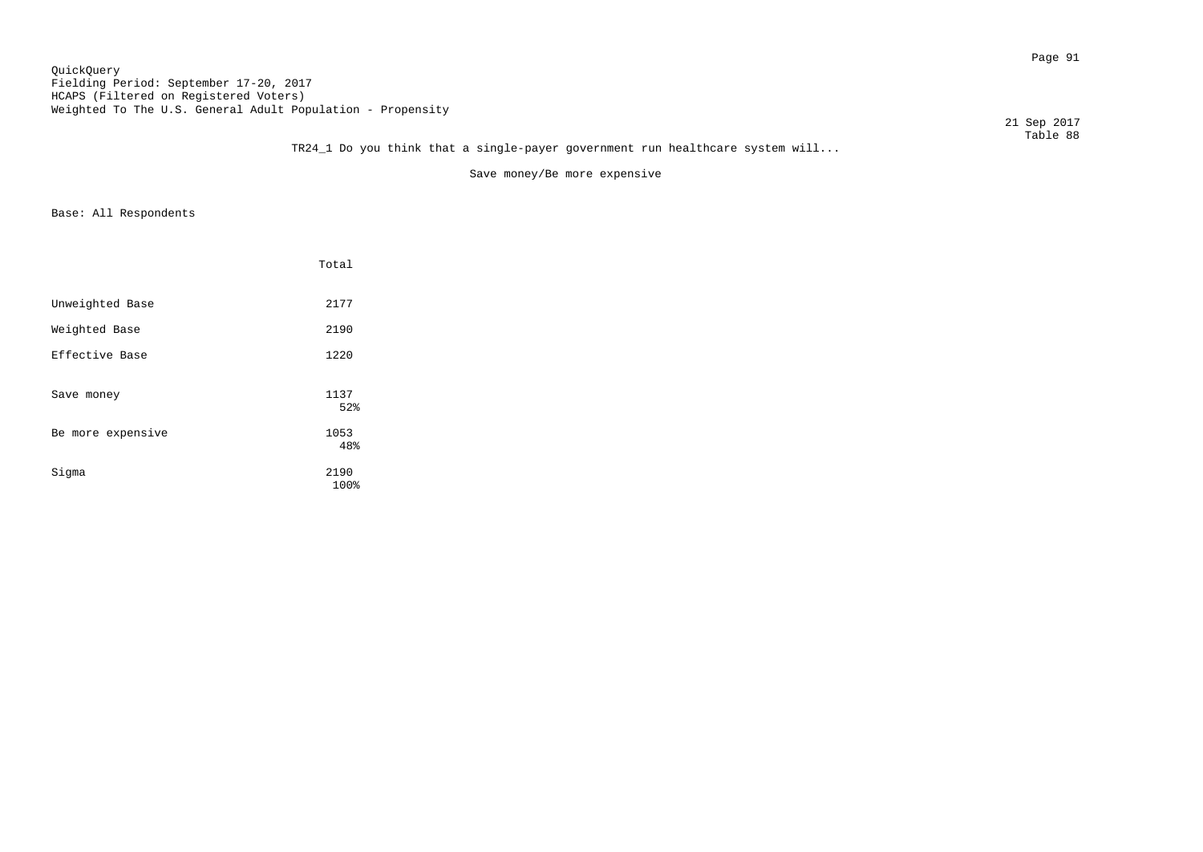QuickQuery
Fielding Period: September 17-20, 2017
HCAPS (Filtered on Registered Voters)
Weighted To The U.S. General Adult Population - Propensity

21 Sep 2017
Table 88

TR24_1 Do you think that a single-payer government run healthcare system will...

Save money/Be more expensive

Base: All Respondents

| | Total |
|---|---|
| Unweighted Base | 2177 |
| Weighted Base | 2190 |
| Effective Base | 1220 |
| Save money | 1137<br>52% |
| Be more expensive | 1053<br>48% |
| Sigma | 2190<br>100% |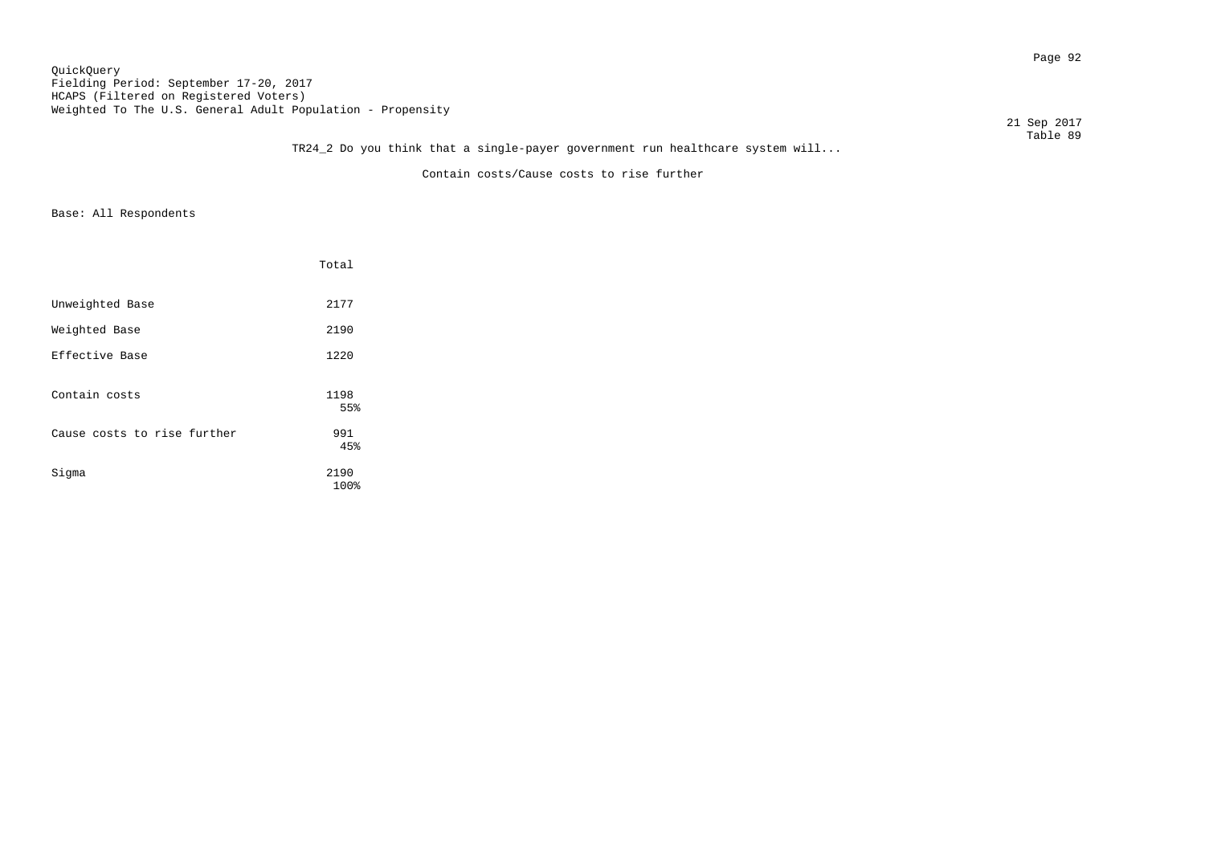QuickQuery
Fielding Period: September 17-20, 2017
HCAPS (Filtered on Registered Voters)
Weighted To The U.S. General Adult Population - Propensity

21 Sep 2017
Table 89

TR24_2 Do you think that a single-payer government run healthcare system will...

Contain costs/Cause costs to rise further

Base: All Respondents

| | Total |
|---|---|
| Unweighted Base | 2177 |
| Weighted Base | 2190 |
| Effective Base | 1220 |
| Contain costs | 1198<br>55% |
| Cause costs to rise further | 991<br>45% |
| Sigma | 2190<br>100% |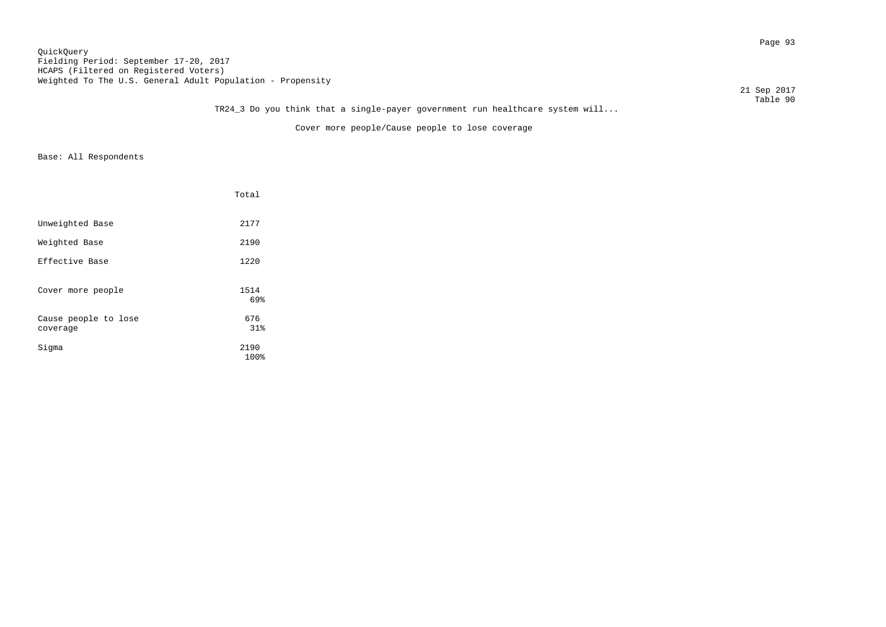QuickQuery
Fielding Period: September 17-20, 2017
HCAPS (Filtered on Registered Voters)
Weighted To The U.S. General Adult Population - Propensity

21 Sep 2017
Table 90

TR24_3 Do you think that a single-payer government run healthcare system will...

Cover more people/Cause people to lose coverage

Base: All Respondents

| | Total |
|---|---|
| Unweighted Base | 2177 |
| Weighted Base | 2190 |
| Effective Base | 1220 |
| Cover more people | 1514<br>69% |
| Cause people to lose coverage | 676<br>31% |
| Sigma | 2190<br>100% |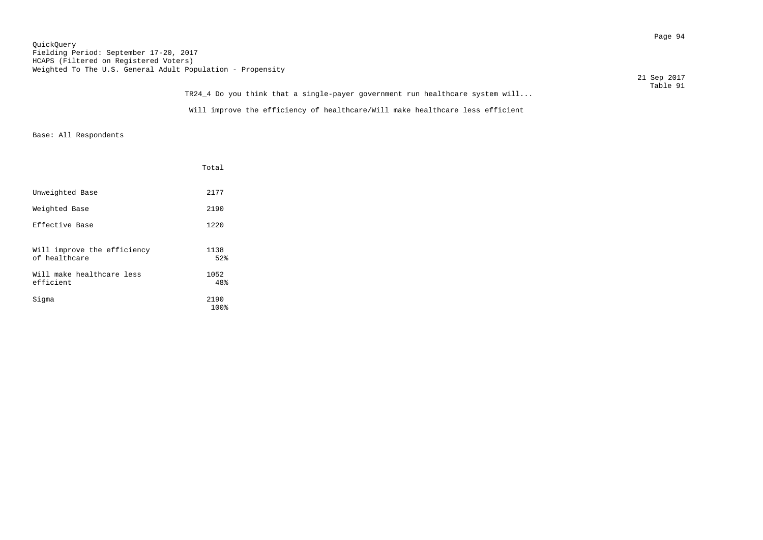QuickQuery
Fielding Period: September 17-20, 2017
HCAPS (Filtered on Registered Voters)
Weighted To The U.S. General Adult Population - Propensity

21 Sep 2017
Table 91

TR24_4 Do you think that a single-payer government run healthcare system will...

Will improve the efficiency of healthcare/Will make healthcare less efficient

Base: All Respondents

| | Total |
|---|---|
| Unweighted Base | 2177 |
| Weighted Base | 2190 |
| Effective Base | 1220 |
| Will improve the efficiency of healthcare | 1138<br>52% |
| Will make healthcare less efficient | 1052<br>48% |
| Sigma | 2190<br>100% |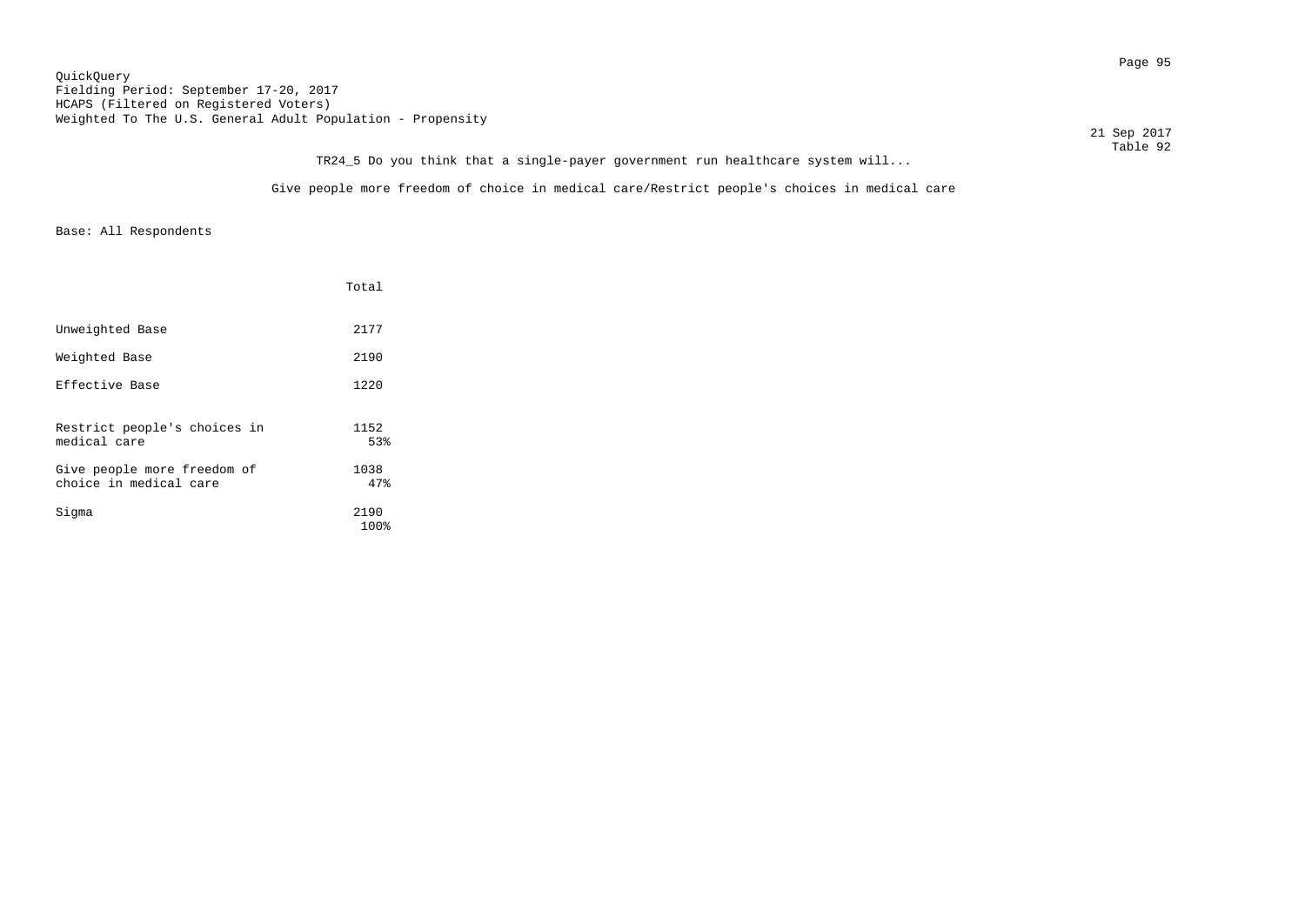QuickQuery
Fielding Period: September 17-20, 2017
HCAPS (Filtered on Registered Voters)
Weighted To The U.S. General Adult Population - Propensity

21 Sep 2017
Table 92

TR24_5 Do you think that a single-payer government run healthcare system will...

Give people more freedom of choice in medical care/Restrict people's choices in medical care

Base: All Respondents

| | Total |
|---|---|
| Unweighted Base | 2177 |
| Weighted Base | 2190 |
| Effective Base | 1220 |
| Restrict people's choices in medical care | 1152<br>53% |
| Give people more freedom of choice in medical care | 1038<br>47% |
| Sigma | 2190<br>100% |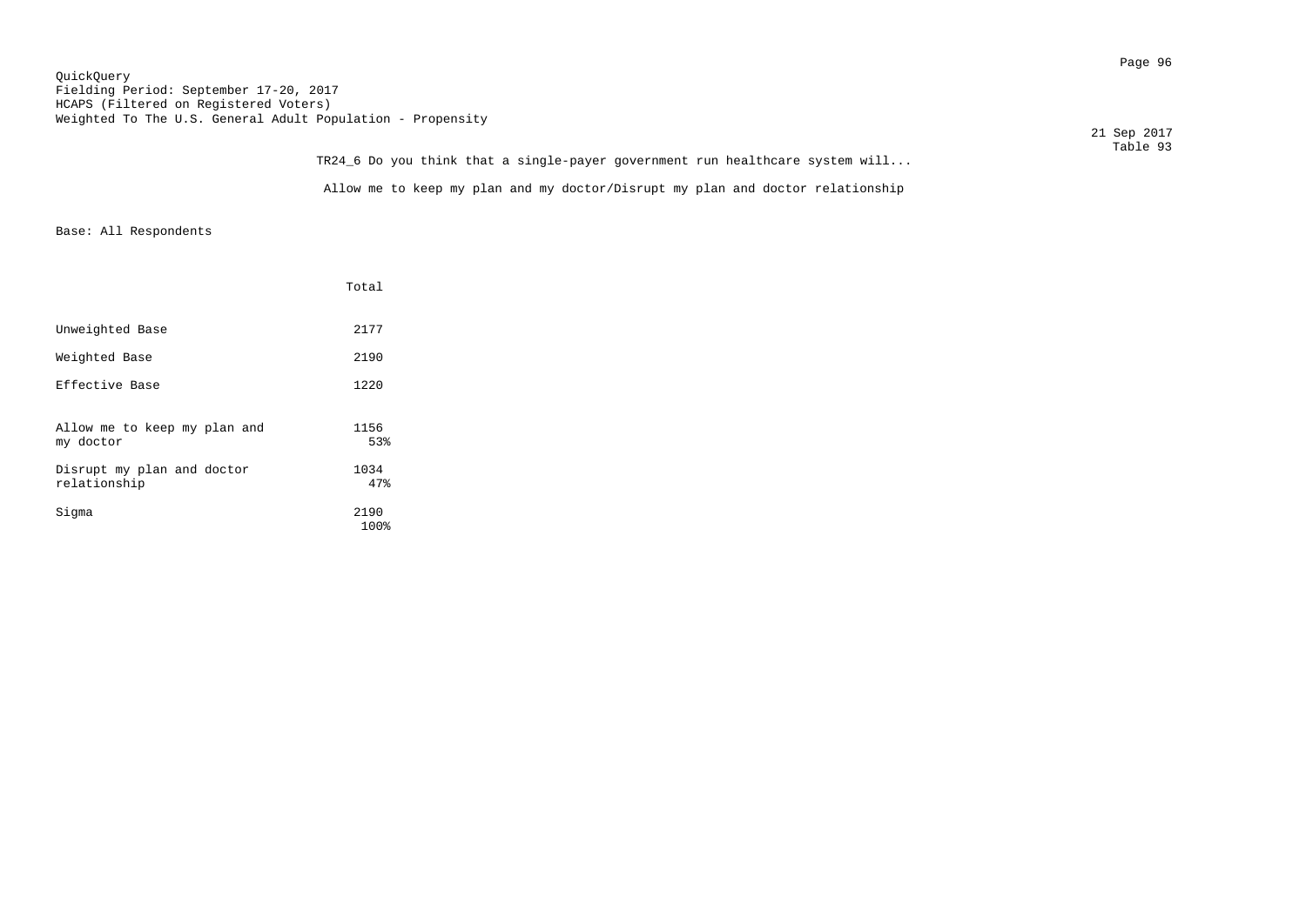QuickQuery
Fielding Period: September 17-20, 2017
HCAPS (Filtered on Registered Voters)
Weighted To The U.S. General Adult Population - Propensity

21 Sep 2017
Table 93

TR24_6 Do you think that a single-payer government run healthcare system will...

Allow me to keep my plan and my doctor/Disrupt my plan and doctor relationship

Base: All Respondents

| | Total |
|---|---|
| Unweighted Base | 2177 |
| Weighted Base | 2190 |
| Effective Base | 1220 |
| Allow me to keep my plan and my doctor | 1156<br>53% |
| Disrupt my plan and doctor relationship | 1034<br>47% |
| Sigma | 2190<br>100% |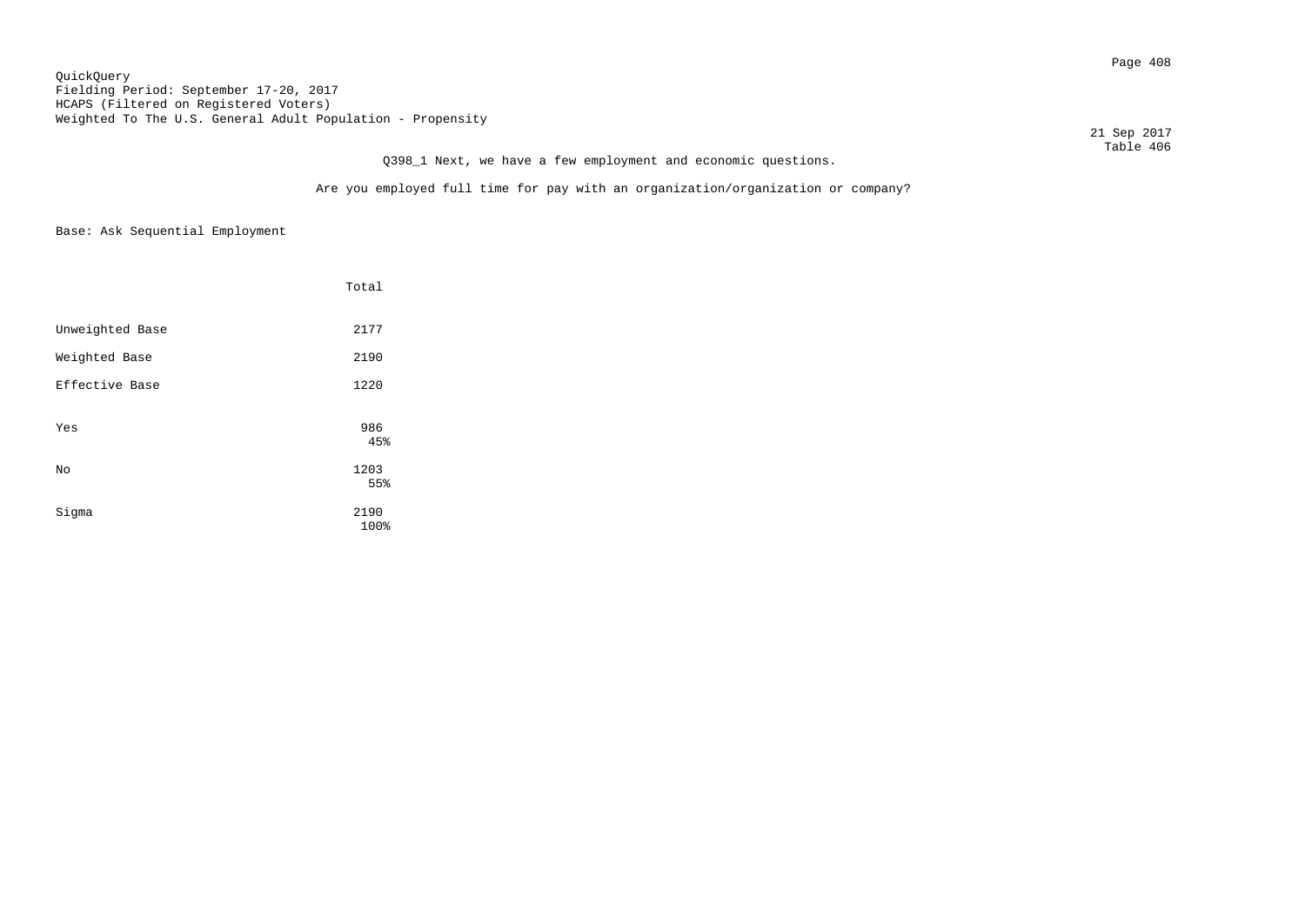QuickQuery
Fielding Period: September 17-20, 2017
HCAPS (Filtered on Registered Voters)
Weighted To The U.S. General Adult Population - Propensity

21 Sep 2017
Table 406

Q398_1 Next, we have a few employment and economic questions.

Are you employed full time for pay with an organization/organization or company?

Base: Ask Sequential Employment

| | Total |
|---|---|
| Unweighted Base | 2177 |
| Weighted Base | 2190 |
| Effective Base | 1220 |
| Yes | 986<br>45% |
| No | 1203<br>55% |
| Sigma | 2190<br>100% |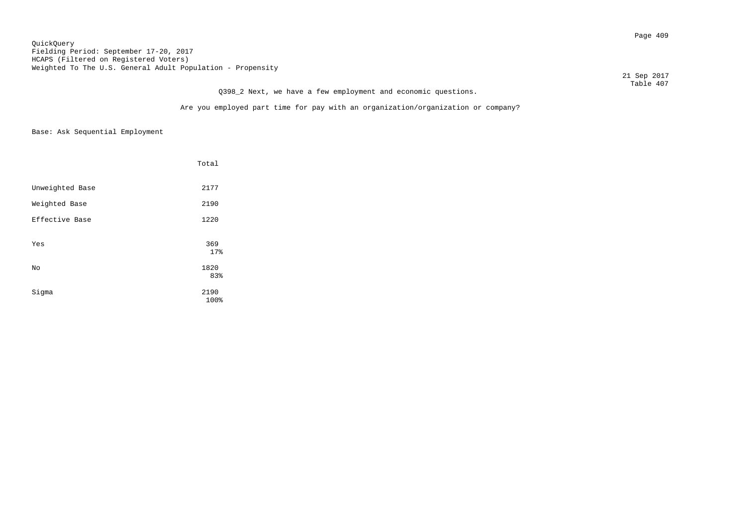QuickQuery
Fielding Period: September 17-20, 2017
HCAPS (Filtered on Registered Voters)
Weighted To The U.S. General Adult Population - Propensity

21 Sep 2017
Table 407

Q398_2 Next, we have a few employment and economic questions.

Are you employed part time for pay with an organization/organization or company?

Base: Ask Sequential Employment

| | Total |
|---|---|
| Unweighted Base | 2177 |
| Weighted Base | 2190 |
| Effective Base | 1220 |
| Yes | 369<br>17% |
| No | 1820<br>83% |
| Sigma | 2190<br>100% |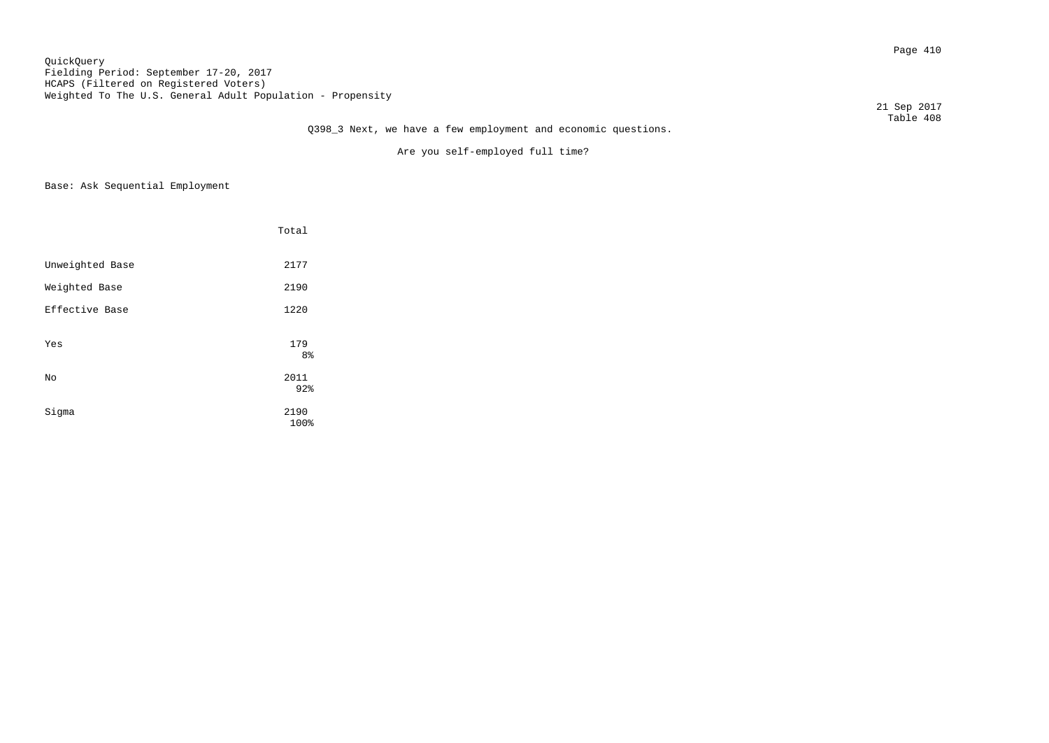QuickQuery
Fielding Period: September 17-20, 2017
HCAPS (Filtered on Registered Voters)
Weighted To The U.S. General Adult Population - Propensity

21 Sep 2017
Table 408

Q398_3 Next, we have a few employment and economic questions.

Are you self-employed full time?

Base: Ask Sequential Employment

| | Total |
|---|---|
| Unweighted Base | 2177 |
| Weighted Base | 2190 |
| Effective Base | 1220 |
| Yes | 179<br>8% |
| No | 2011<br>92% |
| Sigma | 2190<br>100% |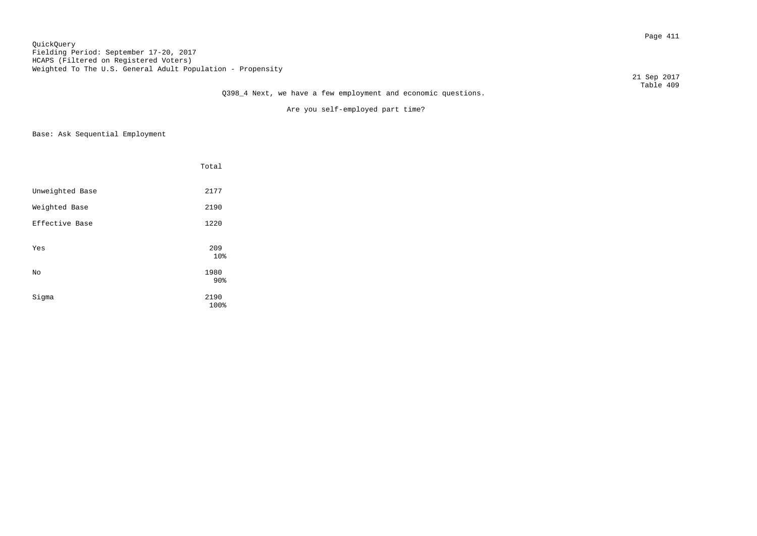QuickQuery
Fielding Period: September 17-20, 2017
HCAPS (Filtered on Registered Voters)
Weighted To The U.S. General Adult Population - Propensity

21 Sep 2017
Table 409

Q398_4 Next, we have a few employment and economic questions.

Are you self-employed part time?

Base: Ask Sequential Employment

| | Total |
|---|---|
| Unweighted Base | 2177 |
| Weighted Base | 2190 |
| Effective Base | 1220 |
| Yes | 209<br>10% |
| No | 1980<br>90% |
| Sigma | 2190<br>100% |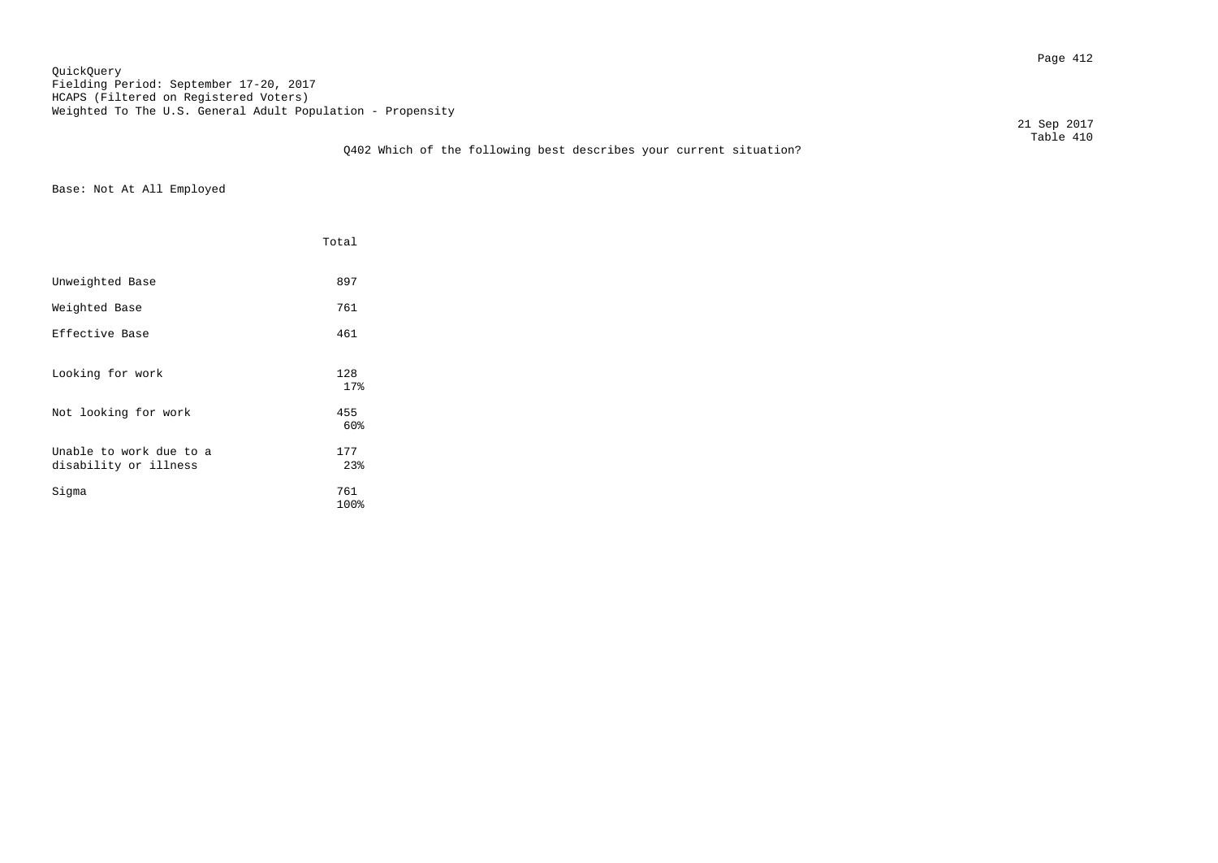QuickQuery
Fielding Period: September 17-20, 2017
HCAPS (Filtered on Registered Voters)
Weighted To The U.S. General Adult Population - Propensity

21 Sep 2017
Table 410

Q402 Which of the following best describes your current situation?

Base: Not At All Employed

| | Total |
|---|---|
| Unweighted Base | 897 |
| Weighted Base | 761 |
| Effective Base | 461 |
| Looking for work | 128<br>17% |
| Not looking for work | 455<br>60% |
| Unable to work due to a disability or illness | 177<br>23% |
| Sigma | 761<br>100% |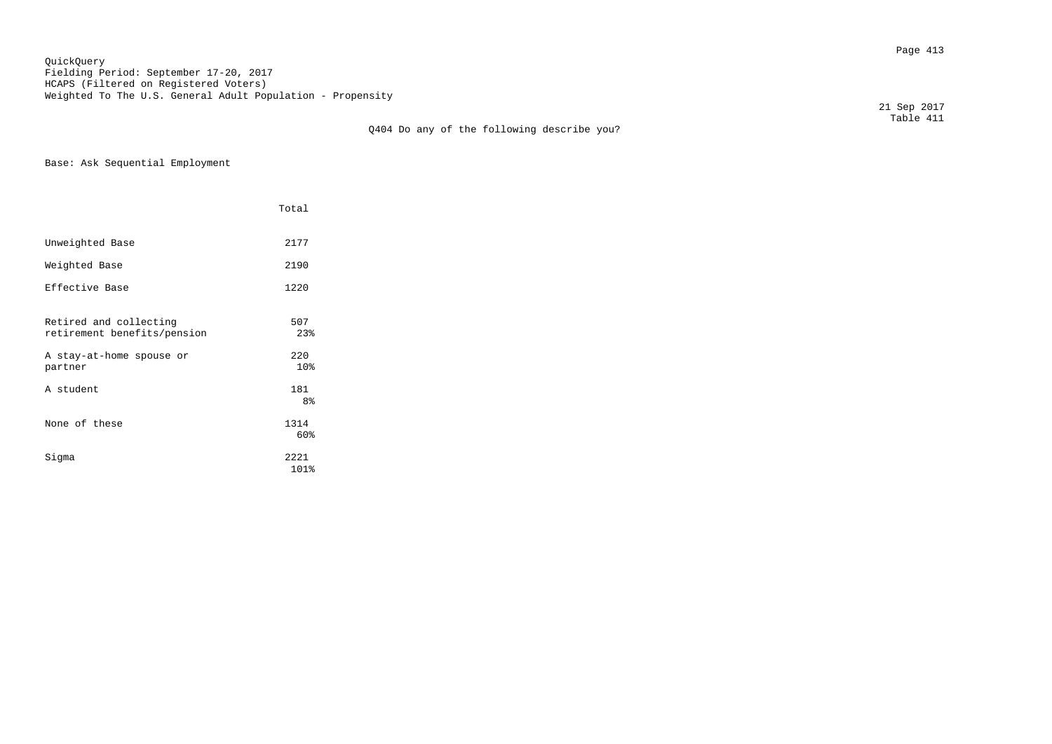QuickQuery
Fielding Period: September 17-20, 2017
HCAPS (Filtered on Registered Voters)
Weighted To The U.S. General Adult Population - Propensity

21 Sep 2017
Table 411

Q404 Do any of the following describe you?

Base: Ask Sequential Employment

| | Total |
|---|---|
| Unweighted Base | 2177 |
| Weighted Base | 2190 |
| Effective Base | 1220 |
| Retired and collecting retirement benefits/pension | 507<br>23% |
| A stay-at-home spouse or partner | 220<br>10% |
| A student | 181<br>8% |
| None of these | 1314<br>60% |
| Sigma | 2221<br>101% |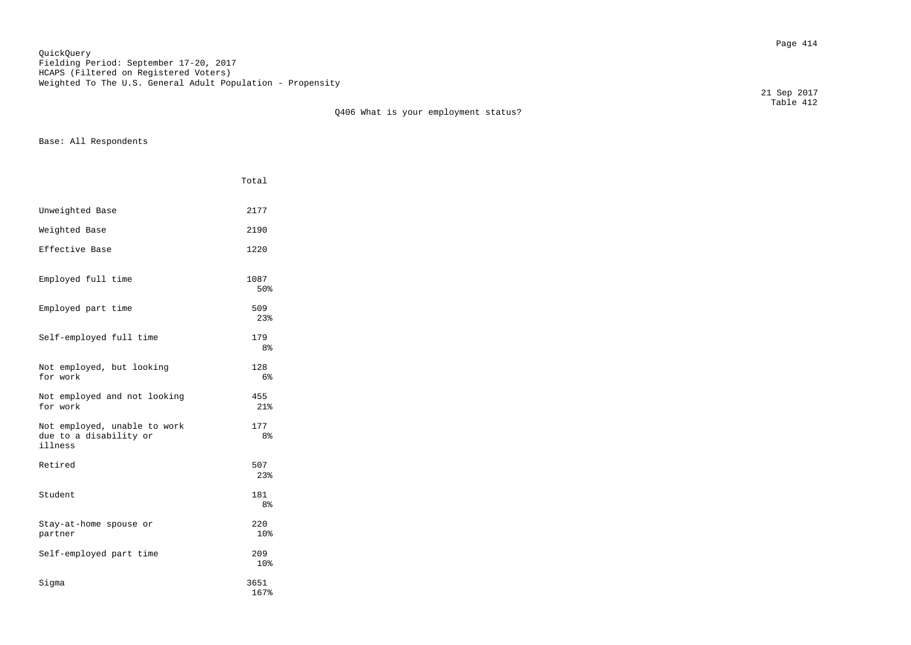QuickQuery
Fielding Period: September 17-20, 2017
HCAPS (Filtered on Registered Voters)
Weighted To The U.S. General Adult Population - Propensity

21 Sep 2017
Table 412

Q406 What is your employment status?

Base: All Respondents

| | Total |
|---|---|
| Unweighted Base | 2177 |
| Weighted Base | 2190 |
| Effective Base | 1220 |
| Employed full time | 1087<br>50% |
| Employed part time | 509<br>23% |
| Self-employed full time | 179<br>8% |
| Not employed, but looking for work | 128<br>6% |
| Not employed and not looking for work | 455<br>21% |
| Not employed, unable to work due to a disability or illness | 177<br>8% |
| Retired | 507<br>23% |
| Student | 181<br>8% |
| Stay-at-home spouse or partner | 220<br>10% |
| Self-employed part time | 209<br>10% |
| Sigma | 3651<br>167% |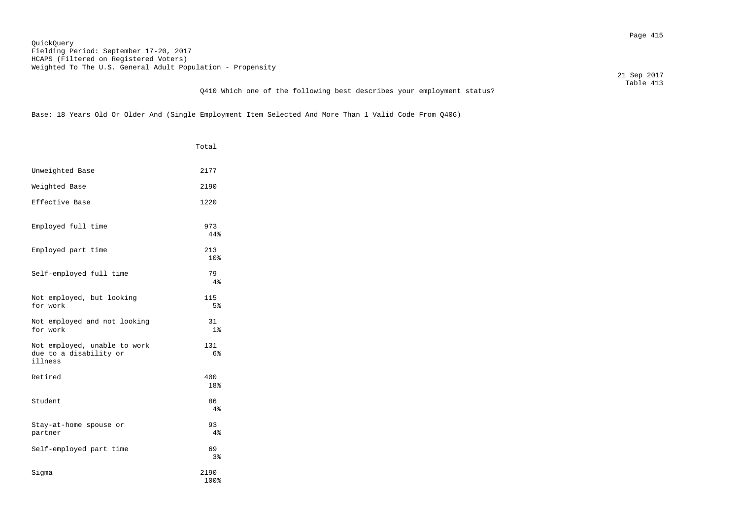QuickQuery
Fielding Period: September 17-20, 2017
HCAPS (Filtered on Registered Voters)
Weighted To The U.S. General Adult Population - Propensity

21 Sep 2017
Table 413

Q410 Which one of the following best describes your employment status?

Base: 18 Years Old Or Older And (Single Employment Item Selected And More Than 1 Valid Code From Q406)

| | Total |
|---|---|
| Unweighted Base | 2177 |
| Weighted Base | 2190 |
| Effective Base | 1220 |
| Employed full time | 973<br>44% |
| Employed part time | 213<br>10% |
| Self-employed full time | 79<br>4% |
| Not employed, but looking for work | 115<br>5% |
| Not employed and not looking for work | 31<br>1% |
| Not employed, unable to work due to a disability or illness | 131<br>6% |
| Retired | 400<br>18% |
| Student | 86<br>4% |
| Stay-at-home spouse or partner | 93<br>4% |
| Self-employed part time | 69<br>3% |
| Sigma | 2190<br>100% |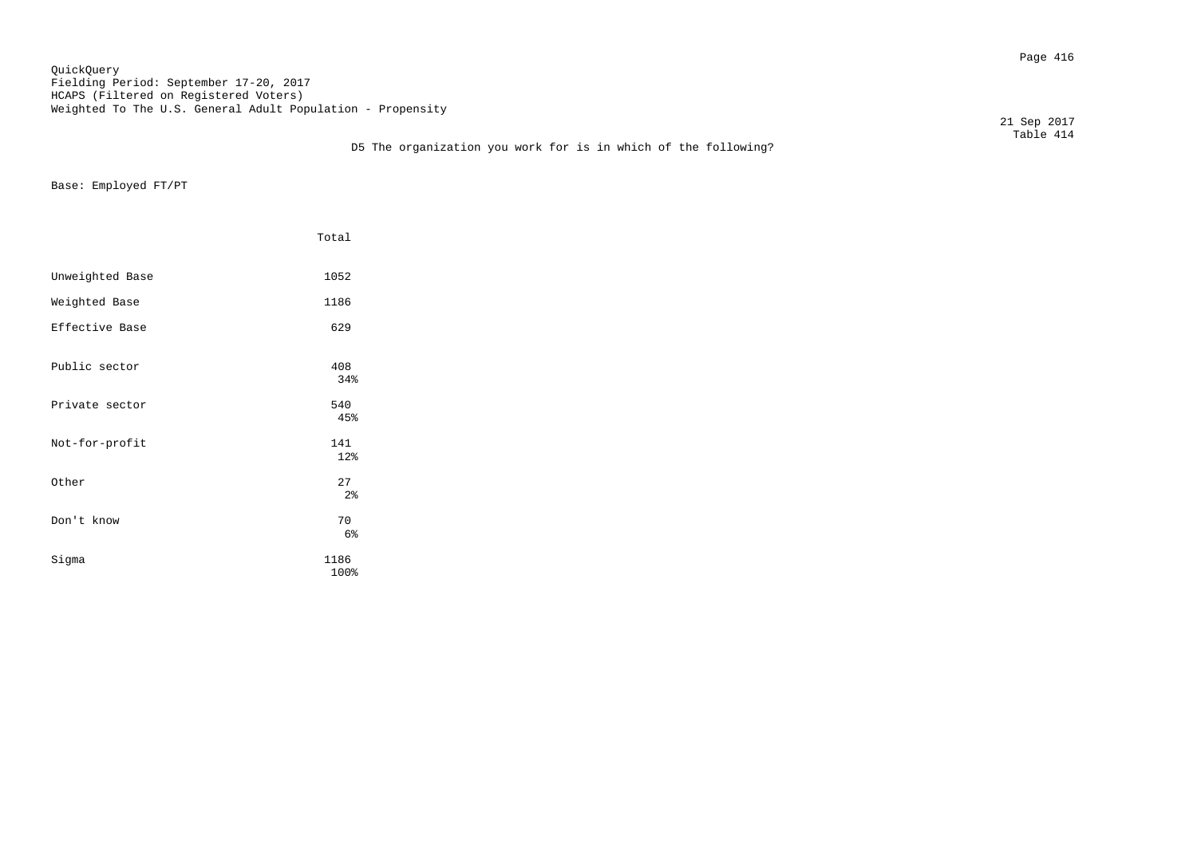QuickQuery
Fielding Period: September 17-20, 2017
HCAPS (Filtered on Registered Voters)
Weighted To The U.S. General Adult Population - Propensity

21 Sep 2017
Table 414

D5 The organization you work for is in which of the following?

Base: Employed FT/PT

| | Total |
|---|---|
| Unweighted Base | 1052 |
| Weighted Base | 1186 |
| Effective Base | 629 |
| Public sector | 408<br>34% |
| Private sector | 540<br>45% |
| Not-for-profit | 141<br>12% |
| Other | 27<br>2% |
| Don't know | 70<br>6% |
| Sigma | 1186<br>100% |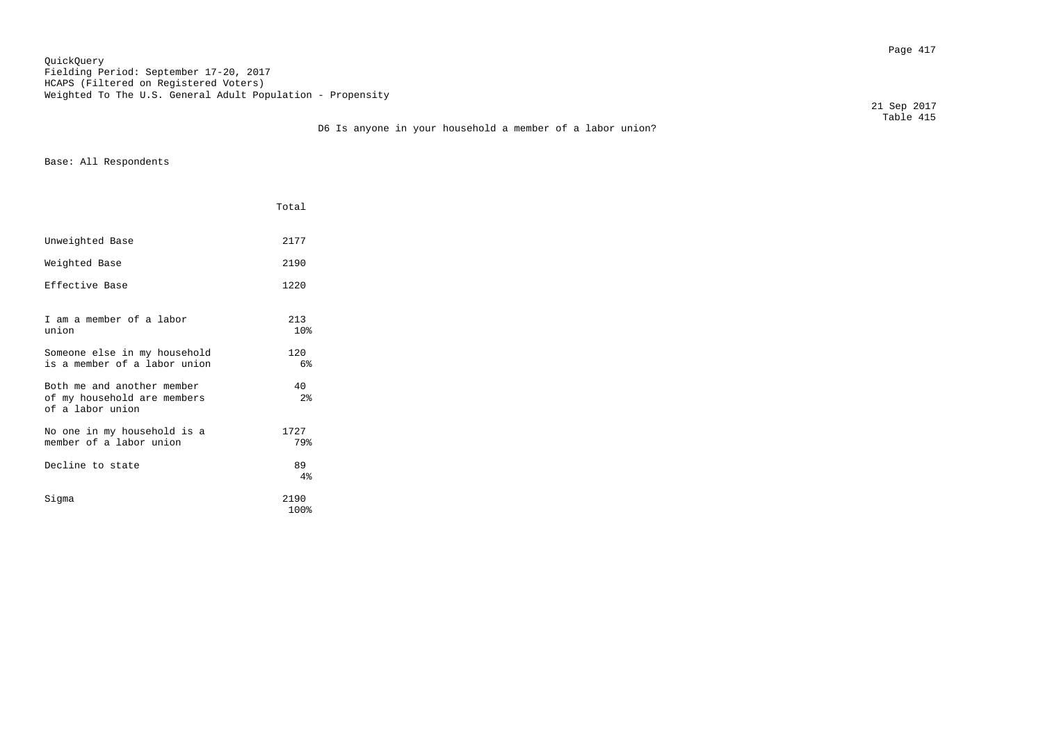QuickQuery
Fielding Period: September 17-20, 2017
HCAPS (Filtered on Registered Voters)
Weighted To The U.S. General Adult Population - Propensity

21 Sep 2017
Table 415

D6 Is anyone in your household a member of a labor union?

Base: All Respondents

| | Total |
|---|---|
| Unweighted Base | 2177 |
| Weighted Base | 2190 |
| Effective Base | 1220 |
| I am a member of a labor union | 213<br>10% |
| Someone else in my household is a member of a labor union | 120<br>6% |
| Both me and another member of my household are members of a labor union | 40<br>2% |
| No one in my household is a member of a labor union | 1727<br>79% |
| Decline to state | 89<br>4% |
| Sigma | 2190<br>100% |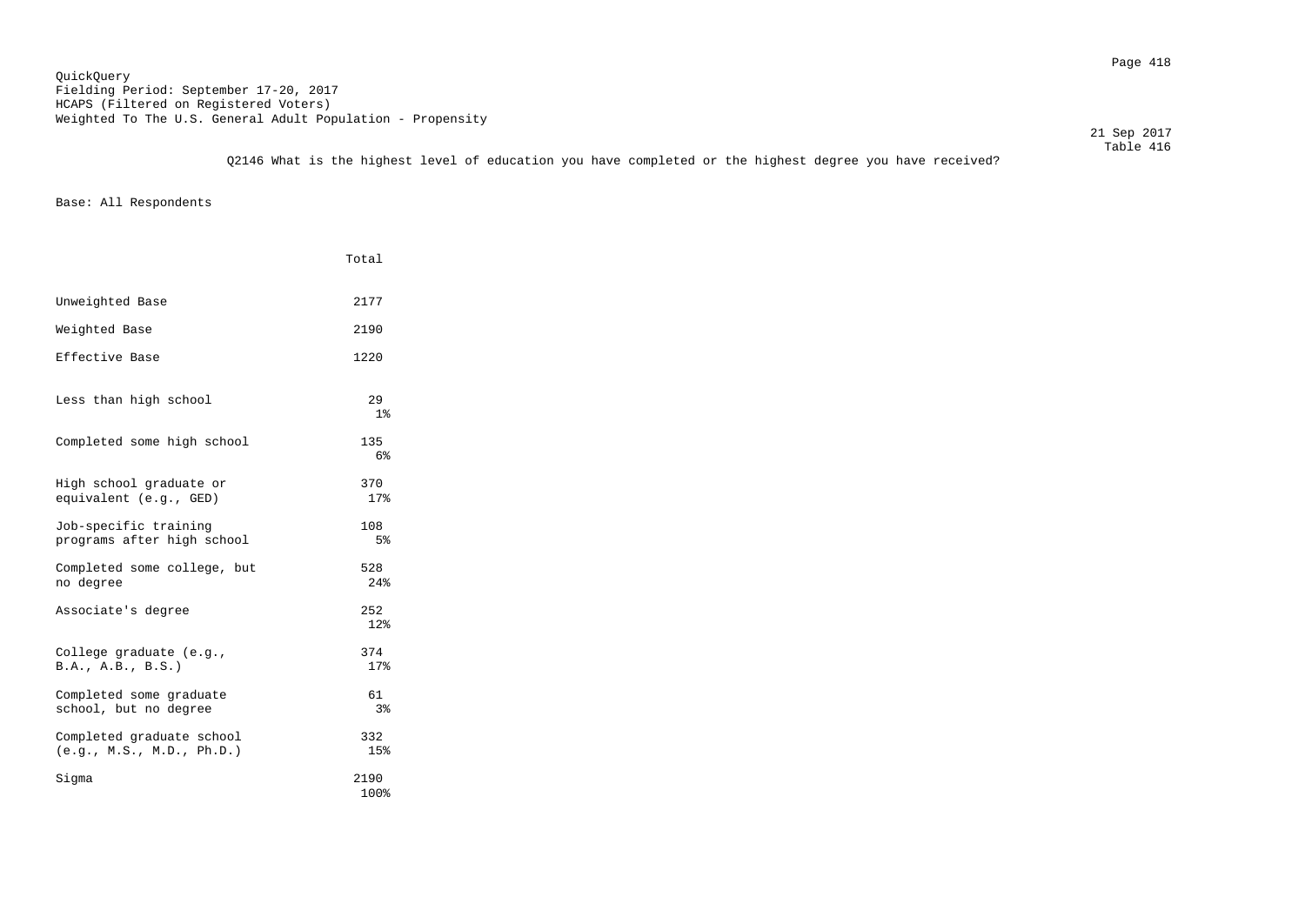QuickQuery
Fielding Period: September 17-20, 2017
HCAPS (Filtered on Registered Voters)
Weighted To The U.S. General Adult Population - Propensity

21 Sep 2017
Table 416

Q2146 What is the highest level of education you have completed or the highest degree you have received?

Base: All Respondents

| | Total |
|---|---|
| Unweighted Base | 2177 |
| Weighted Base | 2190 |
| Effective Base | 1220 |
| Less than high school | 29<br>1% |
| Completed some high school | 135<br>6% |
| High school graduate or equivalent (e.g., GED) | 370<br>17% |
| Job-specific training programs after high school | 108<br>5% |
| Completed some college, but no degree | 528<br>24% |
| Associate's degree | 252<br>12% |
| College graduate (e.g., B.A., A.B., B.S.) | 374<br>17% |
| Completed some graduate school, but no degree | 61<br>3% |
| Completed graduate school (e.g., M.S., M.D., Ph.D.) | 332<br>15% |
| Sigma | 2190<br>100% |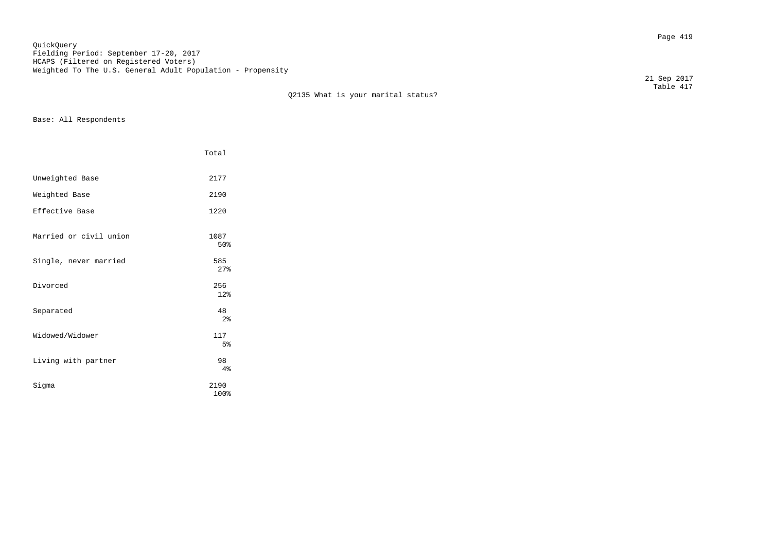QuickQuery
Fielding Period: September 17-20, 2017
HCAPS (Filtered on Registered Voters)
Weighted To The U.S. General Adult Population - Propensity

21 Sep 2017
Table 417

## Q2135 What is your marital status?

Base: All Respondents

| | Total |
|---|---|
| Unweighted Base | 2177 |
| Weighted Base | 2190 |
| Effective Base | 1220 |
| Married or civil union | 1087<br>50% |
| Single, never married | 585<br>27% |
| Divorced | 256<br>12% |
| Separated | 48<br>2% |
| Widowed/Widower | 117<br>5% |
| Living with partner | 98<br>4% |
| Sigma | 2190<br>100% |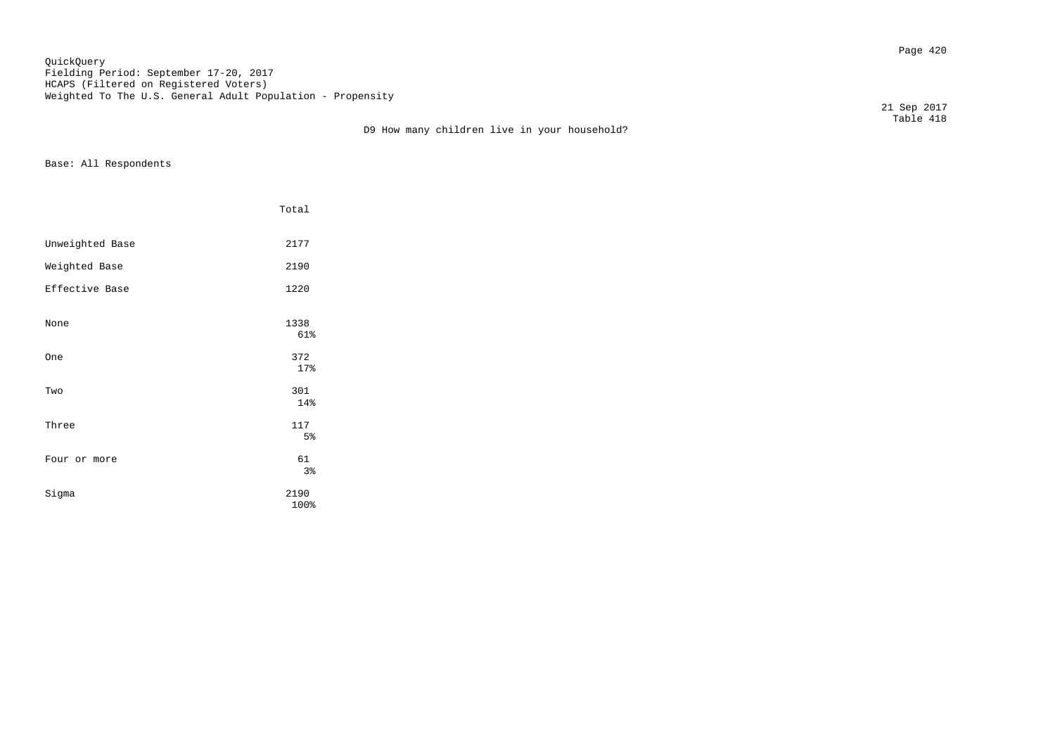QuickQuery
Fielding Period: September 17-20, 2017
HCAPS (Filtered on Registered Voters)
Weighted To The U.S. General Adult Population - Propensity

21 Sep 2017
Table 418

## D9 How many children live in your household?

Base: All Respondents

| | Total |
|---|---|
| Unweighted Base | 2177 |
| Weighted Base | 2190 |
| Effective Base | 1220 |
| None | 1338<br>61% |
| One | 372<br>17% |
| Two | 301<br>14% |
| Three | 117<br>5% |
| Four or more | 61<br>3% |
| Sigma | 2190<br>100% |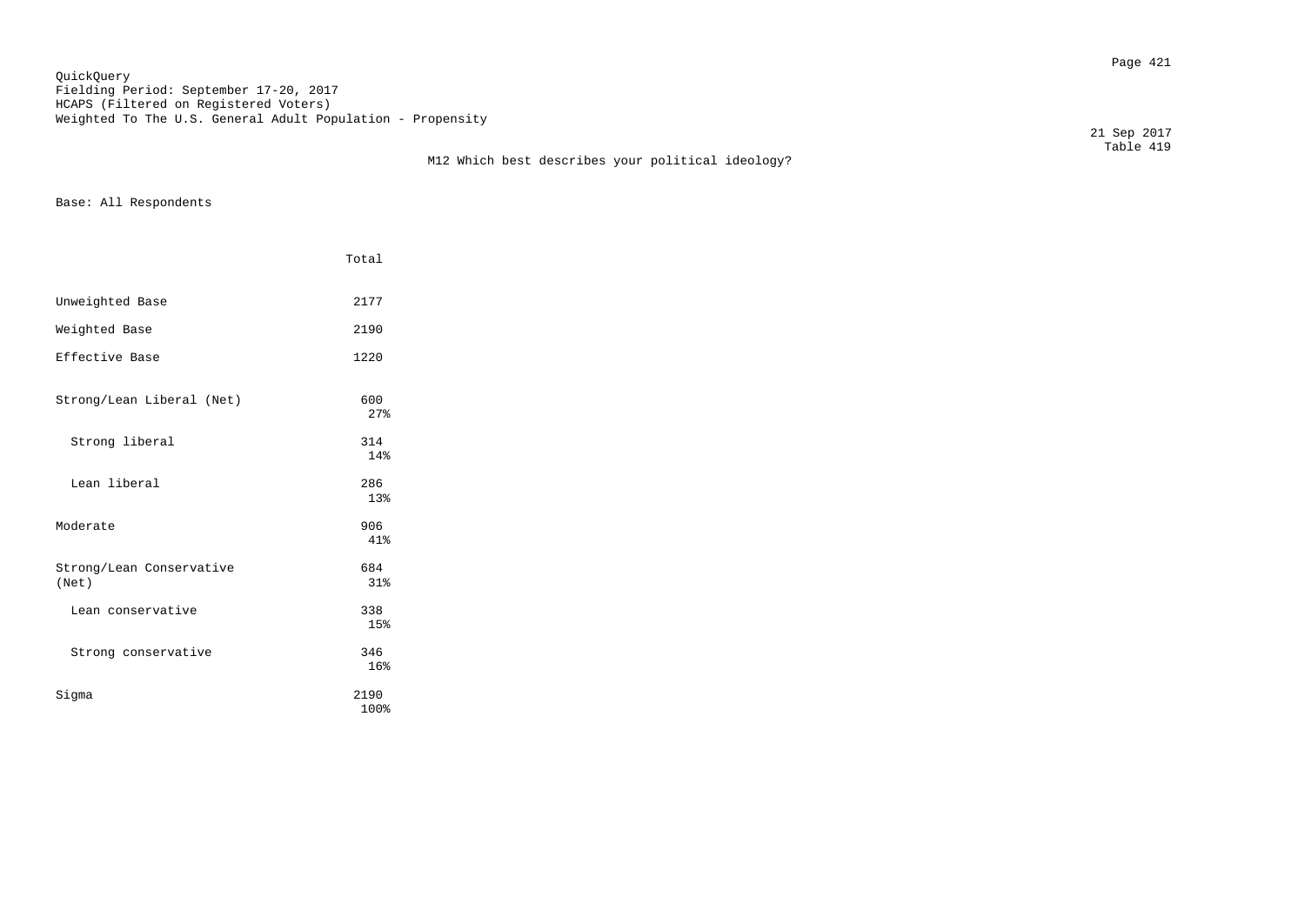QuickQuery
Fielding Period: September 17-20, 2017
HCAPS (Filtered on Registered Voters)
Weighted To The U.S. General Adult Population - Propensity

21 Sep 2017
Table 419

M12 Which best describes your political ideology?

Base: All Respondents

| | Total |
|---|---|
| Unweighted Base | 2177 |
| Weighted Base | 2190 |
| Effective Base | 1220 |
| Strong/Lean Liberal (Net) | 600<br>27% |
| Strong liberal | 314<br>14% |
| Lean liberal | 286<br>13% |
| Moderate | 906<br>41% |
| Strong/Lean Conservative (Net) | 684<br>31% |
| Lean conservative | 338<br>15% |
| Strong conservative | 346<br>16% |
| Sigma | 2190<br>100% |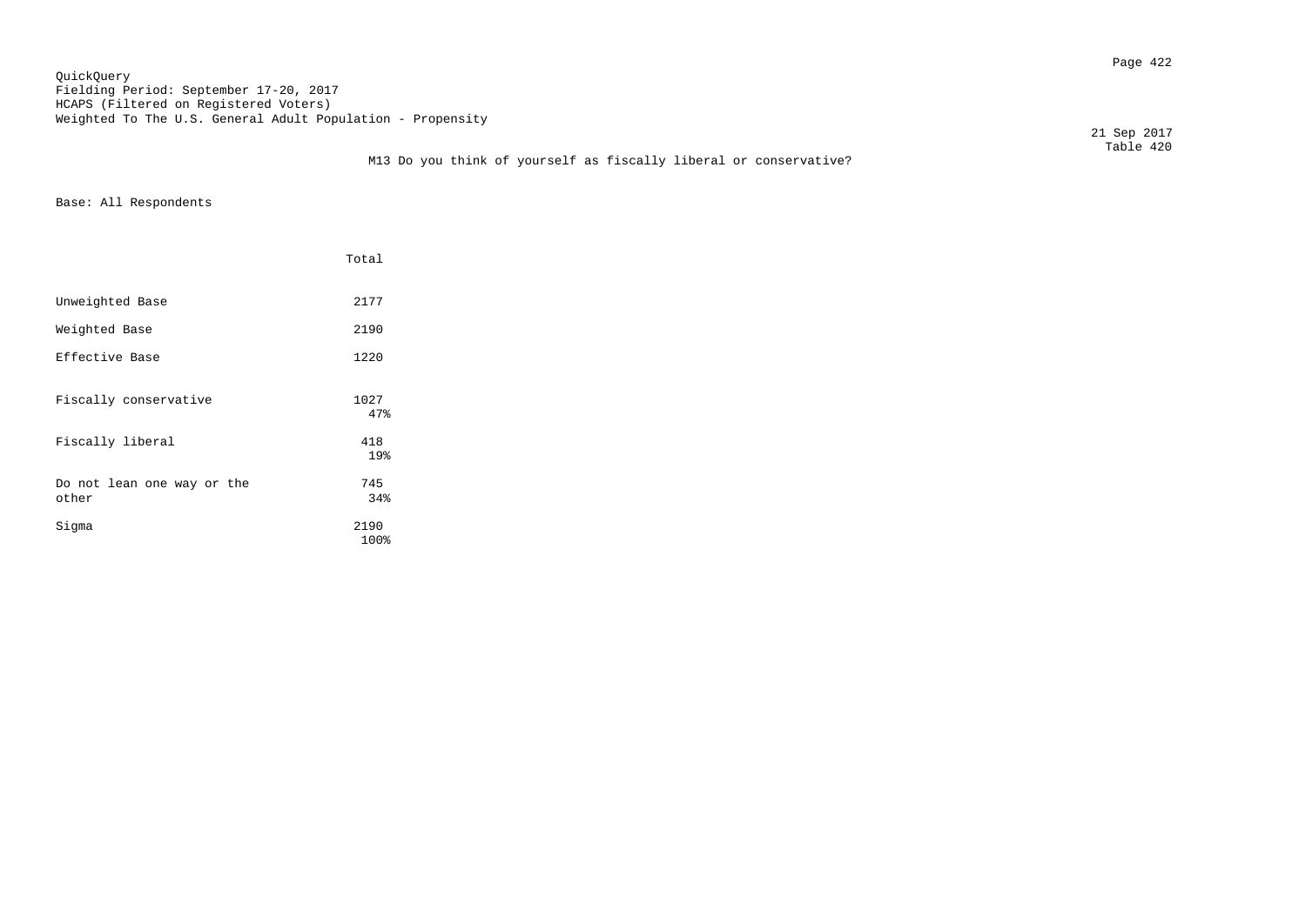QuickQuery
Fielding Period: September 17-20, 2017
HCAPS (Filtered on Registered Voters)
Weighted To The U.S. General Adult Population - Propensity

21 Sep 2017
Table 420

M13 Do you think of yourself as fiscally liberal or conservative?

Base: All Respondents

| | Total |
|---|---|
| Unweighted Base | 2177 |
| Weighted Base | 2190 |
| Effective Base | 1220 |
| Fiscally conservative | 1027<br>47% |
| Fiscally liberal | 418<br>19% |
| Do not lean one way or the other | 745<br>34% |
| Sigma | 2190<br>100% |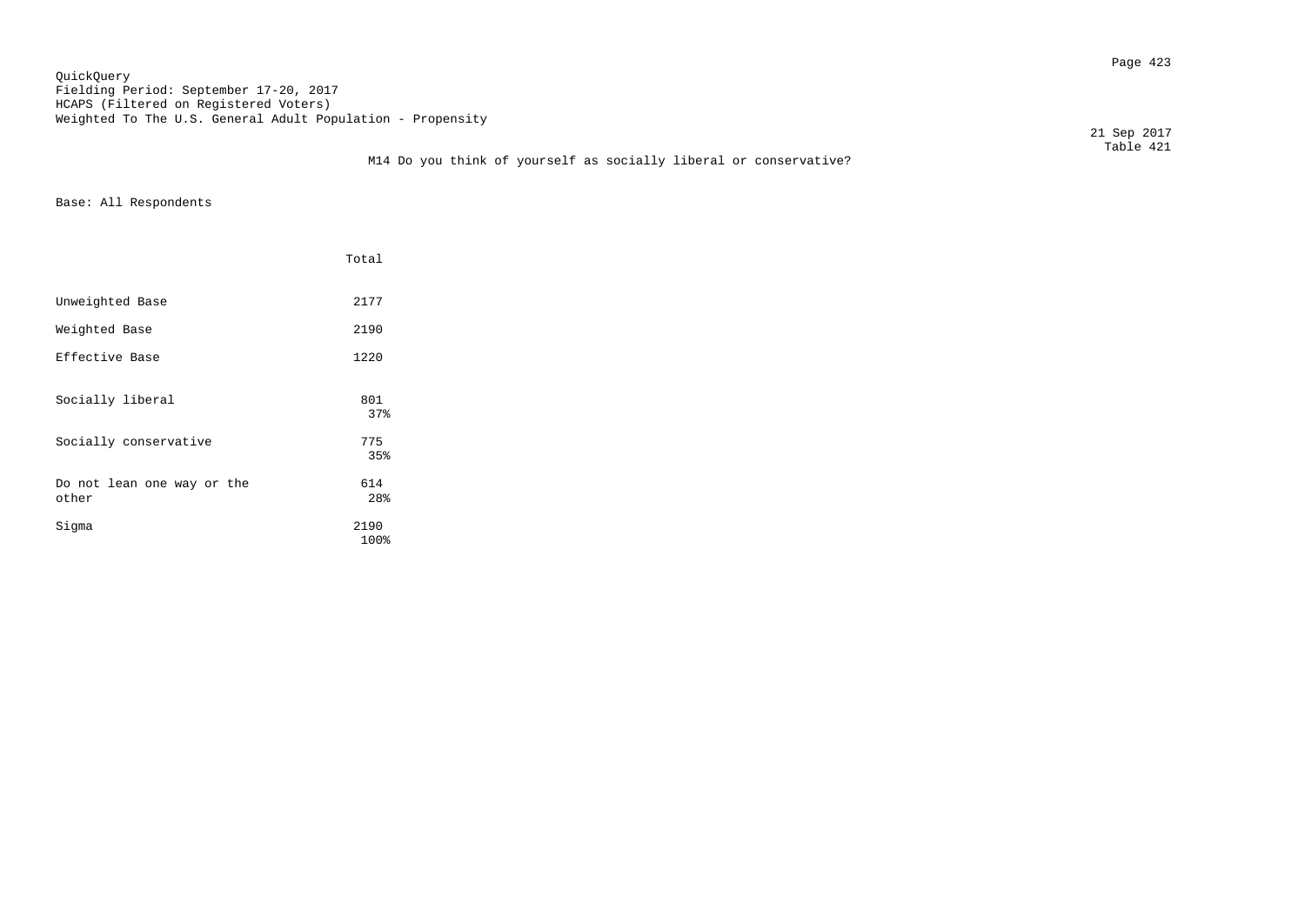QuickQuery
Fielding Period: September 17-20, 2017
HCAPS (Filtered on Registered Voters)
Weighted To The U.S. General Adult Population - Propensity

21 Sep 2017
Table 421

M14 Do you think of yourself as socially liberal or conservative?

Base: All Respondents

| | Total |
|---|---|
| Unweighted Base | 2177 |
| Weighted Base | 2190 |
| Effective Base | 1220 |
| Socially liberal | 801<br>37% |
| Socially conservative | 775<br>35% |
| Do not lean one way or the other | 614<br>28% |
| Sigma | 2190<br>100% |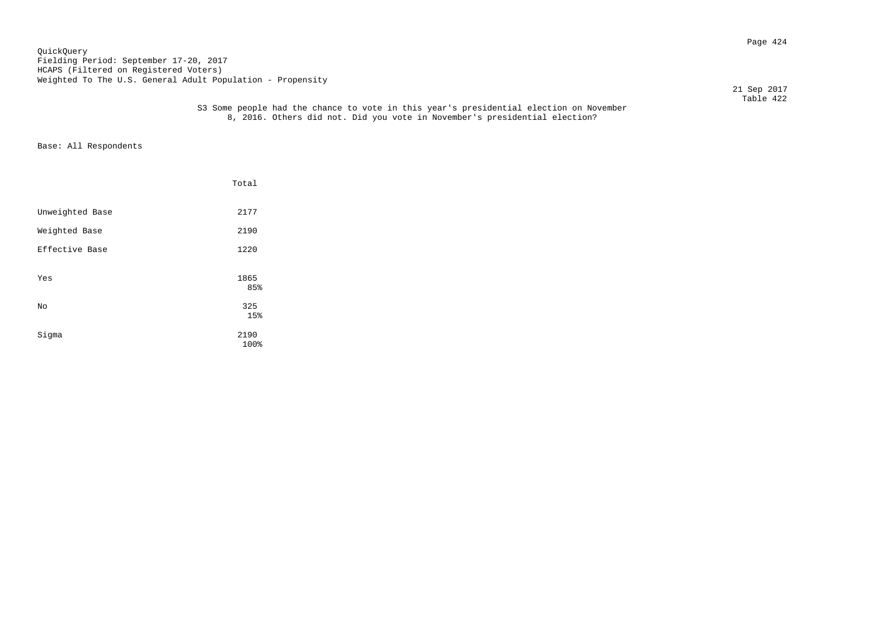QuickQuery
Fielding Period: September 17-20, 2017
HCAPS (Filtered on Registered Voters)
Weighted To The U.S. General Adult Population - Propensity

21 Sep 2017
Table 422

S3 Some people had the chance to vote in this year's presidential election on November 8, 2016. Others did not. Did you vote in November's presidential election?

Base: All Respondents

| | Total |
|---|---|
| Unweighted Base | 2177 |
| Weighted Base | 2190 |
| Effective Base | 1220 |
| Yes | 1865<br>85% |
| No | 325<br>15% |
| Sigma | 2190<br>100% |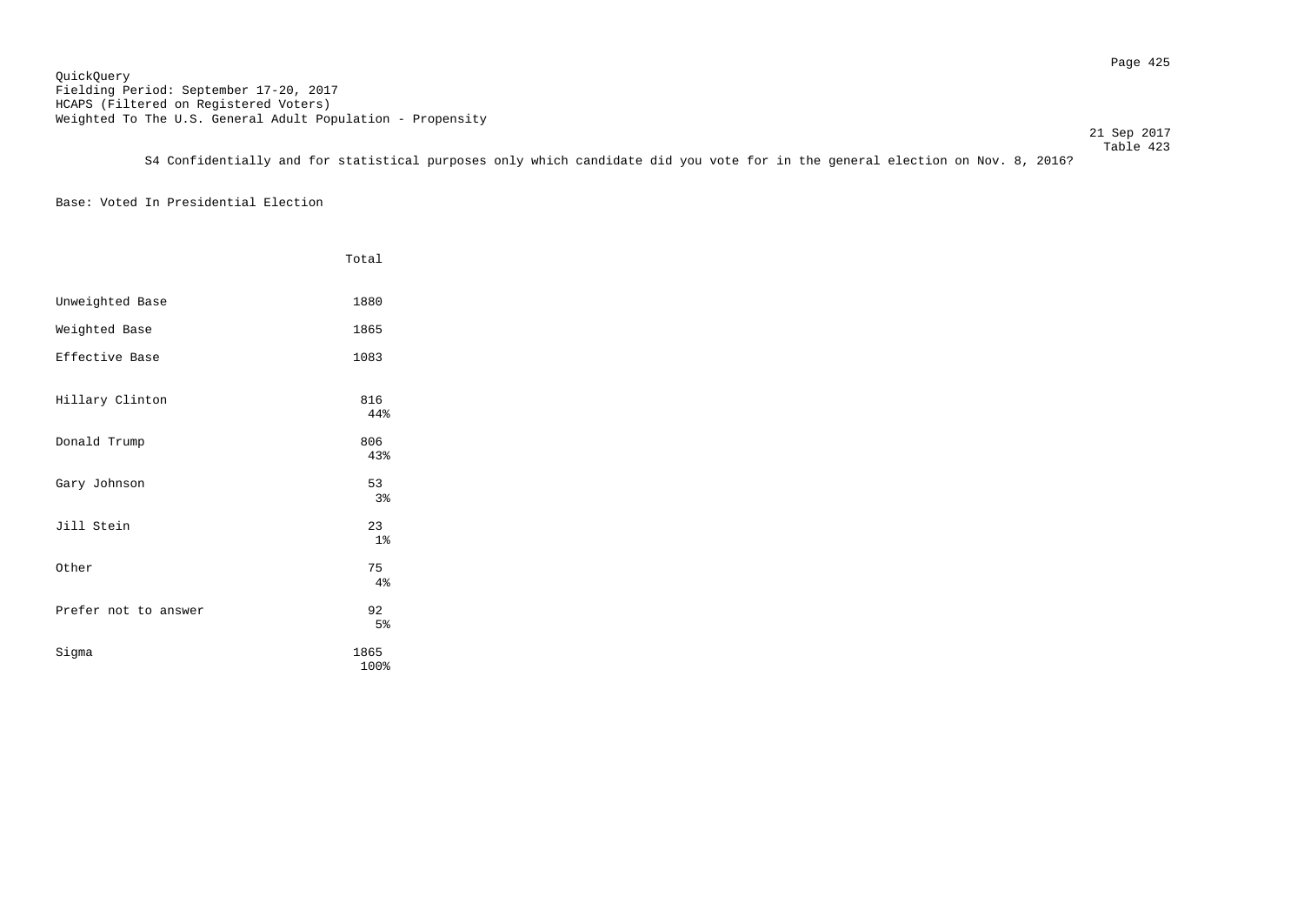QuickQuery
Fielding Period: September 17-20, 2017
HCAPS (Filtered on Registered Voters)
Weighted To The U.S. General Adult Population - Propensity

21 Sep 2017
Table 423

S4 Confidentially and for statistical purposes only which candidate did you vote for in the general election on Nov. 8, 2016?

Base: Voted In Presidential Election

| | Total |
|---|---|
| Unweighted Base | 1880 |
| Weighted Base | 1865 |
| Effective Base | 1083 |
| Hillary Clinton | 816<br>44% |
| Donald Trump | 806<br>43% |
| Gary Johnson | 53<br>3% |
| Jill Stein | 23<br>1% |
| Other | 75<br>4% |
| Prefer not to answer | 92<br>5% |
| Sigma | 1865<br>100% |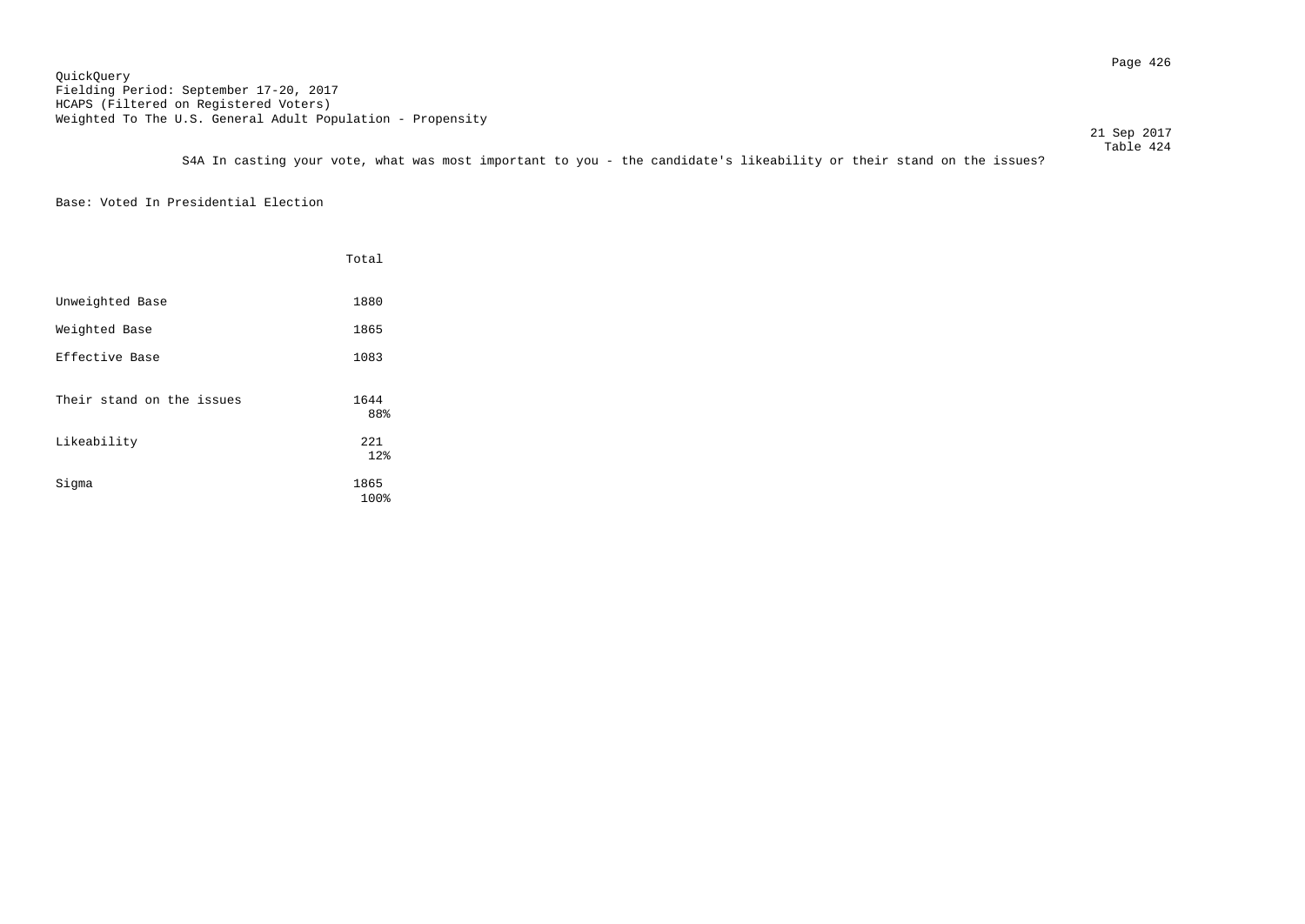QuickQuery
Fielding Period: September 17-20, 2017
HCAPS (Filtered on Registered Voters)
Weighted To The U.S. General Adult Population - Propensity

21 Sep 2017
Table 424

S4A In casting your vote, what was most important to you - the candidate's likeability or their stand on the issues?

Base: Voted In Presidential Election

| | Total |
|---|---|
| Unweighted Base | 1880 |
| Weighted Base | 1865 |
| Effective Base | 1083 |
| Their stand on the issues | 1644<br>88% |
| Likeability | 221<br>12% |
| Sigma | 1865<br>100% |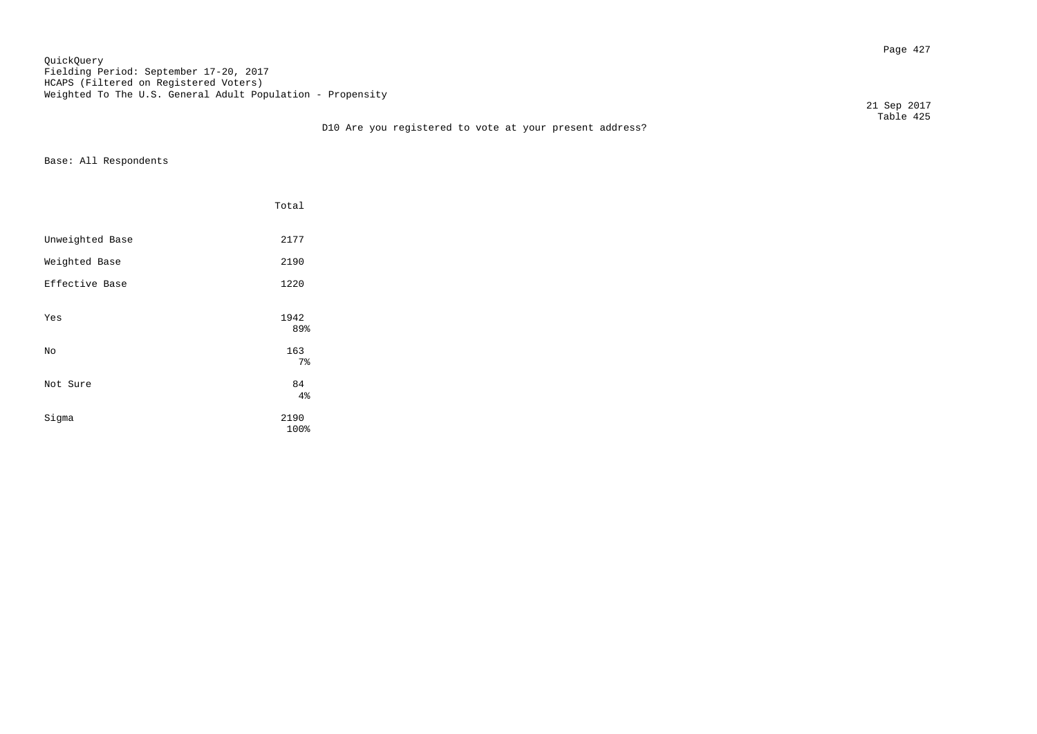QuickQuery
Fielding Period: September 17-20, 2017
HCAPS (Filtered on Registered Voters)
Weighted To The U.S. General Adult Population - Propensity

21 Sep 2017
Table 425

D10 Are you registered to vote at your present address?

Base: All Respondents

| | Total |
|---|---|
| Unweighted Base | 2177 |
| Weighted Base | 2190 |
| Effective Base | 1220 |
| Yes | 1942<br>89% |
| No | 163<br>7% |
| Not Sure | 84<br>4% |
| Sigma | 2190<br>100% |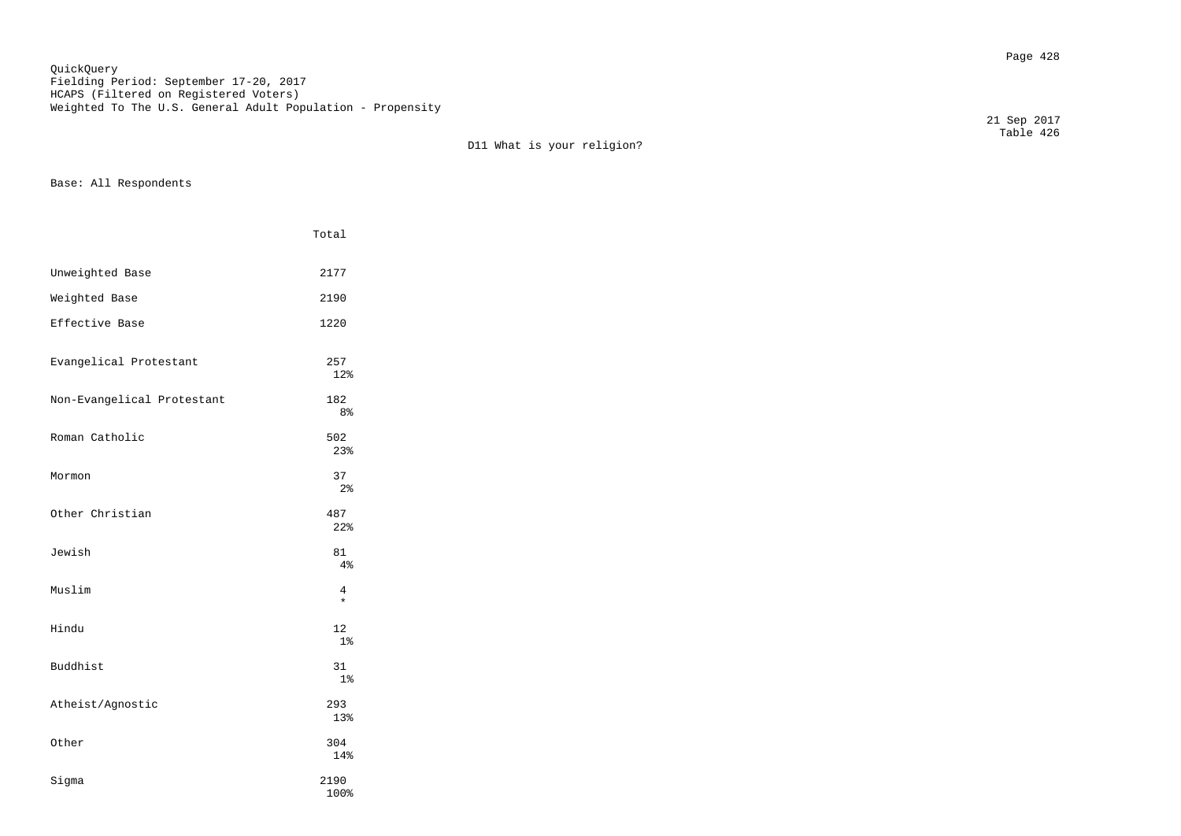QuickQuery
Fielding Period: September 17-20, 2017
HCAPS (Filtered on Registered Voters)
Weighted To The U.S. General Adult Population - Propensity

21 Sep 2017
Table 426

D11 What is your religion?

Base: All Respondents

| | Total |
|---|---|
| Unweighted Base | 2177 |
| Weighted Base | 2190 |
| Effective Base | 1220 |
| Evangelical Protestant | 257<br>12% |
| Non-Evangelical Protestant | 182<br>8% |
| Roman Catholic | 502<br>23% |
| Mormon | 37<br>2% |
| Other Christian | 487<br>22% |
| Jewish | 81<br>4% |
| Muslim | 4<br>* |
| Hindu | 12<br>1% |
| Buddhist | 31<br>1% |
| Atheist/Agnostic | 293<br>13% |
| Other | 304<br>14% |
| Sigma | 2190<br>100% |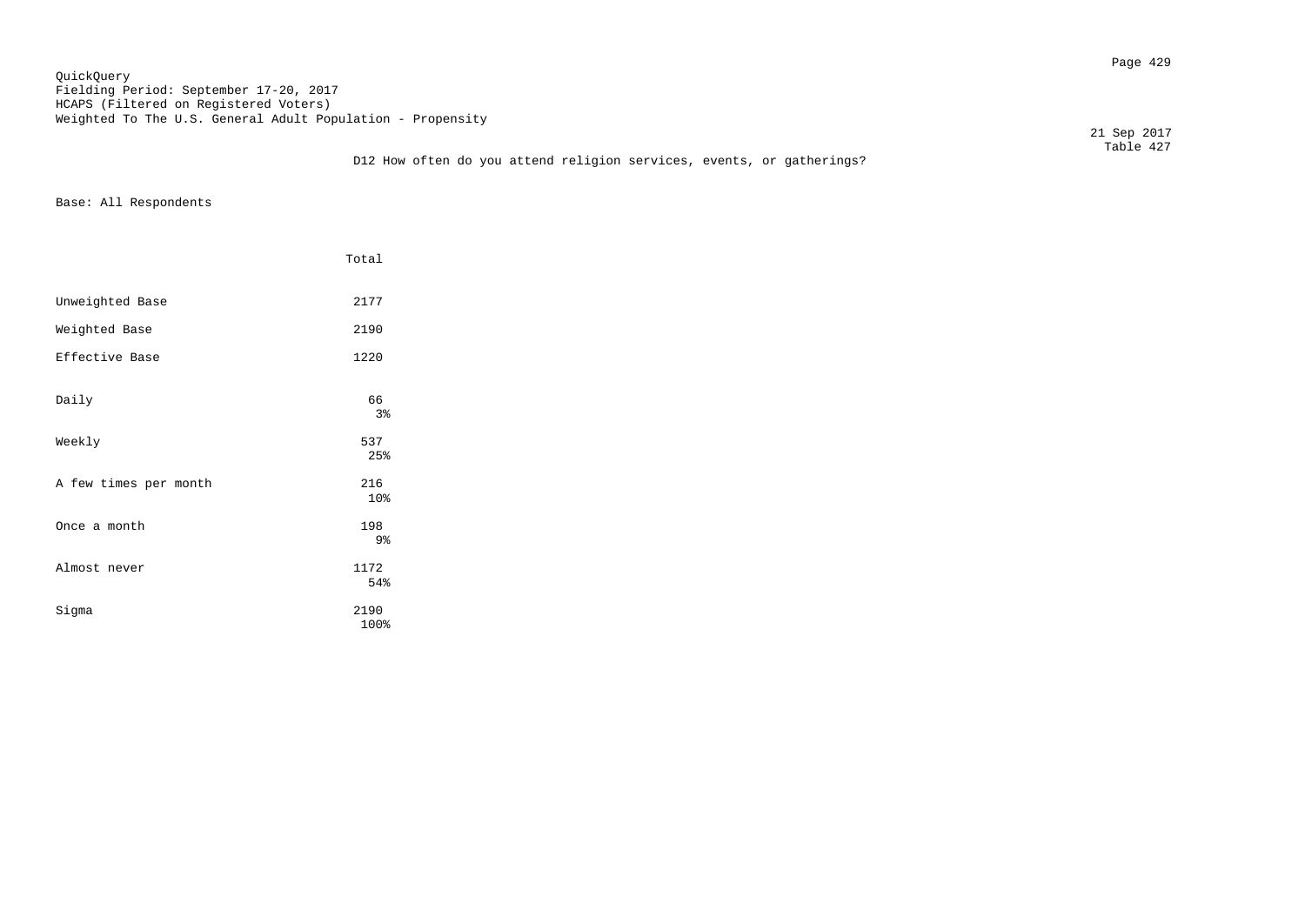QuickQuery
Fielding Period: September 17-20, 2017
HCAPS (Filtered on Registered Voters)
Weighted To The U.S. General Adult Population - Propensity

21 Sep 2017
Table 427

D12 How often do you attend religion services, events, or gatherings?

Base: All Respondents

| | Total |
|---|---|
| Unweighted Base | 2177 |
| Weighted Base | 2190 |
| Effective Base | 1220 |
| Daily | 66<br>3% |
| Weekly | 537<br>25% |
| A few times per month | 216<br>10% |
| Once a month | 198<br>9% |
| Almost never | 1172<br>54% |
| Sigma | 2190<br>100% |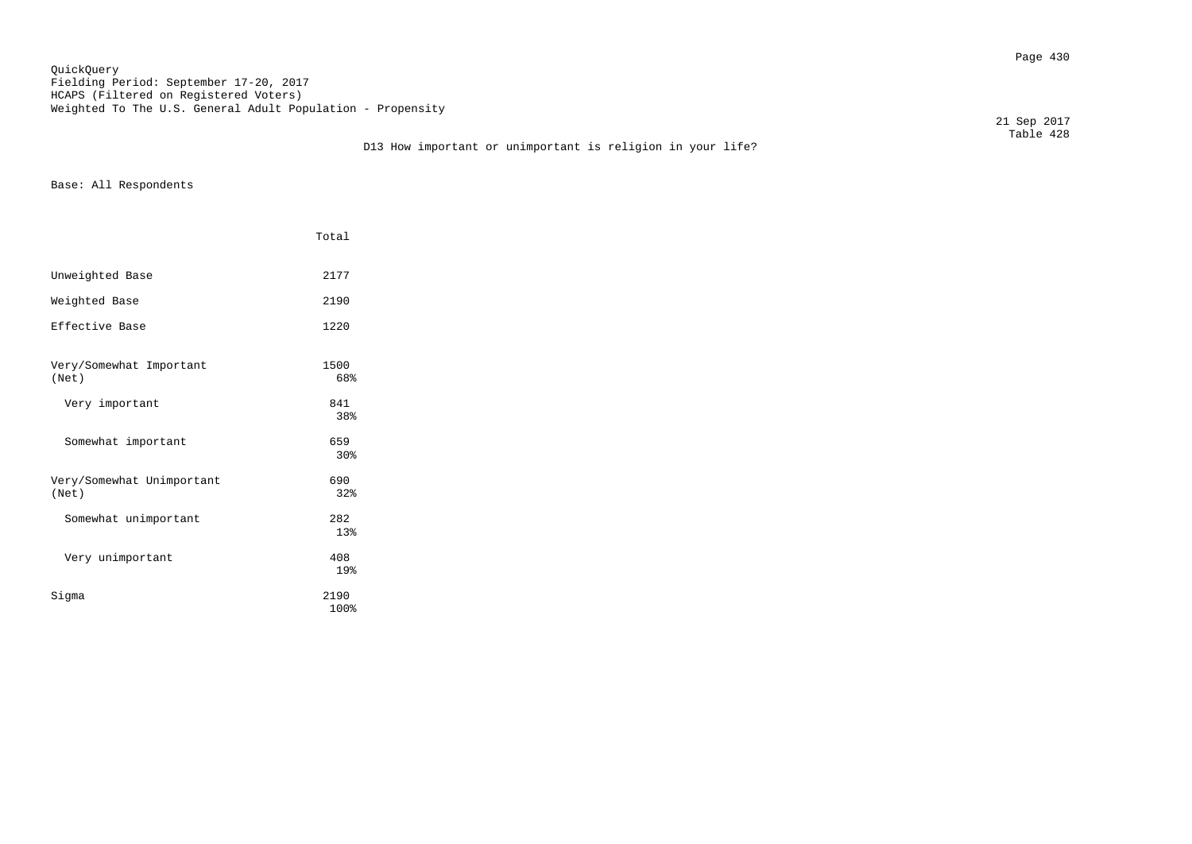QuickQuery
Fielding Period: September 17-20, 2017
HCAPS (Filtered on Registered Voters)
Weighted To The U.S. General Adult Population - Propensity

21 Sep 2017
Table 428

D13 How important or unimportant is religion in your life?

Base: All Respondents

| | Total |
|---|---|
| Unweighted Base | 2177 |
| Weighted Base | 2190 |
| Effective Base | 1220 |
| Very/Somewhat Important (Net) | 1500<br>68% |
| Very important | 841<br>38% |
| Somewhat important | 659<br>30% |
| Very/Somewhat Unimportant (Net) | 690<br>32% |
| Somewhat unimportant | 282<br>13% |
| Very unimportant | 408<br>19% |
| Sigma | 2190<br>100% |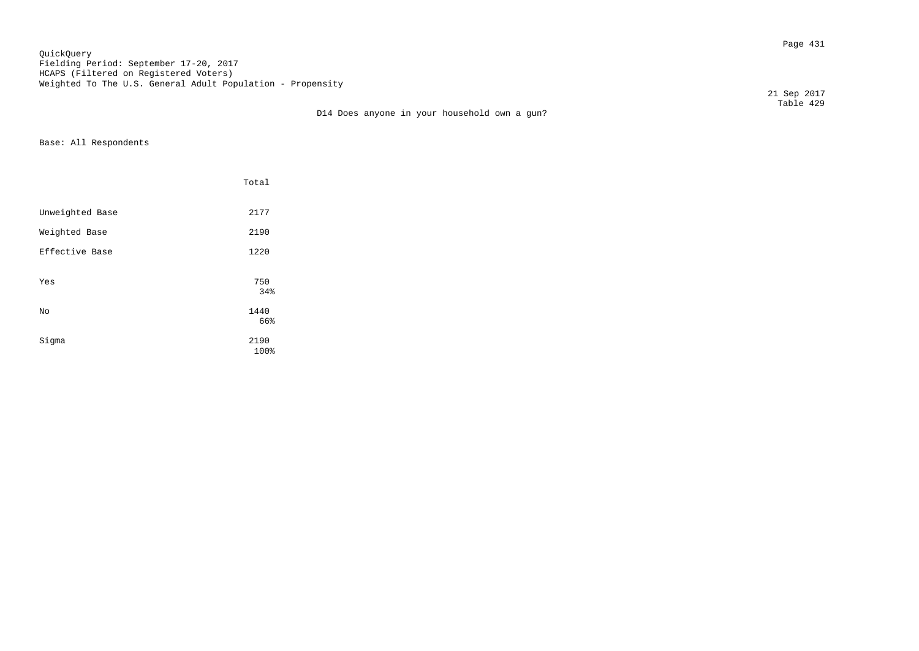QuickQuery
Fielding Period: September 17-20, 2017
HCAPS (Filtered on Registered Voters)
Weighted To The U.S. General Adult Population - Propensity

21 Sep 2017
Table 429

D14 Does anyone in your household own a gun?

Base: All Respondents

| | Total |
|---|---|
| Unweighted Base | 2177 |
| Weighted Base | 2190 |
| Effective Base | 1220 |
| Yes | 750<br>34% |
| No | 1440<br>66% |
| Sigma | 2190<br>100% |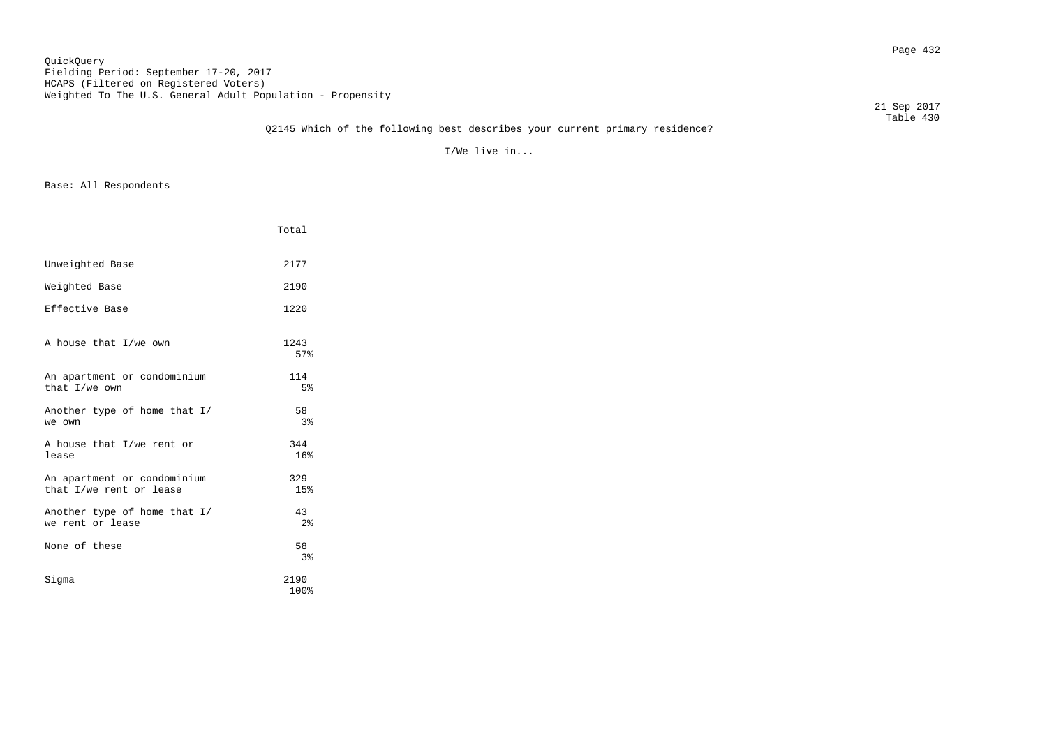QuickQuery
Fielding Period: September 17-20, 2017
HCAPS (Filtered on Registered Voters)
Weighted To The U.S. General Adult Population - Propensity

21 Sep 2017
Table 430

Q2145 Which of the following best describes your current primary residence?

I/We live in...

Base: All Respondents

| | Total |
|---|---|
| Unweighted Base | 2177 |
| Weighted Base | 2190 |
| Effective Base | 1220 |
| A house that I/we own | 1243<br>57% |
| An apartment or condominium that I/we own | 114<br>5% |
| Another type of home that I/ we own | 58<br>3% |
| A house that I/we rent or lease | 344<br>16% |
| An apartment or condominium that I/we rent or lease | 329<br>15% |
| Another type of home that I/ we rent or lease | 43<br>2% |
| None of these | 58<br>3% |
| Sigma | 2190<br>100% |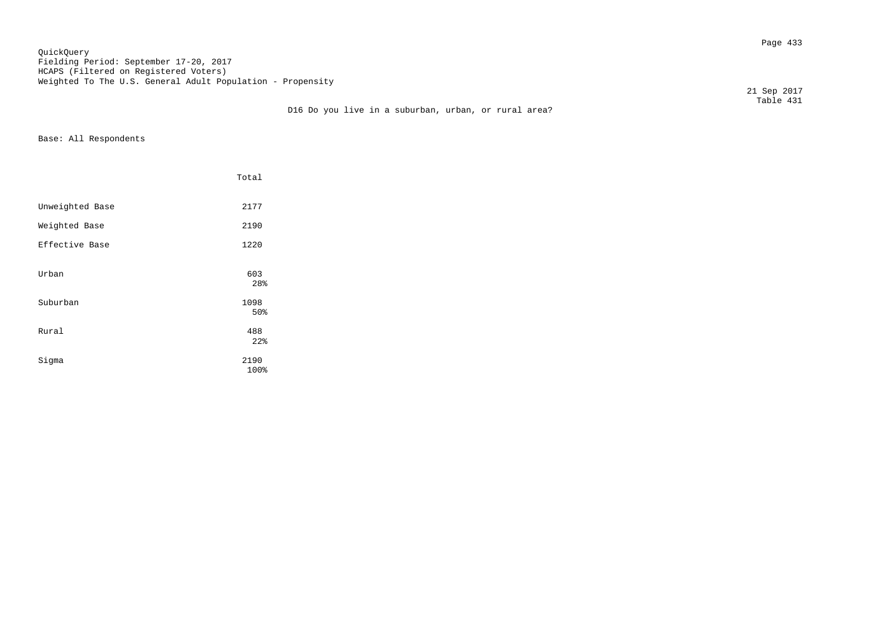QuickQuery
Fielding Period: September 17-20, 2017
HCAPS (Filtered on Registered Voters)
Weighted To The U.S. General Adult Population - Propensity

21 Sep 2017
Table 431

## D16 Do you live in a suburban, urban, or rural area?

Base: All Respondents

| | Total |
|---|---|
| Unweighted Base | 2177 |
| Weighted Base | 2190 |
| Effective Base | 1220 |
| Urban | 603<br>28% |
| Suburban | 1098<br>50% |
| Rural | 488<br>22% |
| Sigma | 2190<br>100% |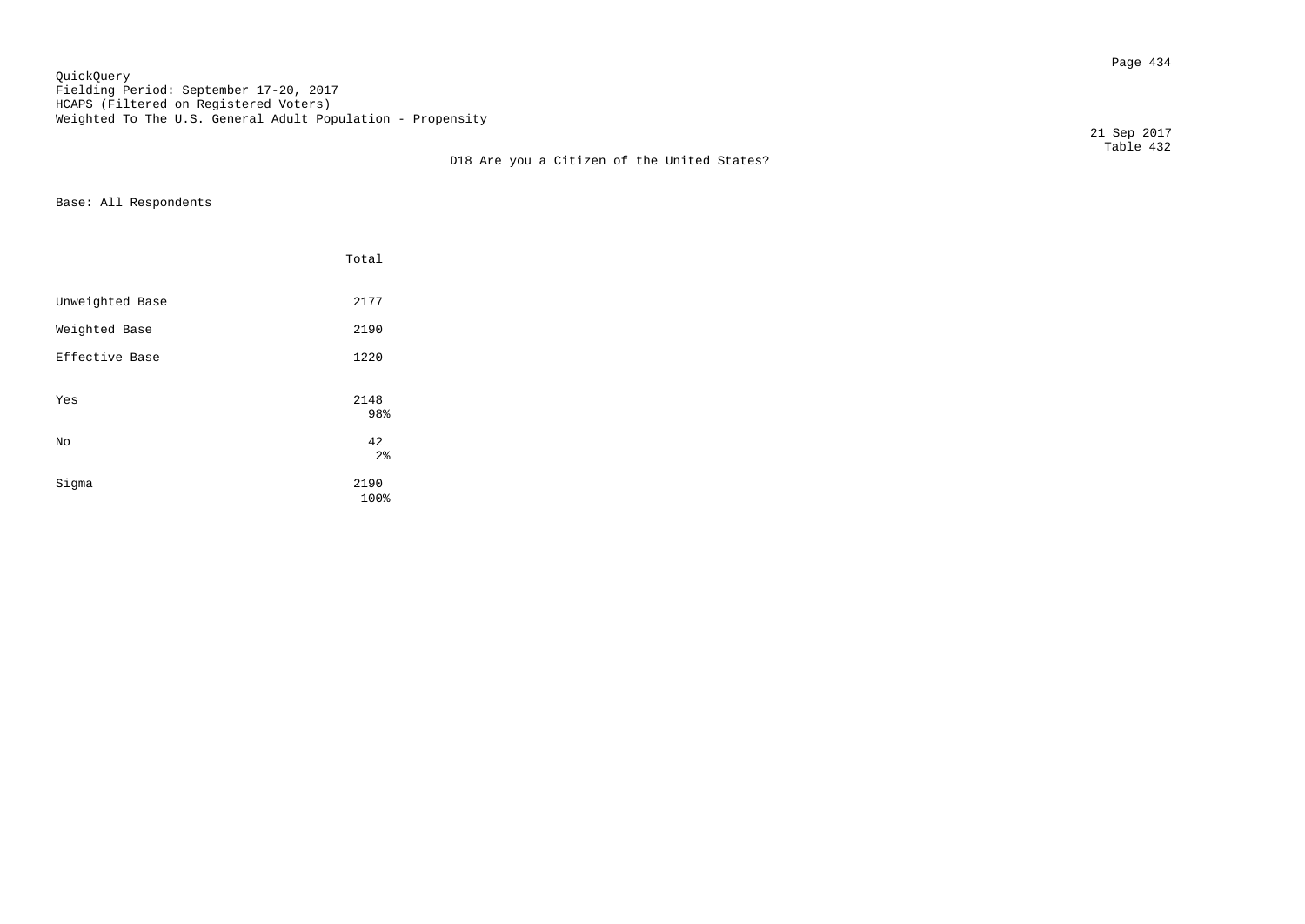QuickQuery
Fielding Period: September 17-20, 2017
HCAPS (Filtered on Registered Voters)
Weighted To The U.S. General Adult Population - Propensity

21 Sep 2017
Table 432

D18 Are you a Citizen of the United States?

Base: All Respondents

| | Total |
|---|---|
| Unweighted Base | 2177 |
| Weighted Base | 2190 |
| Effective Base | 1220 |
| Yes | 2148<br>98% |
| No | 42<br>2% |
| Sigma | 2190<br>100% |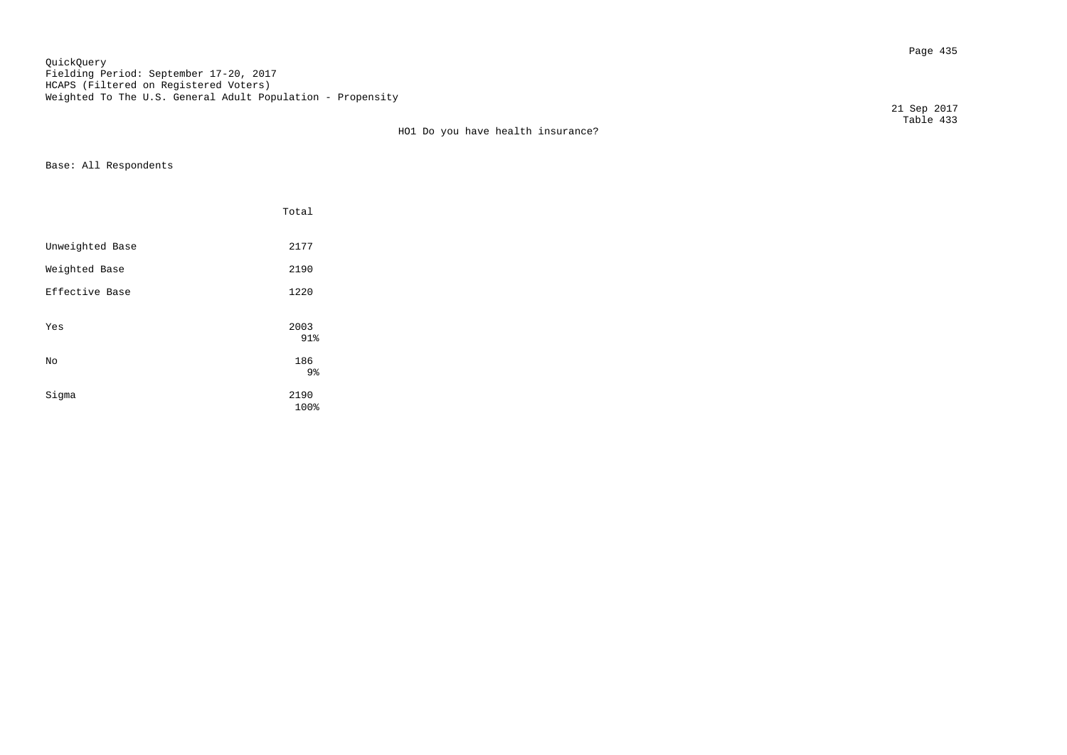QuickQuery
Fielding Period: September 17-20, 2017
HCAPS (Filtered on Registered Voters)
Weighted To The U.S. General Adult Population - Propensity

21 Sep 2017
Table 433

HO1 Do you have health insurance?

Base: All Respondents

| | Total |
|---|---|
| Unweighted Base | 2177 |
| Weighted Base | 2190 |
| Effective Base | 1220 |
| Yes | 2003<br>91% |
| No | 186<br>9% |
| Sigma | 2190<br>100% |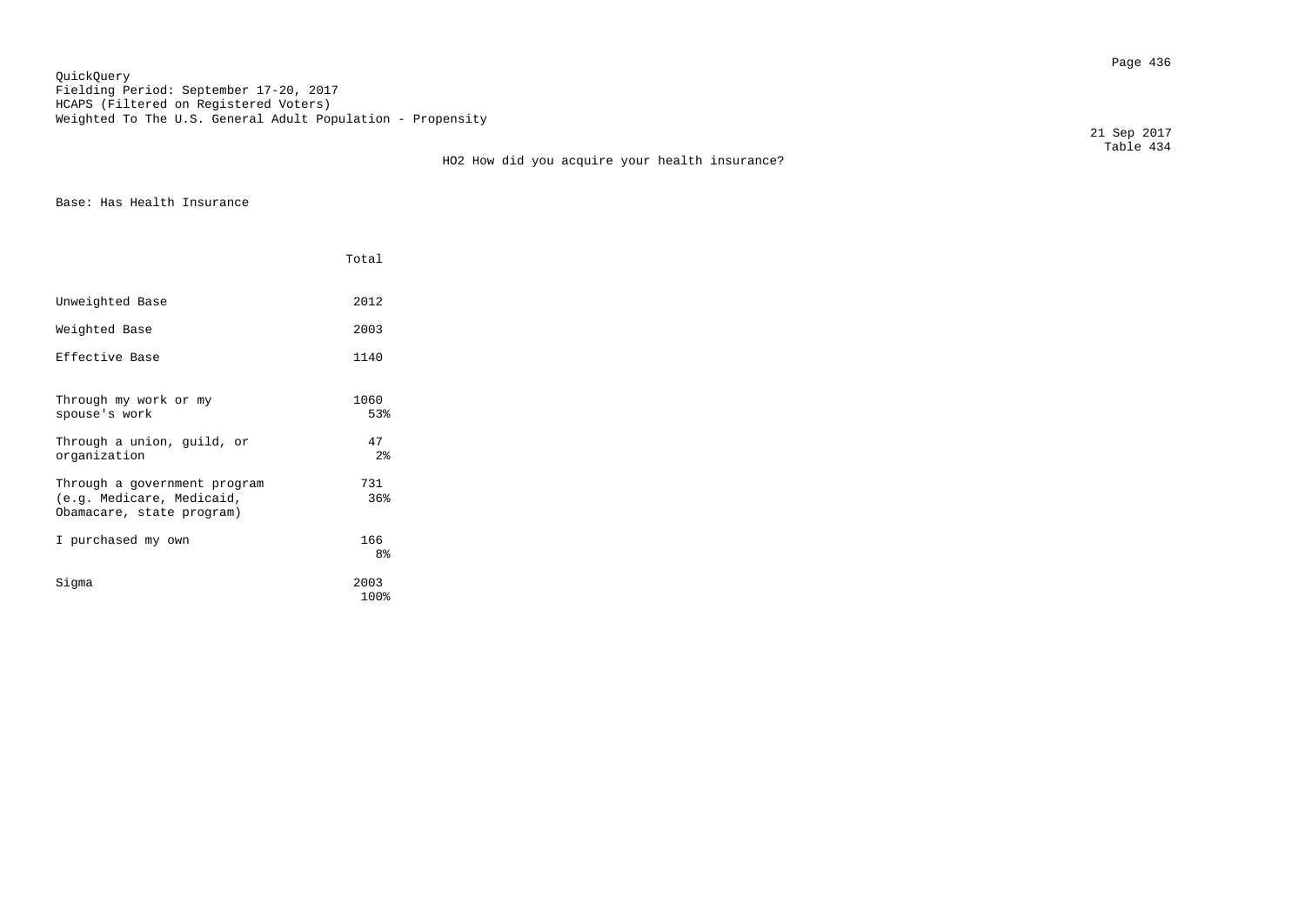QuickQuery
Fielding Period: September 17-20, 2017
HCAPS (Filtered on Registered Voters)
Weighted To The U.S. General Adult Population - Propensity

21 Sep 2017
Table 434

HO2 How did you acquire your health insurance?

Base: Has Health Insurance

| | Total |
|---|---|
| Unweighted Base | 2012 |
| Weighted Base | 2003 |
| Effective Base | 1140 |
| Through my work or my spouse's work | 1060<br>53% |
| Through a union, guild, or organization | 47<br>2% |
| Through a government program (e.g. Medicare, Medicaid, Obamacare, state program) | 731<br>36% |
| I purchased my own | 166<br>8% |
| Sigma | 2003<br>100% |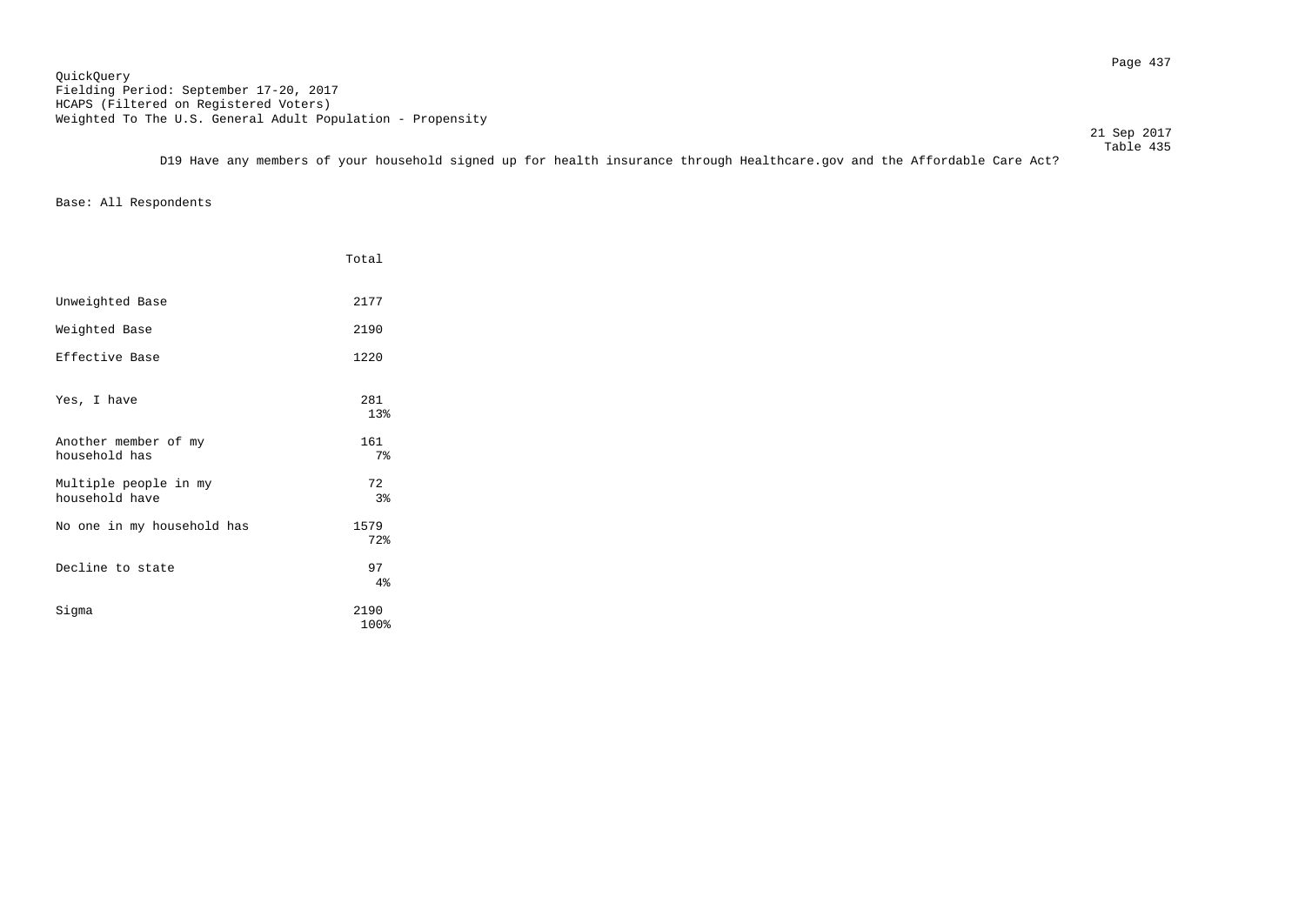QuickQuery
Fielding Period: September 17-20, 2017
HCAPS (Filtered on Registered Voters)
Weighted To The U.S. General Adult Population - Propensity

21 Sep 2017
Table 435

D19 Have any members of your household signed up for health insurance through Healthcare.gov and the Affordable Care Act?

Base: All Respondents

| | Total |
|---|---|
| Unweighted Base | 2177 |
| Weighted Base | 2190 |
| Effective Base | 1220 |
| Yes, I have | 281<br>13% |
| Another member of my household has | 161<br>7% |
| Multiple people in my household have | 72<br>3% |
| No one in my household has | 1579<br>72% |
| Decline to state | 97<br>4% |
| Sigma | 2190<br>100% |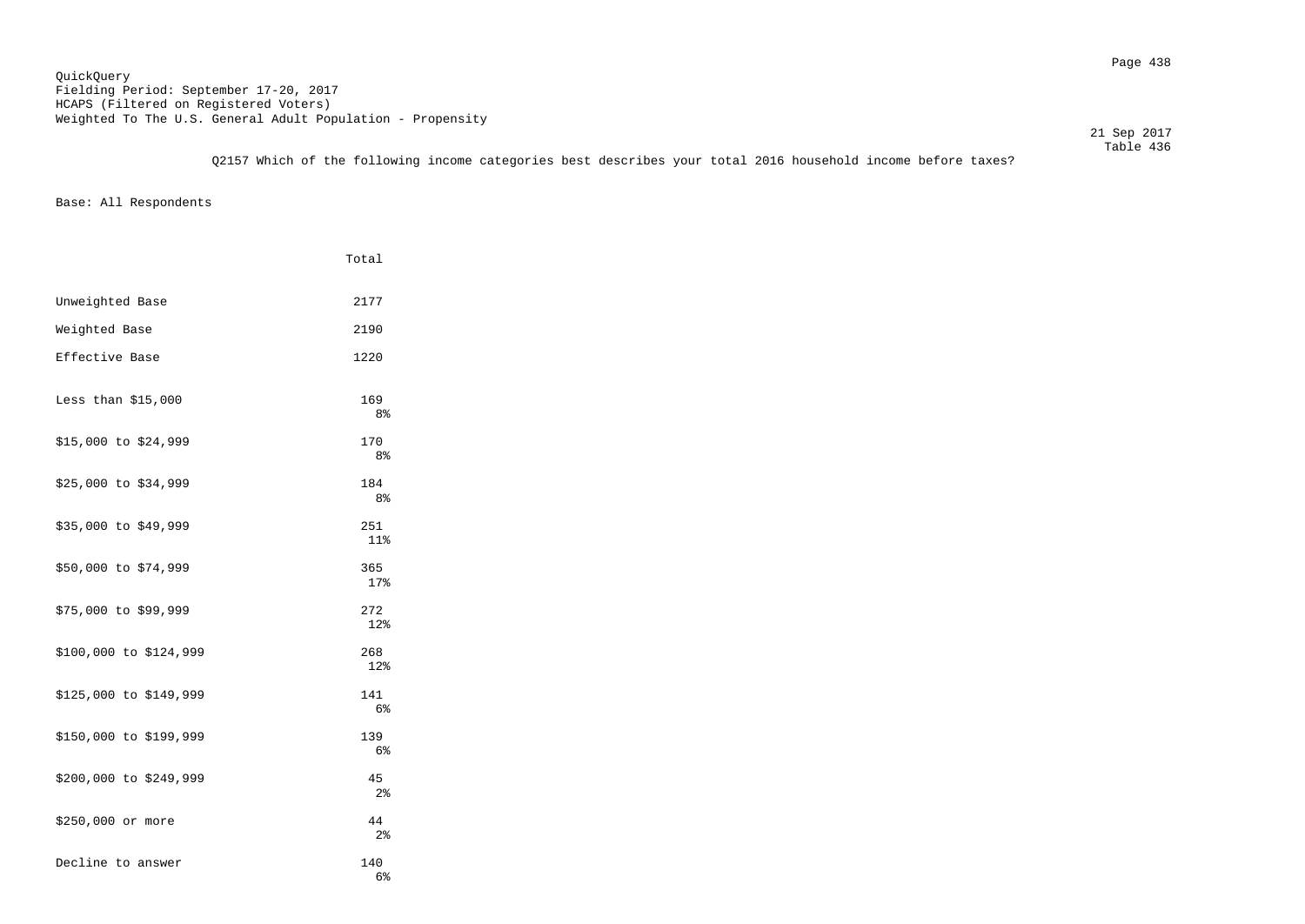QuickQuery
Fielding Period: September 17-20, 2017
HCAPS (Filtered on Registered Voters)
Weighted To The U.S. General Adult Population - Propensity

21 Sep 2017
Table 436

Q2157 Which of the following income categories best describes your total 2016 household income before taxes?

Base: All Respondents

| | Total |
|---|---|
| Unweighted Base | 2177 |
| Weighted Base | 2190 |
| Effective Base | 1220 |
| Less than $15,000 | 169<br>8% |
| $15,000 to $24,999 | 170<br>8% |
| $25,000 to $34,999 | 184<br>8% |
| $35,000 to $49,999 | 251<br>11% |
| $50,000 to $74,999 | 365<br>17% |
| $75,000 to $99,999 | 272<br>12% |
| $100,000 to $124,999 | 268<br>12% |
| $125,000 to $149,999 | 141<br>6% |
| $150,000 to $199,999 | 139<br>6% |
| $200,000 to $249,999 | 45<br>2% |
| $250,000 or more | 44<br>2% |
| Decline to answer | 140<br>6% |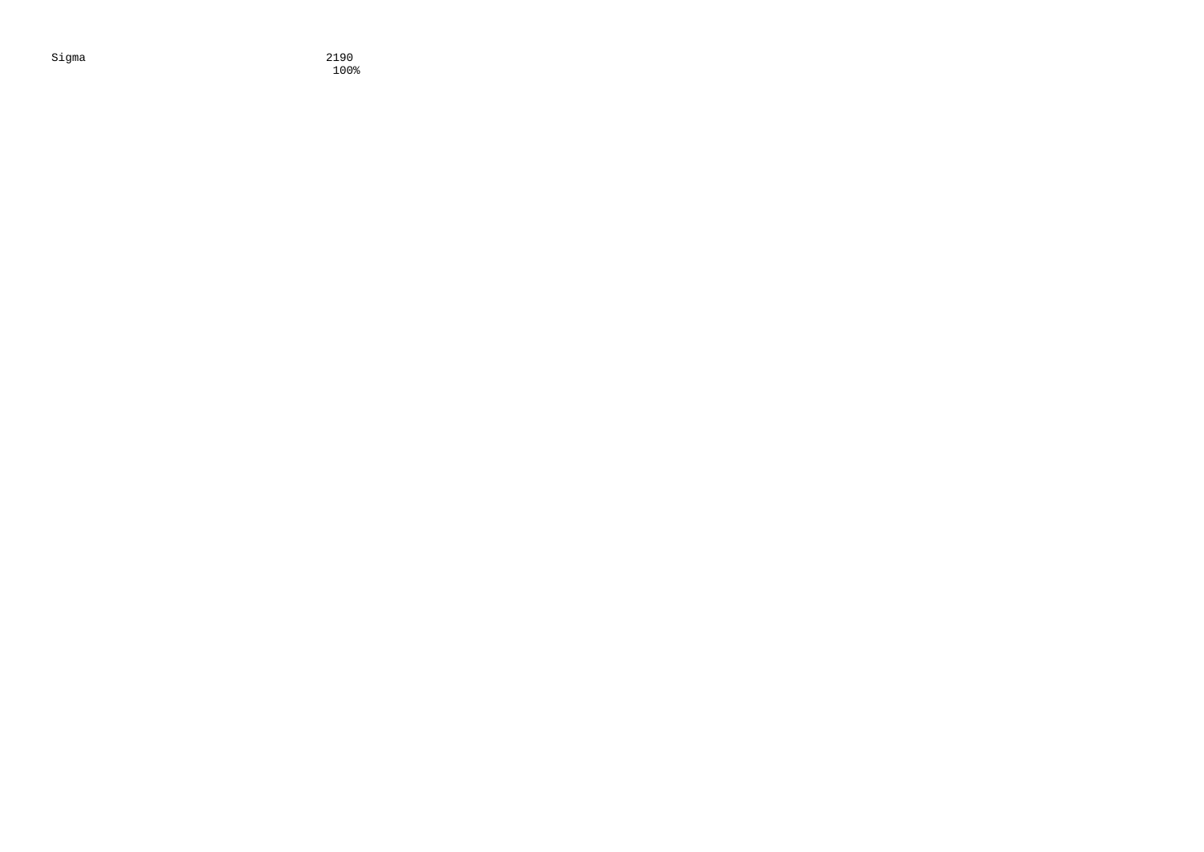| Sigma | 2190<br>100% |
| --- | --- |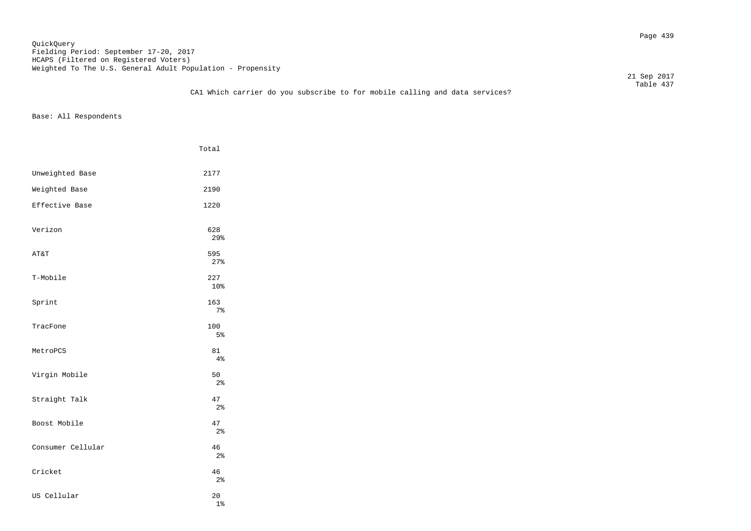QuickQuery
Fielding Period: September 17-20, 2017
HCAPS (Filtered on Registered Voters)
Weighted To The U.S. General Adult Population - Propensity

21 Sep 2017
Table 437

CA1 Which carrier do you subscribe to for mobile calling and data services?

Base: All Respondents

| | Total |
|---|---|
| Unweighted Base | 2177 |
| Weighted Base | 2190 |
| Effective Base | 1220 |
| Verizon | 628<br>29% |
| AT&T | 595<br>27% |
| T-Mobile | 227<br>10% |
| Sprint | 163<br>7% |
| TracFone | 100<br>5% |
| MetroPCS | 81<br>4% |
| Virgin Mobile | 50<br>2% |
| Straight Talk | 47<br>2% |
| Boost Mobile | 47<br>2% |
| Consumer Cellular | 46<br>2% |
| Cricket | 46<br>2% |
| US Cellular | 20<br>1% |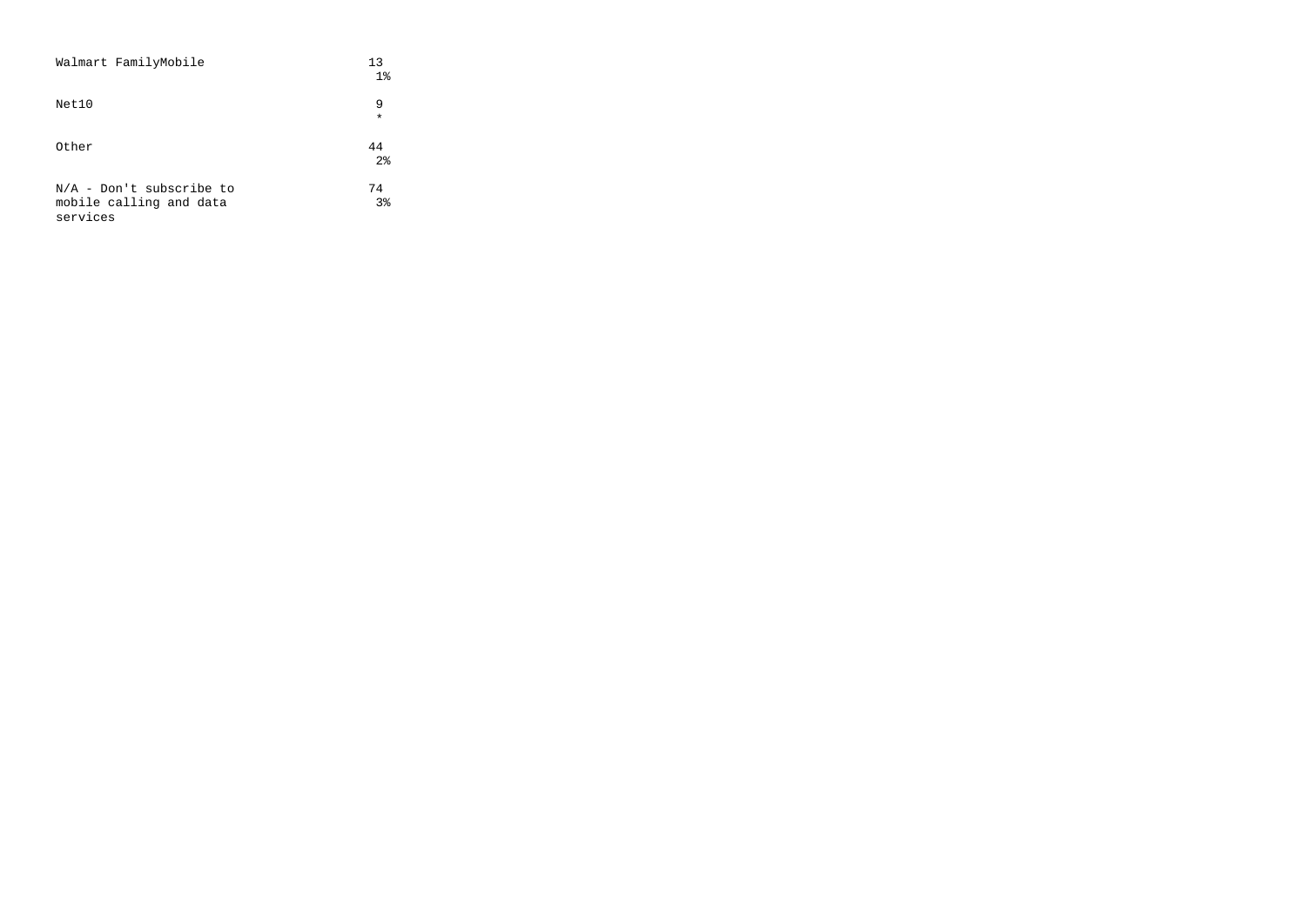| | |
|---|---|
| Walmart FamilyMobile | 13<br>1% |
| Net10 | 9<br>* |
| Other | 44<br>2% |
| N/A - Don't subscribe to mobile calling and data services | 74<br>3% |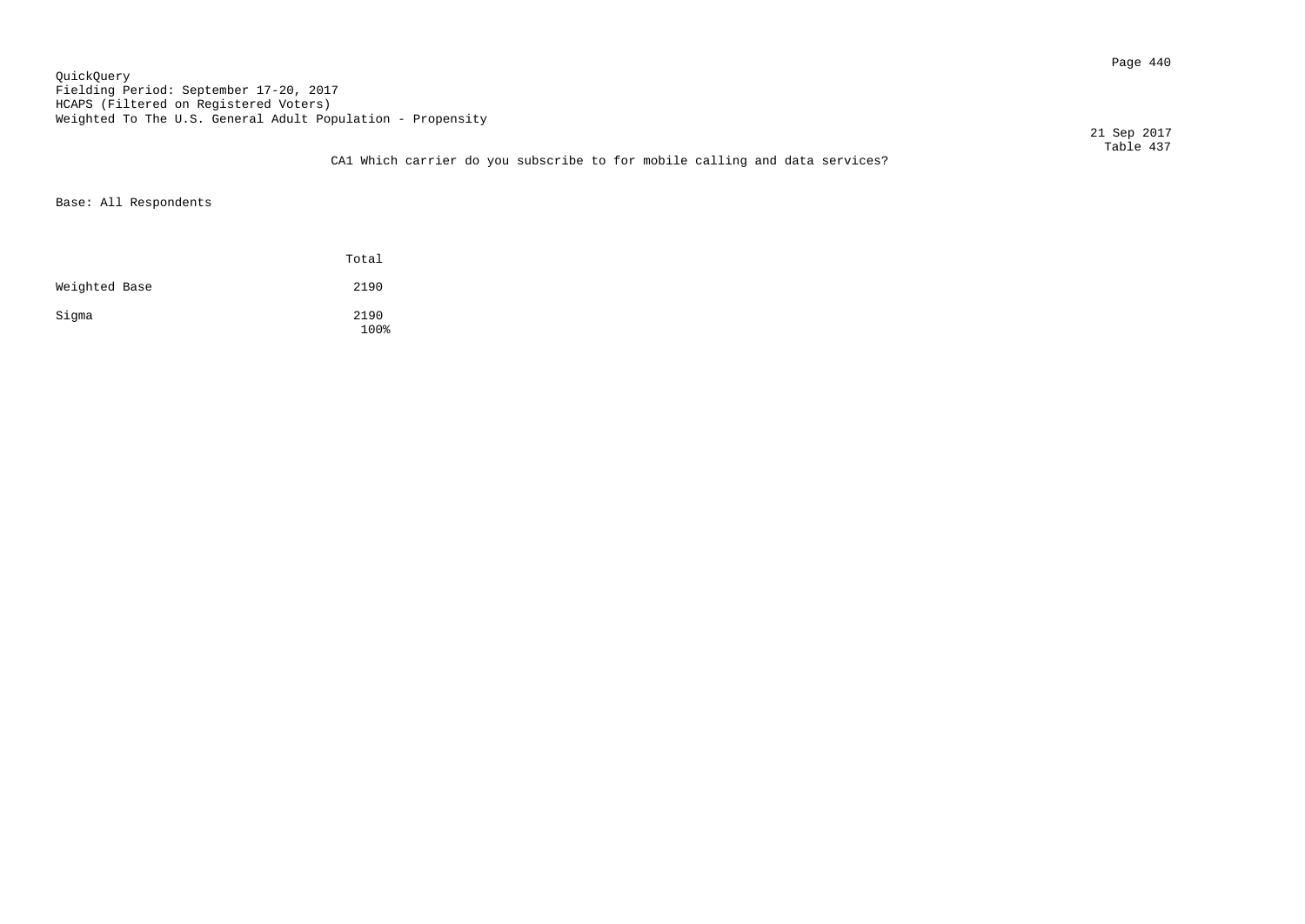QuickQuery
Fielding Period: September 17-20, 2017
HCAPS (Filtered on Registered Voters)
Weighted To The U.S. General Adult Population - Propensity

21 Sep 2017
Table 437

CA1 Which carrier do you subscribe to for mobile calling and data services?

Base: All Respondents

| | Total |
|---|---|
| Weighted Base | 2190 |
| Sigma | 2190<br>100% |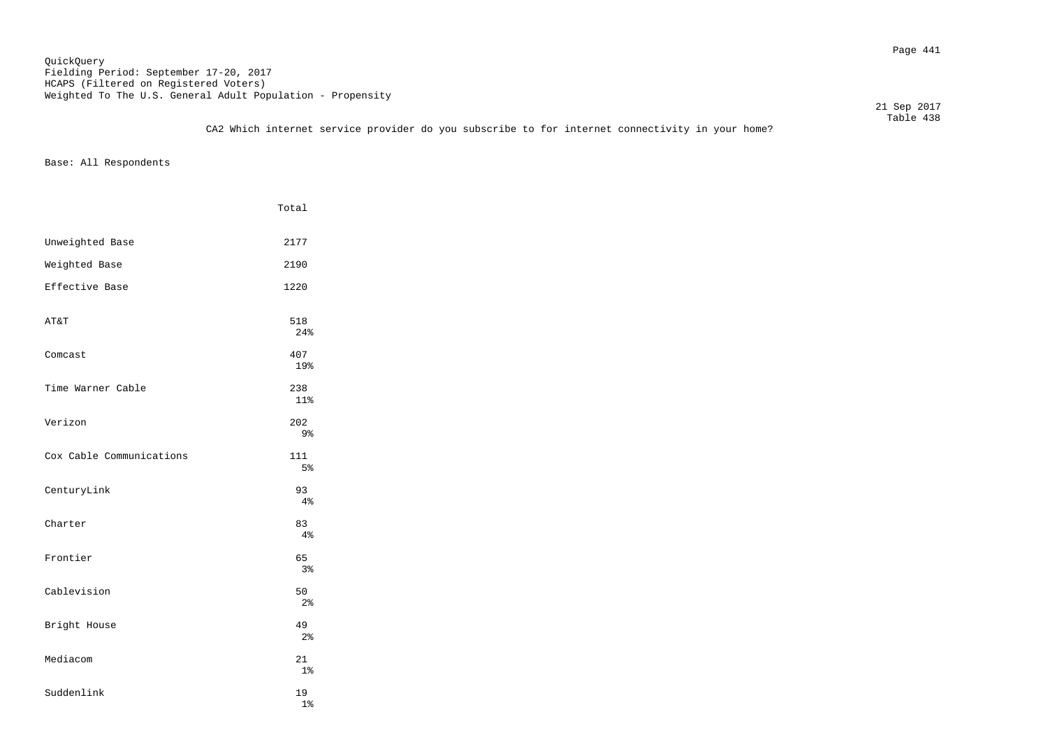QuickQuery
Fielding Period: September 17-20, 2017
HCAPS (Filtered on Registered Voters)
Weighted To The U.S. General Adult Population - Propensity

21 Sep 2017
Table 438

CA2 Which internet service provider do you subscribe to for internet connectivity in your home?

Base: All Respondents

| | Total |
|---|---|
| Unweighted Base | 2177 |
| Weighted Base | 2190 |
| Effective Base | 1220 |
| AT&T | 518<br>24% |
| Comcast | 407<br>19% |
| Time Warner Cable | 238<br>11% |
| Verizon | 202<br>9% |
| Cox Cable Communications | 111<br>5% |
| CenturyLink | 93<br>4% |
| Charter | 83<br>4% |
| Frontier | 65<br>3% |
| Cablevision | 50<br>2% |
| Bright House | 49<br>2% |
| Mediacom | 21<br>1% |
| Suddenlink | 19<br>1% |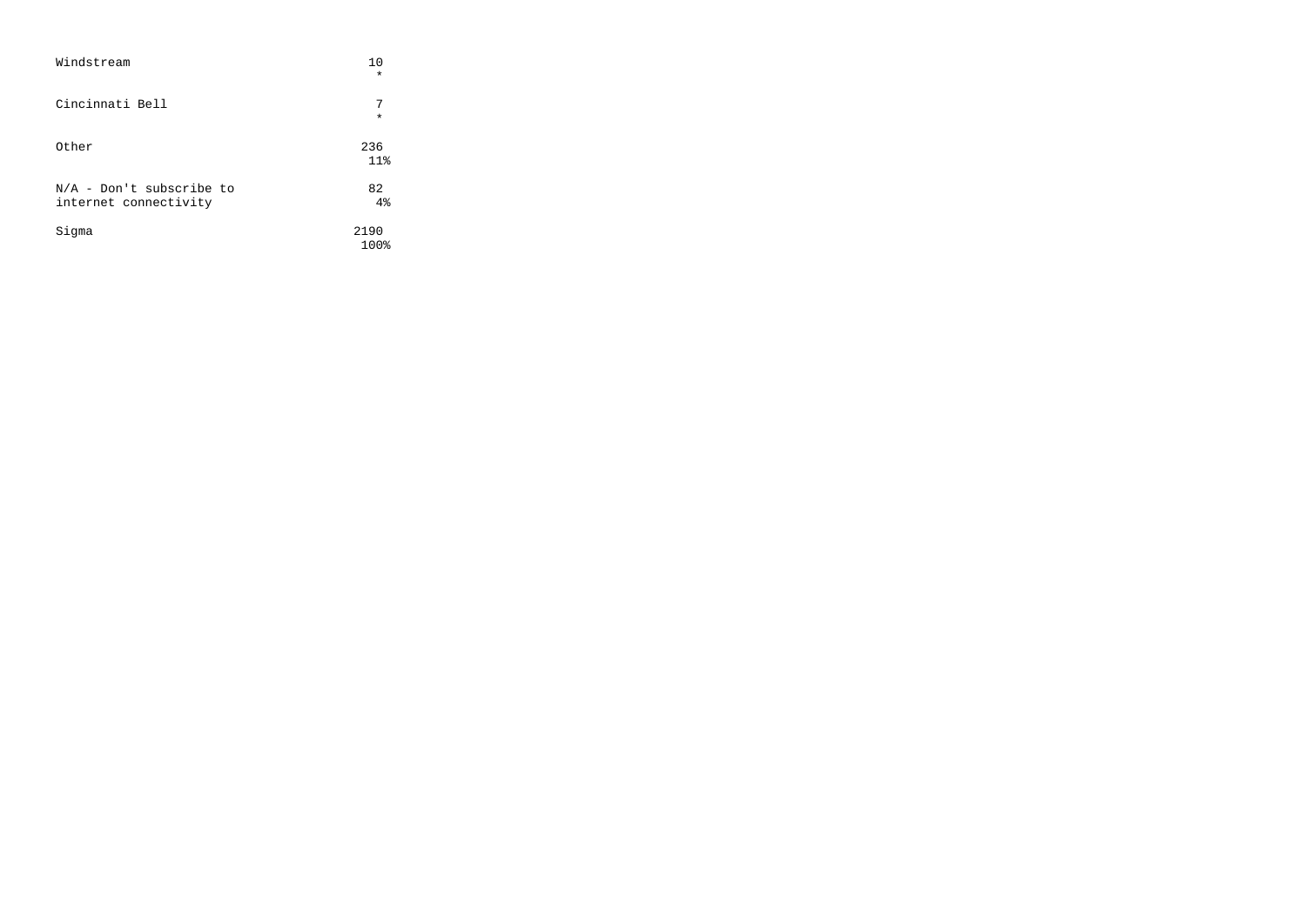| | |
|---|---|
| Windstream | 10<br>* |
| Cincinnati Bell | 7<br>* |
| Other | 236<br>11% |
| N/A - Don't subscribe to internet connectivity | 82<br>4% |
| Sigma | 2190<br>100% |